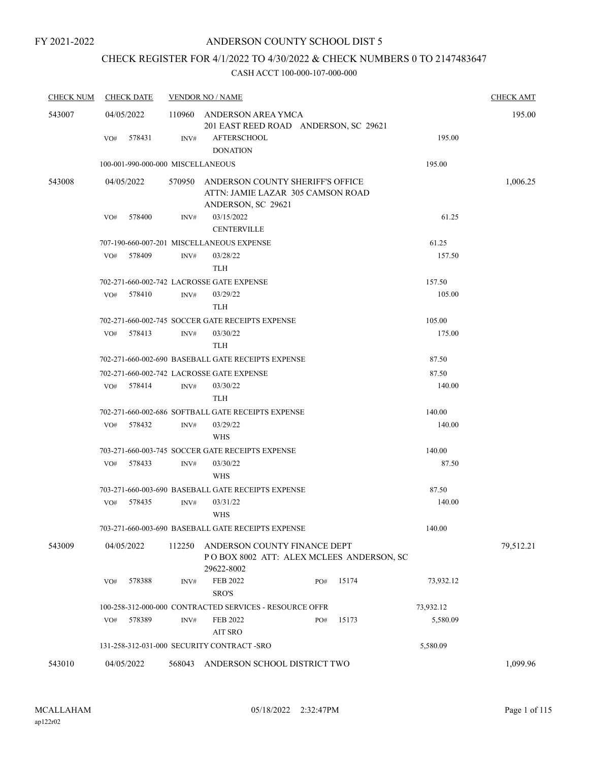FY 2021-2022

# ANDERSON COUNTY SCHOOL DIST 5

## CHECK REGISTER FOR 4/1/2022 TO 4/30/2022 & CHECK NUMBERS 0 TO 2147483647

### CASH ACCT 100-000-107-000-000

| CHECK NUM | CHECK DATE | VENDOR NO / NAME | | CHECK AMT |
|---|---|---|---|---|
| 543007 | 04/05/2022 | 110960 ANDERSON AREA YMCA<br>201 EAST REED ROAD ANDERSON, SC 29621 | | 195.00 |
| | VO# 578431 | INV# AFTERSCHOOL<br>DONATION | 195.00 | |
| | 100-001-990-000-000 MISCELLANEOUS | | 195.00 | |
| 543008 | 04/05/2022 | 570950 ANDERSON COUNTY SHERIFF'S OFFICE<br>ATTN: JAMIE LAZAR 305 CAMSON ROAD<br>ANDERSON, SC 29621 | | 1,006.25 |
| | VO# 578400 | INV# 03/15/2022<br>CENTERVILLE | 61.25 | |
| | 707-190-660-007-201 MISCELLANEOUS EXPENSE | | 61.25 | |
| | VO# 578409 | INV# 03/28/22<br>TLH | 157.50 | |
| | 702-271-660-002-742 LACROSSE GATE EXPENSE | | 157.50 | |
| | VO# 578410 | INV# 03/29/22<br>TLH | 105.00 | |
| | 702-271-660-002-745 SOCCER GATE RECEIPTS EXPENSE | | 105.00 | |
| | VO# 578413 | INV# 03/30/22<br>TLH | 175.00 | |
| | 702-271-660-002-690 BASEBALL GATE RECEIPTS EXPENSE | | 87.50 | |
| | 702-271-660-002-742 LACROSSE GATE EXPENSE | | 87.50 | |
| | VO# 578414 | INV# 03/30/22<br>TLH | 140.00 | |
| | 702-271-660-002-686 SOFTBALL GATE RECEIPTS EXPENSE | | 140.00 | |
| | VO# 578432 | INV# 03/29/22<br>WHS | 140.00 | |
| | 703-271-660-003-745 SOCCER GATE RECEIPTS EXPENSE | | 140.00 | |
| | VO# 578433 | INV# 03/30/22<br>WHS | 87.50 | |
| | 703-271-660-003-690 BASEBALL GATE RECEIPTS EXPENSE | | 87.50 | |
| | VO# 578435 | INV# 03/31/22<br>WHS | 140.00 | |
| | 703-271-660-003-690 BASEBALL GATE RECEIPTS EXPENSE | | 140.00 | |
| 543009 | 04/05/2022 | 112250 ANDERSON COUNTY FINANCE DEPT<br>P O BOX 8002 ATT: ALEX MCLEES ANDERSON, SC<br>29622-8002 | | 79,512.21 |
| | VO# 578388 | INV# FEB 2022 PO# 15174<br>SRO'S | 73,932.12 | |
| | 100-258-312-000-000 CONTRACTED SERVICES - RESOURCE OFFR | | 73,932.12 | |
| | VO# 578389 | INV# FEB 2022 PO# 15173<br>AIT SRO | 5,580.09 | |
| | 131-258-312-031-000 SECURITY CONTRACT -SRO | | 5,580.09 | |
| 543010 | 04/05/2022 | 568043 ANDERSON SCHOOL DISTRICT TWO | | 1,099.96 |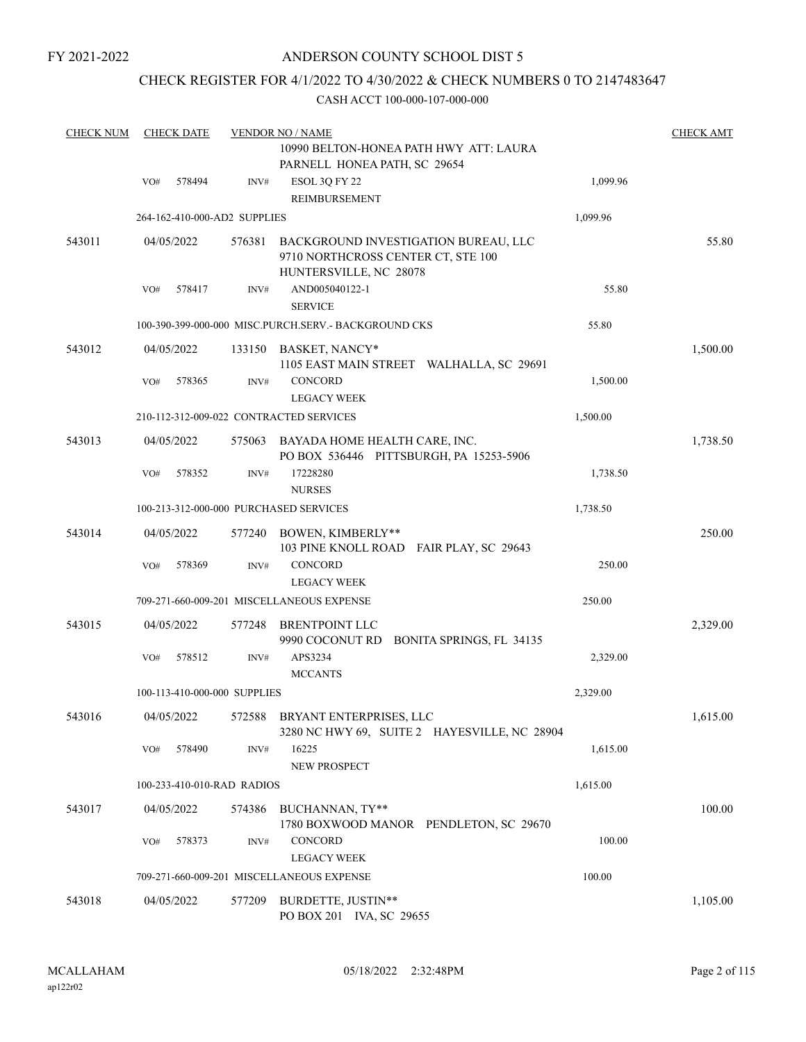FY 2021-2022

# ANDERSON COUNTY SCHOOL DIST 5

## CHECK REGISTER FOR 4/1/2022 TO 4/30/2022 & CHECK NUMBERS 0 TO 2147483647

CASH ACCT 100-000-107-000-000

| CHECK NUM | CHECK DATE | VENDOR NO / NAME | | CHECK AMT |
|---|---|---|---|---|
| | | 10990 BELTON-HONEA PATH HWY ATT: LAURA PARNELL HONEA PATH, SC 29654 | | |
| | VO# 578494 | INV# ESOL 3Q FY 22 REIMBURSEMENT | 1,099.96 | |
| | 264-162-410-000-AD2 SUPPLIES | | 1,099.96 | |
| 543011 | 04/05/2022 | 576381 BACKGROUND INVESTIGATION BUREAU, LLC 9710 NORTHCROSS CENTER CT, STE 100 HUNTERSVILLE, NC 28078 | | 55.80 |
| | VO# 578417 | INV# AND005040122-1 SERVICE | 55.80 | |
| | 100-390-399-000-000 MISC.PURCH.SERV.- BACKGROUND CKS | | 55.80 | |
| 543012 | 04/05/2022 | 133150 BASKET, NANCY* 1105 EAST MAIN STREET WALHALLA, SC 29691 | | 1,500.00 |
| | VO# 578365 | INV# CONCORD LEGACY WEEK | 1,500.00 | |
| | 210-112-312-009-022 CONTRACTED SERVICES | | 1,500.00 | |
| 543013 | 04/05/2022 | 575063 BAYADA HOME HEALTH CARE, INC. PO BOX 536446 PITTSBURGH, PA 15253-5906 | | 1,738.50 |
| | VO# 578352 | INV# 17228280 NURSES | 1,738.50 | |
| | 100-213-312-000-000 PURCHASED SERVICES | | 1,738.50 | |
| 543014 | 04/05/2022 | 577240 BOWEN, KIMBERLY** 103 PINE KNOLL ROAD FAIR PLAY, SC 29643 | | 250.00 |
| | VO# 578369 | INV# CONCORD LEGACY WEEK | 250.00 | |
| | 709-271-660-009-201 MISCELLANEOUS EXPENSE | | 250.00 | |
| 543015 | 04/05/2022 | 577248 BRENTPOINT LLC 9990 COCONUT RD BONITA SPRINGS, FL 34135 | | 2,329.00 |
| | VO# 578512 | INV# APS3234 MCCANTS | 2,329.00 | |
| | 100-113-410-000-000 SUPPLIES | | 2,329.00 | |
| 543016 | 04/05/2022 | 572588 BRYANT ENTERPRISES, LLC 3280 NC HWY 69, SUITE 2 HAYESVILLE, NC 28904 | | 1,615.00 |
| | VO# 578490 | INV# 16225 NEW PROSPECT | 1,615.00 | |
| | 100-233-410-010-RAD RADIOS | | 1,615.00 | |
| 543017 | 04/05/2022 | 574386 BUCHANNAN, TY** 1780 BOXWOOD MANOR PENDLETON, SC 29670 | | 100.00 |
| | VO# 578373 | INV# CONCORD LEGACY WEEK | 100.00 | |
| | 709-271-660-009-201 MISCELLANEOUS EXPENSE | | 100.00 | |
| 543018 | 04/05/2022 | 577209 BURDETTE, JUSTIN** PO BOX 201 IVA, SC 29655 | | 1,105.00 |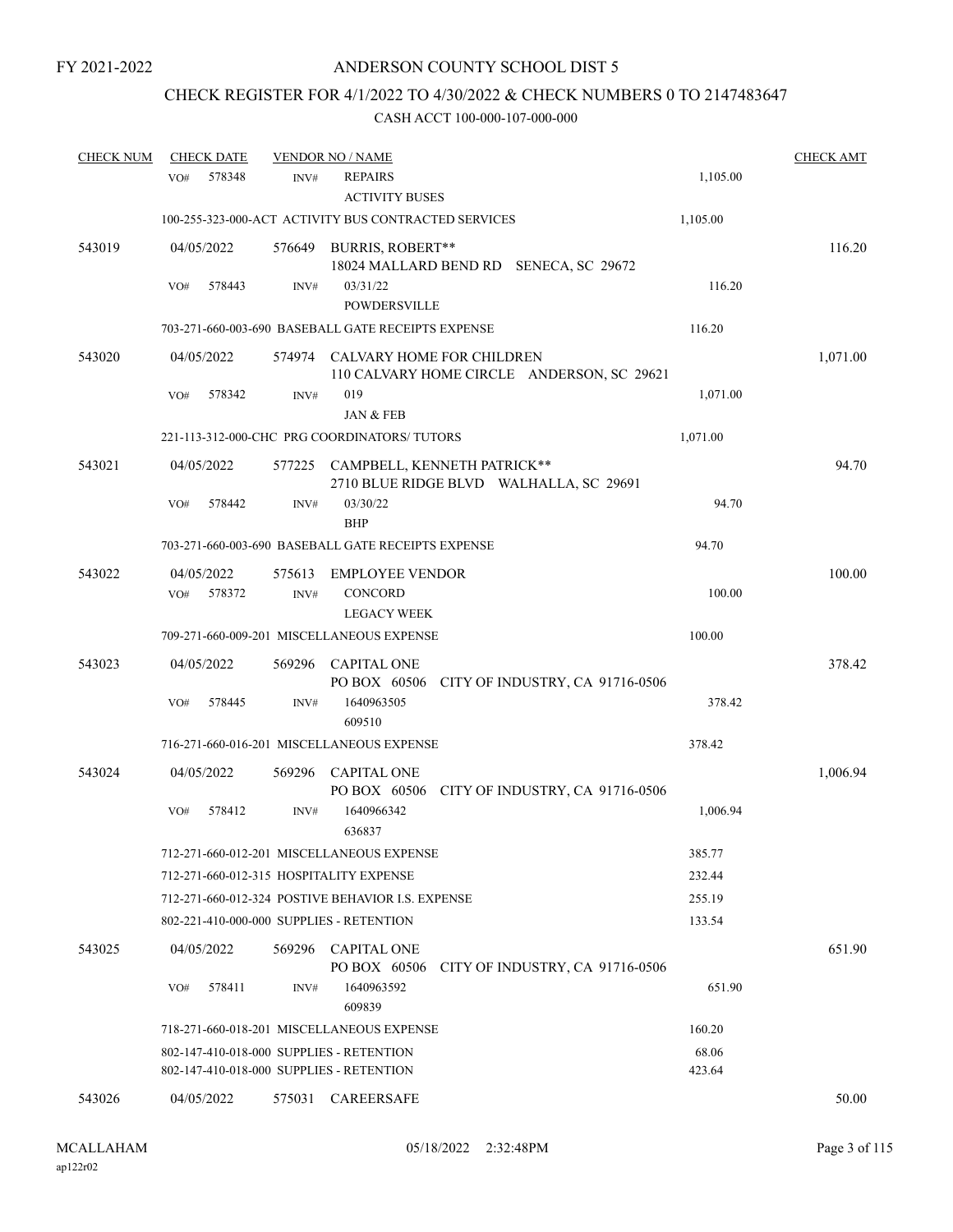FY 2021-2022

# ANDERSON COUNTY SCHOOL DIST 5

## CHECK REGISTER FOR 4/1/2022 TO 4/30/2022 & CHECK NUMBERS 0 TO 2147483647

### CASH ACCT 100-000-107-000-000

| CHECK NUM | CHECK DATE | VENDOR NO / NAME | | CHECK AMT |
|---|---|---|---|---|
| | VO# 578348 | INV# REPAIRS<br>ACTIVITY BUSES | 1,105.00 | |
| | 100-255-323-000-ACT ACTIVITY BUS CONTRACTED SERVICES | | 1,105.00 | |
| 543019 | 04/05/2022 | 576649 BURRIS, ROBERT**<br>18024 MALLARD BEND RD SENECA, SC 29672 | | 116.20 |
| | VO# 578443 | INV# 03/31/22<br>POWDERSVILLE | 116.20 | |
| | 703-271-660-003-690 BASEBALL GATE RECEIPTS EXPENSE | | 116.20 | |
| 543020 | 04/05/2022 | 574974 CALVARY HOME FOR CHILDREN<br>110 CALVARY HOME CIRCLE ANDERSON, SC 29621 | | 1,071.00 |
| | VO# 578342 | INV# 019<br>JAN & FEB | 1,071.00 | |
| | 221-113-312-000-CHC PRG COORDINATORS/ TUTORS | | 1,071.00 | |
| 543021 | 04/05/2022 | 577225 CAMPBELL, KENNETH PATRICK**<br>2710 BLUE RIDGE BLVD WALHALLA, SC 29691 | | 94.70 |
| | VO# 578442 | INV# 03/30/22<br>BHP | 94.70 | |
| | 703-271-660-003-690 BASEBALL GATE RECEIPTS EXPENSE | | 94.70 | |
| 543022 | 04/05/2022 | 575613 EMPLOYEE VENDOR | | 100.00 |
| | VO# 578372 | INV# CONCORD<br>LEGACY WEEK | 100.00 | |
| | 709-271-660-009-201 MISCELLANEOUS EXPENSE | | 100.00 | |
| 543023 | 04/05/2022 | 569296 CAPITAL ONE<br>PO BOX 60506 CITY OF INDUSTRY, CA 91716-0506 | | 378.42 |
| | VO# 578445 | INV# 1640963505<br>609510 | 378.42 | |
| | 716-271-660-016-201 MISCELLANEOUS EXPENSE | | 378.42 | |
| 543024 | 04/05/2022 | 569296 CAPITAL ONE<br>PO BOX 60506 CITY OF INDUSTRY, CA 91716-0506 | | 1,006.94 |
| | VO# 578412 | INV# 1640966342<br>636837 | 1,006.94 | |
| | 712-271-660-012-201 MISCELLANEOUS EXPENSE | | 385.77 | |
| | 712-271-660-012-315 HOSPITALITY EXPENSE | | 232.44 | |
| | 712-271-660-012-324 POSTIVE BEHAVIOR I.S. EXPENSE | | 255.19 | |
| | 802-221-410-000-000 SUPPLIES - RETENTION | | 133.54 | |
| 543025 | 04/05/2022 | 569296 CAPITAL ONE<br>PO BOX 60506 CITY OF INDUSTRY, CA 91716-0506 | | 651.90 |
| | VO# 578411 | INV# 1640963592<br>609839 | 651.90 | |
| | 718-271-660-018-201 MISCELLANEOUS EXPENSE | | 160.20 | |
| | 802-147-410-018-000 SUPPLIES - RETENTION | | 68.06 | |
| | 802-147-410-018-000 SUPPLIES - RETENTION | | 423.64 | |
| 543026 | 04/05/2022 | 575031 CAREERSAFE | | 50.00 |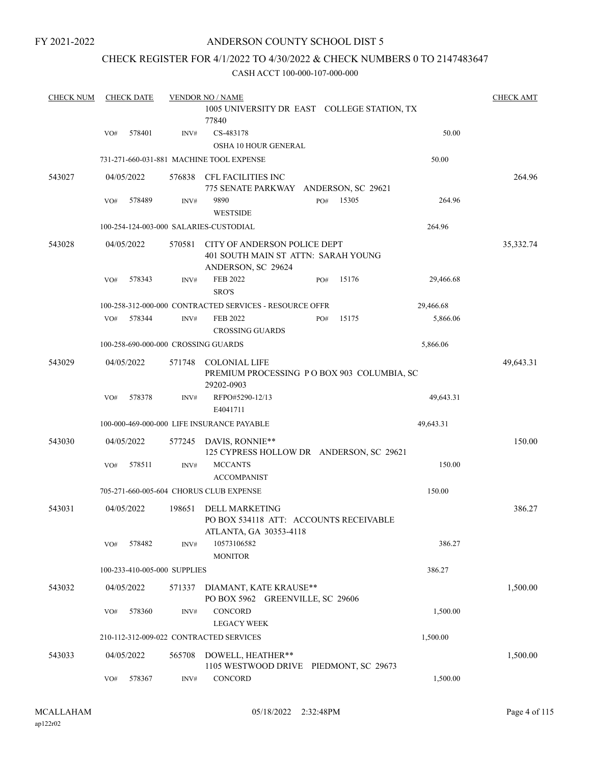FY 2021-2022

# ANDERSON COUNTY SCHOOL DIST 5

## CHECK REGISTER FOR 4/1/2022 TO 4/30/2022 & CHECK NUMBERS 0 TO 2147483647

### CASH ACCT 100-000-107-000-000

| CHECK NUM | CHECK DATE | VENDOR NO / NAME | | | CHECK AMT |
|---|---|---|---|---|---|
| | | 1005 UNIVERSITY DR EAST COLLEGE STATION, TX 77840 | | | |
| | VO# 578401 | INV# CS-483178 OSHA 10 HOUR GENERAL | | 50.00 | |
| | 731-271-660-031-881 MACHINE TOOL EXPENSE | | | 50.00 | |
| 543027 | 04/05/2022 | 576838 CFL FACILITIES INC 775 SENATE PARKWAY ANDERSON, SC 29621 | | | 264.96 |
| | VO# 578489 | INV# 9890 WESTSIDE | PO# 15305 | 264.96 | |
| | 100-254-124-003-000 SALARIES-CUSTODIAL | | | 264.96 | |
| 543028 | 04/05/2022 | 570581 CITY OF ANDERSON POLICE DEPT 401 SOUTH MAIN ST ATTN: SARAH YOUNG ANDERSON, SC 29624 | | | 35,332.74 |
| | VO# 578343 | INV# FEB 2022 SRO'S | PO# 15176 | 29,466.68 | |
| | 100-258-312-000-000 CONTRACTED SERVICES - RESOURCE OFFR | | | 29,466.68 | |
| | VO# 578344 | INV# FEB 2022 CROSSING GUARDS | PO# 15175 | 5,866.06 | |
| | 100-258-690-000-000 CROSSING GUARDS | | | 5,866.06 | |
| 543029 | 04/05/2022 | 571748 COLONIAL LIFE PREMIUM PROCESSING P O BOX 903 COLUMBIA, SC 29202-0903 | | | 49,643.31 |
| | VO# 578378 | INV# RFPO#5290-12/13 E4041711 | | 49,643.31 | |
| | 100-000-469-000-000 LIFE INSURANCE PAYABLE | | | 49,643.31 | |
| 543030 | 04/05/2022 | 577245 DAVIS, RONNIE** 125 CYPRESS HOLLOW DR ANDERSON, SC 29621 | | | 150.00 |
| | VO# 578511 | INV# MCCANTS ACCOMPANIST | | 150.00 | |
| | 705-271-660-005-604 CHORUS CLUB EXPENSE | | | 150.00 | |
| 543031 | 04/05/2022 | 198651 DELL MARKETING PO BOX 534118 ATT: ACCOUNTS RECEIVABLE ATLANTA, GA 30353-4118 | | | 386.27 |
| | VO# 578482 | INV# 10573106582 MONITOR | | 386.27 | |
| | 100-233-410-005-000 SUPPLIES | | | 386.27 | |
| 543032 | 04/05/2022 | 571337 DIAMANT, KATE KRAUSE** PO BOX 5962 GREENVILLE, SC 29606 | | | 1,500.00 |
| | VO# 578360 | INV# CONCORD LEGACY WEEK | | 1,500.00 | |
| | 210-112-312-009-022 CONTRACTED SERVICES | | | 1,500.00 | |
| 543033 | 04/05/2022 | 565708 DOWELL, HEATHER** 1105 WESTWOOD DRIVE PIEDMONT, SC 29673 | | | 1,500.00 |
| | VO# 578367 | INV# CONCORD | | 1,500.00 | |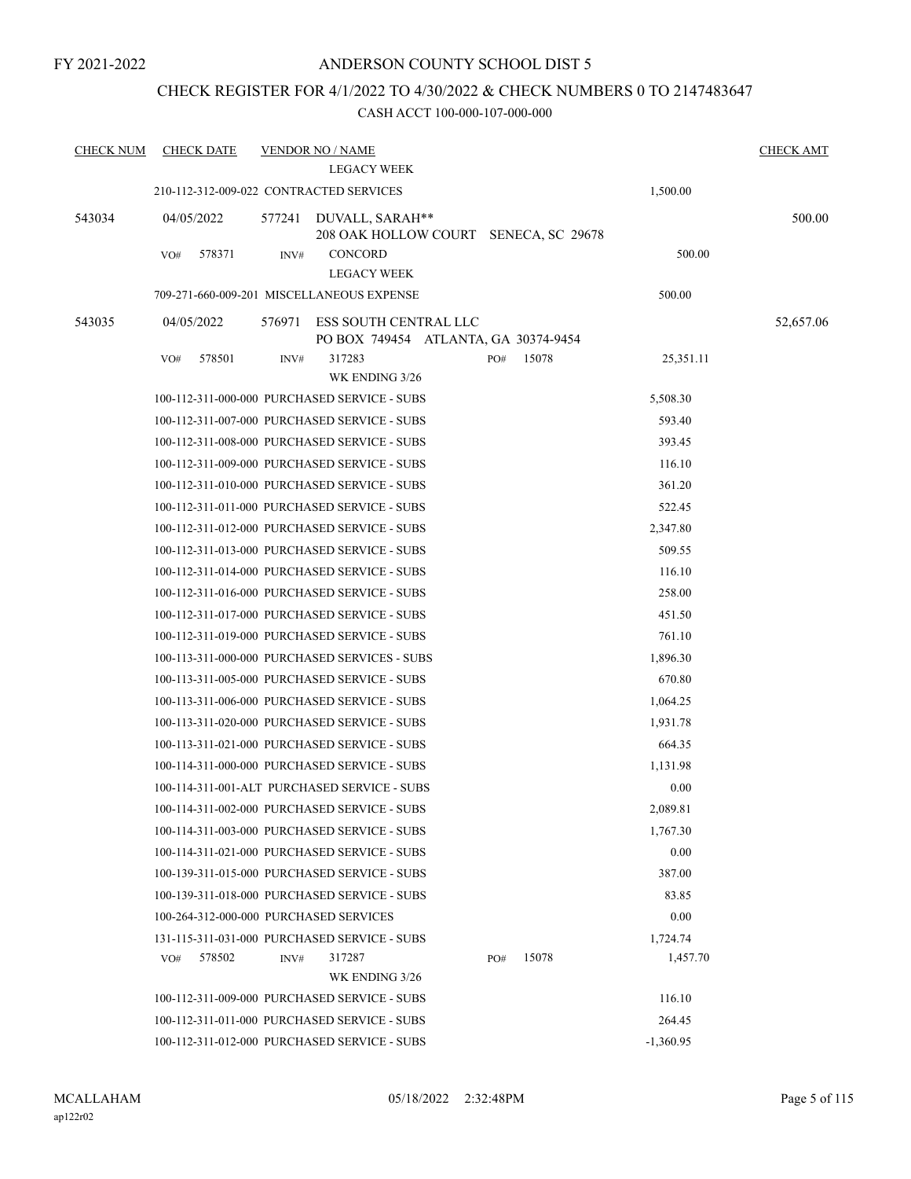FY 2021-2022

ANDERSON COUNTY SCHOOL DIST 5

CHECK REGISTER FOR 4/1/2022 TO 4/30/2022 & CHECK NUMBERS 0 TO 2147483647

CASH ACCT 100-000-107-000-000

| CHECK NUM | CHECK DATE | VENDOR NO / NAME | | CHECK AMT |
|---|---|---|---|---|
| | | LEGACY WEEK | | |
| | 210-112-312-009-022 CONTRACTED SERVICES | | 1,500.00 | |
| 543034 | 04/05/2022 | 577241 DUVALL, SARAH** 208 OAK HOLLOW COURT SENECA, SC 29678 | | 500.00 |
| | VO# 578371 | INV# CONCORD LEGACY WEEK | 500.00 | |
| | 709-271-660-009-201 MISCELLANEOUS EXPENSE | | 500.00 | |
| 543035 | 04/05/2022 | 576971 ESS SOUTH CENTRAL LLC PO BOX 749454 ATLANTA, GA 30374-9454 | | 52,657.06 |
| | VO# 578501 | INV# 317283 PO# 15078 WK ENDING 3/26 | 25,351.11 | |
| | 100-112-311-000-000 PURCHASED SERVICE - SUBS | | 5,508.30 | |
| | 100-112-311-007-000 PURCHASED SERVICE - SUBS | | 593.40 | |
| | 100-112-311-008-000 PURCHASED SERVICE - SUBS | | 393.45 | |
| | 100-112-311-009-000 PURCHASED SERVICE - SUBS | | 116.10 | |
| | 100-112-311-010-000 PURCHASED SERVICE - SUBS | | 361.20 | |
| | 100-112-311-011-000 PURCHASED SERVICE - SUBS | | 522.45 | |
| | 100-112-311-012-000 PURCHASED SERVICE - SUBS | | 2,347.80 | |
| | 100-112-311-013-000 PURCHASED SERVICE - SUBS | | 509.55 | |
| | 100-112-311-014-000 PURCHASED SERVICE - SUBS | | 116.10 | |
| | 100-112-311-016-000 PURCHASED SERVICE - SUBS | | 258.00 | |
| | 100-112-311-017-000 PURCHASED SERVICE - SUBS | | 451.50 | |
| | 100-112-311-019-000 PURCHASED SERVICE - SUBS | | 761.10 | |
| | 100-113-311-000-000 PURCHASED SERVICES - SUBS | | 1,896.30 | |
| | 100-113-311-005-000 PURCHASED SERVICE - SUBS | | 670.80 | |
| | 100-113-311-006-000 PURCHASED SERVICE - SUBS | | 1,064.25 | |
| | 100-113-311-020-000 PURCHASED SERVICE - SUBS | | 1,931.78 | |
| | 100-113-311-021-000 PURCHASED SERVICE - SUBS | | 664.35 | |
| | 100-114-311-000-000 PURCHASED SERVICE - SUBS | | 1,131.98 | |
| | 100-114-311-001-ALT PURCHASED SERVICE - SUBS | | 0.00 | |
| | 100-114-311-002-000 PURCHASED SERVICE - SUBS | | 2,089.81 | |
| | 100-114-311-003-000 PURCHASED SERVICE - SUBS | | 1,767.30 | |
| | 100-114-311-021-000 PURCHASED SERVICE - SUBS | | 0.00 | |
| | 100-139-311-015-000 PURCHASED SERVICE - SUBS | | 387.00 | |
| | 100-139-311-018-000 PURCHASED SERVICE - SUBS | | 83.85 | |
| | 100-264-312-000-000 PURCHASED SERVICES | | 0.00 | |
| | 131-115-311-031-000 PURCHASED SERVICE - SUBS | | 1,724.74 | |
| | VO# 578502 | INV# 317287 PO# 15078 WK ENDING 3/26 | 1,457.70 | |
| | 100-112-311-009-000 PURCHASED SERVICE - SUBS | | 116.10 | |
| | 100-112-311-011-000 PURCHASED SERVICE - SUBS | | 264.45 | |
| | 100-112-311-012-000 PURCHASED SERVICE - SUBS | | -1,360.95 | |

MCALLAHAM
ap122r02

05/18/2022 2:32:48PM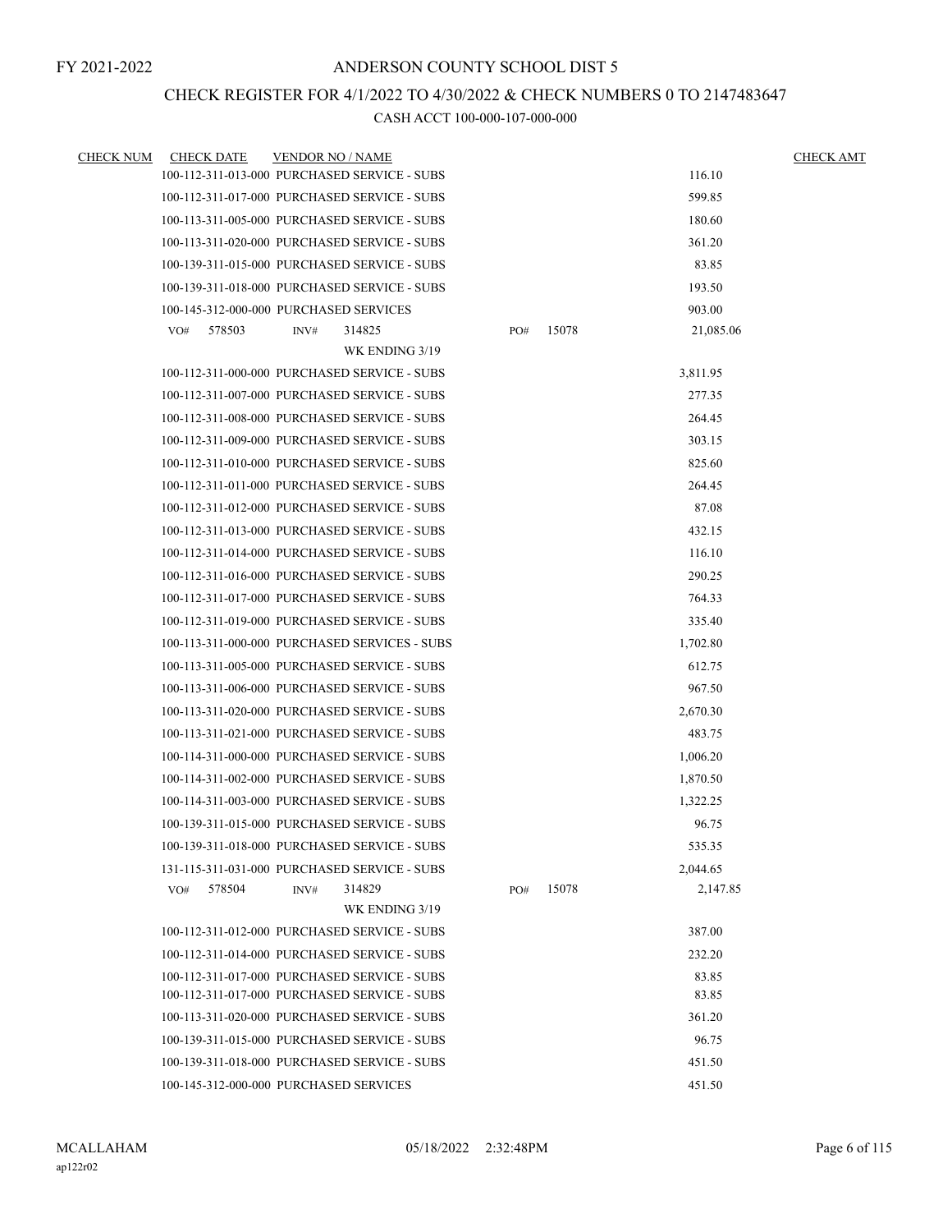FY 2021-2022

# ANDERSON COUNTY SCHOOL DIST 5

## CHECK REGISTER FOR 4/1/2022 TO 4/30/2022 & CHECK NUMBERS 0 TO 2147483647

CASH ACCT 100-000-107-000-000

| CHECK NUM | CHECK DATE | VENDOR NO / NAME | | CHECK AMT |
|---|---|---|---|---|
| | | 100-112-311-013-000 PURCHASED SERVICE - SUBS | 116.10 | |
| | | 100-112-311-017-000 PURCHASED SERVICE - SUBS | 599.85 | |
| | | 100-113-311-005-000 PURCHASED SERVICE - SUBS | 180.60 | |
| | | 100-113-311-020-000 PURCHASED SERVICE - SUBS | 361.20 | |
| | | 100-139-311-015-000 PURCHASED SERVICE - SUBS | 83.85 | |
| | | 100-139-311-018-000 PURCHASED SERVICE - SUBS | 193.50 | |
| | | 100-145-312-000-000 PURCHASED SERVICES | 903.00 | |
| | | VO# 578503 INV# 314825 PO# 15078 | 21,085.06 | |
| | | WK ENDING 3/19 | | |
| | | 100-112-311-000-000 PURCHASED SERVICE - SUBS | 3,811.95 | |
| | | 100-112-311-007-000 PURCHASED SERVICE - SUBS | 277.35 | |
| | | 100-112-311-008-000 PURCHASED SERVICE - SUBS | 264.45 | |
| | | 100-112-311-009-000 PURCHASED SERVICE - SUBS | 303.15 | |
| | | 100-112-311-010-000 PURCHASED SERVICE - SUBS | 825.60 | |
| | | 100-112-311-011-000 PURCHASED SERVICE - SUBS | 264.45 | |
| | | 100-112-311-012-000 PURCHASED SERVICE - SUBS | 87.08 | |
| | | 100-112-311-013-000 PURCHASED SERVICE - SUBS | 432.15 | |
| | | 100-112-311-014-000 PURCHASED SERVICE - SUBS | 116.10 | |
| | | 100-112-311-016-000 PURCHASED SERVICE - SUBS | 290.25 | |
| | | 100-112-311-017-000 PURCHASED SERVICE - SUBS | 764.33 | |
| | | 100-112-311-019-000 PURCHASED SERVICE - SUBS | 335.40 | |
| | | 100-113-311-000-000 PURCHASED SERVICES - SUBS | 1,702.80 | |
| | | 100-113-311-005-000 PURCHASED SERVICE - SUBS | 612.75 | |
| | | 100-113-311-006-000 PURCHASED SERVICE - SUBS | 967.50 | |
| | | 100-113-311-020-000 PURCHASED SERVICE - SUBS | 2,670.30 | |
| | | 100-113-311-021-000 PURCHASED SERVICE - SUBS | 483.75 | |
| | | 100-114-311-000-000 PURCHASED SERVICE - SUBS | 1,006.20 | |
| | | 100-114-311-002-000 PURCHASED SERVICE - SUBS | 1,870.50 | |
| | | 100-114-311-003-000 PURCHASED SERVICE - SUBS | 1,322.25 | |
| | | 100-139-311-015-000 PURCHASED SERVICE - SUBS | 96.75 | |
| | | 100-139-311-018-000 PURCHASED SERVICE - SUBS | 535.35 | |
| | | 131-115-311-031-000 PURCHASED SERVICE - SUBS | 2,044.65 | |
| | | VO# 578504 INV# 314829 PO# 15078 | 2,147.85 | |
| | | WK ENDING 3/19 | | |
| | | 100-112-311-012-000 PURCHASED SERVICE - SUBS | 387.00 | |
| | | 100-112-311-014-000 PURCHASED SERVICE - SUBS | 232.20 | |
| | | 100-112-311-017-000 PURCHASED SERVICE - SUBS | 83.85 | |
| | | 100-112-311-017-000 PURCHASED SERVICE - SUBS | 83.85 | |
| | | 100-113-311-020-000 PURCHASED SERVICE - SUBS | 361.20 | |
| | | 100-139-311-015-000 PURCHASED SERVICE - SUBS | 96.75 | |
| | | 100-139-311-018-000 PURCHASED SERVICE - SUBS | 451.50 | |
| | | 100-145-312-000-000 PURCHASED SERVICES | 451.50 | |

MCALLAHAM
ap122r02

05/18/2022 2:32:48PM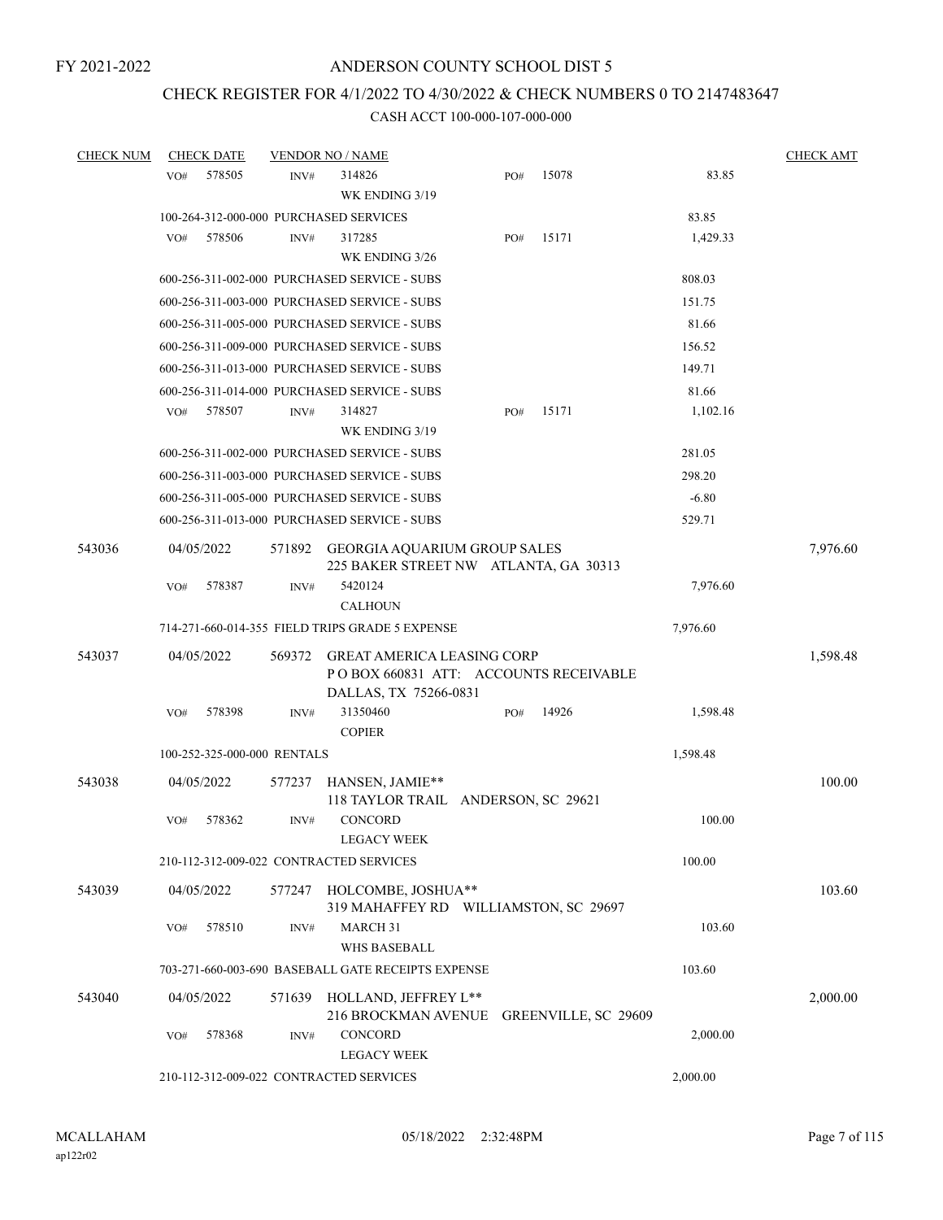FY 2021-2022

# ANDERSON COUNTY SCHOOL DIST 5

## CHECK REGISTER FOR 4/1/2022 TO 4/30/2022 & CHECK NUMBERS 0 TO 2147483647

CASH ACCT 100-000-107-000-000

| CHECK NUM | CHECK DATE | VENDOR NO / NAME | | | CHECK AMT |
|---|---|---|---|---|---|
| | VO# 578505 | INV# 314826 WK ENDING 3/19 | PO# 15078 | 83.85 | |
| | 100-264-312-000-000 PURCHASED SERVICES | | | 83.85 | |
| | VO# 578506 | INV# 317285 WK ENDING 3/26 | PO# 15171 | 1,429.33 | |
| | 600-256-311-002-000 PURCHASED SERVICE - SUBS | | | 808.03 | |
| | 600-256-311-003-000 PURCHASED SERVICE - SUBS | | | 151.75 | |
| | 600-256-311-005-000 PURCHASED SERVICE - SUBS | | | 81.66 | |
| | 600-256-311-009-000 PURCHASED SERVICE - SUBS | | | 156.52 | |
| | 600-256-311-013-000 PURCHASED SERVICE - SUBS | | | 149.71 | |
| | 600-256-311-014-000 PURCHASED SERVICE - SUBS | | | 81.66 | |
| | VO# 578507 | INV# 314827 WK ENDING 3/19 | PO# 15171 | 1,102.16 | |
| | 600-256-311-002-000 PURCHASED SERVICE - SUBS | | | 281.05 | |
| | 600-256-311-003-000 PURCHASED SERVICE - SUBS | | | 298.20 | |
| | 600-256-311-005-000 PURCHASED SERVICE - SUBS | | | -6.80 | |
| | 600-256-311-013-000 PURCHASED SERVICE - SUBS | | | 529.71 | |
| 543036 | 04/05/2022 | 571892 GEORGIA AQUARIUM GROUP SALES 225 BAKER STREET NW ATLANTA, GA 30313 | | | 7,976.60 |
| | VO# 578387 | INV# 5420124 CALHOUN | | 7,976.60 | |
| | 714-271-660-014-355 FIELD TRIPS GRADE 5 EXPENSE | | | 7,976.60 | |
| 543037 | 04/05/2022 | 569372 GREAT AMERICA LEASING CORP P O BOX 660831 ATT: ACCOUNTS RECEIVABLE DALLAS, TX 75266-0831 | | | 1,598.48 |
| | VO# 578398 | INV# 31350460 COPIER | PO# 14926 | 1,598.48 | |
| | 100-252-325-000-000 RENTALS | | | 1,598.48 | |
| 543038 | 04/05/2022 | 577237 HANSEN, JAMIE** 118 TAYLOR TRAIL ANDERSON, SC 29621 | | | 100.00 |
| | VO# 578362 | INV# CONCORD LEGACY WEEK | | 100.00 | |
| | 210-112-312-009-022 CONTRACTED SERVICES | | | 100.00 | |
| 543039 | 04/05/2022 | 577247 HOLCOMBE, JOSHUA** 319 MAHAFFEY RD WILLIAMSTON, SC 29697 | | | 103.60 |
| | VO# 578510 | INV# MARCH 31 WHS BASEBALL | | 103.60 | |
| | 703-271-660-003-690 BASEBALL GATE RECEIPTS EXPENSE | | | 103.60 | |
| 543040 | 04/05/2022 | 571639 HOLLAND, JEFFREY L** 216 BROCKMAN AVENUE GREENVILLE, SC 29609 | | | 2,000.00 |
| | VO# 578368 | INV# CONCORD LEGACY WEEK | | 2,000.00 | |
| | 210-112-312-009-022 CONTRACTED SERVICES | | | 2,000.00 | |

MCALLAHAM ap122r02 05/18/2022 2:32:48PM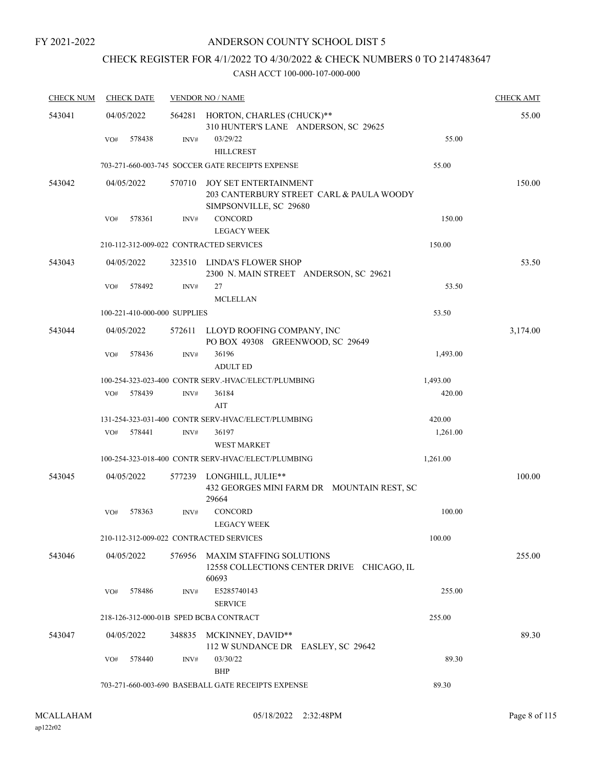FY 2021-2022

# ANDERSON COUNTY SCHOOL DIST 5

## CHECK REGISTER FOR 4/1/2022 TO 4/30/2022 & CHECK NUMBERS 0 TO 2147483647

### CASH ACCT 100-000-107-000-000

| CHECK NUM | CHECK DATE | VENDOR NO / NAME | | CHECK AMT |
|---|---|---|---|---|
| 543041 | 04/05/2022 | 564281 HORTON, CHARLES (CHUCK)** 310 HUNTER'S LANE ANDERSON, SC 29625 | | 55.00 |
| | VO# 578438 | INV# 03/29/22 HILLCREST | 55.00 | |
| | | 703-271-660-003-745 SOCCER GATE RECEIPTS EXPENSE | 55.00 | |
| 543042 | 04/05/2022 | 570710 JOY SET ENTERTAINMENT 203 CANTERBURY STREET CARL & PAULA WOODY SIMPSONVILLE, SC 29680 | | 150.00 |
| | VO# 578361 | INV# CONCORD LEGACY WEEK | 150.00 | |
| | | 210-112-312-009-022 CONTRACTED SERVICES | 150.00 | |
| 543043 | 04/05/2022 | 323510 LINDA'S FLOWER SHOP 2300 N. MAIN STREET ANDERSON, SC 29621 | | 53.50 |
| | VO# 578492 | INV# 27 MCLELLAN | 53.50 | |
| | | 100-221-410-000-000 SUPPLIES | 53.50 | |
| 543044 | 04/05/2022 | 572611 LLOYD ROOFING COMPANY, INC PO BOX 49308 GREENWOOD, SC 29649 | | 3,174.00 |
| | VO# 578436 | INV# 36196 ADULT ED | 1,493.00 | |
| | | 100-254-323-023-400 CONTR SERV.-HVAC/ELECT/PLUMBING | 1,493.00 | |
| | VO# 578439 | INV# 36184 AIT | 420.00 | |
| | | 131-254-323-031-400 CONTR SERV-HVAC/ELECT/PLUMBING | 420.00 | |
| | VO# 578441 | INV# 36197 WEST MARKET | 1,261.00 | |
| | | 100-254-323-018-400 CONTR SERV-HVAC/ELECT/PLUMBING | 1,261.00 | |
| 543045 | 04/05/2022 | 577239 LONGHILL, JULIE** 432 GEORGES MINI FARM DR MOUNTAIN REST, SC 29664 | | 100.00 |
| | VO# 578363 | INV# CONCORD LEGACY WEEK | 100.00 | |
| | | 210-112-312-009-022 CONTRACTED SERVICES | 100.00 | |
| 543046 | 04/05/2022 | 576956 MAXIM STAFFING SOLUTIONS 12558 COLLECTIONS CENTER DRIVE CHICAGO, IL 60693 | | 255.00 |
| | VO# 578486 | INV# E5285740143 SERVICE | 255.00 | |
| | | 218-126-312-000-01B SPED BCBA CONTRACT | 255.00 | |
| 543047 | 04/05/2022 | 348835 MCKINNEY, DAVID** 112 W SUNDANCE DR EASLEY, SC 29642 | | 89.30 |
| | VO# 578440 | INV# 03/30/22 BHP | 89.30 | |
| | | 703-271-660-003-690 BASEBALL GATE RECEIPTS EXPENSE | 89.30 | |

MCALLAHAM
ap122r02

05/18/2022 2:32:48PM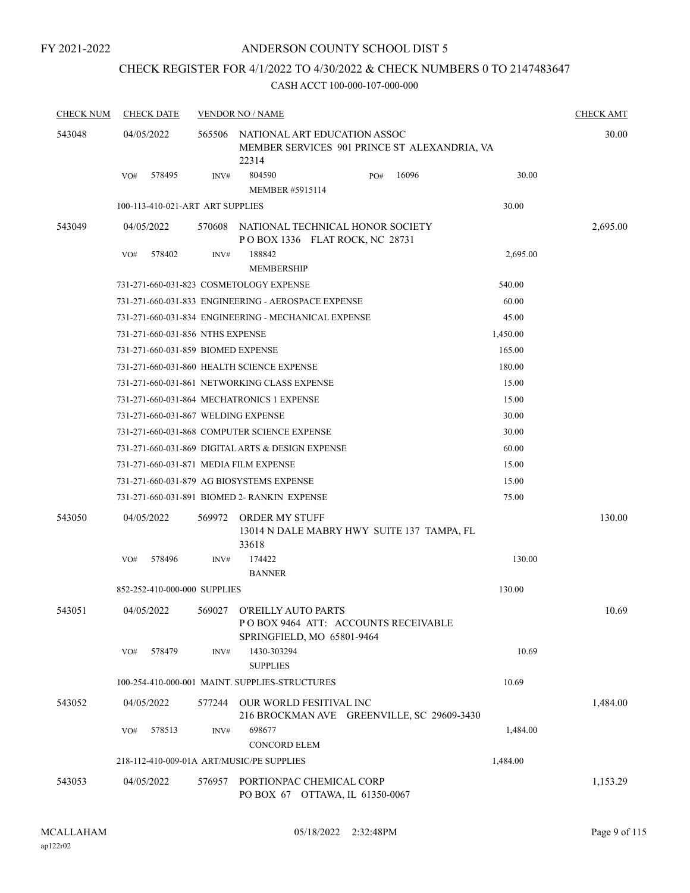FY 2021-2022

# ANDERSON COUNTY SCHOOL DIST 5

## CHECK REGISTER FOR 4/1/2022 TO 4/30/2022 & CHECK NUMBERS 0 TO 2147483647

### CASH ACCT 100-000-107-000-000

| CHECK NUM | CHECK DATE | VENDOR NO / NAME | | CHECK AMT |
|---|---|---|---|---|
| 543048 | 04/05/2022 | 565506 NATIONAL ART EDUCATION ASSOC<br>MEMBER SERVICES 901 PRINCE ST ALEXANDRIA, VA 22314 | | 30.00 |
| | VO# 578495 | INV# 804590 PO# 16096<br>MEMBER #5915114 | 30.00 | |
| | 100-113-410-021-ART ART SUPPLIES | | 30.00 | |
| 543049 | 04/05/2022 | 570608 NATIONAL TECHNICAL HONOR SOCIETY<br>P O BOX 1336 FLAT ROCK, NC 28731 | | 2,695.00 |
| | VO# 578402 | INV# 188842<br>MEMBERSHIP | 2,695.00 | |
| | 731-271-660-031-823 COSMETOLOGY EXPENSE | | 540.00 | |
| | 731-271-660-031-833 ENGINEERING - AEROSPACE EXPENSE | | 60.00 | |
| | 731-271-660-031-834 ENGINEERING - MECHANICAL EXPENSE | | 45.00 | |
| | 731-271-660-031-856 NTHS EXPENSE | | 1,450.00 | |
| | 731-271-660-031-859 BIOMED EXPENSE | | 165.00 | |
| | 731-271-660-031-860 HEALTH SCIENCE EXPENSE | | 180.00 | |
| | 731-271-660-031-861 NETWORKING CLASS EXPENSE | | 15.00 | |
| | 731-271-660-031-864 MECHATRONICS 1 EXPENSE | | 15.00 | |
| | 731-271-660-031-867 WELDING EXPENSE | | 30.00 | |
| | 731-271-660-031-868 COMPUTER SCIENCE EXPENSE | | 30.00 | |
| | 731-271-660-031-869 DIGITAL ARTS & DESIGN EXPENSE | | 60.00 | |
| | 731-271-660-031-871 MEDIA FILM EXPENSE | | 15.00 | |
| | 731-271-660-031-879 AG BIOSYSTEMS EXPENSE | | 15.00 | |
| | 731-271-660-031-891 BIOMED 2- RANKIN EXPENSE | | 75.00 | |
| 543050 | 04/05/2022 | 569972 ORDER MY STUFF<br>13014 N DALE MABRY HWY SUITE 137 TAMPA, FL 33618 | | 130.00 |
| | VO# 578496 | INV# 174422<br>BANNER | 130.00 | |
| | 852-252-410-000-000 SUPPLIES | | 130.00 | |
| 543051 | 04/05/2022 | 569027 O'REILLY AUTO PARTS<br>P O BOX 9464 ATT: ACCOUNTS RECEIVABLE<br>SPRINGFIELD, MO 65801-9464 | | 10.69 |
| | VO# 578479 | INV# 1430-303294<br>SUPPLIES | 10.69 | |
| | 100-254-410-000-001 MAINT. SUPPLIES-STRUCTURES | | 10.69 | |
| 543052 | 04/05/2022 | 577244 OUR WORLD FESITIVAL INC<br>216 BROCKMAN AVE GREENVILLE, SC 29609-3430 | | 1,484.00 |
| | VO# 578513 | INV# 698677<br>CONCORD ELEM | 1,484.00 | |
| | 218-112-410-009-01A ART/MUSIC/PE SUPPLIES | | 1,484.00 | |
| 543053 | 04/05/2022 | 576957 PORTIONPAC CHEMICAL CORP<br>PO BOX 67 OTTAWA, IL 61350-0067 | | 1,153.29 |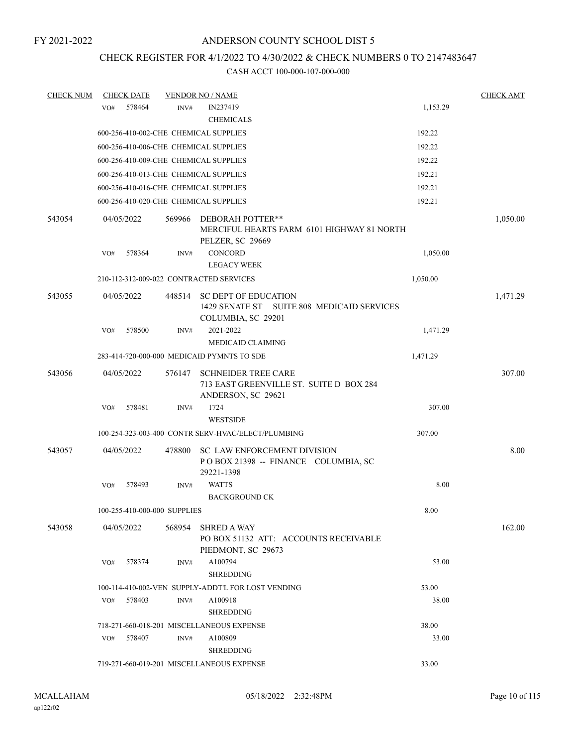FY 2021-2022

# ANDERSON COUNTY SCHOOL DIST 5

## CHECK REGISTER FOR 4/1/2022 TO 4/30/2022 & CHECK NUMBERS 0 TO 2147483647

### CASH ACCT 100-000-107-000-000

| CHECK NUM | CHECK DATE | VENDOR NO / NAME | | CHECK AMT |
|---|---|---|---|---|
| | VO# 578464 | INV# IN237419<br>CHEMICALS | 1,153.29 | |
| | 600-256-410-002-CHE CHEMICAL SUPPLIES | | 192.22 | |
| | 600-256-410-006-CHE CHEMICAL SUPPLIES | | 192.22 | |
| | 600-256-410-009-CHE CHEMICAL SUPPLIES | | 192.22 | |
| | 600-256-410-013-CHE CHEMICAL SUPPLIES | | 192.21 | |
| | 600-256-410-016-CHE CHEMICAL SUPPLIES | | 192.21 | |
| | 600-256-410-020-CHE CHEMICAL SUPPLIES | | 192.21 | |
| 543054 | 04/05/2022 | 569966 DEBORAH POTTER**<br>MERCIFUL HEARTS FARM 6101 HIGHWAY 81 NORTH<br>PELZER, SC 29669 | | 1,050.00 |
| | VO# 578364 | INV# CONCORD<br>LEGACY WEEK | 1,050.00 | |
| | 210-112-312-009-022 CONTRACTED SERVICES | | 1,050.00 | |
| 543055 | 04/05/2022 | 448514 SC DEPT OF EDUCATION<br>1429 SENATE ST SUITE 808 MEDICAID SERVICES<br>COLUMBIA, SC 29201 | | 1,471.29 |
| | VO# 578500 | INV# 2021-2022<br>MEDICAID CLAIMING | 1,471.29 | |
| | 283-414-720-000-000 MEDICAID PYMNTS TO SDE | | 1,471.29 | |
| 543056 | 04/05/2022 | 576147 SCHNEIDER TREE CARE<br>713 EAST GREENVILLE ST. SUITE D BOX 284<br>ANDERSON, SC 29621 | | 307.00 |
| | VO# 578481 | INV# 1724<br>WESTSIDE | 307.00 | |
| | 100-254-323-003-400 CONTR SERV-HVAC/ELECT/PLUMBING | | 307.00 | |
| 543057 | 04/05/2022 | 478800 SC LAW ENFORCEMENT DIVISION<br>P O BOX 21398 -- FINANCE COLUMBIA, SC<br>29221-1398 | | 8.00 |
| | VO# 578493 | INV# WATTS<br>BACKGROUND CK | 8.00 | |
| | 100-255-410-000-000 SUPPLIES | | 8.00 | |
| 543058 | 04/05/2022 | 568954 SHRED A WAY<br>PO BOX 51132 ATT: ACCOUNTS RECEIVABLE<br>PIEDMONT, SC 29673 | | 162.00 |
| | VO# 578374 | INV# A100794<br>SHREDDING | 53.00 | |
| | 100-114-410-002-VEN SUPPLY-ADDT'L FOR LOST VENDING | | 53.00 | |
| | VO# 578403 | INV# A100918<br>SHREDDING | 38.00 | |
| | 718-271-660-018-201 MISCELLANEOUS EXPENSE | | 38.00 | |
| | VO# 578407 | INV# A100809<br>SHREDDING | 33.00 | |
| | 719-271-660-019-201 MISCELLANEOUS EXPENSE | | 33.00 | |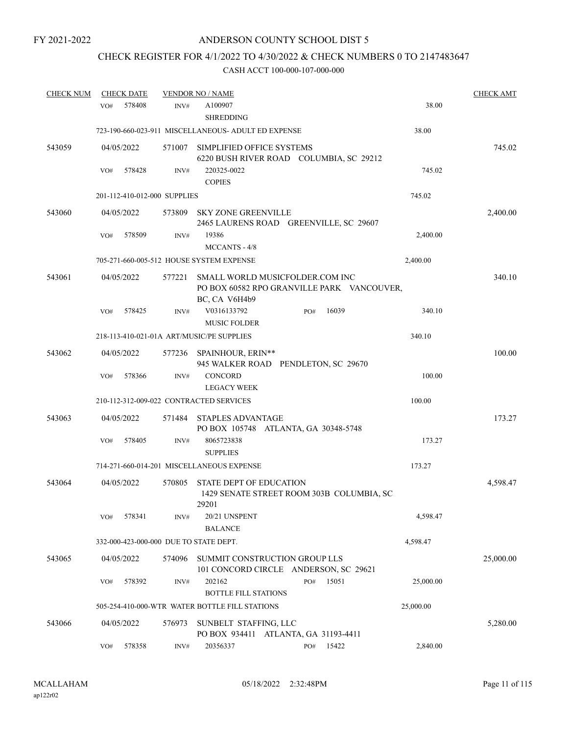FY 2021-2022

# ANDERSON COUNTY SCHOOL DIST 5

## CHECK REGISTER FOR 4/1/2022 TO 4/30/2022 & CHECK NUMBERS 0 TO 2147483647

CASH ACCT 100-000-107-000-000

| CHECK NUM | CHECK DATE | VENDOR NO / NAME | | | CHECK AMT |
|---|---|---|---|---|---|
| | VO# 578408 | INV# | A100907<br>SHREDDING | 38.00 | |
| | 723-190-660-023-911 MISCELLANEOUS- ADULT ED EXPENSE | | | 38.00 | |
| 543059 | 04/05/2022 | 571007 | SIMPLIFIED OFFICE SYSTEMS<br>6220 BUSH RIVER ROAD COLUMBIA, SC 29212 | | 745.02 |
| | VO# 578428 | INV# | 220325-0022<br>COPIES | 745.02 | |
| | 201-112-410-012-000 SUPPLIES | | | 745.02 | |
| 543060 | 04/05/2022 | 573809 | SKY ZONE GREENVILLE<br>2465 LAURENS ROAD GREENVILLE, SC 29607 | | 2,400.00 |
| | VO# 578509 | INV# | 19386<br>MCCANTS - 4/8 | 2,400.00 | |
| | 705-271-660-005-512 HOUSE SYSTEM EXPENSE | | | 2,400.00 | |
| 543061 | 04/05/2022 | 577221 | SMALL WORLD MUSICFOLDER.COM INC<br>PO BOX 60582 RPO GRANVILLE PARK VANCOUVER, BC, CA V6H4b9 | | 340.10 |
| | VO# 578425 | INV# | V0316133792 PO# 16039<br>MUSIC FOLDER | 340.10 | |
| | 218-113-410-021-01A ART/MUSIC/PE SUPPLIES | | | 340.10 | |
| 543062 | 04/05/2022 | 577236 | SPAINHOUR, ERIN**<br>945 WALKER ROAD PENDLETON, SC 29670 | | 100.00 |
| | VO# 578366 | INV# | CONCORD<br>LEGACY WEEK | 100.00 | |
| | 210-112-312-009-022 CONTRACTED SERVICES | | | 100.00 | |
| 543063 | 04/05/2022 | 571484 | STAPLES ADVANTAGE<br>PO BOX 105748 ATLANTA, GA 30348-5748 | | 173.27 |
| | VO# 578405 | INV# | 8065723838<br>SUPPLIES | 173.27 | |
| | 714-271-660-014-201 MISCELLANEOUS EXPENSE | | | 173.27 | |
| 543064 | 04/05/2022 | 570805 | STATE DEPT OF EDUCATION<br>1429 SENATE STREET ROOM 303B COLUMBIA, SC 29201 | | 4,598.47 |
| | VO# 578341 | INV# | 20/21 UNSPENT<br>BALANCE | 4,598.47 | |
| | 332-000-423-000-000 DUE TO STATE DEPT. | | | 4,598.47 | |
| 543065 | 04/05/2022 | 574096 | SUMMIT CONSTRUCTION GROUP LLS<br>101 CONCORD CIRCLE ANDERSON, SC 29621 | | 25,000.00 |
| | VO# 578392 | INV# | 202162 PO# 15051<br>BOTTLE FILL STATIONS | 25,000.00 | |
| | 505-254-410-000-WTR WATER BOTTLE FILL STATIONS | | | 25,000.00 | |
| 543066 | 04/05/2022 | 576973 | SUNBELT STAFFING, LLC<br>PO BOX 934411 ATLANTA, GA 31193-4411 | | 5,280.00 |
| | VO# 578358 | INV# | 20356337 PO# 15422 | 2,840.00 | |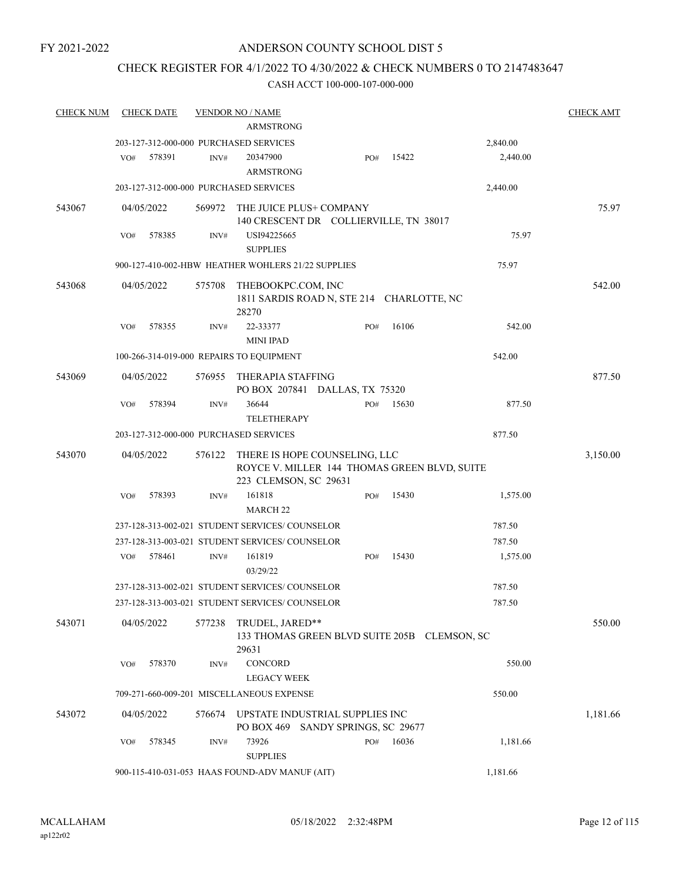FY 2021-2022

# ANDERSON COUNTY SCHOOL DIST 5

## CHECK REGISTER FOR 4/1/2022 TO 4/30/2022 & CHECK NUMBERS 0 TO 2147483647

### CASH ACCT 100-000-107-000-000

| CHECK NUM | CHECK DATE | VENDOR NO / NAME | | | CHECK AMT |
|---|---|---|---|---|---|
| | | ARMSTRONG | | | |
| | | 203-127-312-000-000 PURCHASED SERVICES | | 2,840.00 | |
| | VO# 578391 | INV# 20347900 ARMSTRONG | PO# 15422 | 2,440.00 | |
| | | 203-127-312-000-000 PURCHASED SERVICES | | 2,440.00 | |
| 543067 | 04/05/2022 | 569972 THE JUICE PLUS+ COMPANY 140 CRESCENT DR COLLIERVILLE, TN 38017 | | | 75.97 |
| | VO# 578385 | INV# USI94225665 SUPPLIES | | 75.97 | |
| | | 900-127-410-002-HBW HEATHER WOHLERS 21/22 SUPPLIES | | 75.97 | |
| 543068 | 04/05/2022 | 575708 THEBOOKPC.COM, INC 1811 SARDIS ROAD N, STE 214 CHARLOTTE, NC 28270 | | | 542.00 |
| | VO# 578355 | INV# 22-33377 MINI IPAD | PO# 16106 | 542.00 | |
| | | 100-266-314-019-000 REPAIRS TO EQUIPMENT | | 542.00 | |
| 543069 | 04/05/2022 | 576955 THERAPIA STAFFING PO BOX 207841 DALLAS, TX 75320 | | | 877.50 |
| | VO# 578394 | INV# 36644 TELETHERAPY | PO# 15630 | 877.50 | |
| | | 203-127-312-000-000 PURCHASED SERVICES | | 877.50 | |
| 543070 | 04/05/2022 | 576122 THERE IS HOPE COUNSELING, LLC ROYCE V. MILLER 144 THOMAS GREEN BLVD, SUITE 223 CLEMSON, SC 29631 | | | 3,150.00 |
| | VO# 578393 | INV# 161818 MARCH 22 | PO# 15430 | 1,575.00 | |
| | | 237-128-313-002-021 STUDENT SERVICES/ COUNSELOR | | 787.50 | |
| | | 237-128-313-003-021 STUDENT SERVICES/ COUNSELOR | | 787.50 | |
| | VO# 578461 | INV# 161819 03/29/22 | PO# 15430 | 1,575.00 | |
| | | 237-128-313-002-021 STUDENT SERVICES/ COUNSELOR | | 787.50 | |
| | | 237-128-313-003-021 STUDENT SERVICES/ COUNSELOR | | 787.50 | |
| 543071 | 04/05/2022 | 577238 TRUDEL, JARED** 133 THOMAS GREEN BLVD SUITE 205B CLEMSON, SC 29631 | | | 550.00 |
| | VO# 578370 | INV# CONCORD LEGACY WEEK | | 550.00 | |
| | | 709-271-660-009-201 MISCELLANEOUS EXPENSE | | 550.00 | |
| 543072 | 04/05/2022 | 576674 UPSTATE INDUSTRIAL SUPPLIES INC PO BOX 469 SANDY SPRINGS, SC 29677 | | | 1,181.66 |
| | VO# 578345 | INV# 73926 SUPPLIES | PO# 16036 | 1,181.66 | |
| | | 900-115-410-031-053 HAAS FOUND-ADV MANUF (AIT) | | 1,181.66 | |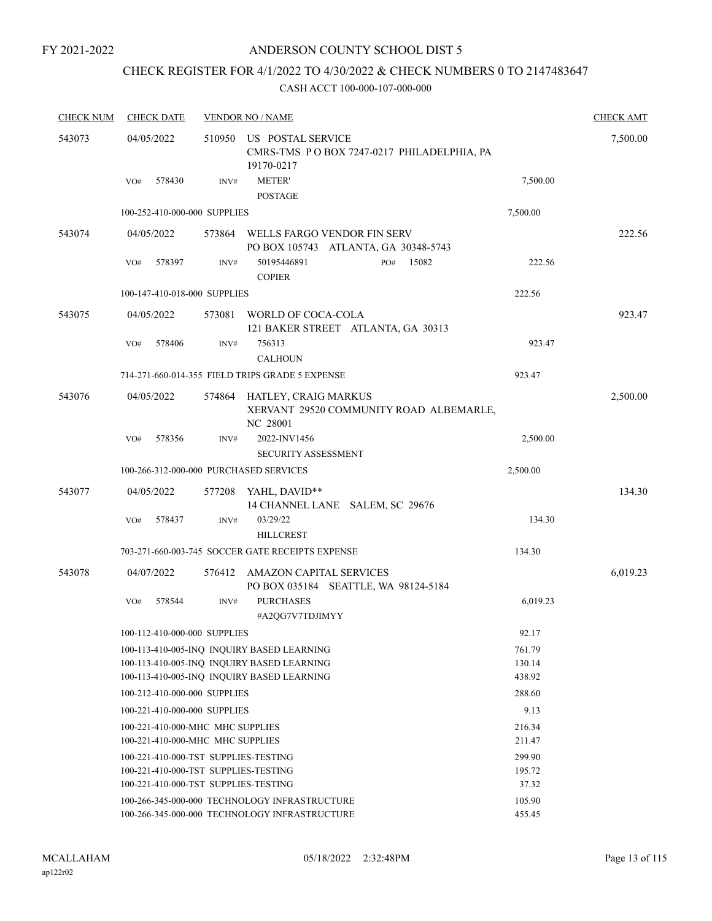FY 2021-2022

# ANDERSON COUNTY SCHOOL DIST 5

## CHECK REGISTER FOR 4/1/2022 TO 4/30/2022 & CHECK NUMBERS 0 TO 2147483647

### CASH ACCT 100-000-107-000-000

| CHECK NUM | CHECK DATE | VENDOR NO / NAME | | CHECK AMT |
|---|---|---|---|---|
| 543073 | 04/05/2022 | 510950 US POSTAL SERVICE<br>CMRS-TMS P O BOX 7247-0217 PHILADELPHIA, PA 19170-0217 | | 7,500.00 |
| | VO# 578430 | INV# METER'<br>POSTAGE | 7,500.00 | |
| | 100-252-410-000-000 SUPPLIES | | 7,500.00 | |
| 543074 | 04/05/2022 | 573864 WELLS FARGO VENDOR FIN SERV<br>PO BOX 105743 ATLANTA, GA 30348-5743 | | 222.56 |
| | VO# 578397 | INV# 50195446891 PO# 15082<br>COPIER | 222.56 | |
| | 100-147-410-018-000 SUPPLIES | | 222.56 | |
| 543075 | 04/05/2022 | 573081 WORLD OF COCA-COLA<br>121 BAKER STREET ATLANTA, GA 30313 | | 923.47 |
| | VO# 578406 | INV# 756313<br>CALHOUN | 923.47 | |
| | 714-271-660-014-355 FIELD TRIPS GRADE 5 EXPENSE | | 923.47 | |
| 543076 | 04/05/2022 | 574864 HATLEY, CRAIG MARKUS<br>XERVANT 29520 COMMUNITY ROAD ALBEMARLE, NC 28001 | | 2,500.00 |
| | VO# 578356 | INV# 2022-INV1456<br>SECURITY ASSESSMENT | 2,500.00 | |
| | 100-266-312-000-000 PURCHASED SERVICES | | 2,500.00 | |
| 543077 | 04/05/2022 | 577208 YAHL, DAVID**<br>14 CHANNEL LANE SALEM, SC 29676 | | 134.30 |
| | VO# 578437 | INV# 03/29/22<br>HILLCREST | 134.30 | |
| | 703-271-660-003-745 SOCCER GATE RECEIPTS EXPENSE | | 134.30 | |
| 543078 | 04/07/2022 | 576412 AMAZON CAPITAL SERVICES<br>PO BOX 035184 SEATTLE, WA 98124-5184 | | 6,019.23 |
| | VO# 578544 | INV# PURCHASES<br>#A2QG7V7TDJIMYY | 6,019.23 | |
| | 100-112-410-000-000 SUPPLIES | | 92.17 | |
| | 100-113-410-005-INQ INQUIRY BASED LEARNING | | 761.79 | |
| | 100-113-410-005-INQ INQUIRY BASED LEARNING | | 130.14 | |
| | 100-113-410-005-INQ INQUIRY BASED LEARNING | | 438.92 | |
| | 100-212-410-000-000 SUPPLIES | | 288.60 | |
| | 100-221-410-000-000 SUPPLIES | | 9.13 | |
| | 100-221-410-000-MHC MHC SUPPLIES | | 216.34 | |
| | 100-221-410-000-MHC MHC SUPPLIES | | 211.47 | |
| | 100-221-410-000-TST SUPPLIES-TESTING | | 299.90 | |
| | 100-221-410-000-TST SUPPLIES-TESTING | | 195.72 | |
| | 100-221-410-000-TST SUPPLIES-TESTING | | 37.32 | |
| | 100-266-345-000-000 TECHNOLOGY INFRASTRUCTURE | | 105.90 | |
| | 100-266-345-000-000 TECHNOLOGY INFRASTRUCTURE | | 455.45 | |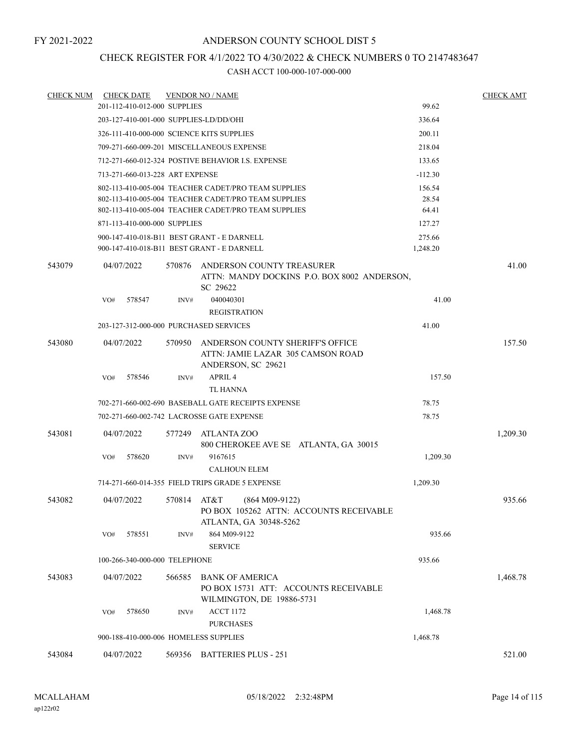FY 2021-2022

# ANDERSON COUNTY SCHOOL DIST 5

## CHECK REGISTER FOR 4/1/2022 TO 4/30/2022 & CHECK NUMBERS 0 TO 2147483647

### CASH ACCT 100-000-107-000-000

| CHECK NUM | CHECK DATE | VENDOR NO / NAME | | CHECK AMT |
|---|---|---|---|---|
| | 201-112-410-012-000 SUPPLIES | | 99.62 | |
| | 203-127-410-001-000 SUPPLIES-LD/DD/OHI | | 336.64 | |
| | 326-111-410-000-000 SCIENCE KITS SUPPLIES | | 200.11 | |
| | 709-271-660-009-201 MISCELLANEOUS EXPENSE | | 218.04 | |
| | 712-271-660-012-324 POSTIVE BEHAVIOR I.S. EXPENSE | | 133.65 | |
| | 713-271-660-013-228 ART EXPENSE | | -112.30 | |
| | 802-113-410-005-004 TEACHER CADET/PRO TEAM SUPPLIES | | 156.54 | |
| | 802-113-410-005-004 TEACHER CADET/PRO TEAM SUPPLIES | | 28.54 | |
| | 802-113-410-005-004 TEACHER CADET/PRO TEAM SUPPLIES | | 64.41 | |
| | 871-113-410-000-000 SUPPLIES | | 127.27 | |
| | 900-147-410-018-B11 BEST GRANT - E DARNELL | | 275.66 | |
| | 900-147-410-018-B11 BEST GRANT - E DARNELL | | 1,248.20 | |
| 543079 | 04/07/2022 | 570876 ANDERSON COUNTY TREASURER<br>ATTN: MANDY DOCKINS P.O. BOX 8002 ANDERSON, SC 29622 | | 41.00 |
| | VO# 578547 | INV# 040040301<br>REGISTRATION | 41.00 | |
| | 203-127-312-000-000 PURCHASED SERVICES | | 41.00 | |
| 543080 | 04/07/2022 | 570950 ANDERSON COUNTY SHERIFF'S OFFICE<br>ATTN: JAMIE LAZAR 305 CAMSON ROAD<br>ANDERSON, SC 29621 | | 157.50 |
| | VO# 578546 | INV# APRIL 4<br>TL HANNA | 157.50 | |
| | 702-271-660-002-690 BASEBALL GATE RECEIPTS EXPENSE | | 78.75 | |
| | 702-271-660-002-742 LACROSSE GATE EXPENSE | | 78.75 | |
| 543081 | 04/07/2022 | 577249 ATLANTA ZOO<br>800 CHEROKEE AVE SE ATLANTA, GA 30015 | | 1,209.30 |
| | VO# 578620 | INV# 9167615<br>CALHOUN ELEM | 1,209.30 | |
| | 714-271-660-014-355 FIELD TRIPS GRADE 5 EXPENSE | | 1,209.30 | |
| 543082 | 04/07/2022 | 570814 AT&T (864 M09-9122)<br>PO BOX 105262 ATTN: ACCOUNTS RECEIVABLE<br>ATLANTA, GA 30348-5262 | | 935.66 |
| | VO# 578551 | INV# 864 M09-9122<br>SERVICE | 935.66 | |
| | 100-266-340-000-000 TELEPHONE | | 935.66 | |
| 543083 | 04/07/2022 | 566585 BANK OF AMERICA<br>PO BOX 15731 ATT: ACCOUNTS RECEIVABLE<br>WILMINGTON, DE 19886-5731 | | 1,468.78 |
| | VO# 578650 | INV# ACCT 1172<br>PURCHASES | 1,468.78 | |
| | 900-188-410-000-006 HOMELESS SUPPLIES | | 1,468.78 | |
| 543084 | 04/07/2022 | 569356 BATTERIES PLUS - 251 | | 521.00 |

MCALLAHAM
ap122r02

05/18/2022 2:32:48PM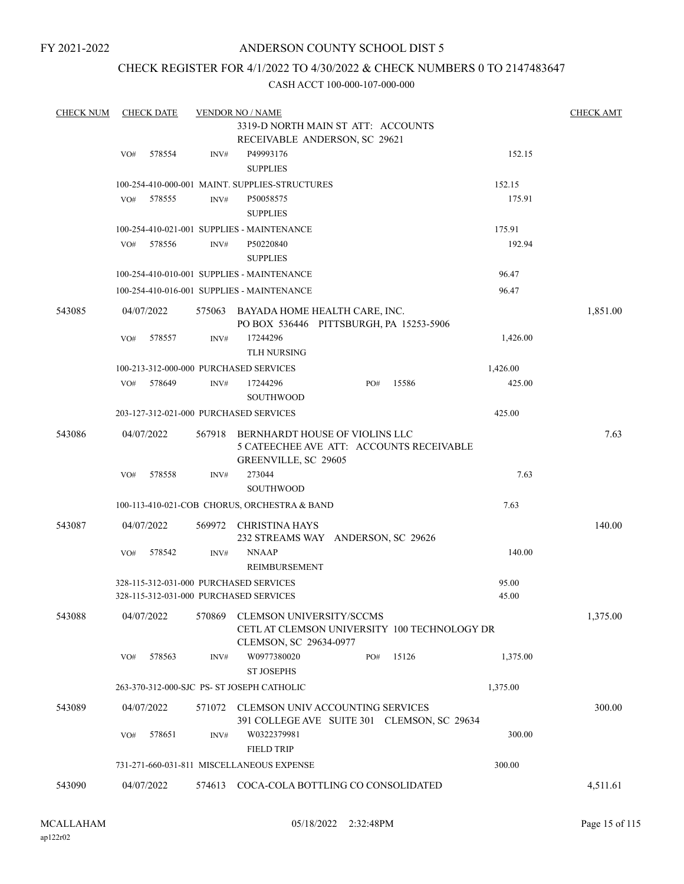FY 2021-2022

# ANDERSON COUNTY SCHOOL DIST 5

## CHECK REGISTER FOR 4/1/2022 TO 4/30/2022 & CHECK NUMBERS 0 TO 2147483647

CASH ACCT 100-000-107-000-000

| CHECK NUM | CHECK DATE | VENDOR NO / NAME | | CHECK AMT |
|---|---|---|---|---|
| | | 3319-D NORTH MAIN ST ATT: ACCOUNTS RECEIVABLE ANDERSON, SC 29621 | | |
| | VO# 578554 | INV# P49993176 SUPPLIES | 152.15 | |
| | | 100-254-410-000-001 MAINT. SUPPLIES-STRUCTURES | 152.15 | |
| | VO# 578555 | INV# P50058575 SUPPLIES | 175.91 | |
| | | 100-254-410-021-001 SUPPLIES - MAINTENANCE | 175.91 | |
| | VO# 578556 | INV# P50220840 SUPPLIES | 192.94 | |
| | | 100-254-410-010-001 SUPPLIES - MAINTENANCE | 96.47 | |
| | | 100-254-410-016-001 SUPPLIES - MAINTENANCE | 96.47 | |
| 543085 | 04/07/2022 | 575063 BAYADA HOME HEALTH CARE, INC. PO BOX 536446 PITTSBURGH, PA 15253-5906 | | 1,851.00 |
| | VO# 578557 | INV# 17244296 TLH NURSING | 1,426.00 | |
| | | 100-213-312-000-000 PURCHASED SERVICES | 1,426.00 | |
| | VO# 578649 | INV# 17244296 PO# 15586 SOUTHWOOD | 425.00 | |
| | | 203-127-312-021-000 PURCHASED SERVICES | 425.00 | |
| 543086 | 04/07/2022 | 567918 BERNHARDT HOUSE OF VIOLINS LLC 5 CATEECHEE AVE ATT: ACCOUNTS RECEIVABLE GREENVILLE, SC 29605 | | 7.63 |
| | VO# 578558 | INV# 273044 SOUTHWOOD | 7.63 | |
| | | 100-113-410-021-COB CHORUS, ORCHESTRA & BAND | 7.63 | |
| 543087 | 04/07/2022 | 569972 CHRISTINA HAYS 232 STREAMS WAY ANDERSON, SC 29626 | | 140.00 |
| | VO# 578542 | INV# NNAAP REIMBURSEMENT | 140.00 | |
| | | 328-115-312-031-000 PURCHASED SERVICES | 95.00 | |
| | | 328-115-312-031-000 PURCHASED SERVICES | 45.00 | |
| 543088 | 04/07/2022 | 570869 CLEMSON UNIVERSITY/SCCMS CETL AT CLEMSON UNIVERSITY 100 TECHNOLOGY DR CLEMSON, SC 29634-0977 | | 1,375.00 |
| | VO# 578563 | INV# W0977380020 PO# 15126 ST JOSEPHS | 1,375.00 | |
| | | 263-370-312-000-SJC PS- ST JOSEPH CATHOLIC | 1,375.00 | |
| 543089 | 04/07/2022 | 571072 CLEMSON UNIV ACCOUNTING SERVICES 391 COLLEGE AVE SUITE 301 CLEMSON, SC 29634 | | 300.00 |
| | VO# 578651 | INV# W0322379981 FIELD TRIP | 300.00 | |
| | | 731-271-660-031-811 MISCELLANEOUS EXPENSE | 300.00 | |
| 543090 | 04/07/2022 | 574613 COCA-COLA BOTTLING CO CONSOLIDATED | | 4,511.61 |

MCALLAHAM ap122r02 05/18/2022 2:32:48PM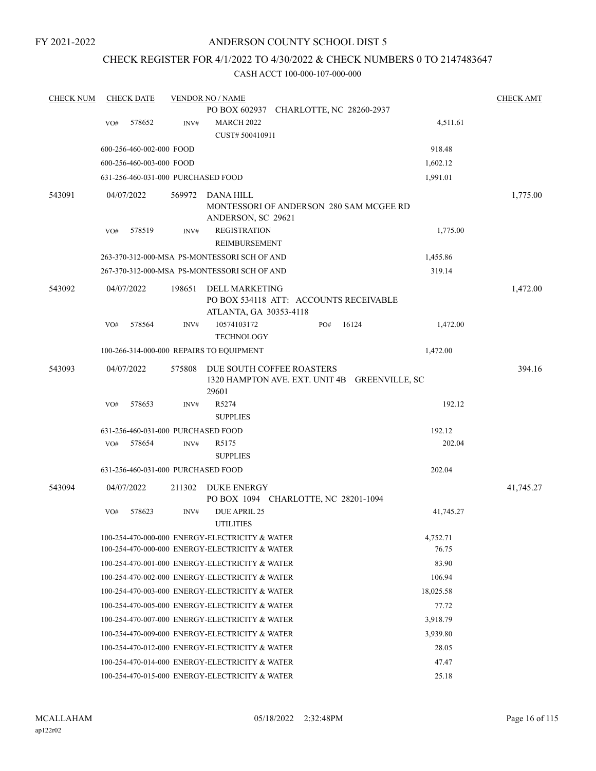FY 2021-2022

ANDERSON COUNTY SCHOOL DIST 5

CHECK REGISTER FOR 4/1/2022 TO 4/30/2022 & CHECK NUMBERS 0 TO 2147483647

CASH ACCT 100-000-107-000-000

| CHECK NUM | CHECK DATE | VENDOR NO / NAME | | CHECK AMT |
|---|---|---|---|---|
| | | PO BOX 602937 CHARLOTTE, NC 28260-2937 | | |
| | VO# 578652 | INV# MARCH 2022 CUST# 500410911 | 4,511.61 | |
| | 600-256-460-002-000 FOOD | | 918.48 | |
| | 600-256-460-003-000 FOOD | | 1,602.12 | |
| | 631-256-460-031-000 PURCHASED FOOD | | 1,991.01 | |
| 543091 | 04/07/2022 | 569972 DANA HILL MONTESSORI OF ANDERSON 280 SAM MCGEE RD ANDERSON, SC 29621 | | 1,775.00 |
| | VO# 578519 | INV# REGISTRATION REIMBURSEMENT | 1,775.00 | |
| | 263-370-312-000-MSA PS-MONTESSORI SCH OF AND | | 1,455.86 | |
| | 267-370-312-000-MSA PS-MONTESSORI SCH OF AND | | 319.14 | |
| 543092 | 04/07/2022 | 198651 DELL MARKETING PO BOX 534118 ATT: ACCOUNTS RECEIVABLE ATLANTA, GA 30353-4118 | | 1,472.00 |
| | VO# 578564 | INV# 10574103172 PO# 16124 TECHNOLOGY | 1,472.00 | |
| | 100-266-314-000-000 REPAIRS TO EQUIPMENT | | 1,472.00 | |
| 543093 | 04/07/2022 | 575808 DUE SOUTH COFFEE ROASTERS 1320 HAMPTON AVE. EXT. UNIT 4B GREENVILLE, SC 29601 | | 394.16 |
| | VO# 578653 | INV# R5274 SUPPLIES | 192.12 | |
| | 631-256-460-031-000 PURCHASED FOOD | | 192.12 | |
| | VO# 578654 | INV# R5175 SUPPLIES | 202.04 | |
| | 631-256-460-031-000 PURCHASED FOOD | | 202.04 | |
| 543094 | 04/07/2022 | 211302 DUKE ENERGY PO BOX 1094 CHARLOTTE, NC 28201-1094 | | 41,745.27 |
| | VO# 578623 | INV# DUE APRIL 25 UTILITIES | 41,745.27 | |
| | 100-254-470-000-000 ENERGY-ELECTRICITY & WATER | | 4,752.71 | |
| | 100-254-470-000-000 ENERGY-ELECTRICITY & WATER | | 76.75 | |
| | 100-254-470-001-000 ENERGY-ELECTRICITY & WATER | | 83.90 | |
| | 100-254-470-002-000 ENERGY-ELECTRICITY & WATER | | 106.94 | |
| | 100-254-470-003-000 ENERGY-ELECTRICITY & WATER | | 18,025.58 | |
| | 100-254-470-005-000 ENERGY-ELECTRICITY & WATER | | 77.72 | |
| | 100-254-470-007-000 ENERGY-ELECTRICITY & WATER | | 3,918.79 | |
| | 100-254-470-009-000 ENERGY-ELECTRICITY & WATER | | 3,939.80 | |
| | 100-254-470-012-000 ENERGY-ELECTRICITY & WATER | | 28.05 | |
| | 100-254-470-014-000 ENERGY-ELECTRICITY & WATER | | 47.47 | |
| | 100-254-470-015-000 ENERGY-ELECTRICITY & WATER | | 25.18 | |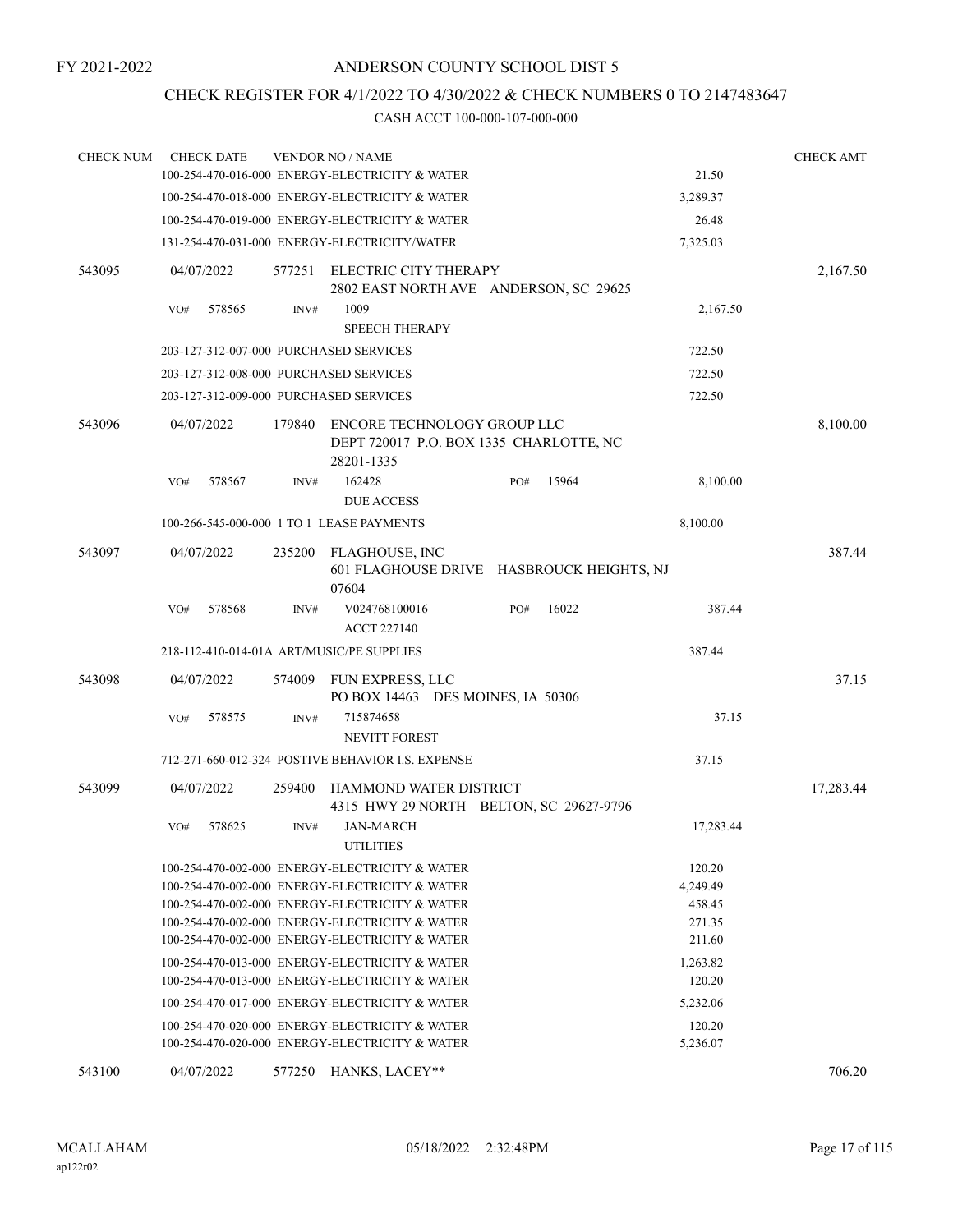FY 2021-2022

# ANDERSON COUNTY SCHOOL DIST 5

## CHECK REGISTER FOR 4/1/2022 TO 4/30/2022 & CHECK NUMBERS 0 TO 2147483647

### CASH ACCT 100-000-107-000-000

| CHECK NUM | CHECK DATE | VENDOR NO / NAME | | CHECK AMT |
|---|---|---|---|---|
| | | 100-254-470-016-000 ENERGY-ELECTRICITY & WATER | 21.50 | |
| | | 100-254-470-018-000 ENERGY-ELECTRICITY & WATER | 3,289.37 | |
| | | 100-254-470-019-000 ENERGY-ELECTRICITY & WATER | 26.48 | |
| | | 131-254-470-031-000 ENERGY-ELECTRICITY/WATER | 7,325.03 | |
| 543095 | 04/07/2022 | 577251 ELECTRIC CITY THERAPY<br>2802 EAST NORTH AVE ANDERSON, SC 29625 | | 2,167.50 |
| | VO# 578565 | INV# 1009<br>SPEECH THERAPY | 2,167.50 | |
| | | 203-127-312-007-000 PURCHASED SERVICES | 722.50 | |
| | | 203-127-312-008-000 PURCHASED SERVICES | 722.50 | |
| | | 203-127-312-009-000 PURCHASED SERVICES | 722.50 | |
| 543096 | 04/07/2022 | 179840 ENCORE TECHNOLOGY GROUP LLC<br>DEPT 720017 P.O. BOX 1335 CHARLOTTE, NC 28201-1335 | | 8,100.00 |
| | VO# 578567 | INV# 162428 PO# 15964<br>DUE ACCESS | 8,100.00 | |
| | | 100-266-545-000-000 1 TO 1 LEASE PAYMENTS | 8,100.00 | |
| 543097 | 04/07/2022 | 235200 FLAGHOUSE, INC<br>601 FLAGHOUSE DRIVE HASBROUCK HEIGHTS, NJ 07604 | | 387.44 |
| | VO# 578568 | INV# V024768100016 PO# 16022<br>ACCT 227140 | 387.44 | |
| | | 218-112-410-014-01A ART/MUSIC/PE SUPPLIES | 387.44 | |
| 543098 | 04/07/2022 | 574009 FUN EXPRESS, LLC<br>PO BOX 14463 DES MOINES, IA 50306 | | 37.15 |
| | VO# 578575 | INV# 715874658<br>NEVITT FOREST | 37.15 | |
| | | 712-271-660-012-324 POSTIVE BEHAVIOR I.S. EXPENSE | 37.15 | |
| 543099 | 04/07/2022 | 259400 HAMMOND WATER DISTRICT<br>4315 HWY 29 NORTH BELTON, SC 29627-9796 | | 17,283.44 |
| | VO# 578625 | INV# JAN-MARCH<br>UTILITIES | 17,283.44 | |
| | | 100-254-470-002-000 ENERGY-ELECTRICITY & WATER | 120.20 | |
| | | 100-254-470-002-000 ENERGY-ELECTRICITY & WATER | 4,249.49 | |
| | | 100-254-470-002-000 ENERGY-ELECTRICITY & WATER | 458.45 | |
| | | 100-254-470-002-000 ENERGY-ELECTRICITY & WATER | 271.35 | |
| | | 100-254-470-002-000 ENERGY-ELECTRICITY & WATER | 211.60 | |
| | | 100-254-470-013-000 ENERGY-ELECTRICITY & WATER | 1,263.82 | |
| | | 100-254-470-013-000 ENERGY-ELECTRICITY & WATER | 120.20 | |
| | | 100-254-470-017-000 ENERGY-ELECTRICITY & WATER | 5,232.06 | |
| | | 100-254-470-020-000 ENERGY-ELECTRICITY & WATER | 120.20 | |
| | | 100-254-470-020-000 ENERGY-ELECTRICITY & WATER | 5,236.07 | |
| 543100 | 04/07/2022 | 577250 HANKS, LACEY** | | 706.20 |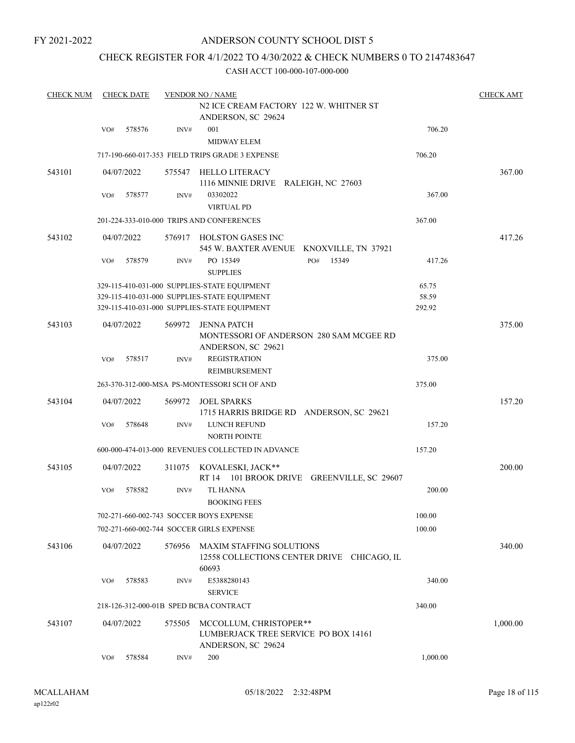FY 2021-2022

# ANDERSON COUNTY SCHOOL DIST 5

## CHECK REGISTER FOR 4/1/2022 TO 4/30/2022 & CHECK NUMBERS 0 TO 2147483647

CASH ACCT 100-000-107-000-000

| CHECK NUM | CHECK DATE | VENDOR NO / NAME | | CHECK AMT |
|---|---|---|---|---|
| | | N2 ICE CREAM FACTORY 122 W. WHITNER ST ANDERSON, SC 29624 | | |
| | VO# 578576 | INV# 001 MIDWAY ELEM | 706.20 | |
| | | 717-190-660-017-353 FIELD TRIPS GRADE 3 EXPENSE | 706.20 | |
| 543101 | 04/07/2022 | 575547 HELLO LITERACY 1116 MINNIE DRIVE RALEIGH, NC 27603 | | 367.00 |
| | VO# 578577 | INV# 03302022 VIRTUAL PD | 367.00 | |
| | | 201-224-333-010-000 TRIPS AND CONFERENCES | 367.00 | |
| 543102 | 04/07/2022 | 576917 HOLSTON GASES INC 545 W. BAXTER AVENUE KNOXVILLE, TN 37921 | | 417.26 |
| | VO# 578579 | INV# PO 15349 PO# 15349 SUPPLIES | 417.26 | |
| | | 329-115-410-031-000 SUPPLIES-STATE EQUIPMENT | 65.75 | |
| | | 329-115-410-031-000 SUPPLIES-STATE EQUIPMENT | 58.59 | |
| | | 329-115-410-031-000 SUPPLIES-STATE EQUIPMENT | 292.92 | |
| 543103 | 04/07/2022 | 569972 JENNA PATCH MONTESSORI OF ANDERSON 280 SAM MCGEE RD ANDERSON, SC 29621 | | 375.00 |
| | VO# 578517 | INV# REGISTRATION REIMBURSEMENT | 375.00 | |
| | | 263-370-312-000-MSA PS-MONTESSORI SCH OF AND | 375.00 | |
| 543104 | 04/07/2022 | 569972 JOEL SPARKS 1715 HARRIS BRIDGE RD ANDERSON, SC 29621 | | 157.20 |
| | VO# 578648 | INV# LUNCH REFUND NORTH POINTE | 157.20 | |
| | | 600-000-474-013-000 REVENUES COLLECTED IN ADVANCE | 157.20 | |
| 543105 | 04/07/2022 | 311075 KOVALESKI, JACK** RT 14 101 BROOK DRIVE GREENVILLE, SC 29607 | | 200.00 |
| | VO# 578582 | INV# TL HANNA BOOKING FEES | 200.00 | |
| | | 702-271-660-002-743 SOCCER BOYS EXPENSE | 100.00 | |
| | | 702-271-660-002-744 SOCCER GIRLS EXPENSE | 100.00 | |
| 543106 | 04/07/2022 | 576956 MAXIM STAFFING SOLUTIONS 12558 COLLECTIONS CENTER DRIVE CHICAGO, IL 60693 | | 340.00 |
| | VO# 578583 | INV# E5388280143 SERVICE | 340.00 | |
| | | 218-126-312-000-01B SPED BCBA CONTRACT | 340.00 | |
| 543107 | 04/07/2022 | 575505 MCCOLLUM, CHRISTOPER** LUMBERJACK TREE SERVICE PO BOX 14161 ANDERSON, SC 29624 | | 1,000.00 |
| | VO# 578584 | INV# 200 | 1,000.00 | |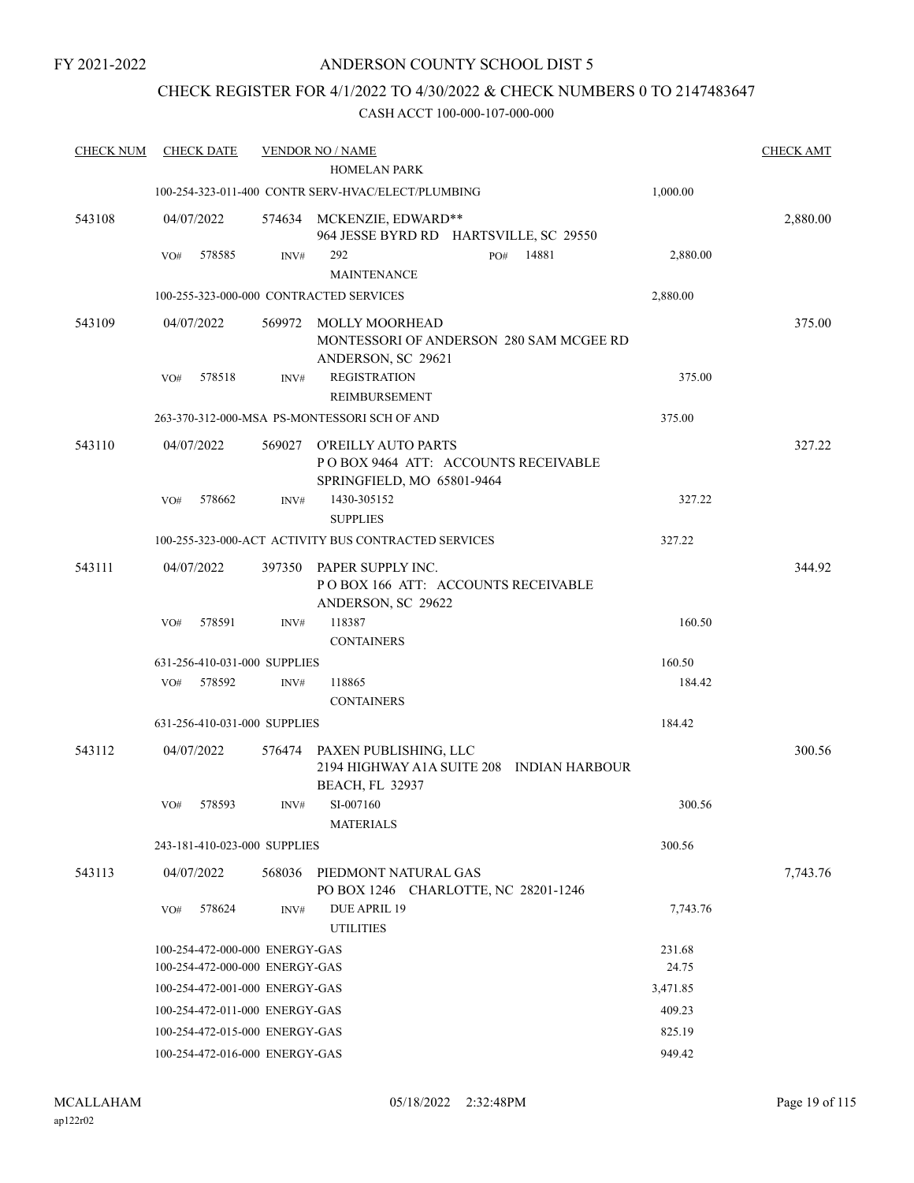FY 2021-2022

# ANDERSON COUNTY SCHOOL DIST 5

## CHECK REGISTER FOR 4/1/2022 TO 4/30/2022 & CHECK NUMBERS 0 TO 2147483647

### CASH ACCT 100-000-107-000-000

| CHECK NUM | CHECK DATE | VENDOR NO / NAME | | CHECK AMT |
|---|---|---|---|---|
| | | HOMELAN PARK | | |
| | | 100-254-323-011-400 CONTR SERV-HVAC/ELECT/PLUMBING | 1,000.00 | |
| 543108 | 04/07/2022 | 574634 MCKENZIE, EDWARD** 964 JESSE BYRD RD HARTSVILLE, SC 29550 | | 2,880.00 |
| | VO# 578585 | INV# 292 PO# 14881 MAINTENANCE | 2,880.00 | |
| | | 100-255-323-000-000 CONTRACTED SERVICES | 2,880.00 | |
| 543109 | 04/07/2022 | 569972 MOLLY MOORHEAD MONTESSORI OF ANDERSON 280 SAM MCGEE RD ANDERSON, SC 29621 | | 375.00 |
| | VO# 578518 | INV# REGISTRATION REIMBURSEMENT | 375.00 | |
| | | 263-370-312-000-MSA PS-MONTESSORI SCH OF AND | 375.00 | |
| 543110 | 04/07/2022 | 569027 O'REILLY AUTO PARTS P O BOX 9464 ATT: ACCOUNTS RECEIVABLE SPRINGFIELD, MO 65801-9464 | | 327.22 |
| | VO# 578662 | INV# 1430-305152 SUPPLIES | 327.22 | |
| | | 100-255-323-000-ACT ACTIVITY BUS CONTRACTED SERVICES | 327.22 | |
| 543111 | 04/07/2022 | 397350 PAPER SUPPLY INC. P O BOX 166 ATT: ACCOUNTS RECEIVABLE ANDERSON, SC 29622 | | 344.92 |
| | VO# 578591 | INV# 118387 CONTAINERS | 160.50 | |
| | | 631-256-410-031-000 SUPPLIES | 160.50 | |
| | VO# 578592 | INV# 118865 CONTAINERS | 184.42 | |
| | | 631-256-410-031-000 SUPPLIES | 184.42 | |
| 543112 | 04/07/2022 | 576474 PAXEN PUBLISHING, LLC 2194 HIGHWAY A1A SUITE 208 INDIAN HARBOUR BEACH, FL 32937 | | 300.56 |
| | VO# 578593 | INV# SI-007160 MATERIALS | 300.56 | |
| | | 243-181-410-023-000 SUPPLIES | 300.56 | |
| 543113 | 04/07/2022 | 568036 PIEDMONT NATURAL GAS PO BOX 1246 CHARLOTTE, NC 28201-1246 | | 7,743.76 |
| | VO# 578624 | INV# DUE APRIL 19 UTILITIES | 7,743.76 | |
| | | 100-254-472-000-000 ENERGY-GAS | 231.68 | |
| | | 100-254-472-000-000 ENERGY-GAS | 24.75 | |
| | | 100-254-472-001-000 ENERGY-GAS | 3,471.85 | |
| | | 100-254-472-011-000 ENERGY-GAS | 409.23 | |
| | | 100-254-472-015-000 ENERGY-GAS | 825.19 | |
| | | 100-254-472-016-000 ENERGY-GAS | 949.42 | |

MCALLAHAM ap122r02 05/18/2022 2:32:48PM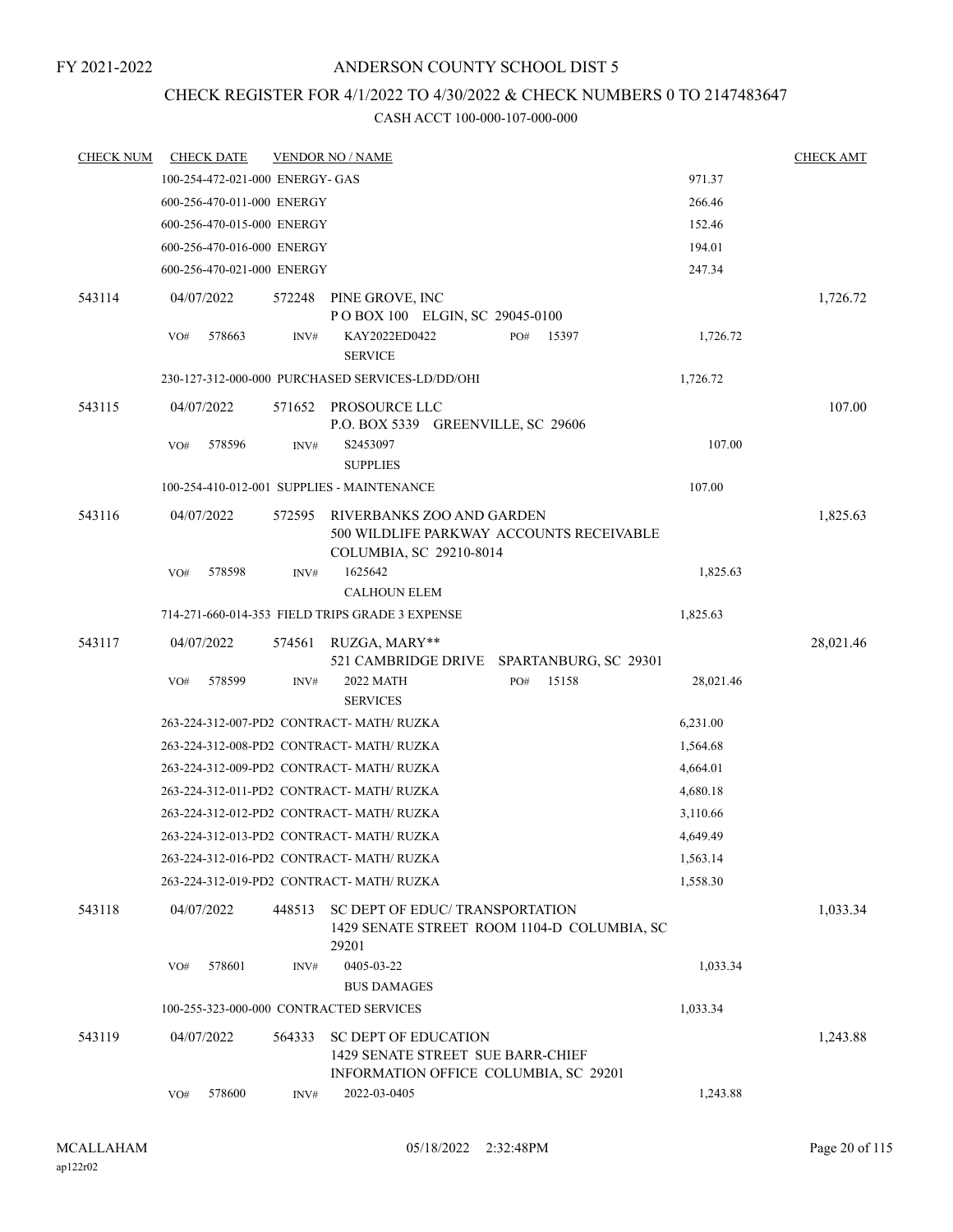FY 2021-2022

# ANDERSON COUNTY SCHOOL DIST 5

## CHECK REGISTER FOR 4/1/2022 TO 4/30/2022 & CHECK NUMBERS 0 TO 2147483647

### CASH ACCT 100-000-107-000-000

| CHECK NUM | CHECK DATE | VENDOR NO / NAME | | CHECK AMT |
|---|---|---|---|---|
| | 100-254-472-021-000 ENERGY- GAS | | 971.37 | |
| | 600-256-470-011-000 ENERGY | | 266.46 | |
| | 600-256-470-015-000 ENERGY | | 152.46 | |
| | 600-256-470-016-000 ENERGY | | 194.01 | |
| | 600-256-470-021-000 ENERGY | | 247.34 | |
| 543114 | 04/07/2022 | 572248 PINE GROVE, INC<br>P O BOX 100 ELGIN, SC 29045-0100 | | 1,726.72 |
| | VO# 578663 | INV# KAY2022ED0422 PO# 15397<br>SERVICE | 1,726.72 | |
| | 230-127-312-000-000 PURCHASED SERVICES-LD/DD/OHI | | 1,726.72 | |
| 543115 | 04/07/2022 | 571652 PROSOURCE LLC<br>P.O. BOX 5339 GREENVILLE, SC 29606 | | 107.00 |
| | VO# 578596 | INV# S2453097<br>SUPPLIES | 107.00 | |
| | 100-254-410-012-001 SUPPLIES - MAINTENANCE | | 107.00 | |
| 543116 | 04/07/2022 | 572595 RIVERBANKS ZOO AND GARDEN<br>500 WILDLIFE PARKWAY ACCOUNTS RECEIVABLE<br>COLUMBIA, SC 29210-8014 | | 1,825.63 |
| | VO# 578598 | INV# 1625642<br>CALHOUN ELEM | 1,825.63 | |
| | 714-271-660-014-353 FIELD TRIPS GRADE 3 EXPENSE | | 1,825.63 | |
| 543117 | 04/07/2022 | 574561 RUZGA, MARY**<br>521 CAMBRIDGE DRIVE SPARTANBURG, SC 29301 | | 28,021.46 |
| | VO# 578599 | INV# 2022 MATH PO# 15158<br>SERVICES | 28,021.46 | |
| | 263-224-312-007-PD2 CONTRACT- MATH/ RUZKA | | 6,231.00 | |
| | 263-224-312-008-PD2 CONTRACT- MATH/ RUZKA | | 1,564.68 | |
| | 263-224-312-009-PD2 CONTRACT- MATH/ RUZKA | | 4,664.01 | |
| | 263-224-312-011-PD2 CONTRACT- MATH/ RUZKA | | 4,680.18 | |
| | 263-224-312-012-PD2 CONTRACT- MATH/ RUZKA | | 3,110.66 | |
| | 263-224-312-013-PD2 CONTRACT- MATH/ RUZKA | | 4,649.49 | |
| | 263-224-312-016-PD2 CONTRACT- MATH/ RUZKA | | 1,563.14 | |
| | 263-224-312-019-PD2 CONTRACT- MATH/ RUZKA | | 1,558.30 | |
| 543118 | 04/07/2022 | 448513 SC DEPT OF EDUC/ TRANSPORTATION<br>1429 SENATE STREET ROOM 1104-D COLUMBIA, SC<br>29201 | | 1,033.34 |
| | VO# 578601 | INV# 0405-03-22<br>BUS DAMAGES | 1,033.34 | |
| | 100-255-323-000-000 CONTRACTED SERVICES | | 1,033.34 | |
| 543119 | 04/07/2022 | 564333 SC DEPT OF EDUCATION<br>1429 SENATE STREET SUE BARR-CHIEF<br>INFORMATION OFFICE COLUMBIA, SC 29201 | | 1,243.88 |
| | VO# 578600 | INV# 2022-03-0405 | 1,243.88 | |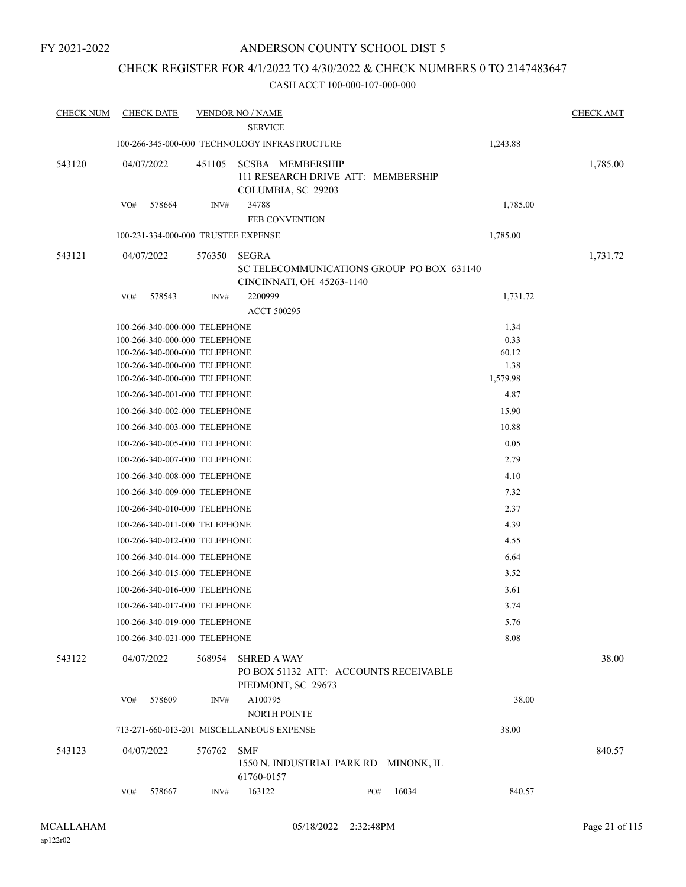FY 2021-2022

# ANDERSON COUNTY SCHOOL DIST 5

## CHECK REGISTER FOR 4/1/2022 TO 4/30/2022 & CHECK NUMBERS 0 TO 2147483647

### CASH ACCT 100-000-107-000-000

| CHECK NUM | CHECK DATE | VENDOR NO / NAME | | CHECK AMT |
|---|---|---|---|---|
| | | SERVICE | | |
| | 100-266-345-000-000 TECHNOLOGY INFRASTRUCTURE | | 1,243.88 | |
| 543120 | 04/07/2022 | 451105 SCSBA MEMBERSHIP<br>111 RESEARCH DRIVE ATT: MEMBERSHIP<br>COLUMBIA, SC 29203 | | 1,785.00 |
| | VO# 578664 | INV# 34788<br>FEB CONVENTION | 1,785.00 | |
| | 100-231-334-000-000 TRUSTEE EXPENSE | | 1,785.00 | |
| 543121 | 04/07/2022 | 576350 SEGRA<br>SC TELECOMMUNICATIONS GROUP PO BOX 631140<br>CINCINNATI, OH 45263-1140 | | 1,731.72 |
| | VO# 578543 | INV# 2200999<br>ACCT 500295 | 1,731.72 | |
| | 100-266-340-000-000 TELEPHONE | | 1.34 | |
| | 100-266-340-000-000 TELEPHONE | | 0.33 | |
| | 100-266-340-000-000 TELEPHONE | | 60.12 | |
| | 100-266-340-000-000 TELEPHONE | | 1.38 | |
| | 100-266-340-000-000 TELEPHONE | | 1,579.98 | |
| | 100-266-340-001-000 TELEPHONE | | 4.87 | |
| | 100-266-340-002-000 TELEPHONE | | 15.90 | |
| | 100-266-340-003-000 TELEPHONE | | 10.88 | |
| | 100-266-340-005-000 TELEPHONE | | 0.05 | |
| | 100-266-340-007-000 TELEPHONE | | 2.79 | |
| | 100-266-340-008-000 TELEPHONE | | 4.10 | |
| | 100-266-340-009-000 TELEPHONE | | 7.32 | |
| | 100-266-340-010-000 TELEPHONE | | 2.37 | |
| | 100-266-340-011-000 TELEPHONE | | 4.39 | |
| | 100-266-340-012-000 TELEPHONE | | 4.55 | |
| | 100-266-340-014-000 TELEPHONE | | 6.64 | |
| | 100-266-340-015-000 TELEPHONE | | 3.52 | |
| | 100-266-340-016-000 TELEPHONE | | 3.61 | |
| | 100-266-340-017-000 TELEPHONE | | 3.74 | |
| | 100-266-340-019-000 TELEPHONE | | 5.76 | |
| | 100-266-340-021-000 TELEPHONE | | 8.08 | |
| 543122 | 04/07/2022 | 568954 SHRED A WAY<br>PO BOX 51132 ATT: ACCOUNTS RECEIVABLE<br>PIEDMONT, SC 29673 | | 38.00 |
| | VO# 578609 | INV# A100795<br>NORTH POINTE | 38.00 | |
| | 713-271-660-013-201 MISCELLANEOUS EXPENSE | | 38.00 | |
| 543123 | 04/07/2022 | 576762 SMF<br>1550 N. INDUSTRIAL PARK RD MINONK, IL<br>61760-0157 | | 840.57 |
| | VO# 578667 | INV# 163122 PO# 16034 | 840.57 | |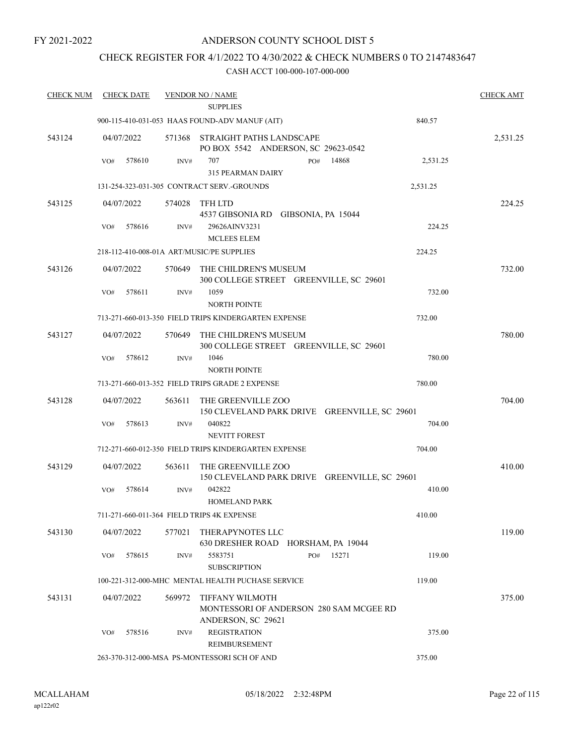FY 2021-2022

# ANDERSON COUNTY SCHOOL DIST 5

## CHECK REGISTER FOR 4/1/2022 TO 4/30/2022 & CHECK NUMBERS 0 TO 2147483647

### CASH ACCT 100-000-107-000-000

| CHECK NUM | CHECK DATE | VENDOR NO / NAME | | | CHECK AMT |
|---|---|---|---|---|---|
| | | SUPPLIES | | | |
| | | 900-115-410-031-053 HAAS FOUND-ADV MANUF (AIT) | | 840.57 | |
| 543124 | 04/07/2022 | 571368 STRAIGHT PATHS LANDSCAPE<br>PO BOX 5542 ANDERSON, SC 29623-0542 | | | 2,531.25 |
| | VO# 578610 | INV# 707<br>315 PEARMAN DAIRY | PO# 14868 | 2,531.25 | |
| | | 131-254-323-031-305 CONTRACT SERV.-GROUNDS | | 2,531.25 | |
| 543125 | 04/07/2022 | 574028 TFH LTD<br>4537 GIBSONIA RD GIBSONIA, PA 15044 | | | 224.25 |
| | VO# 578616 | INV# 29626AINV3231<br>MCLEES ELEM | | 224.25 | |
| | | 218-112-410-008-01A ART/MUSIC/PE SUPPLIES | | 224.25 | |
| 543126 | 04/07/2022 | 570649 THE CHILDREN'S MUSEUM<br>300 COLLEGE STREET GREENVILLE, SC 29601 | | | 732.00 |
| | VO# 578611 | INV# 1059<br>NORTH POINTE | | 732.00 | |
| | | 713-271-660-013-350 FIELD TRIPS KINDERGARTEN EXPENSE | | 732.00 | |
| 543127 | 04/07/2022 | 570649 THE CHILDREN'S MUSEUM<br>300 COLLEGE STREET GREENVILLE, SC 29601 | | | 780.00 |
| | VO# 578612 | INV# 1046<br>NORTH POINTE | | 780.00 | |
| | | 713-271-660-013-352 FIELD TRIPS GRADE 2 EXPENSE | | 780.00 | |
| 543128 | 04/07/2022 | 563611 THE GREENVILLE ZOO<br>150 CLEVELAND PARK DRIVE GREENVILLE, SC 29601 | | | 704.00 |
| | VO# 578613 | INV# 040822<br>NEVITT FOREST | | 704.00 | |
| | | 712-271-660-012-350 FIELD TRIPS KINDERGARTEN EXPENSE | | 704.00 | |
| 543129 | 04/07/2022 | 563611 THE GREENVILLE ZOO<br>150 CLEVELAND PARK DRIVE GREENVILLE, SC 29601 | | | 410.00 |
| | VO# 578614 | INV# 042822<br>HOMELAND PARK | | 410.00 | |
| | | 711-271-660-011-364 FIELD TRIPS 4K EXPENSE | | 410.00 | |
| 543130 | 04/07/2022 | 577021 THERAPYNOTES LLC<br>630 DRESHER ROAD HORSHAM, PA 19044 | | | 119.00 |
| | VO# 578615 | INV# 5583751<br>SUBSCRIPTION | PO# 15271 | 119.00 | |
| | | 100-221-312-000-MHC MENTAL HEALTH PUCHASE SERVICE | | 119.00 | |
| 543131 | 04/07/2022 | 569972 TIFFANY WILMOTH<br>MONTESSORI OF ANDERSON 280 SAM MCGEE RD<br>ANDERSON, SC 29621 | | | 375.00 |
| | VO# 578516 | INV# REGISTRATION<br>REIMBURSEMENT | | 375.00 | |
| | | 263-370-312-000-MSA PS-MONTESSORI SCH OF AND | | 375.00 | |

MCALLAHAM
ap122r02

05/18/2022 2:32:48PM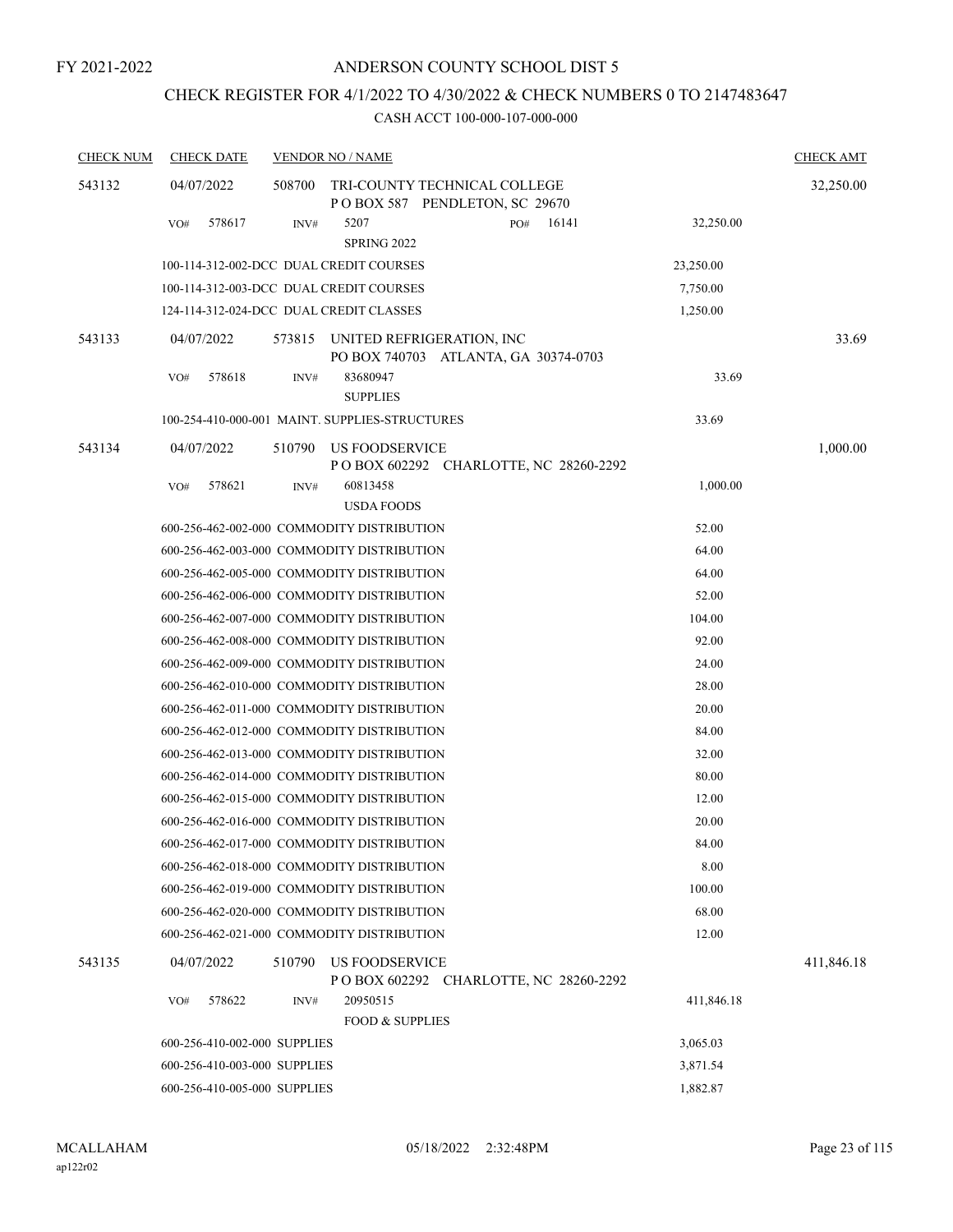FY 2021-2022

# ANDERSON COUNTY SCHOOL DIST 5

## CHECK REGISTER FOR 4/1/2022 TO 4/30/2022 & CHECK NUMBERS 0 TO 2147483647

### CASH ACCT 100-000-107-000-000

| CHECK NUM | CHECK DATE | VENDOR NO / NAME | | CHECK AMT |
|---|---|---|---|---|
| 543132 | 04/07/2022 | 508700 TRI-COUNTY TECHNICAL COLLEGE<br>P O BOX 587 PENDLETON, SC 29670 | | 32,250.00 |
| | VO# 578617 | INV# 5207 PO# 16141<br>SPRING 2022 | 32,250.00 | |
| | 100-114-312-002-DCC DUAL CREDIT COURSES | | 23,250.00 | |
| | 100-114-312-003-DCC DUAL CREDIT COURSES | | 7,750.00 | |
| | 124-114-312-024-DCC DUAL CREDIT CLASSES | | 1,250.00 | |
| 543133 | 04/07/2022 | 573815 UNITED REFRIGERATION, INC<br>PO BOX 740703 ATLANTA, GA 30374-0703 | | 33.69 |
| | VO# 578618 | INV# 83680947<br>SUPPLIES | 33.69 | |
| | 100-254-410-000-001 MAINT. SUPPLIES-STRUCTURES | | 33.69 | |
| 543134 | 04/07/2022 | 510790 US FOODSERVICE<br>P O BOX 602292 CHARLOTTE, NC 28260-2292 | | 1,000.00 |
| | VO# 578621 | INV# 60813458<br>USDA FOODS | 1,000.00 | |
| | 600-256-462-002-000 COMMODITY DISTRIBUTION | | 52.00 | |
| | 600-256-462-003-000 COMMODITY DISTRIBUTION | | 64.00 | |
| | 600-256-462-005-000 COMMODITY DISTRIBUTION | | 64.00 | |
| | 600-256-462-006-000 COMMODITY DISTRIBUTION | | 52.00 | |
| | 600-256-462-007-000 COMMODITY DISTRIBUTION | | 104.00 | |
| | 600-256-462-008-000 COMMODITY DISTRIBUTION | | 92.00 | |
| | 600-256-462-009-000 COMMODITY DISTRIBUTION | | 24.00 | |
| | 600-256-462-010-000 COMMODITY DISTRIBUTION | | 28.00 | |
| | 600-256-462-011-000 COMMODITY DISTRIBUTION | | 20.00 | |
| | 600-256-462-012-000 COMMODITY DISTRIBUTION | | 84.00 | |
| | 600-256-462-013-000 COMMODITY DISTRIBUTION | | 32.00 | |
| | 600-256-462-014-000 COMMODITY DISTRIBUTION | | 80.00 | |
| | 600-256-462-015-000 COMMODITY DISTRIBUTION | | 12.00 | |
| | 600-256-462-016-000 COMMODITY DISTRIBUTION | | 20.00 | |
| | 600-256-462-017-000 COMMODITY DISTRIBUTION | | 84.00 | |
| | 600-256-462-018-000 COMMODITY DISTRIBUTION | | 8.00 | |
| | 600-256-462-019-000 COMMODITY DISTRIBUTION | | 100.00 | |
| | 600-256-462-020-000 COMMODITY DISTRIBUTION | | 68.00 | |
| | 600-256-462-021-000 COMMODITY DISTRIBUTION | | 12.00 | |
| 543135 | 04/07/2022 | 510790 US FOODSERVICE<br>P O BOX 602292 CHARLOTTE, NC 28260-2292 | | 411,846.18 |
| | VO# 578622 | INV# 20950515<br>FOOD & SUPPLIES | 411,846.18 | |
| | 600-256-410-002-000 SUPPLIES | | 3,065.03 | |
| | 600-256-410-003-000 SUPPLIES | | 3,871.54 | |
| | 600-256-410-005-000 SUPPLIES | | 1,882.87 | |

MCALLAHAM
ap122r02

05/18/2022 2:32:48PM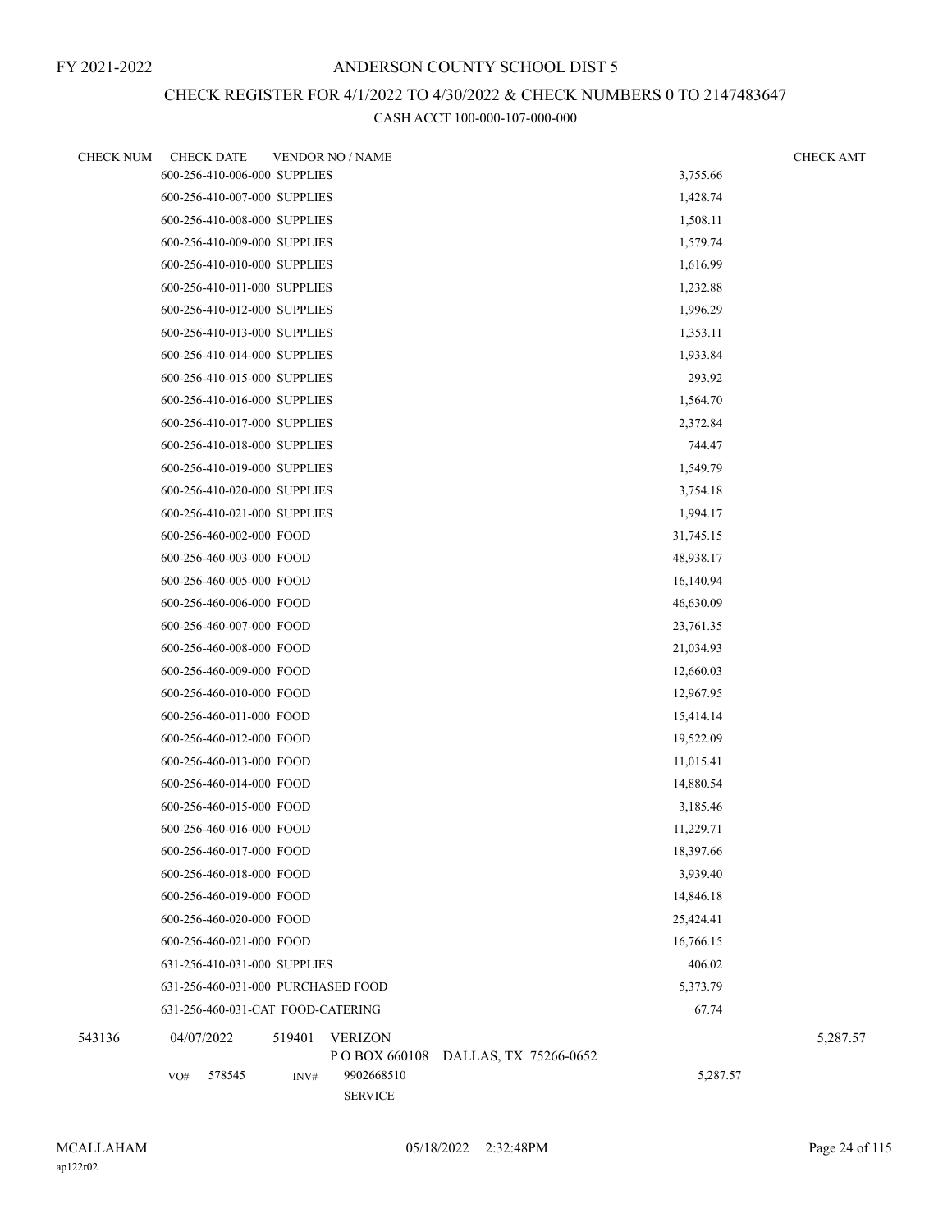FY 2021-2022

# ANDERSON COUNTY SCHOOL DIST 5

## CHECK REGISTER FOR 4/1/2022 TO 4/30/2022 & CHECK NUMBERS 0 TO 2147483647

### CASH ACCT 100-000-107-000-000

| CHECK NUM | CHECK DATE | VENDOR NO / NAME | | CHECK AMT |
|---|---|---|---|---|
| | 600-256-410-006-000 SUPPLIES | | 3,755.66 | |
| | 600-256-410-007-000 SUPPLIES | | 1,428.74 | |
| | 600-256-410-008-000 SUPPLIES | | 1,508.11 | |
| | 600-256-410-009-000 SUPPLIES | | 1,579.74 | |
| | 600-256-410-010-000 SUPPLIES | | 1,616.99 | |
| | 600-256-410-011-000 SUPPLIES | | 1,232.88 | |
| | 600-256-410-012-000 SUPPLIES | | 1,996.29 | |
| | 600-256-410-013-000 SUPPLIES | | 1,353.11 | |
| | 600-256-410-014-000 SUPPLIES | | 1,933.84 | |
| | 600-256-410-015-000 SUPPLIES | | 293.92 | |
| | 600-256-410-016-000 SUPPLIES | | 1,564.70 | |
| | 600-256-410-017-000 SUPPLIES | | 2,372.84 | |
| | 600-256-410-018-000 SUPPLIES | | 744.47 | |
| | 600-256-410-019-000 SUPPLIES | | 1,549.79 | |
| | 600-256-410-020-000 SUPPLIES | | 3,754.18 | |
| | 600-256-410-021-000 SUPPLIES | | 1,994.17 | |
| | 600-256-460-002-000 FOOD | | 31,745.15 | |
| | 600-256-460-003-000 FOOD | | 48,938.17 | |
| | 600-256-460-005-000 FOOD | | 16,140.94 | |
| | 600-256-460-006-000 FOOD | | 46,630.09 | |
| | 600-256-460-007-000 FOOD | | 23,761.35 | |
| | 600-256-460-008-000 FOOD | | 21,034.93 | |
| | 600-256-460-009-000 FOOD | | 12,660.03 | |
| | 600-256-460-010-000 FOOD | | 12,967.95 | |
| | 600-256-460-011-000 FOOD | | 15,414.14 | |
| | 600-256-460-012-000 FOOD | | 19,522.09 | |
| | 600-256-460-013-000 FOOD | | 11,015.41 | |
| | 600-256-460-014-000 FOOD | | 14,880.54 | |
| | 600-256-460-015-000 FOOD | | 3,185.46 | |
| | 600-256-460-016-000 FOOD | | 11,229.71 | |
| | 600-256-460-017-000 FOOD | | 18,397.66 | |
| | 600-256-460-018-000 FOOD | | 3,939.40 | |
| | 600-256-460-019-000 FOOD | | 14,846.18 | |
| | 600-256-460-020-000 FOOD | | 25,424.41 | |
| | 600-256-460-021-000 FOOD | | 16,766.15 | |
| | 631-256-410-031-000 SUPPLIES | | 406.02 | |
| | 631-256-460-031-000 PURCHASED FOOD | | 5,373.79 | |
| | 631-256-460-031-CAT FOOD-CATERING | | 67.74 | |
| 543136 | 04/07/2022 | 519401 VERIZON<br>P O BOX 660108 DALLAS, TX 75266-0652 | | 5,287.57 |
| | VO# 578545 | INV# 9902668510<br>SERVICE | 5,287.57 | |

MCALLAHAM
ap122r02

05/18/2022 2:32:48PM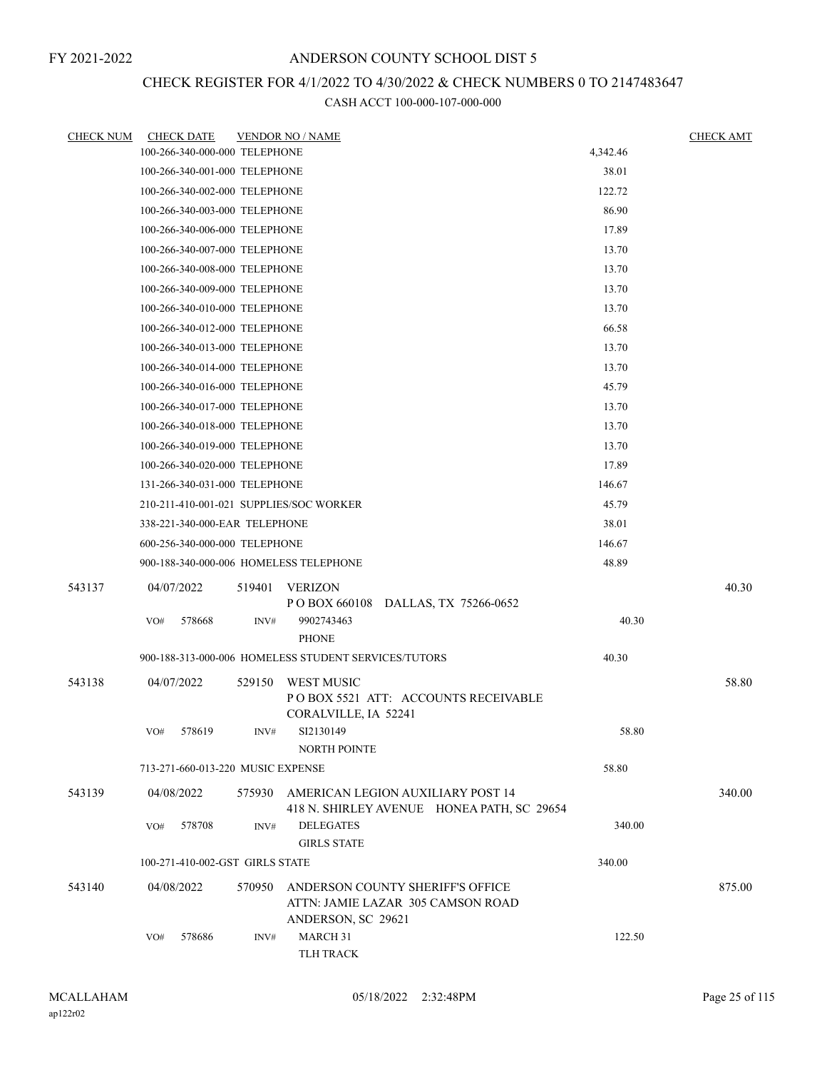FY 2021-2022

# ANDERSON COUNTY SCHOOL DIST 5

## CHECK REGISTER FOR 4/1/2022 TO 4/30/2022 & CHECK NUMBERS 0 TO 2147483647

### CASH ACCT 100-000-107-000-000

| CHECK NUM | CHECK DATE | VENDOR NO / NAME | | CHECK AMT |
|---|---|---|---|---|
| | 100-266-340-000-000 TELEPHONE | | 4,342.46 | |
| | 100-266-340-001-000 TELEPHONE | | 38.01 | |
| | 100-266-340-002-000 TELEPHONE | | 122.72 | |
| | 100-266-340-003-000 TELEPHONE | | 86.90 | |
| | 100-266-340-006-000 TELEPHONE | | 17.89 | |
| | 100-266-340-007-000 TELEPHONE | | 13.70 | |
| | 100-266-340-008-000 TELEPHONE | | 13.70 | |
| | 100-266-340-009-000 TELEPHONE | | 13.70 | |
| | 100-266-340-010-000 TELEPHONE | | 13.70 | |
| | 100-266-340-012-000 TELEPHONE | | 66.58 | |
| | 100-266-340-013-000 TELEPHONE | | 13.70 | |
| | 100-266-340-014-000 TELEPHONE | | 13.70 | |
| | 100-266-340-016-000 TELEPHONE | | 45.79 | |
| | 100-266-340-017-000 TELEPHONE | | 13.70 | |
| | 100-266-340-018-000 TELEPHONE | | 13.70 | |
| | 100-266-340-019-000 TELEPHONE | | 13.70 | |
| | 100-266-340-020-000 TELEPHONE | | 17.89 | |
| | 131-266-340-031-000 TELEPHONE | | 146.67 | |
| | 210-211-410-001-021 SUPPLIES/SOC WORKER | | 45.79 | |
| | 338-221-340-000-EAR TELEPHONE | | 38.01 | |
| | 600-256-340-000-000 TELEPHONE | | 146.67 | |
| | 900-188-340-000-006 HOMELESS TELEPHONE | | 48.89 | |
| 543137 | 04/07/2022 | 519401 VERIZON<br>P O BOX 660108 DALLAS, TX 75266-0652 | | 40.30 |
| | VO# 578668 | INV# 9902743463<br>PHONE | 40.30 | |
| | 900-188-313-000-006 HOMELESS STUDENT SERVICES/TUTORS | | 40.30 | |
| 543138 | 04/07/2022 | 529150 WEST MUSIC<br>P O BOX 5521 ATT: ACCOUNTS RECEIVABLE<br>CORALVILLE, IA 52241 | | 58.80 |
| | VO# 578619 | INV# SI2130149<br>NORTH POINTE | 58.80 | |
| | 713-271-660-013-220 MUSIC EXPENSE | | 58.80 | |
| 543139 | 04/08/2022 | 575930 AMERICAN LEGION AUXILIARY POST 14<br>418 N. SHIRLEY AVENUE HONEA PATH, SC 29654 | | 340.00 |
| | VO# 578708 | INV# DELEGATES<br>GIRLS STATE | 340.00 | |
| | 100-271-410-002-GST GIRLS STATE | | 340.00 | |
| 543140 | 04/08/2022 | 570950 ANDERSON COUNTY SHERIFF'S OFFICE<br>ATTN: JAMIE LAZAR 305 CAMSON ROAD<br>ANDERSON, SC 29621 | | 875.00 |
| | VO# 578686 | INV# MARCH 31<br>TLH TRACK | 122.50 | |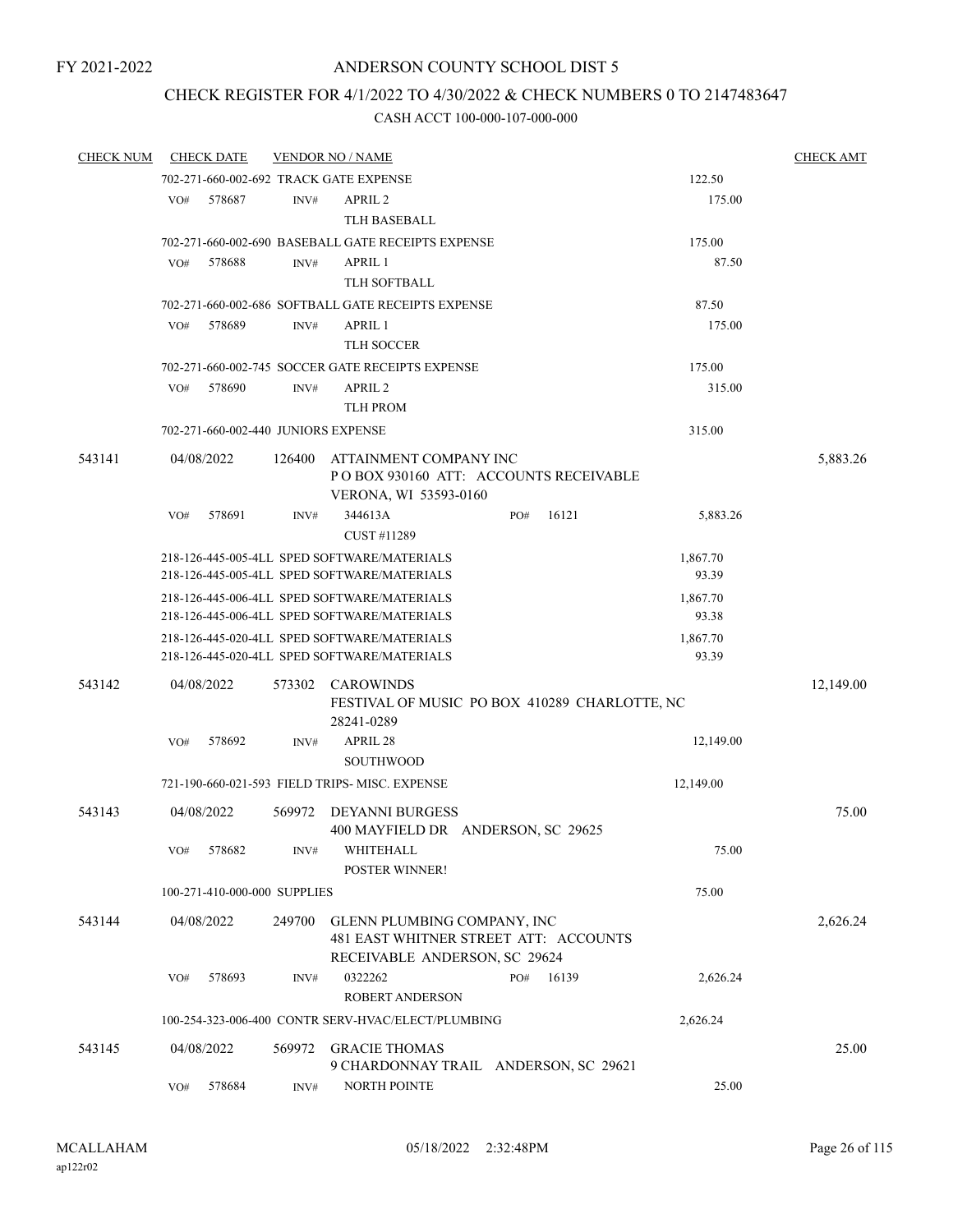FY 2021-2022

# ANDERSON COUNTY SCHOOL DIST 5

## CHECK REGISTER FOR 4/1/2022 TO 4/30/2022 & CHECK NUMBERS 0 TO 2147483647

CASH ACCT 100-000-107-000-000

| CHECK NUM | CHECK DATE | VENDOR NO / NAME | | CHECK AMT |
|---|---|---|---|---|
| | 702-271-660-002-692 TRACK GATE EXPENSE | | 122.50 | |
| | VO# 578687 | INV# APRIL 2<br>TLH BASEBALL | 175.00 | |
| | 702-271-660-002-690 BASEBALL GATE RECEIPTS EXPENSE | | 175.00 | |
| | VO# 578688 | INV# APRIL 1<br>TLH SOFTBALL | 87.50 | |
| | 702-271-660-002-686 SOFTBALL GATE RECEIPTS EXPENSE | | 87.50 | |
| | VO# 578689 | INV# APRIL 1<br>TLH SOCCER | 175.00 | |
| | 702-271-660-002-745 SOCCER GATE RECEIPTS EXPENSE | | 175.00 | |
| | VO# 578690 | INV# APRIL 2<br>TLH PROM | 315.00 | |
| | 702-271-660-002-440 JUNIORS EXPENSE | | 315.00 | |
| 543141 | 04/08/2022 | 126400 ATTAINMENT COMPANY INC<br>P O BOX 930160 ATT: ACCOUNTS RECEIVABLE<br>VERONA, WI 53593-0160 | | 5,883.26 |
| | VO# 578691 | INV# 344613A PO# 16121<br>CUST #11289 | 5,883.26 | |
| | 218-126-445-005-4LL SPED SOFTWARE/MATERIALS | | 1,867.70 | |
| | 218-126-445-005-4LL SPED SOFTWARE/MATERIALS | | 93.39 | |
| | 218-126-445-006-4LL SPED SOFTWARE/MATERIALS | | 1,867.70 | |
| | 218-126-445-006-4LL SPED SOFTWARE/MATERIALS | | 93.38 | |
| | 218-126-445-020-4LL SPED SOFTWARE/MATERIALS | | 1,867.70 | |
| | 218-126-445-020-4LL SPED SOFTWARE/MATERIALS | | 93.39 | |
| 543142 | 04/08/2022 | 573302 CAROWINDS<br>FESTIVAL OF MUSIC PO BOX 410289 CHARLOTTE, NC 28241-0289 | | 12,149.00 |
| | VO# 578692 | INV# APRIL 28<br>SOUTHWOOD | 12,149.00 | |
| | 721-190-660-021-593 FIELD TRIPS- MISC. EXPENSE | | 12,149.00 | |
| 543143 | 04/08/2022 | 569972 DEYANNI BURGESS<br>400 MAYFIELD DR ANDERSON, SC 29625 | | 75.00 |
| | VO# 578682 | INV# WHITEHALL<br>POSTER WINNER! | 75.00 | |
| | 100-271-410-000-000 SUPPLIES | | 75.00 | |
| 543144 | 04/08/2022 | 249700 GLENN PLUMBING COMPANY, INC<br>481 EAST WHITNER STREET ATT: ACCOUNTS RECEIVABLE ANDERSON, SC 29624 | | 2,626.24 |
| | VO# 578693 | INV# 0322262 PO# 16139<br>ROBERT ANDERSON | 2,626.24 | |
| | 100-254-323-006-400 CONTR SERV-HVAC/ELECT/PLUMBING | | 2,626.24 | |
| 543145 | 04/08/2022 | 569972 GRACIE THOMAS<br>9 CHARDONNAY TRAIL ANDERSON, SC 29621 | | 25.00 |
| | VO# 578684 | INV# NORTH POINTE | 25.00 | |

MCALLAHAM
ap122r02

05/18/2022 2:32:48PM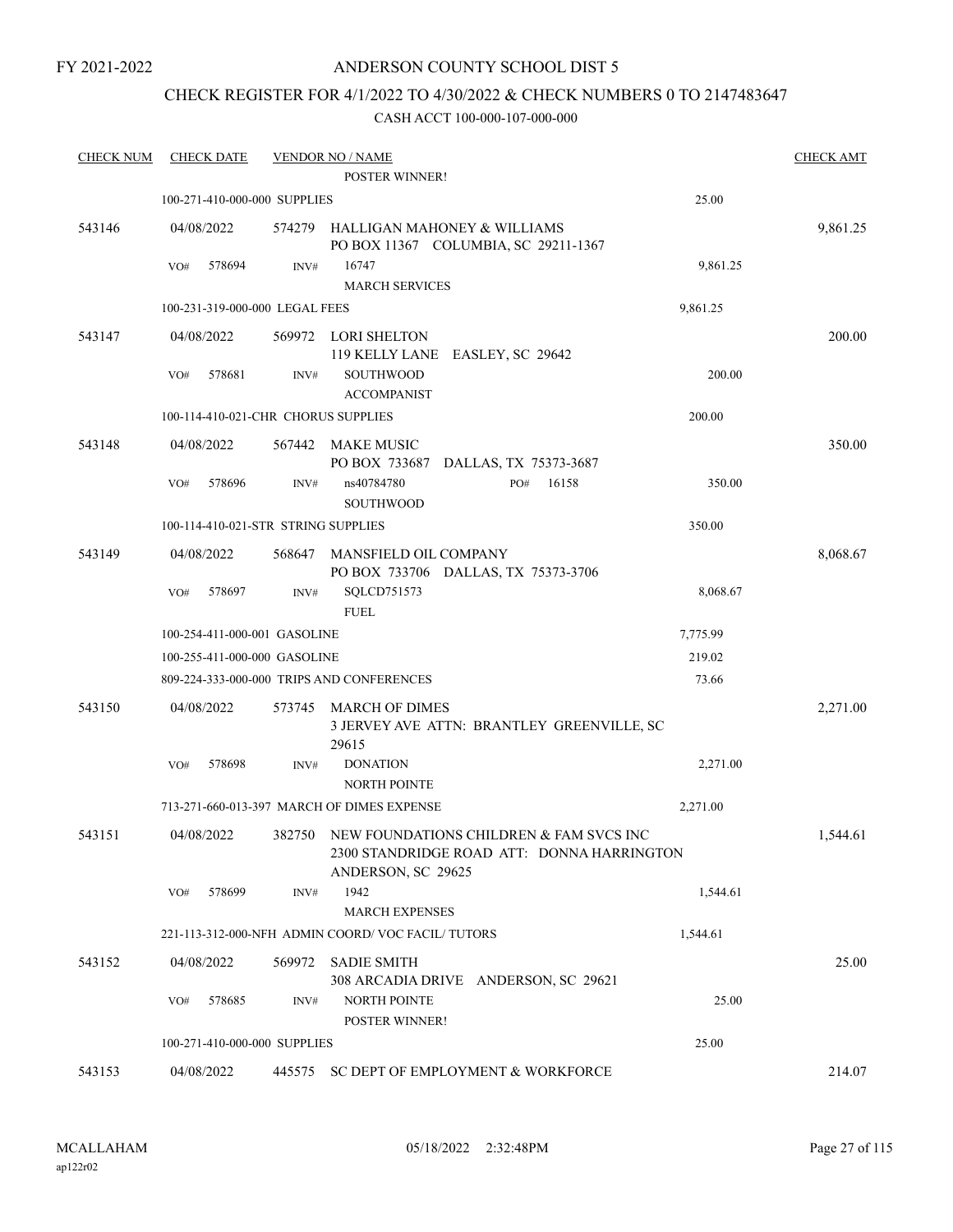FY 2021-2022

# ANDERSON COUNTY SCHOOL DIST 5

## CHECK REGISTER FOR 4/1/2022 TO 4/30/2022 & CHECK NUMBERS 0 TO 2147483647

### CASH ACCT 100-000-107-000-000

| CHECK NUM | CHECK DATE | VENDOR NO / NAME | | CHECK AMT |
|---|---|---|---|---|
| | | POSTER WINNER! | | |
| | 100-271-410-000-000 SUPPLIES | | 25.00 | |
| 543146 | 04/08/2022 | 574279 HALLIGAN MAHONEY & WILLIAMS<br>PO BOX 11367 COLUMBIA, SC 29211-1367 | | 9,861.25 |
| | VO# 578694 | INV# 16747<br>MARCH SERVICES | 9,861.25 | |
| | 100-231-319-000-000 LEGAL FEES | | 9,861.25 | |
| 543147 | 04/08/2022 | 569972 LORI SHELTON<br>119 KELLY LANE EASLEY, SC 29642 | | 200.00 |
| | VO# 578681 | INV# SOUTHWOOD<br>ACCOMPANIST | 200.00 | |
| | 100-114-410-021-CHR CHORUS SUPPLIES | | 200.00 | |
| 543148 | 04/08/2022 | 567442 MAKE MUSIC<br>PO BOX 733687 DALLAS, TX 75373-3687 | | 350.00 |
| | VO# 578696 | INV# ns40784780 PO# 16158<br>SOUTHWOOD | 350.00 | |
| | 100-114-410-021-STR STRING SUPPLIES | | 350.00 | |
| 543149 | 04/08/2022 | 568647 MANSFIELD OIL COMPANY<br>PO BOX 733706 DALLAS, TX 75373-3706 | | 8,068.67 |
| | VO# 578697 | INV# SQLCD751573<br>FUEL | 8,068.67 | |
| | 100-254-411-000-001 GASOLINE | | 7,775.99 | |
| | 100-255-411-000-000 GASOLINE | | 219.02 | |
| | 809-224-333-000-000 TRIPS AND CONFERENCES | | 73.66 | |
| 543150 | 04/08/2022 | 573745 MARCH OF DIMES<br>3 JERVEY AVE ATTN: BRANTLEY GREENVILLE, SC 29615 | | 2,271.00 |
| | VO# 578698 | INV# DONATION<br>NORTH POINTE | 2,271.00 | |
| | 713-271-660-013-397 MARCH OF DIMES EXPENSE | | 2,271.00 | |
| 543151 | 04/08/2022 | 382750 NEW FOUNDATIONS CHILDREN & FAM SVCS INC<br>2300 STANDRIDGE ROAD ATT: DONNA HARRINGTON<br>ANDERSON, SC 29625 | | 1,544.61 |
| | VO# 578699 | INV# 1942<br>MARCH EXPENSES | 1,544.61 | |
| | 221-113-312-000-NFH ADMIN COORD/ VOC FACIL/ TUTORS | | 1,544.61 | |
| 543152 | 04/08/2022 | 569972 SADIE SMITH<br>308 ARCADIA DRIVE ANDERSON, SC 29621 | | 25.00 |
| | VO# 578685 | INV# NORTH POINTE<br>POSTER WINNER! | 25.00 | |
| | 100-271-410-000-000 SUPPLIES | | 25.00 | |
| 543153 | 04/08/2022 | 445575 SC DEPT OF EMPLOYMENT & WORKFORCE | | 214.07 |

MCALLAHAM
ap122r02

05/18/2022 2:32:48PM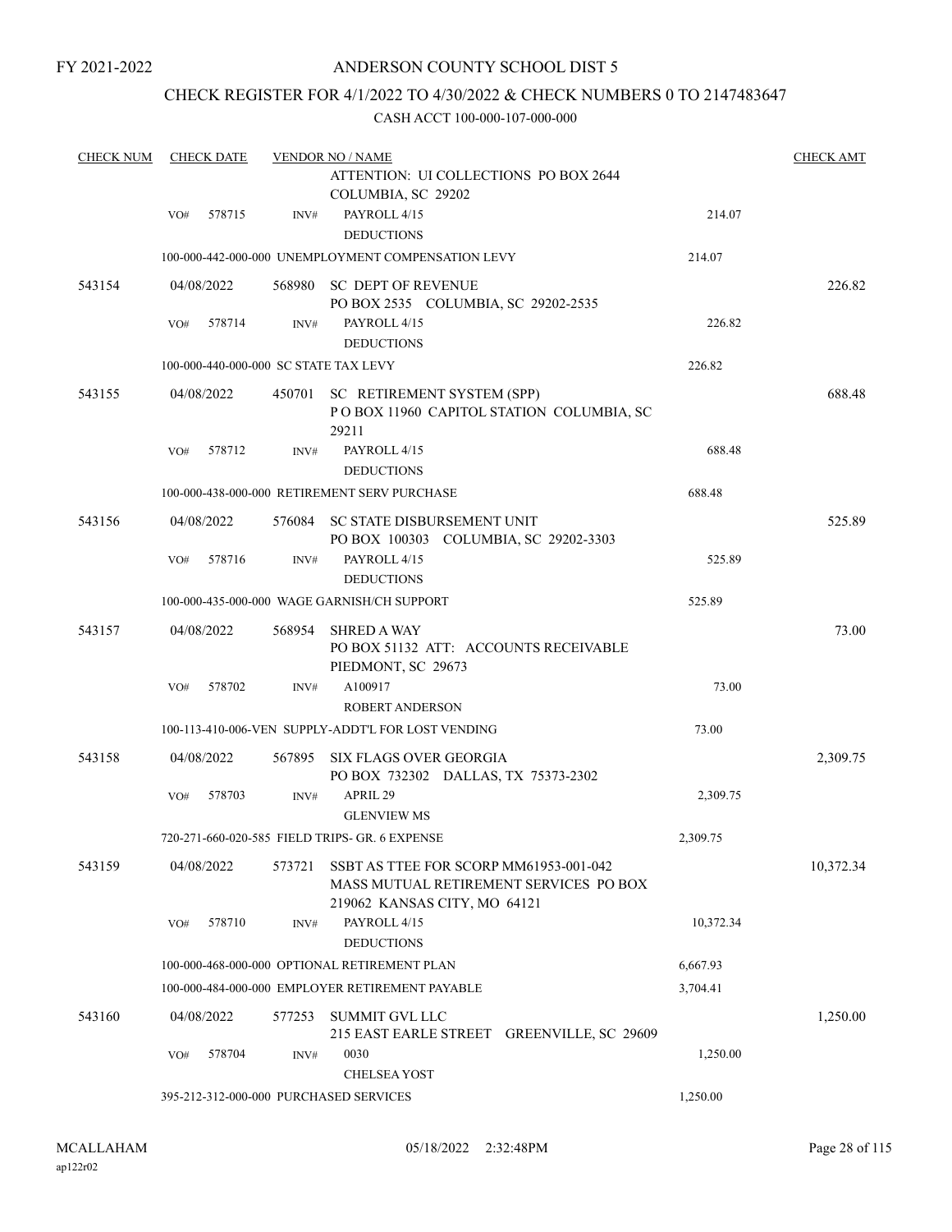FY 2021-2022

# ANDERSON COUNTY SCHOOL DIST 5

## CHECK REGISTER FOR 4/1/2022 TO 4/30/2022 & CHECK NUMBERS 0 TO 2147483647

### CASH ACCT 100-000-107-000-000

| CHECK NUM | CHECK DATE | VENDOR NO / NAME | | CHECK AMT |
|---|---|---|---|---|
| | | ATTENTION: UI COLLECTIONS PO BOX 2644 COLUMBIA, SC 29202 | | |
| | VO# 578715 | INV# PAYROLL 4/15 DEDUCTIONS | 214.07 | |
| | | 100-000-442-000-000 UNEMPLOYMENT COMPENSATION LEVY | 214.07 | |
| 543154 | 04/08/2022 | 568980 SC DEPT OF REVENUE PO BOX 2535 COLUMBIA, SC 29202-2535 | | 226.82 |
| | VO# 578714 | INV# PAYROLL 4/15 DEDUCTIONS | 226.82 | |
| | | 100-000-440-000-000 SC STATE TAX LEVY | 226.82 | |
| 543155 | 04/08/2022 | 450701 SC RETIREMENT SYSTEM (SPP) P O BOX 11960 CAPITOL STATION COLUMBIA, SC 29211 | | 688.48 |
| | VO# 578712 | INV# PAYROLL 4/15 DEDUCTIONS | 688.48 | |
| | | 100-000-438-000-000 RETIREMENT SERV PURCHASE | 688.48 | |
| 543156 | 04/08/2022 | 576084 SC STATE DISBURSEMENT UNIT PO BOX 100303 COLUMBIA, SC 29202-3303 | | 525.89 |
| | VO# 578716 | INV# PAYROLL 4/15 DEDUCTIONS | 525.89 | |
| | | 100-000-435-000-000 WAGE GARNISH/CH SUPPORT | 525.89 | |
| 543157 | 04/08/2022 | 568954 SHRED A WAY PO BOX 51132 ATT: ACCOUNTS RECEIVABLE PIEDMONT, SC 29673 | | 73.00 |
| | VO# 578702 | INV# A100917 ROBERT ANDERSON | 73.00 | |
| | | 100-113-410-006-VEN SUPPLY-ADDT'L FOR LOST VENDING | 73.00 | |
| 543158 | 04/08/2022 | 567895 SIX FLAGS OVER GEORGIA PO BOX 732302 DALLAS, TX 75373-2302 | | 2,309.75 |
| | VO# 578703 | INV# APRIL 29 GLENVIEW MS | 2,309.75 | |
| | | 720-271-660-020-585 FIELD TRIPS- GR. 6 EXPENSE | 2,309.75 | |
| 543159 | 04/08/2022 | 573721 SSBT AS TTEE FOR SCORP MM61953-001-042 MASS MUTUAL RETIREMENT SERVICES PO BOX 219062 KANSAS CITY, MO 64121 | | 10,372.34 |
| | VO# 578710 | INV# PAYROLL 4/15 DEDUCTIONS | 10,372.34 | |
| | | 100-000-468-000-000 OPTIONAL RETIREMENT PLAN | 6,667.93 | |
| | | 100-000-484-000-000 EMPLOYER RETIREMENT PAYABLE | 3,704.41 | |
| 543160 | 04/08/2022 | 577253 SUMMIT GVL LLC 215 EAST EARLE STREET GREENVILLE, SC 29609 | | 1,250.00 |
| | VO# 578704 | INV# 0030 CHELSEA YOST | 1,250.00 | |
| | | 395-212-312-000-000 PURCHASED SERVICES | 1,250.00 | |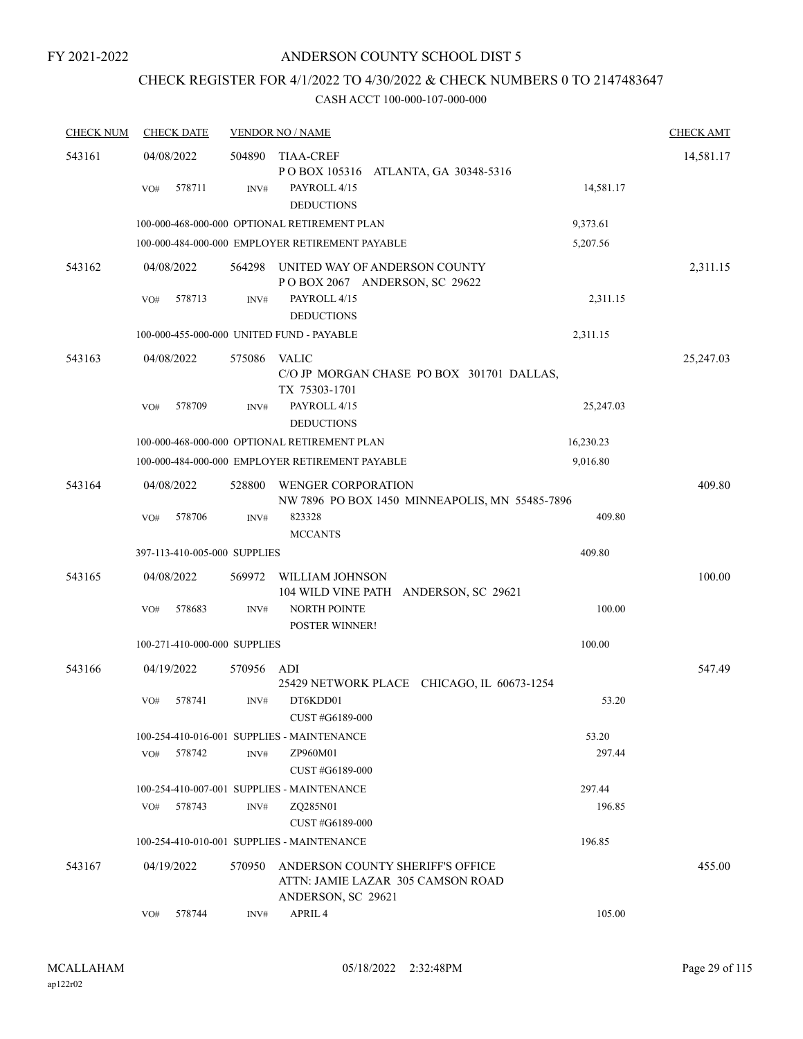FY 2021-2022

# ANDERSON COUNTY SCHOOL DIST 5

## CHECK REGISTER FOR 4/1/2022 TO 4/30/2022 & CHECK NUMBERS 0 TO 2147483647

CASH ACCT 100-000-107-000-000

| CHECK NUM | CHECK DATE | VENDOR NO / NAME | | CHECK AMT |
|---|---|---|---|---|
| 543161 | 04/08/2022 | 504890 TIAA-CREF<br>P O BOX 105316 ATLANTA, GA 30348-5316 | | 14,581.17 |
| | VO# 578711 | INV# PAYROLL 4/15<br>DEDUCTIONS | 14,581.17 | |
| | 100-000-468-000-000 OPTIONAL RETIREMENT PLAN | | 9,373.61 | |
| | 100-000-484-000-000 EMPLOYER RETIREMENT PAYABLE | | 5,207.56 | |
| 543162 | 04/08/2022 | 564298 UNITED WAY OF ANDERSON COUNTY<br>P O BOX 2067 ANDERSON, SC 29622 | | 2,311.15 |
| | VO# 578713 | INV# PAYROLL 4/15<br>DEDUCTIONS | 2,311.15 | |
| | 100-000-455-000-000 UNITED FUND - PAYABLE | | 2,311.15 | |
| 543163 | 04/08/2022 | 575086 VALIC<br>C/O JP MORGAN CHASE PO BOX 301701 DALLAS, TX 75303-1701 | | 25,247.03 |
| | VO# 578709 | INV# PAYROLL 4/15<br>DEDUCTIONS | 25,247.03 | |
| | 100-000-468-000-000 OPTIONAL RETIREMENT PLAN | | 16,230.23 | |
| | 100-000-484-000-000 EMPLOYER RETIREMENT PAYABLE | | 9,016.80 | |
| 543164 | 04/08/2022 | 528800 WENGER CORPORATION<br>NW 7896 PO BOX 1450 MINNEAPOLIS, MN 55485-7896 | | 409.80 |
| | VO# 578706 | INV# 823328<br>MCCANTS | 409.80 | |
| | 397-113-410-005-000 SUPPLIES | | 409.80 | |
| 543165 | 04/08/2022 | 569972 WILLIAM JOHNSON<br>104 WILD VINE PATH ANDERSON, SC 29621 | | 100.00 |
| | VO# 578683 | INV# NORTH POINTE<br>POSTER WINNER! | 100.00 | |
| | 100-271-410-000-000 SUPPLIES | | 100.00 | |
| 543166 | 04/19/2022 | 570956 ADI<br>25429 NETWORK PLACE CHICAGO, IL 60673-1254 | | 547.49 |
| | VO# 578741 | INV# DT6KDD01<br>CUST #G6189-000 | 53.20 | |
| | 100-254-410-016-001 SUPPLIES - MAINTENANCE | | 53.20 | |
| | VO# 578742 | INV# ZP960M01<br>CUST #G6189-000 | 297.44 | |
| | 100-254-410-007-001 SUPPLIES - MAINTENANCE | | 297.44 | |
| | VO# 578743 | INV# ZQ285N01<br>CUST #G6189-000 | 196.85 | |
| | 100-254-410-010-001 SUPPLIES - MAINTENANCE | | 196.85 | |
| 543167 | 04/19/2022 | 570950 ANDERSON COUNTY SHERIFF'S OFFICE<br>ATTN: JAMIE LAZAR 305 CAMSON ROAD<br>ANDERSON, SC 29621 | | 455.00 |
| | VO# 578744 | INV# APRIL 4 | 105.00 | |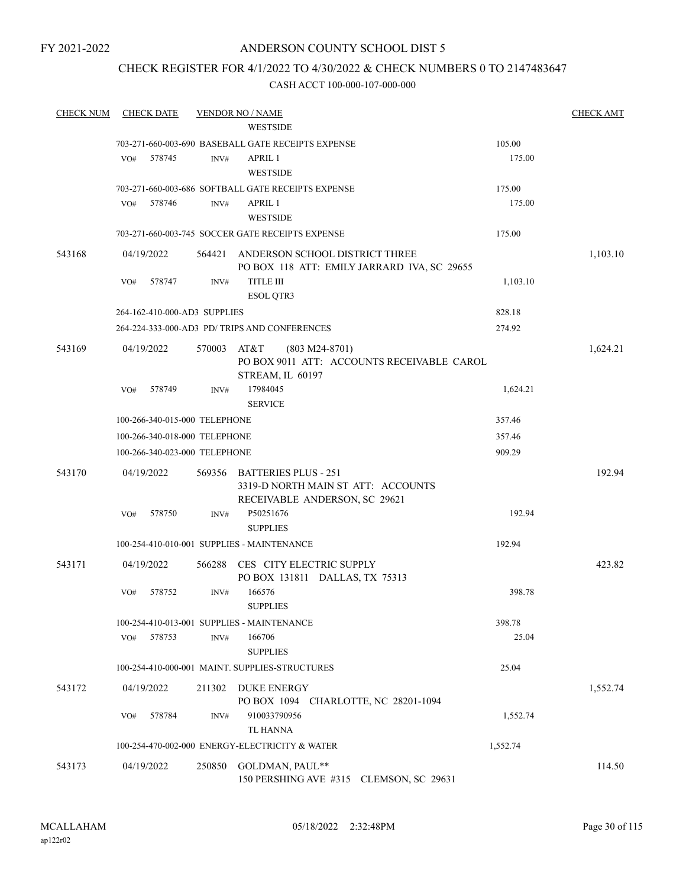FY 2021-2022

ANDERSON COUNTY SCHOOL DIST 5

CHECK REGISTER FOR 4/1/2022 TO 4/30/2022 & CHECK NUMBERS 0 TO 2147483647

CASH ACCT 100-000-107-000-000

| CHECK NUM | CHECK DATE | VENDOR NO / NAME | | CHECK AMT |
|---|---|---|---|---|
| | | WESTSIDE | | |
| | | 703-271-660-003-690 BASEBALL GATE RECEIPTS EXPENSE | 105.00 | |
| | VO# 578745 | INV# APRIL 1<br>WESTSIDE | 175.00 | |
| | | 703-271-660-003-686 SOFTBALL GATE RECEIPTS EXPENSE | 175.00 | |
| | VO# 578746 | INV# APRIL 1<br>WESTSIDE | 175.00 | |
| | | 703-271-660-003-745 SOCCER GATE RECEIPTS EXPENSE | 175.00 | |
| 543168 | 04/19/2022 | 564421 ANDERSON SCHOOL DISTRICT THREE<br>PO BOX 118 ATT: EMILY JARRARD IVA, SC 29655 | | 1,103.10 |
| | VO# 578747 | INV# TITLE III<br>ESOL QTR3 | 1,103.10 | |
| | | 264-162-410-000-AD3 SUPPLIES | 828.18 | |
| | | 264-224-333-000-AD3 PD/ TRIPS AND CONFERENCES | 274.92 | |
| 543169 | 04/19/2022 | 570003 AT&T (803 M24-8701)<br>PO BOX 9011 ATT: ACCOUNTS RECEIVABLE CAROL STREAM, IL 60197 | | 1,624.21 |
| | VO# 578749 | INV# 17984045<br>SERVICE | 1,624.21 | |
| | | 100-266-340-015-000 TELEPHONE | 357.46 | |
| | | 100-266-340-018-000 TELEPHONE | 357.46 | |
| | | 100-266-340-023-000 TELEPHONE | 909.29 | |
| 543170 | 04/19/2022 | 569356 BATTERIES PLUS - 251<br>3319-D NORTH MAIN ST ATT: ACCOUNTS RECEIVABLE ANDERSON, SC 29621 | | 192.94 |
| | VO# 578750 | INV# P50251676<br>SUPPLIES | 192.94 | |
| | | 100-254-410-010-001 SUPPLIES - MAINTENANCE | 192.94 | |
| 543171 | 04/19/2022 | 566288 CES CITY ELECTRIC SUPPLY<br>PO BOX 131811 DALLAS, TX 75313 | | 423.82 |
| | VO# 578752 | INV# 166576<br>SUPPLIES | 398.78 | |
| | | 100-254-410-013-001 SUPPLIES - MAINTENANCE | 398.78 | |
| | VO# 578753 | INV# 166706<br>SUPPLIES | 25.04 | |
| | | 100-254-410-000-001 MAINT. SUPPLIES-STRUCTURES | 25.04 | |
| 543172 | 04/19/2022 | 211302 DUKE ENERGY<br>PO BOX 1094 CHARLOTTE, NC 28201-1094 | | 1,552.74 |
| | VO# 578784 | INV# 910033790956<br>TL HANNA | 1,552.74 | |
| | | 100-254-470-002-000 ENERGY-ELECTRICITY & WATER | 1,552.74 | |
| 543173 | 04/19/2022 | 250850 GOLDMAN, PAUL**<br>150 PERSHING AVE #315 CLEMSON, SC 29631 | | 114.50 |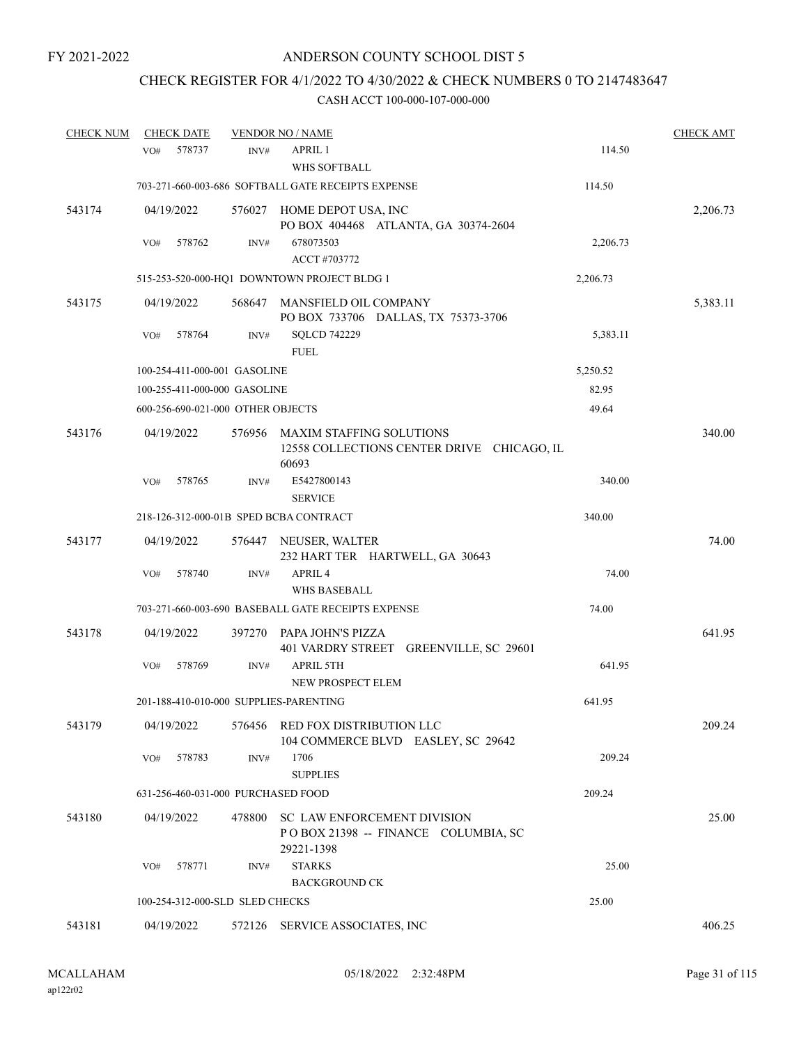FY 2021-2022

# ANDERSON COUNTY SCHOOL DIST 5

## CHECK REGISTER FOR 4/1/2022 TO 4/30/2022 & CHECK NUMBERS 0 TO 2147483647

### CASH ACCT 100-000-107-000-000

| CHECK NUM | CHECK DATE | VENDOR NO / NAME | | CHECK AMT |
|---|---|---|---|---|
| | VO# 578737 | INV# APRIL 1<br>WHS SOFTBALL | 114.50 | |
| | 703-271-660-003-686 SOFTBALL GATE RECEIPTS EXPENSE | | 114.50 | |
| 543174 | 04/19/2022 | 576027 HOME DEPOT USA, INC<br>PO BOX 404468 ATLANTA, GA 30374-2604 | | 2,206.73 |
| | VO# 578762 | INV# 678073503<br>ACCT #703772 | 2,206.73 | |
| | 515-253-520-000-HQ1 DOWNTOWN PROJECT BLDG 1 | | 2,206.73 | |
| 543175 | 04/19/2022 | 568647 MANSFIELD OIL COMPANY<br>PO BOX 733706 DALLAS, TX 75373-3706 | | 5,383.11 |
| | VO# 578764 | INV# SQLCD 742229<br>FUEL | 5,383.11 | |
| | 100-254-411-000-001 GASOLINE | | 5,250.52 | |
| | 100-255-411-000-000 GASOLINE | | 82.95 | |
| | 600-256-690-021-000 OTHER OBJECTS | | 49.64 | |
| 543176 | 04/19/2022 | 576956 MAXIM STAFFING SOLUTIONS<br>12558 COLLECTIONS CENTER DRIVE CHICAGO, IL 60693 | | 340.00 |
| | VO# 578765 | INV# E5427800143<br>SERVICE | 340.00 | |
| | 218-126-312-000-01B SPED BCBA CONTRACT | | 340.00 | |
| 543177 | 04/19/2022 | 576447 NEUSER, WALTER<br>232 HART TER HARTWELL, GA 30643 | | 74.00 |
| | VO# 578740 | INV# APRIL 4<br>WHS BASEBALL | 74.00 | |
| | 703-271-660-003-690 BASEBALL GATE RECEIPTS EXPENSE | | 74.00 | |
| 543178 | 04/19/2022 | 397270 PAPA JOHN'S PIZZA<br>401 VARDRY STREET GREENVILLE, SC 29601 | | 641.95 |
| | VO# 578769 | INV# APRIL 5TH<br>NEW PROSPECT ELEM | 641.95 | |
| | 201-188-410-010-000 SUPPLIES-PARENTING | | 641.95 | |
| 543179 | 04/19/2022 | 576456 RED FOX DISTRIBUTION LLC<br>104 COMMERCE BLVD EASLEY, SC 29642 | | 209.24 |
| | VO# 578783 | INV# 1706<br>SUPPLIES | 209.24 | |
| | 631-256-460-031-000 PURCHASED FOOD | | 209.24 | |
| 543180 | 04/19/2022 | 478800 SC LAW ENFORCEMENT DIVISION<br>P O BOX 21398 -- FINANCE COLUMBIA, SC 29221-1398 | | 25.00 |
| | VO# 578771 | INV# STARKS<br>BACKGROUND CK | 25.00 | |
| | 100-254-312-000-SLD SLED CHECKS | | 25.00 | |
| 543181 | 04/19/2022 | 572126 SERVICE ASSOCIATES, INC | | 406.25 |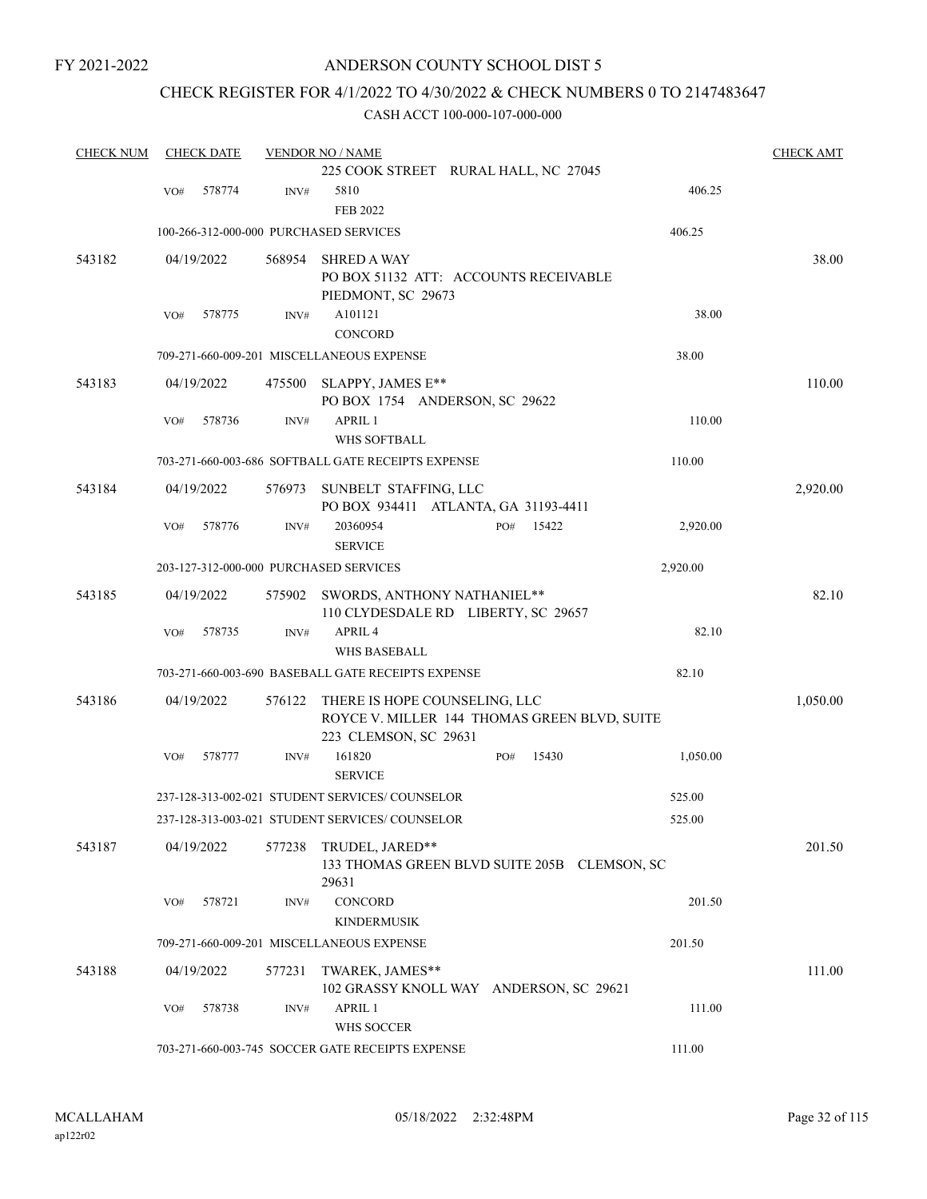FY 2021-2022

# ANDERSON COUNTY SCHOOL DIST 5

## CHECK REGISTER FOR 4/1/2022 TO 4/30/2022 & CHECK NUMBERS 0 TO 2147483647

### CASH ACCT 100-000-107-000-000

| CHECK NUM | CHECK DATE | VENDOR NO / NAME | | | CHECK AMT |
|---|---|---|---|---|---|
| | | | 225 COOK STREET RURAL HALL, NC 27045 | | |
| | VO# 578774 | INV# | 5810<br>FEB 2022 | 406.25 | |
| | 100-266-312-000-000 PURCHASED SERVICES | | | 406.25 | |
| 543182 | 04/19/2022 | 568954 | SHRED A WAY<br>PO BOX 51132 ATT: ACCOUNTS RECEIVABLE<br>PIEDMONT, SC 29673 | | 38.00 |
| | VO# 578775 | INV# | A101121<br>CONCORD | 38.00 | |
| | 709-271-660-009-201 MISCELLANEOUS EXPENSE | | | 38.00 | |
| 543183 | 04/19/2022 | 475500 | SLAPPY, JAMES E**<br>PO BOX 1754 ANDERSON, SC 29622 | | 110.00 |
| | VO# 578736 | INV# | APRIL 1<br>WHS SOFTBALL | 110.00 | |
| | 703-271-660-003-686 SOFTBALL GATE RECEIPTS EXPENSE | | | 110.00 | |
| 543184 | 04/19/2022 | 576973 | SUNBELT STAFFING, LLC<br>PO BOX 934411 ATLANTA, GA 31193-4411 | | 2,920.00 |
| | VO# 578776 | INV# | 20360954 PO# 15422<br>SERVICE | 2,920.00 | |
| | 203-127-312-000-000 PURCHASED SERVICES | | | 2,920.00 | |
| 543185 | 04/19/2022 | 575902 | SWORDS, ANTHONY NATHANIEL**<br>110 CLYDESDALE RD LIBERTY, SC 29657 | | 82.10 |
| | VO# 578735 | INV# | APRIL 4<br>WHS BASEBALL | 82.10 | |
| | 703-271-660-003-690 BASEBALL GATE RECEIPTS EXPENSE | | | 82.10 | |
| 543186 | 04/19/2022 | 576122 | THERE IS HOPE COUNSELING, LLC<br>ROYCE V. MILLER 144 THOMAS GREEN BLVD, SUITE 223 CLEMSON, SC 29631 | | 1,050.00 |
| | VO# 578777 | INV# | 161820 PO# 15430<br>SERVICE | 1,050.00 | |
| | 237-128-313-002-021 STUDENT SERVICES/ COUNSELOR | | | 525.00 | |
| | 237-128-313-003-021 STUDENT SERVICES/ COUNSELOR | | | 525.00 | |
| 543187 | 04/19/2022 | 577238 | TRUDEL, JARED**<br>133 THOMAS GREEN BLVD SUITE 205B CLEMSON, SC 29631 | | 201.50 |
| | VO# 578721 | INV# | CONCORD<br>KINDERMUSIK | 201.50 | |
| | 709-271-660-009-201 MISCELLANEOUS EXPENSE | | | 201.50 | |
| 543188 | 04/19/2022 | 577231 | TWAREK, JAMES**<br>102 GRASSY KNOLL WAY ANDERSON, SC 29621 | | 111.00 |
| | VO# 578738 | INV# | APRIL 1<br>WHS SOCCER | 111.00 | |
| | 703-271-660-003-745 SOCCER GATE RECEIPTS EXPENSE | | | 111.00 | |

MCALLAHAM
ap122r02

05/18/2022 2:32:48PM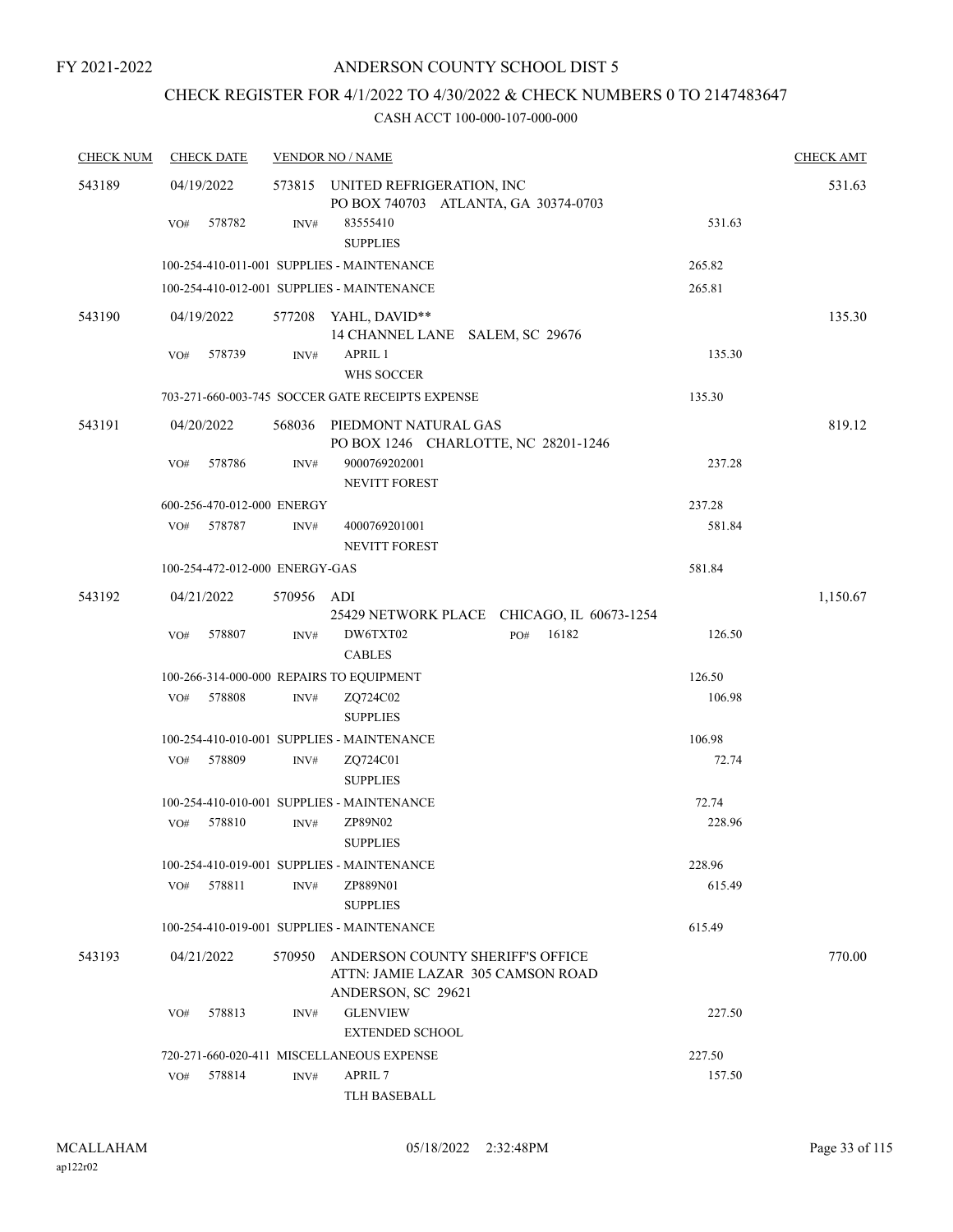FY 2021-2022

# ANDERSON COUNTY SCHOOL DIST 5

## CHECK REGISTER FOR 4/1/2022 TO 4/30/2022 & CHECK NUMBERS 0 TO 2147483647

CASH ACCT 100-000-107-000-000

| CHECK NUM | CHECK DATE | VENDOR NO / NAME | | CHECK AMT |
|---|---|---|---|---|
| 543189 | 04/19/2022 | 573815 UNITED REFRIGERATION, INC<br>PO BOX 740703 ATLANTA, GA 30374-0703 | | 531.63 |
| | VO# 578782 | INV# 83555410<br>SUPPLIES | 531.63 | |
| | 100-254-410-011-001 SUPPLIES - MAINTENANCE | | 265.82 | |
| | 100-254-410-012-001 SUPPLIES - MAINTENANCE | | 265.81 | |
| 543190 | 04/19/2022 | 577208 YAHL, DAVID**<br>14 CHANNEL LANE SALEM, SC 29676 | | 135.30 |
| | VO# 578739 | INV# APRIL 1<br>WHS SOCCER | 135.30 | |
| | 703-271-660-003-745 SOCCER GATE RECEIPTS EXPENSE | | 135.30 | |
| 543191 | 04/20/2022 | 568036 PIEDMONT NATURAL GAS<br>PO BOX 1246 CHARLOTTE, NC 28201-1246 | | 819.12 |
| | VO# 578786 | INV# 9000769202001<br>NEVITT FOREST | 237.28 | |
| | 600-256-470-012-000 ENERGY | | 237.28 | |
| | VO# 578787 | INV# 4000769201001<br>NEVITT FOREST | 581.84 | |
| | 100-254-472-012-000 ENERGY-GAS | | 581.84 | |
| 543192 | 04/21/2022 | 570956 ADI<br>25429 NETWORK PLACE CHICAGO, IL 60673-1254 | | 1,150.67 |
| | VO# 578807 | INV# DW6TXT02 PO# 16182<br>CABLES | 126.50 | |
| | 100-266-314-000-000 REPAIRS TO EQUIPMENT | | 126.50 | |
| | VO# 578808 | INV# ZQ724C02<br>SUPPLIES | 106.98 | |
| | 100-254-410-010-001 SUPPLIES - MAINTENANCE | | 106.98 | |
| | VO# 578809 | INV# ZQ724C01<br>SUPPLIES | 72.74 | |
| | 100-254-410-010-001 SUPPLIES - MAINTENANCE | | 72.74 | |
| | VO# 578810 | INV# ZP89N02<br>SUPPLIES | 228.96 | |
| | 100-254-410-019-001 SUPPLIES - MAINTENANCE | | 228.96 | |
| | VO# 578811 | INV# ZP889N01<br>SUPPLIES | 615.49 | |
| | 100-254-410-019-001 SUPPLIES - MAINTENANCE | | 615.49 | |
| 543193 | 04/21/2022 | 570950 ANDERSON COUNTY SHERIFF'S OFFICE<br>ATTN: JAMIE LAZAR 305 CAMSON ROAD<br>ANDERSON, SC 29621 | | 770.00 |
| | VO# 578813 | INV# GLENVIEW<br>EXTENDED SCHOOL | 227.50 | |
| | 720-271-660-020-411 MISCELLANEOUS EXPENSE | | 227.50 | |
| | VO# 578814 | INV# APRIL 7<br>TLH BASEBALL | 157.50 | |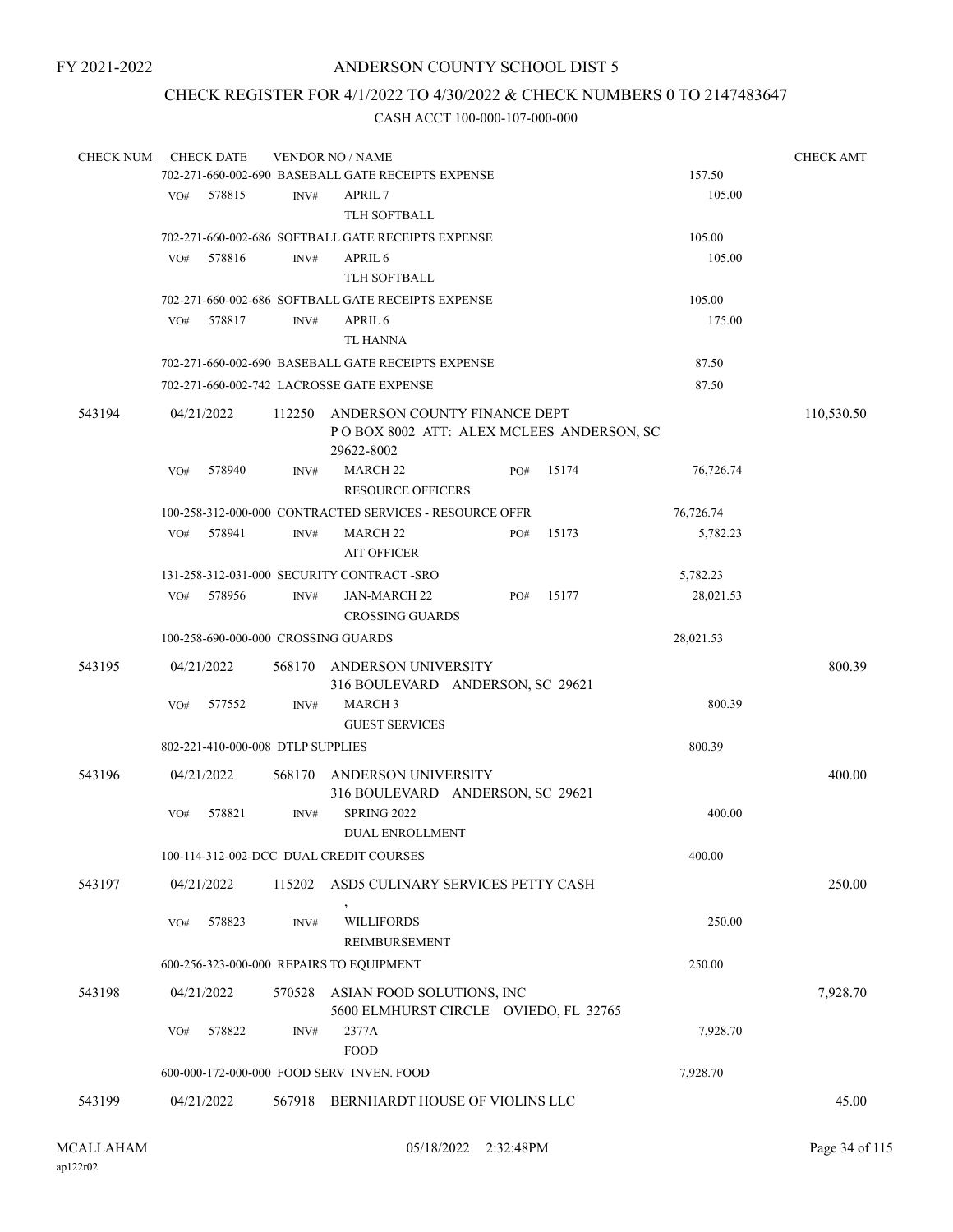FY 2021-2022

# ANDERSON COUNTY SCHOOL DIST 5

## CHECK REGISTER FOR 4/1/2022 TO 4/30/2022 & CHECK NUMBERS 0 TO 2147483647

CASH ACCT 100-000-107-000-000

| CHECK NUM | CHECK DATE | VENDOR NO / NAME | | CHECK AMT |
|---|---|---|---|---|
| | | 702-271-660-002-690 BASEBALL GATE RECEIPTS EXPENSE | 157.50 | |
| | VO# 578815 | INV# APRIL 7<br>TLH SOFTBALL | 105.00 | |
| | | 702-271-660-002-686 SOFTBALL GATE RECEIPTS EXPENSE | 105.00 | |
| | VO# 578816 | INV# APRIL 6<br>TLH SOFTBALL | 105.00 | |
| | | 702-271-660-002-686 SOFTBALL GATE RECEIPTS EXPENSE | 105.00 | |
| | VO# 578817 | INV# APRIL 6<br>TL HANNA | 175.00 | |
| | | 702-271-660-002-690 BASEBALL GATE RECEIPTS EXPENSE | 87.50 | |
| | | 702-271-660-002-742 LACROSSE GATE EXPENSE | 87.50 | |
| 543194 | 04/21/2022 | 112250 ANDERSON COUNTY FINANCE DEPT<br>P O BOX 8002 ATT: ALEX MCLEES ANDERSON, SC 29622-8002 | | 110,530.50 |
| | VO# 578940 | INV# MARCH 22 PO# 15174<br>RESOURCE OFFICERS | 76,726.74 | |
| | | 100-258-312-000-000 CONTRACTED SERVICES - RESOURCE OFFR | 76,726.74 | |
| | VO# 578941 | INV# MARCH 22 PO# 15173<br>AIT OFFICER | 5,782.23 | |
| | | 131-258-312-031-000 SECURITY CONTRACT -SRO | 5,782.23 | |
| | VO# 578956 | INV# JAN-MARCH 22 PO# 15177<br>CROSSING GUARDS | 28,021.53 | |
| | | 100-258-690-000-000 CROSSING GUARDS | 28,021.53 | |
| 543195 | 04/21/2022 | 568170 ANDERSON UNIVERSITY<br>316 BOULEVARD ANDERSON, SC 29621 | | 800.39 |
| | VO# 577552 | INV# MARCH 3<br>GUEST SERVICES | 800.39 | |
| | | 802-221-410-000-008 DTLP SUPPLIES | 800.39 | |
| 543196 | 04/21/2022 | 568170 ANDERSON UNIVERSITY<br>316 BOULEVARD ANDERSON, SC 29621 | | 400.00 |
| | VO# 578821 | INV# SPRING 2022<br>DUAL ENROLLMENT | 400.00 | |
| | | 100-114-312-002-DCC DUAL CREDIT COURSES | 400.00 | |
| 543197 | 04/21/2022 | 115202 ASD5 CULINARY SERVICES PETTY CASH<br>, | | 250.00 |
| | VO# 578823 | INV# WILLIFORDS<br>REIMBURSEMENT | 250.00 | |
| | | 600-256-323-000-000 REPAIRS TO EQUIPMENT | 250.00 | |
| 543198 | 04/21/2022 | 570528 ASIAN FOOD SOLUTIONS, INC<br>5600 ELMHURST CIRCLE OVIEDO, FL 32765 | | 7,928.70 |
| | VO# 578822 | INV# 2377A<br>FOOD | 7,928.70 | |
| | | 600-000-172-000-000 FOOD SERV INVEN. FOOD | 7,928.70 | |
| 543199 | 04/21/2022 | 567918 BERNHARDT HOUSE OF VIOLINS LLC | | 45.00 |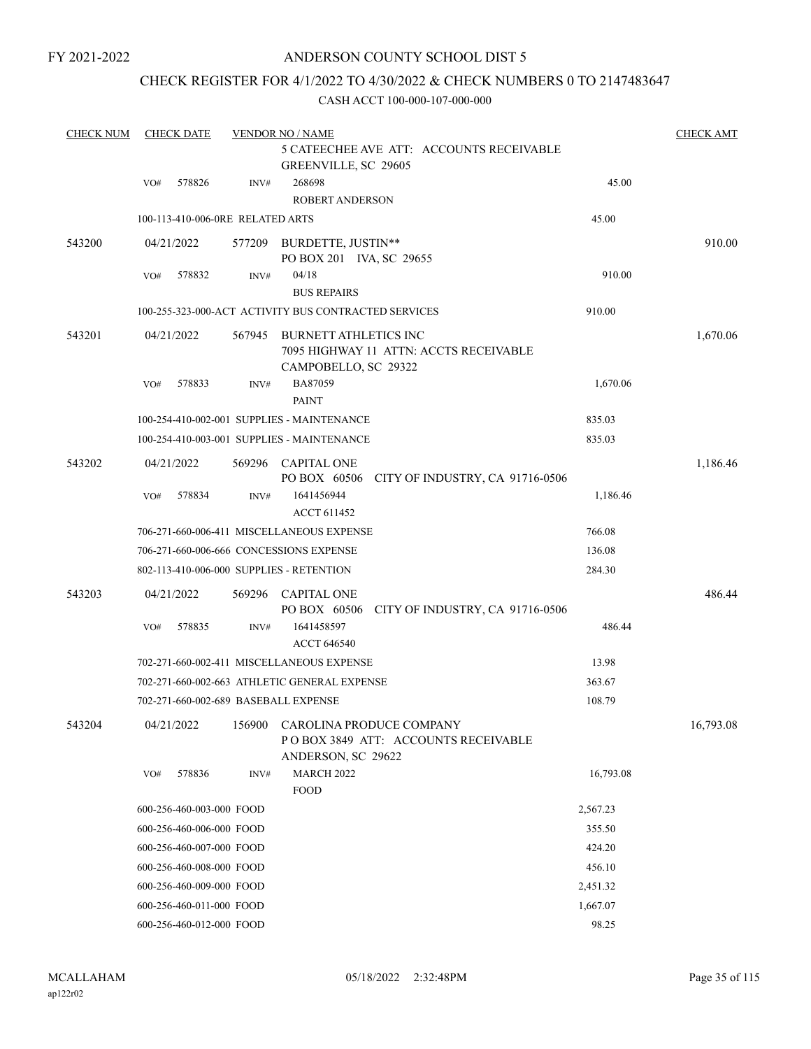FY 2021-2022

# ANDERSON COUNTY SCHOOL DIST 5

## CHECK REGISTER FOR 4/1/2022 TO 4/30/2022 & CHECK NUMBERS 0 TO 2147483647

CASH ACCT 100-000-107-000-000

| CHECK NUM | CHECK DATE | VENDOR NO / NAME | | CHECK AMT |
|---|---|---|---|---|
| | | 5 CATEECHEE AVE ATT: ACCOUNTS RECEIVABLE GREENVILLE, SC 29605 | | |
| | VO# 578826 | INV# 268698 ROBERT ANDERSON | 45.00 | |
| | 100-113-410-006-0RE RELATED ARTS | | 45.00 | |
| 543200 | 04/21/2022 | 577209 BURDETTE, JUSTIN** PO BOX 201 IVA, SC 29655 | | 910.00 |
| | VO# 578832 | INV# 04/18 BUS REPAIRS | 910.00 | |
| | 100-255-323-000-ACT ACTIVITY BUS CONTRACTED SERVICES | | 910.00 | |
| 543201 | 04/21/2022 | 567945 BURNETT ATHLETICS INC 7095 HIGHWAY 11 ATTN: ACCTS RECEIVABLE CAMPOBELLO, SC 29322 | | 1,670.06 |
| | VO# 578833 | INV# BA87059 PAINT | 1,670.06 | |
| | 100-254-410-002-001 SUPPLIES - MAINTENANCE | | 835.03 | |
| | 100-254-410-003-001 SUPPLIES - MAINTENANCE | | 835.03 | |
| 543202 | 04/21/2022 | 569296 CAPITAL ONE PO BOX 60506 CITY OF INDUSTRY, CA 91716-0506 | | 1,186.46 |
| | VO# 578834 | INV# 1641456944 ACCT 611452 | 1,186.46 | |
| | 706-271-660-006-411 MISCELLANEOUS EXPENSE | | 766.08 | |
| | 706-271-660-006-666 CONCESSIONS EXPENSE | | 136.08 | |
| | 802-113-410-006-000 SUPPLIES - RETENTION | | 284.30 | |
| 543203 | 04/21/2022 | 569296 CAPITAL ONE PO BOX 60506 CITY OF INDUSTRY, CA 91716-0506 | | 486.44 |
| | VO# 578835 | INV# 1641458597 ACCT 646540 | 486.44 | |
| | 702-271-660-002-411 MISCELLANEOUS EXPENSE | | 13.98 | |
| | 702-271-660-002-663 ATHLETIC GENERAL EXPENSE | | 363.67 | |
| | 702-271-660-002-689 BASEBALL EXPENSE | | 108.79 | |
| 543204 | 04/21/2022 | 156900 CAROLINA PRODUCE COMPANY P O BOX 3849 ATT: ACCOUNTS RECEIVABLE ANDERSON, SC 29622 | | 16,793.08 |
| | VO# 578836 | INV# MARCH 2022 FOOD | 16,793.08 | |
| | 600-256-460-003-000 FOOD | | 2,567.23 | |
| | 600-256-460-006-000 FOOD | | 355.50 | |
| | 600-256-460-007-000 FOOD | | 424.20 | |
| | 600-256-460-008-000 FOOD | | 456.10 | |
| | 600-256-460-009-000 FOOD | | 2,451.32 | |
| | 600-256-460-011-000 FOOD | | 1,667.07 | |
| | 600-256-460-012-000 FOOD | | 98.25 | |

MCALLAHAM ap122r02 05/18/2022 2:32:48PM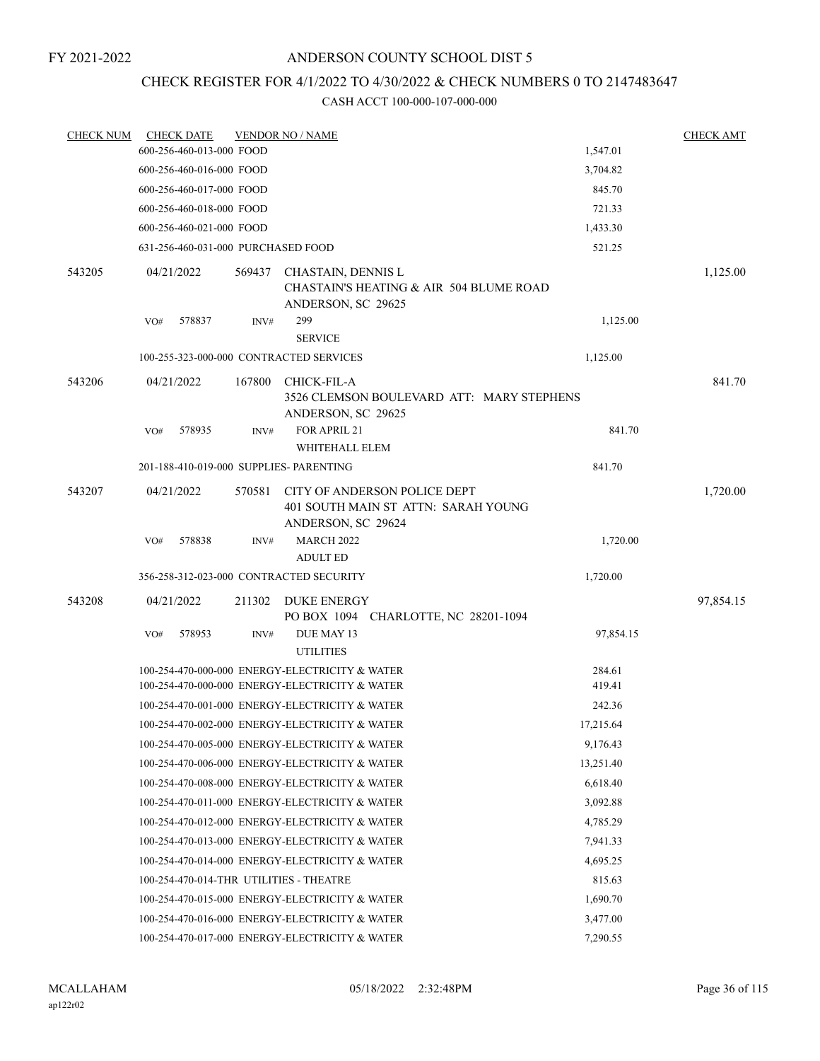FY 2021-2022

# ANDERSON COUNTY SCHOOL DIST 5

## CHECK REGISTER FOR 4/1/2022 TO 4/30/2022 & CHECK NUMBERS 0 TO 2147483647

### CASH ACCT 100-000-107-000-000

| CHECK NUM | CHECK DATE | VENDOR NO / NAME | | CHECK AMT |
|---|---|---|---|---|
| | 600-256-460-013-000 FOOD | | 1,547.01 | |
| | 600-256-460-016-000 FOOD | | 3,704.82 | |
| | 600-256-460-017-000 FOOD | | 845.70 | |
| | 600-256-460-018-000 FOOD | | 721.33 | |
| | 600-256-460-021-000 FOOD | | 1,433.30 | |
| | 631-256-460-031-000 PURCHASED FOOD | | 521.25 | |
| 543205 | 04/21/2022 | 569437 CHASTAIN, DENNIS L<br>CHASTAIN'S HEATING & AIR 504 BLUME ROAD<br>ANDERSON, SC 29625 | | 1,125.00 |
| | VO# 578837 | INV# 299<br>SERVICE | 1,125.00 | |
| | 100-255-323-000-000 CONTRACTED SERVICES | | 1,125.00 | |
| 543206 | 04/21/2022 | 167800 CHICK-FIL-A<br>3526 CLEMSON BOULEVARD ATT: MARY STEPHENS<br>ANDERSON, SC 29625 | | 841.70 |
| | VO# 578935 | INV# FOR APRIL 21<br>WHITEHALL ELEM | 841.70 | |
| | 201-188-410-019-000 SUPPLIES- PARENTING | | 841.70 | |
| 543207 | 04/21/2022 | 570581 CITY OF ANDERSON POLICE DEPT<br>401 SOUTH MAIN ST ATTN: SARAH YOUNG<br>ANDERSON, SC 29624 | | 1,720.00 |
| | VO# 578838 | INV# MARCH 2022<br>ADULT ED | 1,720.00 | |
| | 356-258-312-023-000 CONTRACTED SECURITY | | 1,720.00 | |
| 543208 | 04/21/2022 | 211302 DUKE ENERGY<br>PO BOX 1094 CHARLOTTE, NC 28201-1094 | | 97,854.15 |
| | VO# 578953 | INV# DUE MAY 13<br>UTILITIES | 97,854.15 | |
| | 100-254-470-000-000 ENERGY-ELECTRICITY & WATER | | 284.61 | |
| | 100-254-470-000-000 ENERGY-ELECTRICITY & WATER | | 419.41 | |
| | 100-254-470-001-000 ENERGY-ELECTRICITY & WATER | | 242.36 | |
| | 100-254-470-002-000 ENERGY-ELECTRICITY & WATER | | 17,215.64 | |
| | 100-254-470-005-000 ENERGY-ELECTRICITY & WATER | | 9,176.43 | |
| | 100-254-470-006-000 ENERGY-ELECTRICITY & WATER | | 13,251.40 | |
| | 100-254-470-008-000 ENERGY-ELECTRICITY & WATER | | 6,618.40 | |
| | 100-254-470-011-000 ENERGY-ELECTRICITY & WATER | | 3,092.88 | |
| | 100-254-470-012-000 ENERGY-ELECTRICITY & WATER | | 4,785.29 | |
| | 100-254-470-013-000 ENERGY-ELECTRICITY & WATER | | 7,941.33 | |
| | 100-254-470-014-000 ENERGY-ELECTRICITY & WATER | | 4,695.25 | |
| | 100-254-470-014-THR UTILITIES - THEATRE | | 815.63 | |
| | 100-254-470-015-000 ENERGY-ELECTRICITY & WATER | | 1,690.70 | |
| | 100-254-470-016-000 ENERGY-ELECTRICITY & WATER | | 3,477.00 | |
| | 100-254-470-017-000 ENERGY-ELECTRICITY & WATER | | 7,290.55 | |

MCALLAHAM
ap122r02
05/18/2022 2:32:48PM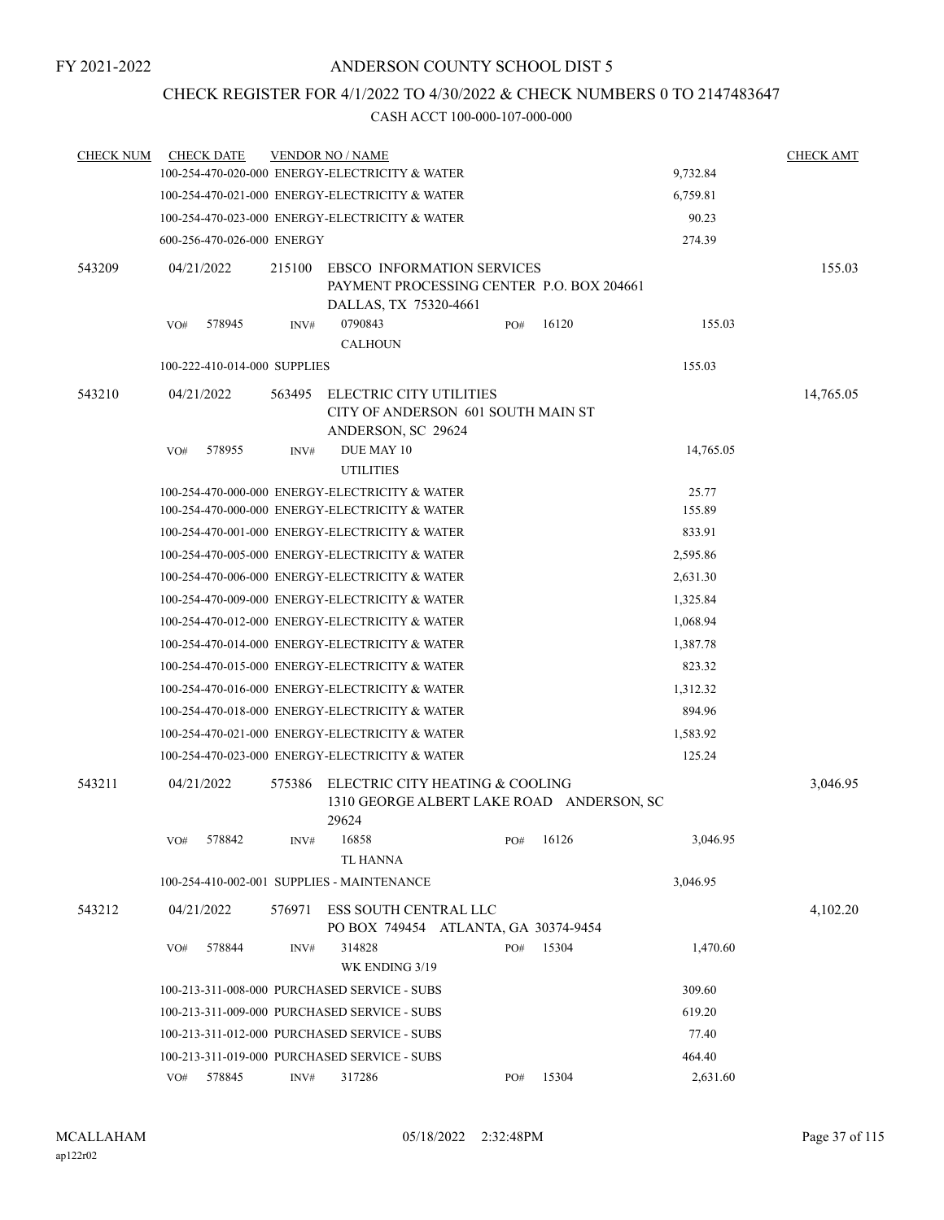FY 2021-2022

# ANDERSON COUNTY SCHOOL DIST 5

## CHECK REGISTER FOR 4/1/2022 TO 4/30/2022 & CHECK NUMBERS 0 TO 2147483647

### CASH ACCT 100-000-107-000-000

| CHECK NUM | CHECK DATE | VENDOR NO / NAME | | | | CHECK AMT |
|---|---|---|---|---|---|---|
| | 100-254-470-020-000 ENERGY-ELECTRICITY & WATER | | | | 9,732.84 | |
| | 100-254-470-021-000 ENERGY-ELECTRICITY & WATER | | | | 6,759.81 | |
| | 100-254-470-023-000 ENERGY-ELECTRICITY & WATER | | | | 90.23 | |
| | 600-256-470-026-000 ENERGY | | | | 274.39 | |
| 543209 | 04/21/2022 | 215100 EBSCO INFORMATION SERVICES PAYMENT PROCESSING CENTER P.O. BOX 204661 DALLAS, TX 75320-4661 | | | | 155.03 |
| | VO# 578945 | INV# 0790843 CALHOUN | PO# 16120 | | 155.03 | |
| | 100-222-410-014-000 SUPPLIES | | | | 155.03 | |
| 543210 | 04/21/2022 | 563495 ELECTRIC CITY UTILITIES CITY OF ANDERSON 601 SOUTH MAIN ST ANDERSON, SC 29624 | | | | 14,765.05 |
| | VO# 578955 | INV# DUE MAY 10 UTILITIES | | | 14,765.05 | |
| | 100-254-470-000-000 ENERGY-ELECTRICITY & WATER | | | | 25.77 | |
| | 100-254-470-000-000 ENERGY-ELECTRICITY & WATER | | | | 155.89 | |
| | 100-254-470-001-000 ENERGY-ELECTRICITY & WATER | | | | 833.91 | |
| | 100-254-470-005-000 ENERGY-ELECTRICITY & WATER | | | | 2,595.86 | |
| | 100-254-470-006-000 ENERGY-ELECTRICITY & WATER | | | | 2,631.30 | |
| | 100-254-470-009-000 ENERGY-ELECTRICITY & WATER | | | | 1,325.84 | |
| | 100-254-470-012-000 ENERGY-ELECTRICITY & WATER | | | | 1,068.94 | |
| | 100-254-470-014-000 ENERGY-ELECTRICITY & WATER | | | | 1,387.78 | |
| | 100-254-470-015-000 ENERGY-ELECTRICITY & WATER | | | | 823.32 | |
| | 100-254-470-016-000 ENERGY-ELECTRICITY & WATER | | | | 1,312.32 | |
| | 100-254-470-018-000 ENERGY-ELECTRICITY & WATER | | | | 894.96 | |
| | 100-254-470-021-000 ENERGY-ELECTRICITY & WATER | | | | 1,583.92 | |
| | 100-254-470-023-000 ENERGY-ELECTRICITY & WATER | | | | 125.24 | |
| 543211 | 04/21/2022 | 575386 ELECTRIC CITY HEATING & COOLING 1310 GEORGE ALBERT LAKE ROAD ANDERSON, SC 29624 | | | | 3,046.95 |
| | VO# 578842 | INV# 16858 TL HANNA | PO# 16126 | | 3,046.95 | |
| | 100-254-410-002-001 SUPPLIES - MAINTENANCE | | | | 3,046.95 | |
| 543212 | 04/21/2022 | 576971 ESS SOUTH CENTRAL LLC PO BOX 749454 ATLANTA, GA 30374-9454 | | | | 4,102.20 |
| | VO# 578844 | INV# 314828 WK ENDING 3/19 | PO# 15304 | | 1,470.60 | |
| | 100-213-311-008-000 PURCHASED SERVICE - SUBS | | | | 309.60 | |
| | 100-213-311-009-000 PURCHASED SERVICE - SUBS | | | | 619.20 | |
| | 100-213-311-012-000 PURCHASED SERVICE - SUBS | | | | 77.40 | |
| | 100-213-311-019-000 PURCHASED SERVICE - SUBS | | | | 464.40 | |
| | VO# 578845 | INV# 317286 | PO# 15304 | | 2,631.60 | |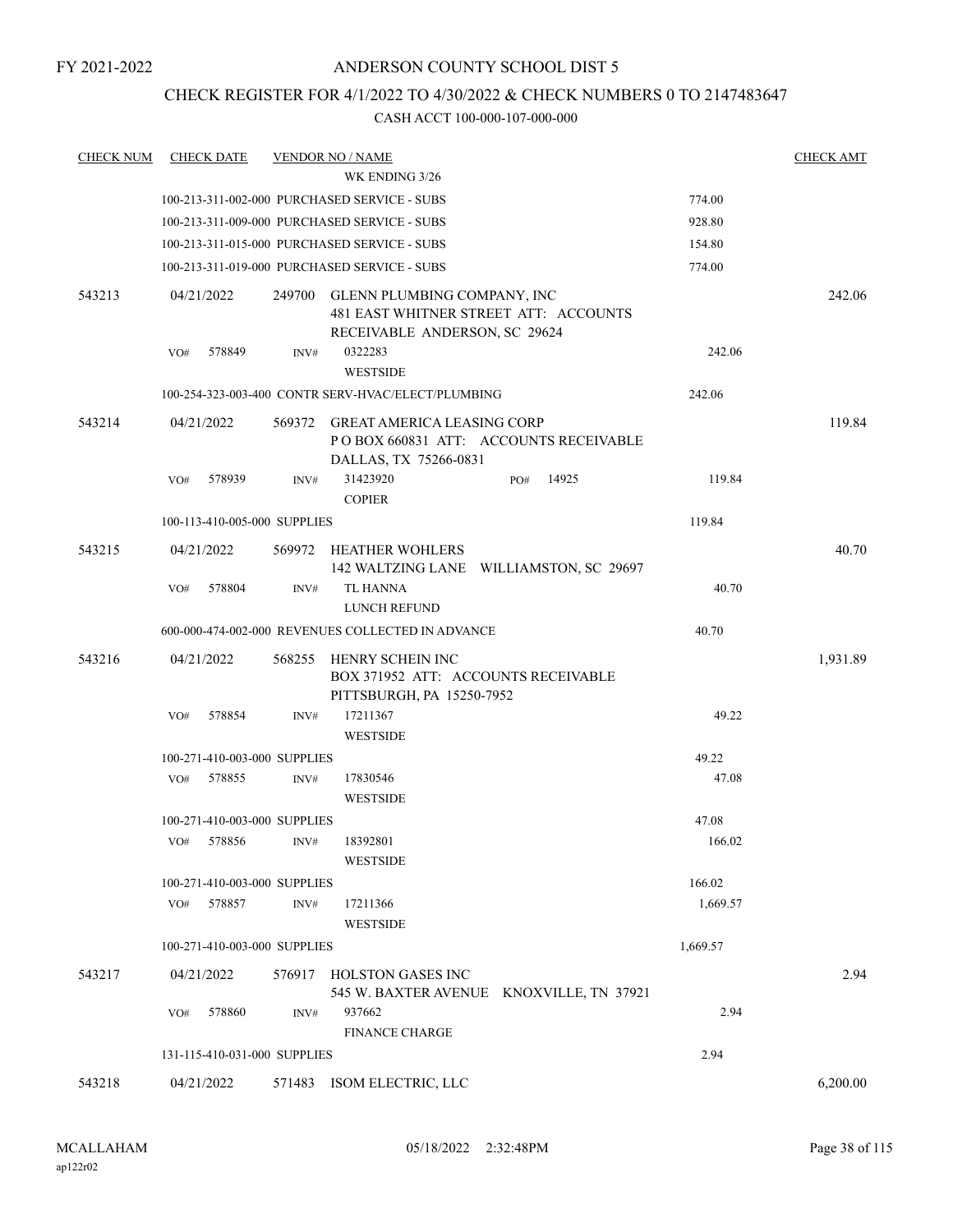FY 2021-2022

# ANDERSON COUNTY SCHOOL DIST 5

## CHECK REGISTER FOR 4/1/2022 TO 4/30/2022 & CHECK NUMBERS 0 TO 2147483647

CASH ACCT 100-000-107-000-000

| CHECK NUM | CHECK DATE | VENDOR NO / NAME | | CHECK AMT |
|---|---|---|---|---|
| | | WK ENDING 3/26 | | |
| | | 100-213-311-002-000 PURCHASED SERVICE - SUBS | 774.00 | |
| | | 100-213-311-009-000 PURCHASED SERVICE - SUBS | 928.80 | |
| | | 100-213-311-015-000 PURCHASED SERVICE - SUBS | 154.80 | |
| | | 100-213-311-019-000 PURCHASED SERVICE - SUBS | 774.00 | |
| 543213 | 04/21/2022 | 249700 GLENN PLUMBING COMPANY, INC 481 EAST WHITNER STREET ATT: ACCOUNTS RECEIVABLE ANDERSON, SC 29624 | | 242.06 |
| | VO# 578849 | INV# 0322283 WESTSIDE | 242.06 | |
| | | 100-254-323-003-400 CONTR SERV-HVAC/ELECT/PLUMBING | 242.06 | |
| 543214 | 04/21/2022 | 569372 GREAT AMERICA LEASING CORP P O BOX 660831 ATT: ACCOUNTS RECEIVABLE DALLAS, TX 75266-0831 | | 119.84 |
| | VO# 578939 | INV# 31423920 PO# 14925 COPIER | 119.84 | |
| | | 100-113-410-005-000 SUPPLIES | 119.84 | |
| 543215 | 04/21/2022 | 569972 HEATHER WOHLERS 142 WALTZING LANE WILLIAMSTON, SC 29697 | | 40.70 |
| | VO# 578804 | INV# TL HANNA LUNCH REFUND | 40.70 | |
| | | 600-000-474-002-000 REVENUES COLLECTED IN ADVANCE | 40.70 | |
| 543216 | 04/21/2022 | 568255 HENRY SCHEIN INC BOX 371952 ATT: ACCOUNTS RECEIVABLE PITTSBURGH, PA 15250-7952 | | 1,931.89 |
| | VO# 578854 | INV# 17211367 WESTSIDE | 49.22 | |
| | | 100-271-410-003-000 SUPPLIES | 49.22 | |
| | VO# 578855 | INV# 17830546 WESTSIDE | 47.08 | |
| | | 100-271-410-003-000 SUPPLIES | 47.08 | |
| | VO# 578856 | INV# 18392801 WESTSIDE | 166.02 | |
| | | 100-271-410-003-000 SUPPLIES | 166.02 | |
| | VO# 578857 | INV# 17211366 WESTSIDE | 1,669.57 | |
| | | 100-271-410-003-000 SUPPLIES | 1,669.57 | |
| 543217 | 04/21/2022 | 576917 HOLSTON GASES INC 545 W. BAXTER AVENUE KNOXVILLE, TN 37921 | | 2.94 |
| | VO# 578860 | INV# 937662 FINANCE CHARGE | 2.94 | |
| | | 131-115-410-031-000 SUPPLIES | 2.94 | |
| 543218 | 04/21/2022 | 571483 ISOM ELECTRIC, LLC | | 6,200.00 |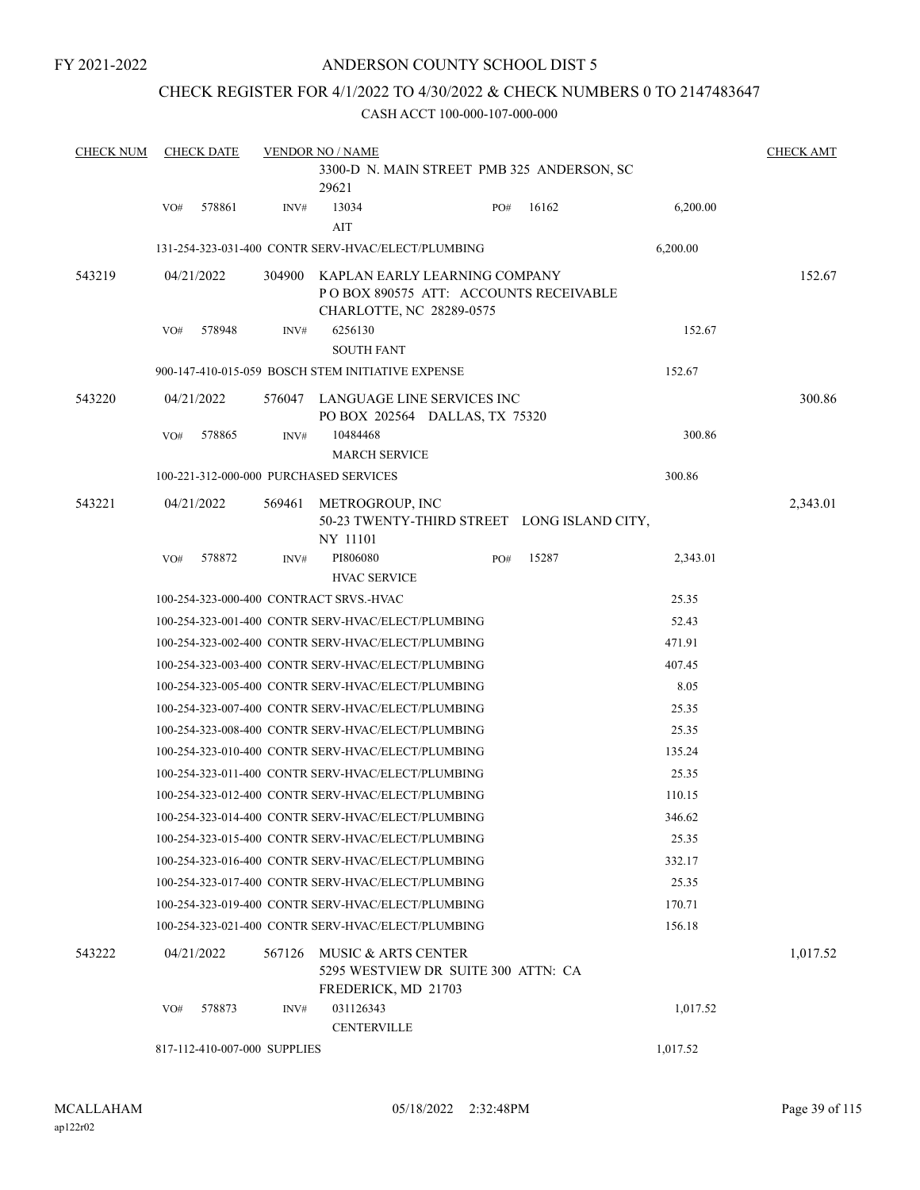FY 2021-2022

ANDERSON COUNTY SCHOOL DIST 5

CHECK REGISTER FOR 4/1/2022 TO 4/30/2022 & CHECK NUMBERS 0 TO 2147483647

CASH ACCT 100-000-107-000-000

| CHECK NUM | CHECK DATE | VENDOR NO / NAME | | | CHECK AMT |
|---|---|---|---|---|---|
| | | 3300-D N. MAIN STREET PMB 325 ANDERSON, SC 29621 | | | |
| | VO# 578861 | INV# 13034<br>AIT | PO# 16162 | 6,200.00 | |
| | 131-254-323-031-400 CONTR SERV-HVAC/ELECT/PLUMBING | | | 6,200.00 | |
| 543219 | 04/21/2022 | 304900 KAPLAN EARLY LEARNING COMPANY<br>P O BOX 890575 ATT: ACCOUNTS RECEIVABLE<br>CHARLOTTE, NC 28289-0575 | | | 152.67 |
| | VO# 578948 | INV# 6256130<br>SOUTH FANT | | 152.67 | |
| | 900-147-410-015-059 BOSCH STEM INITIATIVE EXPENSE | | | 152.67 | |
| 543220 | 04/21/2022 | 576047 LANGUAGE LINE SERVICES INC<br>PO BOX 202564 DALLAS, TX 75320 | | | 300.86 |
| | VO# 578865 | INV# 10484468<br>MARCH SERVICE | | 300.86 | |
| | 100-221-312-000-000 PURCHASED SERVICES | | | 300.86 | |
| 543221 | 04/21/2022 | 569461 METROGROUP, INC<br>50-23 TWENTY-THIRD STREET LONG ISLAND CITY, NY 11101 | | | 2,343.01 |
| | VO# 578872 | INV# PI806080<br>HVAC SERVICE | PO# 15287 | 2,343.01 | |
| | 100-254-323-000-400 CONTRACT SRVS.-HVAC | | | 25.35 | |
| | 100-254-323-001-400 CONTR SERV-HVAC/ELECT/PLUMBING | | | 52.43 | |
| | 100-254-323-002-400 CONTR SERV-HVAC/ELECT/PLUMBING | | | 471.91 | |
| | 100-254-323-003-400 CONTR SERV-HVAC/ELECT/PLUMBING | | | 407.45 | |
| | 100-254-323-005-400 CONTR SERV-HVAC/ELECT/PLUMBING | | | 8.05 | |
| | 100-254-323-007-400 CONTR SERV-HVAC/ELECT/PLUMBING | | | 25.35 | |
| | 100-254-323-008-400 CONTR SERV-HVAC/ELECT/PLUMBING | | | 25.35 | |
| | 100-254-323-010-400 CONTR SERV-HVAC/ELECT/PLUMBING | | | 135.24 | |
| | 100-254-323-011-400 CONTR SERV-HVAC/ELECT/PLUMBING | | | 25.35 | |
| | 100-254-323-012-400 CONTR SERV-HVAC/ELECT/PLUMBING | | | 110.15 | |
| | 100-254-323-014-400 CONTR SERV-HVAC/ELECT/PLUMBING | | | 346.62 | |
| | 100-254-323-015-400 CONTR SERV-HVAC/ELECT/PLUMBING | | | 25.35 | |
| | 100-254-323-016-400 CONTR SERV-HVAC/ELECT/PLUMBING | | | 332.17 | |
| | 100-254-323-017-400 CONTR SERV-HVAC/ELECT/PLUMBING | | | 25.35 | |
| | 100-254-323-019-400 CONTR SERV-HVAC/ELECT/PLUMBING | | | 170.71 | |
| | 100-254-323-021-400 CONTR SERV-HVAC/ELECT/PLUMBING | | | 156.18 | |
| 543222 | 04/21/2022 | 567126 MUSIC & ARTS CENTER<br>5295 WESTVIEW DR SUITE 300 ATTN: CA<br>FREDERICK, MD 21703 | | | 1,017.52 |
| | VO# 578873 | INV# 031126343<br>CENTERVILLE | | 1,017.52 | |
| | 817-112-410-007-000 SUPPLIES | | | 1,017.52 | |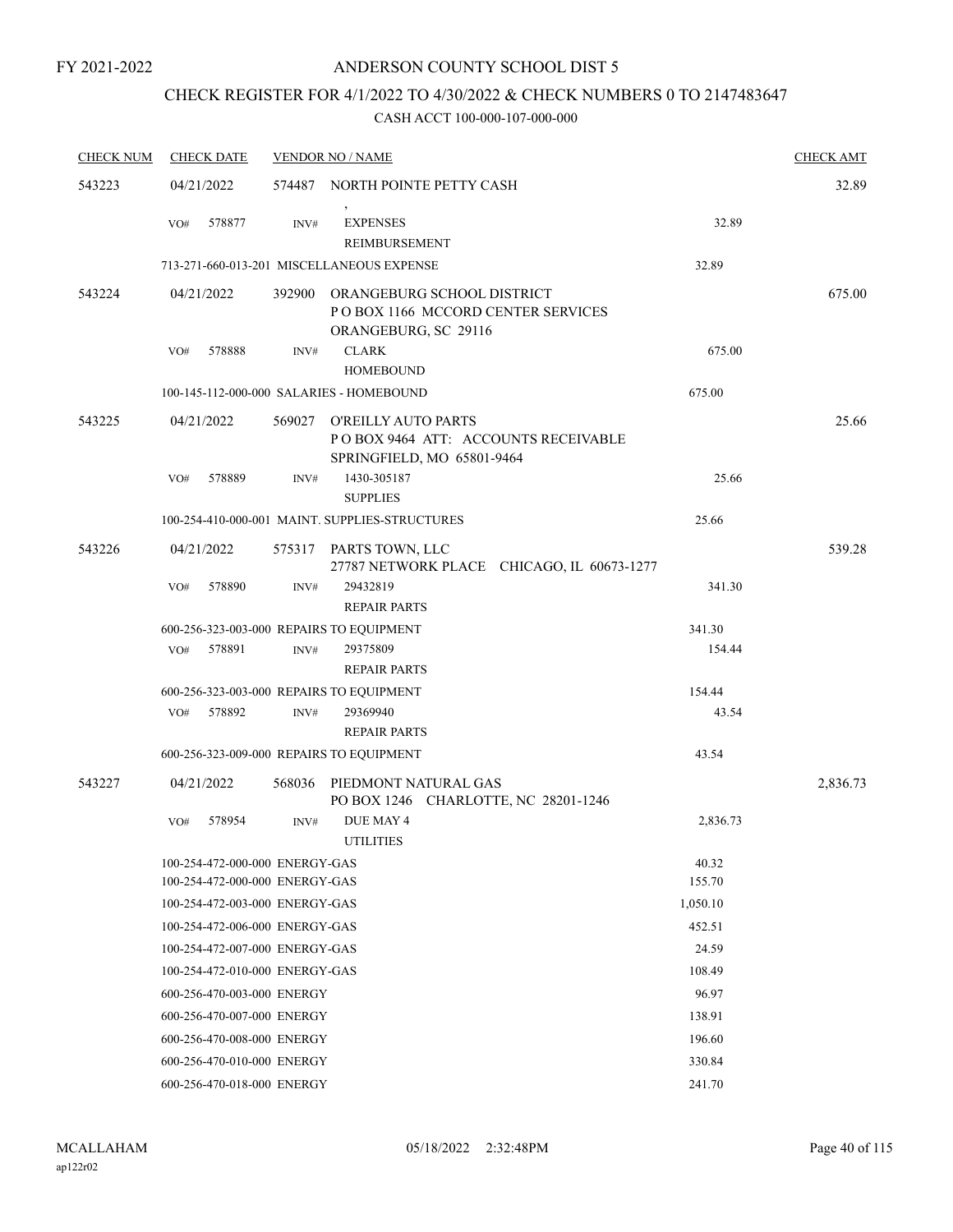FY 2021-2022

# ANDERSON COUNTY SCHOOL DIST 5

## CHECK REGISTER FOR 4/1/2022 TO 4/30/2022 & CHECK NUMBERS 0 TO 2147483647

### CASH ACCT 100-000-107-000-000

| CHECK NUM | CHECK DATE | VENDOR NO / NAME | | | CHECK AMT |
|---|---|---|---|---|---|
| 543223 | 04/21/2022 | 574487 | NORTH POINTE PETTY CASH<br>, | | 32.89 |
| | VO# 578877 | INV# | EXPENSES<br>REIMBURSEMENT | 32.89 | |
| | 713-271-660-013-201 MISCELLANEOUS EXPENSE | | | 32.89 | |
| 543224 | 04/21/2022 | 392900 | ORANGEBURG SCHOOL DISTRICT<br>P O BOX 1166 MCCORD CENTER SERVICES<br>ORANGEBURG, SC 29116 | | 675.00 |
| | VO# 578888 | INV# | CLARK<br>HOMEBOUND | 675.00 | |
| | 100-145-112-000-000 SALARIES - HOMEBOUND | | | 675.00 | |
| 543225 | 04/21/2022 | 569027 | O'REILLY AUTO PARTS<br>P O BOX 9464 ATT: ACCOUNTS RECEIVABLE<br>SPRINGFIELD, MO 65801-9464 | | 25.66 |
| | VO# 578889 | INV# | 1430-305187<br>SUPPLIES | 25.66 | |
| | 100-254-410-000-001 MAINT. SUPPLIES-STRUCTURES | | | 25.66 | |
| 543226 | 04/21/2022 | 575317 | PARTS TOWN, LLC<br>27787 NETWORK PLACE CHICAGO, IL 60673-1277 | | 539.28 |
| | VO# 578890 | INV# | 29432819<br>REPAIR PARTS | 341.30 | |
| | 600-256-323-003-000 REPAIRS TO EQUIPMENT | | | 341.30 | |
| | VO# 578891 | INV# | 29375809<br>REPAIR PARTS | 154.44 | |
| | 600-256-323-003-000 REPAIRS TO EQUIPMENT | | | 154.44 | |
| | VO# 578892 | INV# | 29369940<br>REPAIR PARTS | 43.54 | |
| | 600-256-323-009-000 REPAIRS TO EQUIPMENT | | | 43.54 | |
| 543227 | 04/21/2022 | 568036 | PIEDMONT NATURAL GAS<br>PO BOX 1246 CHARLOTTE, NC 28201-1246 | | 2,836.73 |
| | VO# 578954 | INV# | DUE MAY 4<br>UTILITIES | 2,836.73 | |
| | 100-254-472-000-000 ENERGY-GAS | | | 40.32 | |
| | 100-254-472-000-000 ENERGY-GAS | | | 155.70 | |
| | 100-254-472-003-000 ENERGY-GAS | | | 1,050.10 | |
| | 100-254-472-006-000 ENERGY-GAS | | | 452.51 | |
| | 100-254-472-007-000 ENERGY-GAS | | | 24.59 | |
| | 100-254-472-010-000 ENERGY-GAS | | | 108.49 | |
| | 600-256-470-003-000 ENERGY | | | 96.97 | |
| | 600-256-470-007-000 ENERGY | | | 138.91 | |
| | 600-256-470-008-000 ENERGY | | | 196.60 | |
| | 600-256-470-010-000 ENERGY | | | 330.84 | |
| | 600-256-470-018-000 ENERGY | | | 241.70 | |

MCALLAHAM
ap122r02

05/18/2022 2:32:48PM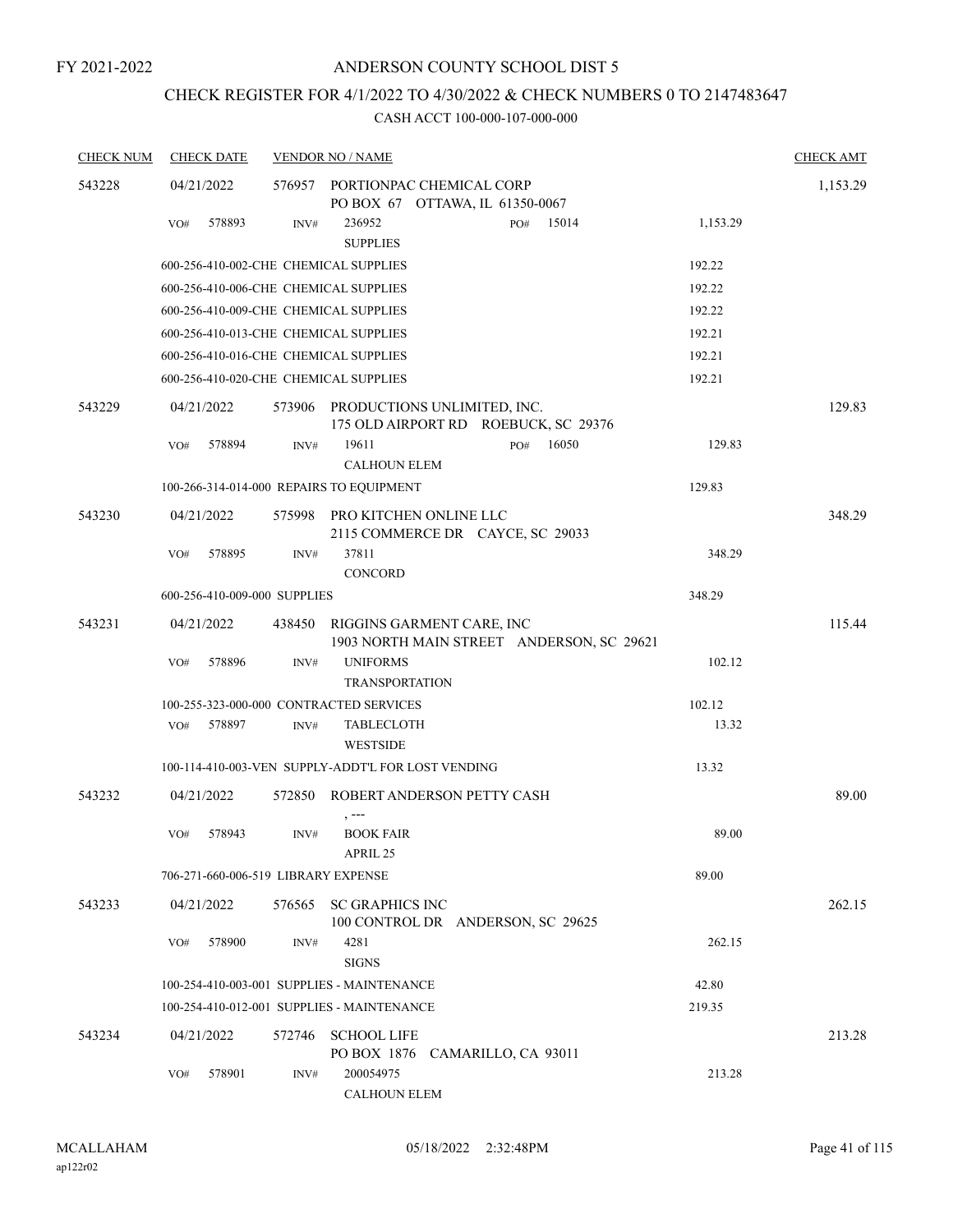FY 2021-2022

# ANDERSON COUNTY SCHOOL DIST 5

## CHECK REGISTER FOR 4/1/2022 TO 4/30/2022 & CHECK NUMBERS 0 TO 2147483647

CASH ACCT 100-000-107-000-000

| CHECK NUM | CHECK DATE | VENDOR NO / NAME | | CHECK AMT |
|---|---|---|---|---|
| 543228 | 04/21/2022 | 576957 PORTIONPAC CHEMICAL CORP<br>PO BOX 67 OTTAWA, IL 61350-0067 | | 1,153.29 |
| | VO# 578893 | INV# 236952 PO# 15014<br>SUPPLIES | 1,153.29 | |
| | | 600-256-410-002-CHE CHEMICAL SUPPLIES | 192.22 | |
| | | 600-256-410-006-CHE CHEMICAL SUPPLIES | 192.22 | |
| | | 600-256-410-009-CHE CHEMICAL SUPPLIES | 192.22 | |
| | | 600-256-410-013-CHE CHEMICAL SUPPLIES | 192.21 | |
| | | 600-256-410-016-CHE CHEMICAL SUPPLIES | 192.21 | |
| | | 600-256-410-020-CHE CHEMICAL SUPPLIES | 192.21 | |
| 543229 | 04/21/2022 | 573906 PRODUCTIONS UNLIMITED, INC.<br>175 OLD AIRPORT RD ROEBUCK, SC 29376 | | 129.83 |
| | VO# 578894 | INV# 19611 PO# 16050<br>CALHOUN ELEM | 129.83 | |
| | | 100-266-314-014-000 REPAIRS TO EQUIPMENT | 129.83 | |
| 543230 | 04/21/2022 | 575998 PRO KITCHEN ONLINE LLC<br>2115 COMMERCE DR CAYCE, SC 29033 | | 348.29 |
| | VO# 578895 | INV# 37811<br>CONCORD | 348.29 | |
| | | 600-256-410-009-000 SUPPLIES | 348.29 | |
| 543231 | 04/21/2022 | 438450 RIGGINS GARMENT CARE, INC<br>1903 NORTH MAIN STREET ANDERSON, SC 29621 | | 115.44 |
| | VO# 578896 | INV# UNIFORMS<br>TRANSPORTATION | 102.12 | |
| | | 100-255-323-000-000 CONTRACTED SERVICES | 102.12 | |
| | VO# 578897 | INV# TABLECLOTH<br>WESTSIDE | 13.32 | |
| | | 100-114-410-003-VEN SUPPLY-ADDT'L FOR LOST VENDING | 13.32 | |
| 543232 | 04/21/2022 | 572850 ROBERT ANDERSON PETTY CASH<br>, --- | | 89.00 |
| | VO# 578943 | INV# BOOK FAIR<br>APRIL 25 | 89.00 | |
| | | 706-271-660-006-519 LIBRARY EXPENSE | 89.00 | |
| 543233 | 04/21/2022 | 576565 SC GRAPHICS INC<br>100 CONTROL DR ANDERSON, SC 29625 | | 262.15 |
| | VO# 578900 | INV# 4281<br>SIGNS | 262.15 | |
| | | 100-254-410-003-001 SUPPLIES - MAINTENANCE | 42.80 | |
| | | 100-254-410-012-001 SUPPLIES - MAINTENANCE | 219.35 | |
| 543234 | 04/21/2022 | 572746 SCHOOL LIFE<br>PO BOX 1876 CAMARILLO, CA 93011 | | 213.28 |
| | VO# 578901 | INV# 200054975<br>CALHOUN ELEM | 213.28 | |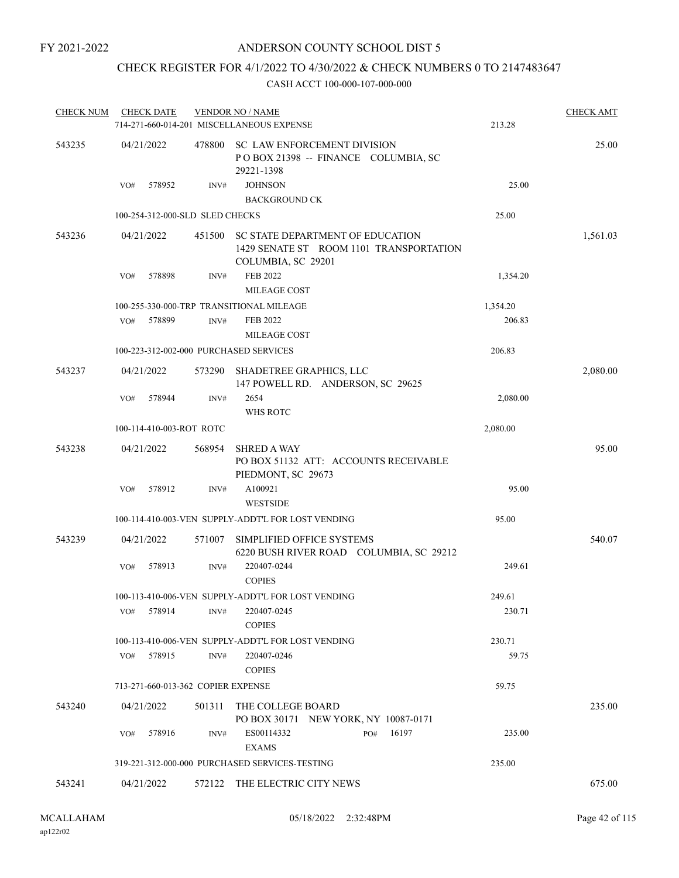FY 2021-2022

# ANDERSON COUNTY SCHOOL DIST 5

## CHECK REGISTER FOR 4/1/2022 TO 4/30/2022 & CHECK NUMBERS 0 TO 2147483647

### CASH ACCT 100-000-107-000-000

| CHECK NUM | CHECK DATE | VENDOR NO / NAME | | CHECK AMT |
|---|---|---|---|---|
| | 714-271-660-014-201 MISCELLANEOUS EXPENSE | | 213.28 | |
| 543235 | 04/21/2022 | 478800 SC LAW ENFORCEMENT DIVISION<br>P O BOX 21398 -- FINANCE COLUMBIA, SC 29221-1398 | | 25.00 |
| | VO# 578952 | INV# JOHNSON<br>BACKGROUND CK | 25.00 | |
| | 100-254-312-000-SLD SLED CHECKS | | 25.00 | |
| 543236 | 04/21/2022 | 451500 SC STATE DEPARTMENT OF EDUCATION<br>1429 SENATE ST ROOM 1101 TRANSPORTATION COLUMBIA, SC 29201 | | 1,561.03 |
| | VO# 578898 | INV# FEB 2022<br>MILEAGE COST | 1,354.20 | |
| | 100-255-330-000-TRP TRANSITIONAL MILEAGE | | 1,354.20 | |
| | VO# 578899 | INV# FEB 2022<br>MILEAGE COST | 206.83 | |
| | 100-223-312-002-000 PURCHASED SERVICES | | 206.83 | |
| 543237 | 04/21/2022 | 573290 SHADETREE GRAPHICS, LLC<br>147 POWELL RD. ANDERSON, SC 29625 | | 2,080.00 |
| | VO# 578944 | INV# 2654<br>WHS ROTC | 2,080.00 | |
| | 100-114-410-003-ROT ROTC | | 2,080.00 | |
| 543238 | 04/21/2022 | 568954 SHRED A WAY<br>PO BOX 51132 ATT: ACCOUNTS RECEIVABLE PIEDMONT, SC 29673 | | 95.00 |
| | VO# 578912 | INV# A100921<br>WESTSIDE | 95.00 | |
| | 100-114-410-003-VEN SUPPLY-ADDT'L FOR LOST VENDING | | 95.00 | |
| 543239 | 04/21/2022 | 571007 SIMPLIFIED OFFICE SYSTEMS<br>6220 BUSH RIVER ROAD COLUMBIA, SC 29212 | | 540.07 |
| | VO# 578913 | INV# 220407-0244<br>COPIES | 249.61 | |
| | 100-113-410-006-VEN SUPPLY-ADDT'L FOR LOST VENDING | | 249.61 | |
| | VO# 578914 | INV# 220407-0245<br>COPIES | 230.71 | |
| | 100-113-410-006-VEN SUPPLY-ADDT'L FOR LOST VENDING | | 230.71 | |
| | VO# 578915 | INV# 220407-0246<br>COPIES | 59.75 | |
| | 713-271-660-013-362 COPIER EXPENSE | | 59.75 | |
| 543240 | 04/21/2022 | 501311 THE COLLEGE BOARD<br>PO BOX 30171 NEW YORK, NY 10087-0171 | | 235.00 |
| | VO# 578916 | INV# ES00114332 PO# 16197<br>EXAMS | 235.00 | |
| | 319-221-312-000-000 PURCHASED SERVICES-TESTING | | 235.00 | |
| 543241 | 04/21/2022 | 572122 THE ELECTRIC CITY NEWS | | 675.00 |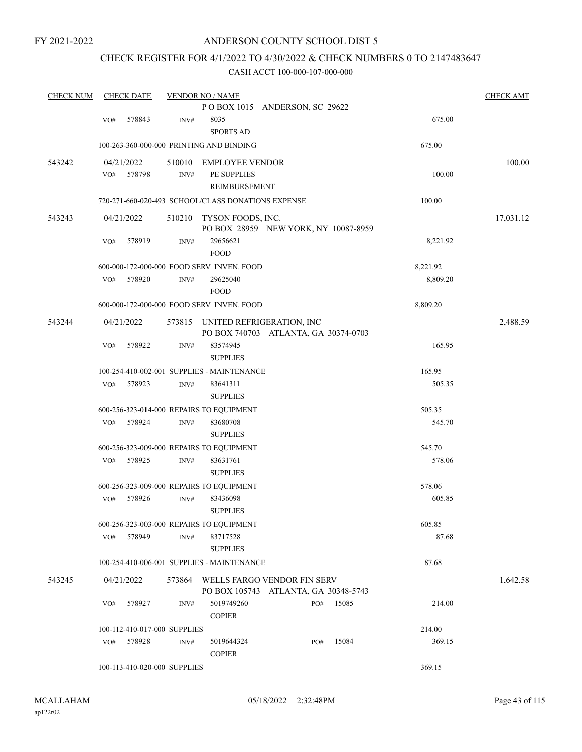FY 2021-2022

# ANDERSON COUNTY SCHOOL DIST 5

## CHECK REGISTER FOR 4/1/2022 TO 4/30/2022 & CHECK NUMBERS 0 TO 2147483647

### CASH ACCT 100-000-107-000-000

| CHECK NUM | CHECK DATE | VENDOR NO / NAME | | CHECK AMT |
|---|---|---|---|---|
| | | P O BOX 1015 ANDERSON, SC 29622 | | |
| | VO# 578843 | INV# 8035 SPORTS AD | 675.00 | |
| | | 100-263-360-000-000 PRINTING AND BINDING | 675.00 | |
| 543242 | 04/21/2022 | 510010 EMPLOYEE VENDOR | | 100.00 |
| | VO# 578798 | INV# PE SUPPLIES REIMBURSEMENT | 100.00 | |
| | | 720-271-660-020-493 SCHOOL/CLASS DONATIONS EXPENSE | 100.00 | |
| 543243 | 04/21/2022 | 510210 TYSON FOODS, INC. PO BOX 28959 NEW YORK, NY 10087-8959 | | 17,031.12 |
| | VO# 578919 | INV# 29656621 FOOD | 8,221.92 | |
| | | 600-000-172-000-000 FOOD SERV INVEN. FOOD | 8,221.92 | |
| | VO# 578920 | INV# 29625040 FOOD | 8,809.20 | |
| | | 600-000-172-000-000 FOOD SERV INVEN. FOOD | 8,809.20 | |
| 543244 | 04/21/2022 | 573815 UNITED REFRIGERATION, INC PO BOX 740703 ATLANTA, GA 30374-0703 | | 2,488.59 |
| | VO# 578922 | INV# 83574945 SUPPLIES | 165.95 | |
| | | 100-254-410-002-001 SUPPLIES - MAINTENANCE | 165.95 | |
| | VO# 578923 | INV# 83641311 SUPPLIES | 505.35 | |
| | | 600-256-323-014-000 REPAIRS TO EQUIPMENT | 505.35 | |
| | VO# 578924 | INV# 83680708 SUPPLIES | 545.70 | |
| | | 600-256-323-009-000 REPAIRS TO EQUIPMENT | 545.70 | |
| | VO# 578925 | INV# 83631761 SUPPLIES | 578.06 | |
| | | 600-256-323-009-000 REPAIRS TO EQUIPMENT | 578.06 | |
| | VO# 578926 | INV# 83436098 SUPPLIES | 605.85 | |
| | | 600-256-323-003-000 REPAIRS TO EQUIPMENT | 605.85 | |
| | VO# 578949 | INV# 83717528 SUPPLIES | 87.68 | |
| | | 100-254-410-006-001 SUPPLIES - MAINTENANCE | 87.68 | |
| 543245 | 04/21/2022 | 573864 WELLS FARGO VENDOR FIN SERV PO BOX 105743 ATLANTA, GA 30348-5743 | | 1,642.58 |
| | VO# 578927 | INV# 5019749260 PO# 15085 COPIER | 214.00 | |
| | | 100-112-410-017-000 SUPPLIES | 214.00 | |
| | VO# 578928 | INV# 5019644324 PO# 15084 COPIER | 369.15 | |
| | | 100-113-410-020-000 SUPPLIES | 369.15 | |

MCALLAHAM
ap122r02

05/18/2022 2:32:48PM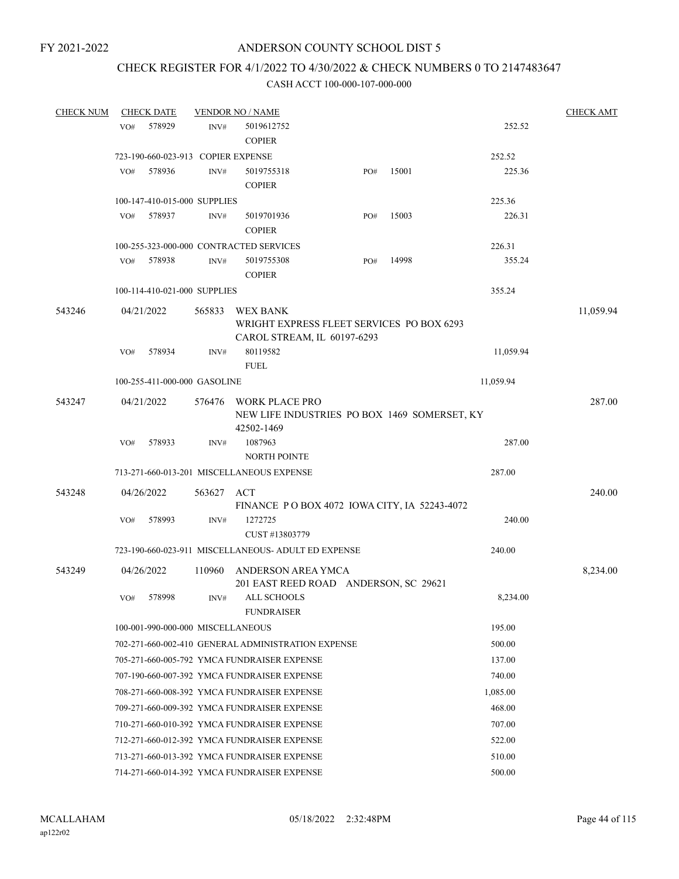FY 2021-2022

# ANDERSON COUNTY SCHOOL DIST 5

## CHECK REGISTER FOR 4/1/2022 TO 4/30/2022 & CHECK NUMBERS 0 TO 2147483647

### CASH ACCT 100-000-107-000-000

| CHECK NUM | CHECK DATE | VENDOR NO / NAME | | | CHECK AMT |
|---|---|---|---|---|---|
| | VO# 578929 | INV# 5019612752 COPIER | | 252.52 | |
| | 723-190-660-023-913 COPIER EXPENSE | | | 252.52 | |
| | VO# 578936 | INV# 5019755318 COPIER | PO# 15001 | 225.36 | |
| | 100-147-410-015-000 SUPPLIES | | | 225.36 | |
| | VO# 578937 | INV# 5019701936 COPIER | PO# 15003 | 226.31 | |
| | 100-255-323-000-000 CONTRACTED SERVICES | | | 226.31 | |
| | VO# 578938 | INV# 5019755308 COPIER | PO# 14998 | 355.24 | |
| | 100-114-410-021-000 SUPPLIES | | | 355.24 | |
| 543246 | 04/21/2022 | 565833 WEX BANK WRIGHT EXPRESS FLEET SERVICES PO BOX 6293 CAROL STREAM, IL 60197-6293 | | | 11,059.94 |
| | VO# 578934 | INV# 80119582 FUEL | | 11,059.94 | |
| | 100-255-411-000-000 GASOLINE | | | 11,059.94 | |
| 543247 | 04/21/2022 | 576476 WORK PLACE PRO NEW LIFE INDUSTRIES PO BOX 1469 SOMERSET, KY 42502-1469 | | | 287.00 |
| | VO# 578933 | INV# 1087963 NORTH POINTE | | 287.00 | |
| | 713-271-660-013-201 MISCELLANEOUS EXPENSE | | | 287.00 | |
| 543248 | 04/26/2022 | 563627 ACT FINANCE P O BOX 4072 IOWA CITY, IA 52243-4072 | | | 240.00 |
| | VO# 578993 | INV# 1272725 CUST #13803779 | | 240.00 | |
| | 723-190-660-023-911 MISCELLANEOUS- ADULT ED EXPENSE | | | 240.00 | |
| 543249 | 04/26/2022 | 110960 ANDERSON AREA YMCA 201 EAST REED ROAD ANDERSON, SC 29621 | | | 8,234.00 |
| | VO# 578998 | INV# ALL SCHOOLS FUNDRAISER | | 8,234.00 | |
| | 100-001-990-000-000 MISCELLANEOUS | | | 195.00 | |
| | 702-271-660-002-410 GENERAL ADMINISTRATION EXPENSE | | | 500.00 | |
| | 705-271-660-005-792 YMCA FUNDRAISER EXPENSE | | | 137.00 | |
| | 707-190-660-007-392 YMCA FUNDRAISER EXPENSE | | | 740.00 | |
| | 708-271-660-008-392 YMCA FUNDRAISER EXPENSE | | | 1,085.00 | |
| | 709-271-660-009-392 YMCA FUNDRAISER EXPENSE | | | 468.00 | |
| | 710-271-660-010-392 YMCA FUNDRAISER EXPENSE | | | 707.00 | |
| | 712-271-660-012-392 YMCA FUNDRAISER EXPENSE | | | 522.00 | |
| | 713-271-660-013-392 YMCA FUNDRAISER EXPENSE | | | 510.00 | |
| | 714-271-660-014-392 YMCA FUNDRAISER EXPENSE | | | 500.00 | |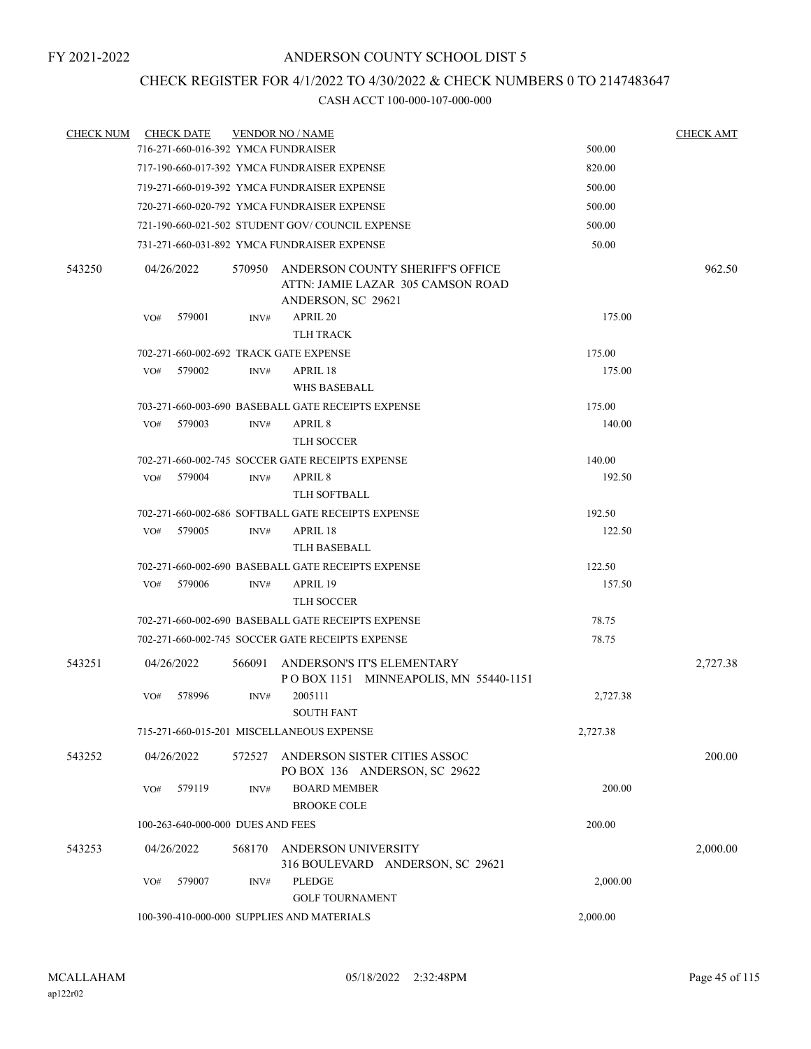FY 2021-2022

# ANDERSON COUNTY SCHOOL DIST 5

## CHECK REGISTER FOR 4/1/2022 TO 4/30/2022 & CHECK NUMBERS 0 TO 2147483647

### CASH ACCT 100-000-107-000-000

| CHECK NUM | CHECK DATE | VENDOR NO / NAME | | CHECK AMT |
|---|---|---|---|---|
| | 716-271-660-016-392 YMCA FUNDRAISER | | 500.00 | |
| | 717-190-660-017-392 YMCA FUNDRAISER EXPENSE | | 820.00 | |
| | 719-271-660-019-392 YMCA FUNDRAISER EXPENSE | | 500.00 | |
| | 720-271-660-020-792 YMCA FUNDRAISER EXPENSE | | 500.00 | |
| | 721-190-660-021-502 STUDENT GOV/ COUNCIL EXPENSE | | 500.00 | |
| | 731-271-660-031-892 YMCA FUNDRAISER EXPENSE | | 50.00 | |
| 543250 | 04/26/2022 | 570950 ANDERSON COUNTY SHERIFF'S OFFICE ATTN: JAMIE LAZAR 305 CAMSON ROAD ANDERSON, SC 29621 | | 962.50 |
| | VO# 579001 | INV# APRIL 20 TLH TRACK | 175.00 | |
| | 702-271-660-002-692 TRACK GATE EXPENSE | | 175.00 | |
| | VO# 579002 | INV# APRIL 18 WHS BASEBALL | 175.00 | |
| | 703-271-660-003-690 BASEBALL GATE RECEIPTS EXPENSE | | 175.00 | |
| | VO# 579003 | INV# APRIL 8 TLH SOCCER | 140.00 | |
| | 702-271-660-002-745 SOCCER GATE RECEIPTS EXPENSE | | 140.00 | |
| | VO# 579004 | INV# APRIL 8 TLH SOFTBALL | 192.50 | |
| | 702-271-660-002-686 SOFTBALL GATE RECEIPTS EXPENSE | | 192.50 | |
| | VO# 579005 | INV# APRIL 18 TLH BASEBALL | 122.50 | |
| | 702-271-660-002-690 BASEBALL GATE RECEIPTS EXPENSE | | 122.50 | |
| | VO# 579006 | INV# APRIL 19 TLH SOCCER | 157.50 | |
| | 702-271-660-002-690 BASEBALL GATE RECEIPTS EXPENSE | | 78.75 | |
| | 702-271-660-002-745 SOCCER GATE RECEIPTS EXPENSE | | 78.75 | |
| 543251 | 04/26/2022 | 566091 ANDERSON'S IT'S ELEMENTARY P O BOX 1151 MINNEAPOLIS, MN 55440-1151 | | 2,727.38 |
| | VO# 578996 | INV# 2005111 SOUTH FANT | 2,727.38 | |
| | 715-271-660-015-201 MISCELLANEOUS EXPENSE | | 2,727.38 | |
| 543252 | 04/26/2022 | 572527 ANDERSON SISTER CITIES ASSOC PO BOX 136 ANDERSON, SC 29622 | | 200.00 |
| | VO# 579119 | INV# BOARD MEMBER BROOKE COLE | 200.00 | |
| | 100-263-640-000-000 DUES AND FEES | | 200.00 | |
| 543253 | 04/26/2022 | 568170 ANDERSON UNIVERSITY 316 BOULEVARD ANDERSON, SC 29621 | | 2,000.00 |
| | VO# 579007 | INV# PLEDGE GOLF TOURNAMENT | 2,000.00 | |
| | 100-390-410-000-000 SUPPLIES AND MATERIALS | | 2,000.00 | |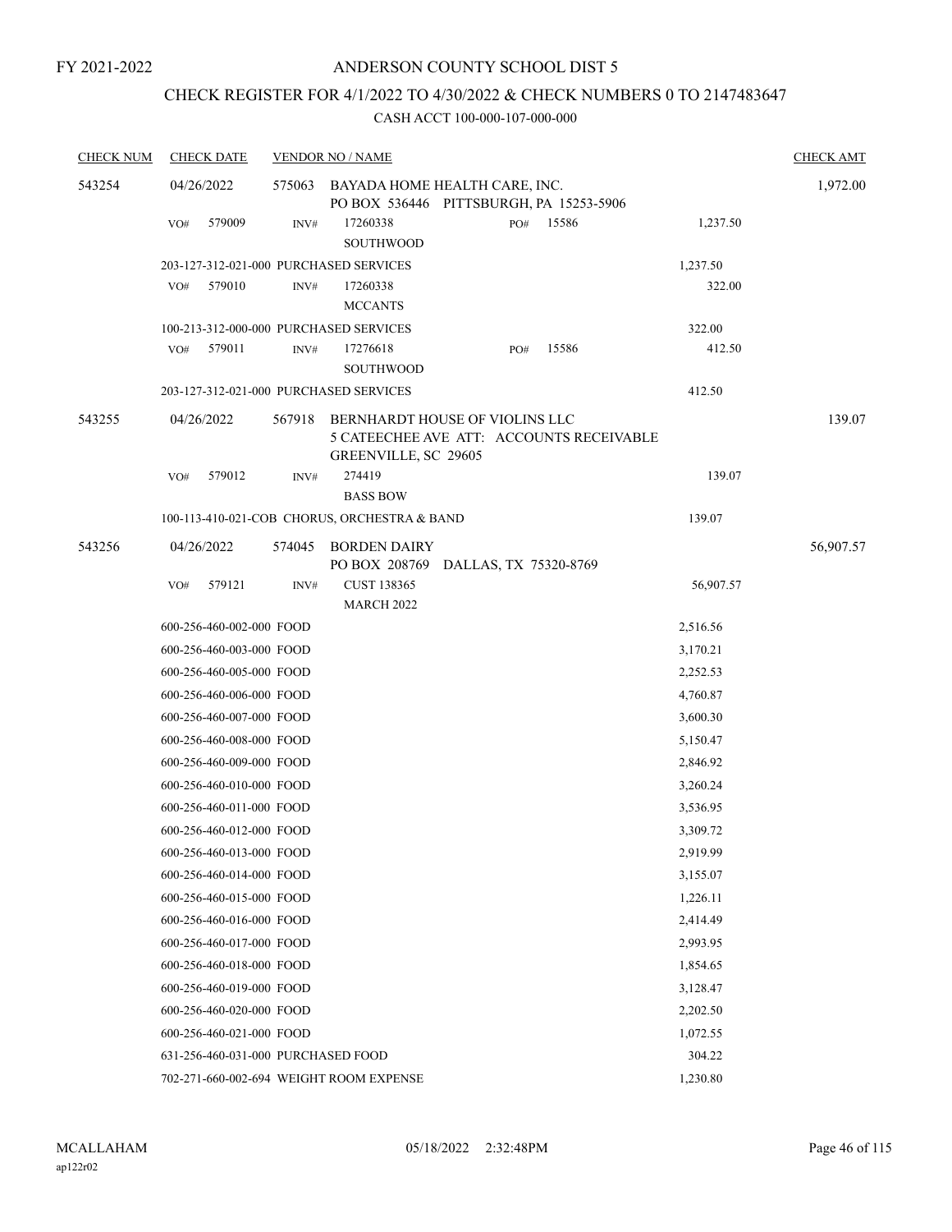FY 2021-2022

# ANDERSON COUNTY SCHOOL DIST 5

## CHECK REGISTER FOR 4/1/2022 TO 4/30/2022 & CHECK NUMBERS 0 TO 2147483647

### CASH ACCT 100-000-107-000-000

| CHECK NUM | CHECK DATE | VENDOR NO / NAME | | CHECK AMT |
|---|---|---|---|---|
| 543254 | 04/26/2022 | 575063 BAYADA HOME HEALTH CARE, INC.<br>PO BOX 536446 PITTSBURGH, PA 15253-5906 | | 1,972.00 |
| | VO# 579009 | INV# 17260338 PO# 15586<br>SOUTHWOOD | 1,237.50 | |
| | | 203-127-312-021-000 PURCHASED SERVICES | 1,237.50 | |
| | VO# 579010 | INV# 17260338<br>MCCANTS | 322.00 | |
| | | 100-213-312-000-000 PURCHASED SERVICES | 322.00 | |
| | VO# 579011 | INV# 17276618 PO# 15586<br>SOUTHWOOD | 412.50 | |
| | | 203-127-312-021-000 PURCHASED SERVICES | 412.50 | |
| 543255 | 04/26/2022 | 567918 BERNHARDT HOUSE OF VIOLINS LLC<br>5 CATEECHEE AVE ATT: ACCOUNTS RECEIVABLE<br>GREENVILLE, SC 29605 | | 139.07 |
| | VO# 579012 | INV# 274419<br>BASS BOW | 139.07 | |
| | | 100-113-410-021-COB CHORUS, ORCHESTRA & BAND | 139.07 | |
| 543256 | 04/26/2022 | 574045 BORDEN DAIRY<br>PO BOX 208769 DALLAS, TX 75320-8769 | | 56,907.57 |
| | VO# 579121 | INV# CUST 138365<br>MARCH 2022 | 56,907.57 | |
| | | 600-256-460-002-000 FOOD | 2,516.56 | |
| | | 600-256-460-003-000 FOOD | 3,170.21 | |
| | | 600-256-460-005-000 FOOD | 2,252.53 | |
| | | 600-256-460-006-000 FOOD | 4,760.87 | |
| | | 600-256-460-007-000 FOOD | 3,600.30 | |
| | | 600-256-460-008-000 FOOD | 5,150.47 | |
| | | 600-256-460-009-000 FOOD | 2,846.92 | |
| | | 600-256-460-010-000 FOOD | 3,260.24 | |
| | | 600-256-460-011-000 FOOD | 3,536.95 | |
| | | 600-256-460-012-000 FOOD | 3,309.72 | |
| | | 600-256-460-013-000 FOOD | 2,919.99 | |
| | | 600-256-460-014-000 FOOD | 3,155.07 | |
| | | 600-256-460-015-000 FOOD | 1,226.11 | |
| | | 600-256-460-016-000 FOOD | 2,414.49 | |
| | | 600-256-460-017-000 FOOD | 2,993.95 | |
| | | 600-256-460-018-000 FOOD | 1,854.65 | |
| | | 600-256-460-019-000 FOOD | 3,128.47 | |
| | | 600-256-460-020-000 FOOD | 2,202.50 | |
| | | 600-256-460-021-000 FOOD | 1,072.55 | |
| | | 631-256-460-031-000 PURCHASED FOOD | 304.22 | |
| | | 702-271-660-002-694 WEIGHT ROOM EXPENSE | 1,230.80 | |

MCALLAHAM
ap122r02

05/18/2022 2:32:48PM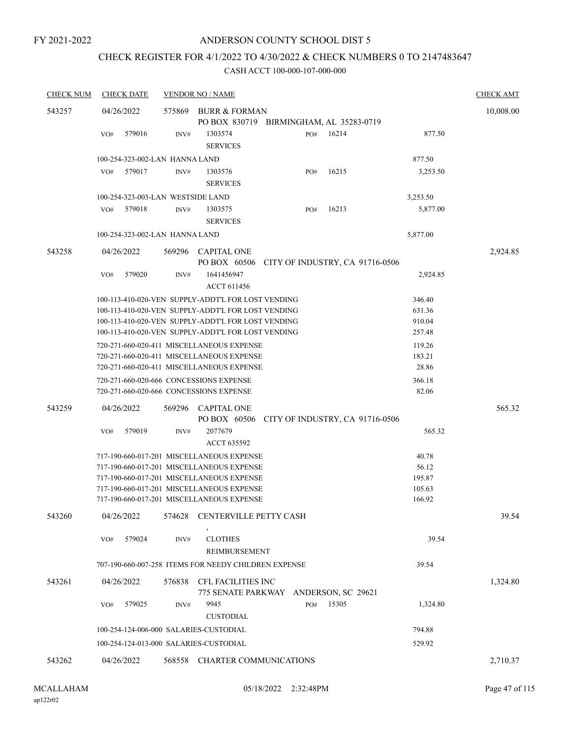FY 2021-2022

# ANDERSON COUNTY SCHOOL DIST 5

## CHECK REGISTER FOR 4/1/2022 TO 4/30/2022 & CHECK NUMBERS 0 TO 2147483647

### CASH ACCT 100-000-107-000-000

| CHECK NUM | CHECK DATE | VENDOR NO / NAME | | | CHECK AMT |
|---|---|---|---|---|---|
| 543257 | 04/26/2022 | 575869 BURR & FORMAN<br>PO BOX 830719 BIRMINGHAM, AL 35283-0719 | | | 10,008.00 |
| | VO# 579016 | INV# 1303574<br>SERVICES | PO# 16214 | 877.50 | |
| | 100-254-323-002-LAN HANNA LAND | | | 877.50 | |
| | VO# 579017 | INV# 1303576<br>SERVICES | PO# 16215 | 3,253.50 | |
| | 100-254-323-003-LAN WESTSIDE LAND | | | 3,253.50 | |
| | VO# 579018 | INV# 1303575<br>SERVICES | PO# 16213 | 5,877.00 | |
| | 100-254-323-002-LAN HANNA LAND | | | 5,877.00 | |
| 543258 | 04/26/2022 | 569296 CAPITAL ONE<br>PO BOX 60506 CITY OF INDUSTRY, CA 91716-0506 | | | 2,924.85 |
| | VO# 579020 | INV# 1641456947<br>ACCT 611456 | | 2,924.85 | |
| | 100-113-410-020-VEN SUPPLY-ADDT'L FOR LOST VENDING | | | 346.40 | |
| | 100-113-410-020-VEN SUPPLY-ADDT'L FOR LOST VENDING | | | 631.36 | |
| | 100-113-410-020-VEN SUPPLY-ADDT'L FOR LOST VENDING | | | 910.04 | |
| | 100-113-410-020-VEN SUPPLY-ADDT'L FOR LOST VENDING | | | 257.48 | |
| | 720-271-660-020-411 MISCELLANEOUS EXPENSE | | | 119.26 | |
| | 720-271-660-020-411 MISCELLANEOUS EXPENSE | | | 183.21 | |
| | 720-271-660-020-411 MISCELLANEOUS EXPENSE | | | 28.86 | |
| | 720-271-660-020-666 CONCESSIONS EXPENSE | | | 366.18 | |
| | 720-271-660-020-666 CONCESSIONS EXPENSE | | | 82.06 | |
| 543259 | 04/26/2022 | 569296 CAPITAL ONE<br>PO BOX 60506 CITY OF INDUSTRY, CA 91716-0506 | | | 565.32 |
| | VO# 579019 | INV# 2077679<br>ACCT 635592 | | 565.32 | |
| | 717-190-660-017-201 MISCELLANEOUS EXPENSE | | | 40.78 | |
| | 717-190-660-017-201 MISCELLANEOUS EXPENSE | | | 56.12 | |
| | 717-190-660-017-201 MISCELLANEOUS EXPENSE | | | 195.87 | |
| | 717-190-660-017-201 MISCELLANEOUS EXPENSE | | | 105.63 | |
| | 717-190-660-017-201 MISCELLANEOUS EXPENSE | | | 166.92 | |
| 543260 | 04/26/2022 | 574628 CENTERVILLE PETTY CASH<br>, | | | 39.54 |
| | VO# 579024 | INV# CLOTHES<br>REIMBURSEMENT | | 39.54 | |
| | 707-190-660-007-258 ITEMS FOR NEEDY CHILDREN EXPENSE | | | 39.54 | |
| 543261 | 04/26/2022 | 576838 CFL FACILITIES INC<br>775 SENATE PARKWAY ANDERSON, SC 29621 | | | 1,324.80 |
| | VO# 579025 | INV# 9945<br>CUSTODIAL | PO# 15305 | 1,324.80 | |
| | 100-254-124-006-000 SALARIES-CUSTODIAL | | | 794.88 | |
| | 100-254-124-013-000 SALARIES-CUSTODIAL | | | 529.92 | |
| 543262 | 04/26/2022 | 568558 CHARTER COMMUNICATIONS | | | 2,710.37 |

MCALLAHAM
ap122r02 05/18/2022 2:32:48PM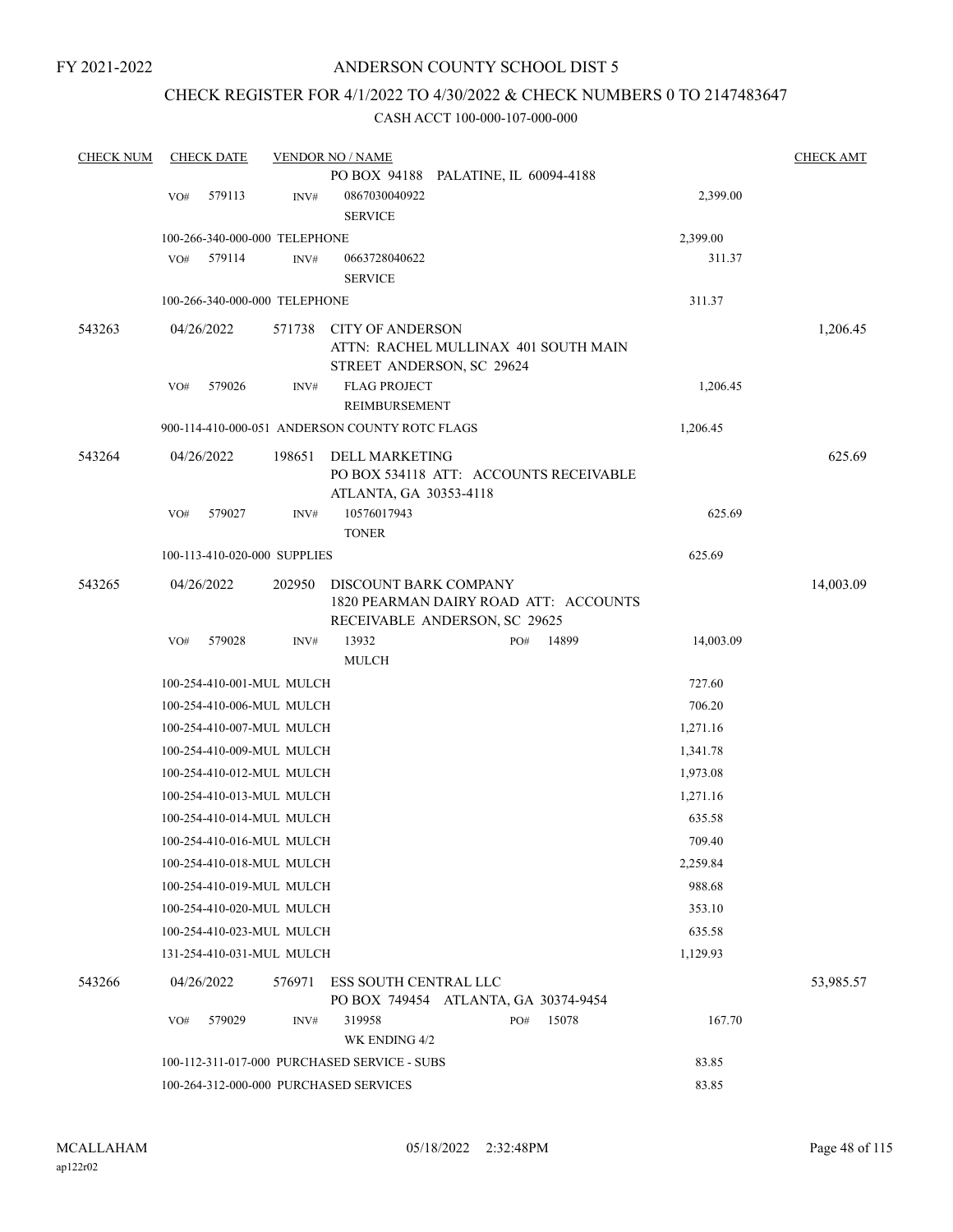FY 2021-2022

# ANDERSON COUNTY SCHOOL DIST 5

## CHECK REGISTER FOR 4/1/2022 TO 4/30/2022 & CHECK NUMBERS 0 TO 2147483647

### CASH ACCT 100-000-107-000-000

| CHECK NUM | CHECK DATE | VENDOR NO / NAME | | CHECK AMT |
|---|---|---|---|---|
| | | PO BOX 94188 PALATINE, IL 60094-4188 | | |
| | VO# 579113 | INV# 0867030040922 SERVICE | 2,399.00 | |
| | 100-266-340-000-000 TELEPHONE | | 2,399.00 | |
| | VO# 579114 | INV# 0663728040622 SERVICE | 311.37 | |
| | 100-266-340-000-000 TELEPHONE | | 311.37 | |
| 543263 | 04/26/2022 | 571738 CITY OF ANDERSON ATTN: RACHEL MULLINAX 401 SOUTH MAIN STREET ANDERSON, SC 29624 | | 1,206.45 |
| | VO# 579026 | INV# FLAG PROJECT REIMBURSEMENT | 1,206.45 | |
| | 900-114-410-000-051 ANDERSON COUNTY ROTC FLAGS | | 1,206.45 | |
| 543264 | 04/26/2022 | 198651 DELL MARKETING PO BOX 534118 ATT: ACCOUNTS RECEIVABLE ATLANTA, GA 30353-4118 | | 625.69 |
| | VO# 579027 | INV# 10576017943 TONER | 625.69 | |
| | 100-113-410-020-000 SUPPLIES | | 625.69 | |
| 543265 | 04/26/2022 | 202950 DISCOUNT BARK COMPANY 1820 PEARMAN DAIRY ROAD ATT: ACCOUNTS RECEIVABLE ANDERSON, SC 29625 | | 14,003.09 |
| | VO# 579028 | INV# 13932 PO# 14899 MULCH | 14,003.09 | |
| | 100-254-410-001-MUL MULCH | | 727.60 | |
| | 100-254-410-006-MUL MULCH | | 706.20 | |
| | 100-254-410-007-MUL MULCH | | 1,271.16 | |
| | 100-254-410-009-MUL MULCH | | 1,341.78 | |
| | 100-254-410-012-MUL MULCH | | 1,973.08 | |
| | 100-254-410-013-MUL MULCH | | 1,271.16 | |
| | 100-254-410-014-MUL MULCH | | 635.58 | |
| | 100-254-410-016-MUL MULCH | | 709.40 | |
| | 100-254-410-018-MUL MULCH | | 2,259.84 | |
| | 100-254-410-019-MUL MULCH | | 988.68 | |
| | 100-254-410-020-MUL MULCH | | 353.10 | |
| | 100-254-410-023-MUL MULCH | | 635.58 | |
| | 131-254-410-031-MUL MULCH | | 1,129.93 | |
| 543266 | 04/26/2022 | 576971 ESS SOUTH CENTRAL LLC PO BOX 749454 ATLANTA, GA 30374-9454 | | 53,985.57 |
| | VO# 579029 | INV# 319958 PO# 15078 WK ENDING 4/2 | 167.70 | |
| | 100-112-311-017-000 PURCHASED SERVICE - SUBS | | 83.85 | |
| | 100-264-312-000-000 PURCHASED SERVICES | | 83.85 | |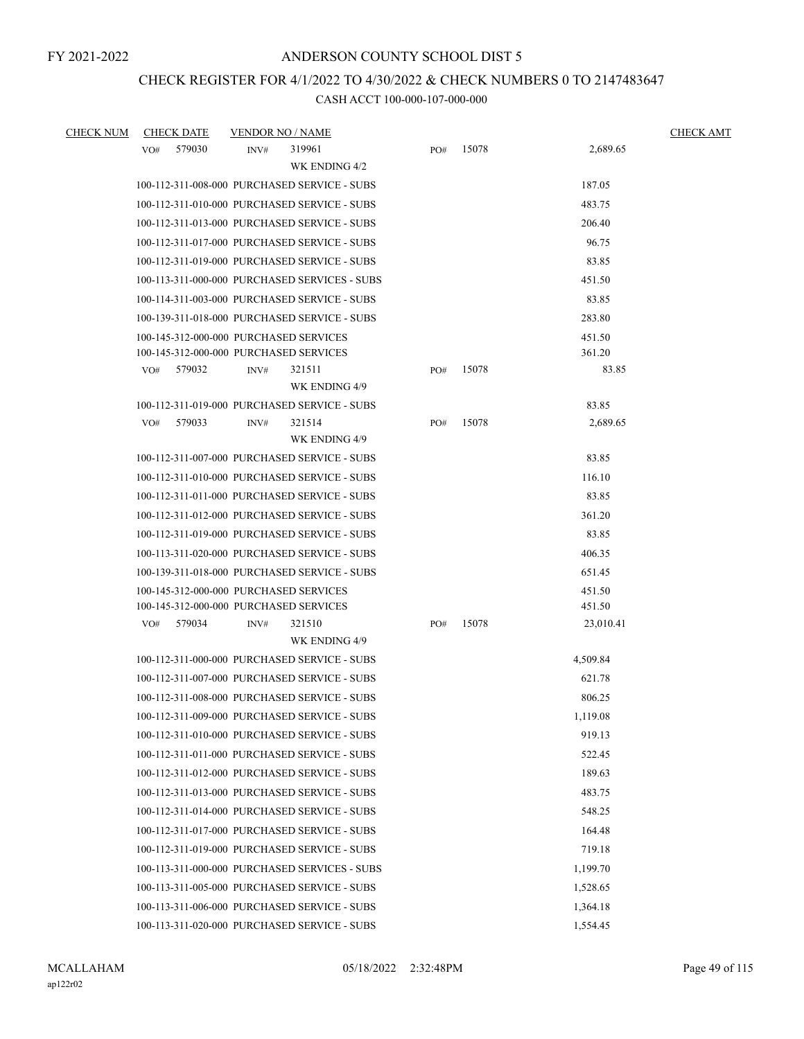FY 2021-2022

# ANDERSON COUNTY SCHOOL DIST 5

## CHECK REGISTER FOR 4/1/2022 TO 4/30/2022 & CHECK NUMBERS 0 TO 2147483647

### CASH ACCT 100-000-107-000-000

| CHECK NUM | CHECK DATE | VENDOR NO / NAME | | | CHECK AMT |
|---|---|---|---|---|---|
| | VO# 579030 | INV# 319961 | PO# 15078 | 2,689.65 | |
| | | WK ENDING 4/2 | | | |
| | 100-112-311-008-000 PURCHASED SERVICE - SUBS | | | 187.05 | |
| | 100-112-311-010-000 PURCHASED SERVICE - SUBS | | | 483.75 | |
| | 100-112-311-013-000 PURCHASED SERVICE - SUBS | | | 206.40 | |
| | 100-112-311-017-000 PURCHASED SERVICE - SUBS | | | 96.75 | |
| | 100-112-311-019-000 PURCHASED SERVICE - SUBS | | | 83.85 | |
| | 100-113-311-000-000 PURCHASED SERVICES - SUBS | | | 451.50 | |
| | 100-114-311-003-000 PURCHASED SERVICE - SUBS | | | 83.85 | |
| | 100-139-311-018-000 PURCHASED SERVICE - SUBS | | | 283.80 | |
| | 100-145-312-000-000 PURCHASED SERVICES | | | 451.50 | |
| | 100-145-312-000-000 PURCHASED SERVICES | | | 361.20 | |
| | VO# 579032 | INV# 321511 | PO# 15078 | 83.85 | |
| | | WK ENDING 4/9 | | | |
| | 100-112-311-019-000 PURCHASED SERVICE - SUBS | | | 83.85 | |
| | VO# 579033 | INV# 321514 | PO# 15078 | 2,689.65 | |
| | | WK ENDING 4/9 | | | |
| | 100-112-311-007-000 PURCHASED SERVICE - SUBS | | | 83.85 | |
| | 100-112-311-010-000 PURCHASED SERVICE - SUBS | | | 116.10 | |
| | 100-112-311-011-000 PURCHASED SERVICE - SUBS | | | 83.85 | |
| | 100-112-311-012-000 PURCHASED SERVICE - SUBS | | | 361.20 | |
| | 100-112-311-019-000 PURCHASED SERVICE - SUBS | | | 83.85 | |
| | 100-113-311-020-000 PURCHASED SERVICE - SUBS | | | 406.35 | |
| | 100-139-311-018-000 PURCHASED SERVICE - SUBS | | | 651.45 | |
| | 100-145-312-000-000 PURCHASED SERVICES | | | 451.50 | |
| | 100-145-312-000-000 PURCHASED SERVICES | | | 451.50 | |
| | VO# 579034 | INV# 321510 | PO# 15078 | 23,010.41 | |
| | | WK ENDING 4/9 | | | |
| | 100-112-311-000-000 PURCHASED SERVICE - SUBS | | | 4,509.84 | |
| | 100-112-311-007-000 PURCHASED SERVICE - SUBS | | | 621.78 | |
| | 100-112-311-008-000 PURCHASED SERVICE - SUBS | | | 806.25 | |
| | 100-112-311-009-000 PURCHASED SERVICE - SUBS | | | 1,119.08 | |
| | 100-112-311-010-000 PURCHASED SERVICE - SUBS | | | 919.13 | |
| | 100-112-311-011-000 PURCHASED SERVICE - SUBS | | | 522.45 | |
| | 100-112-311-012-000 PURCHASED SERVICE - SUBS | | | 189.63 | |
| | 100-112-311-013-000 PURCHASED SERVICE - SUBS | | | 483.75 | |
| | 100-112-311-014-000 PURCHASED SERVICE - SUBS | | | 548.25 | |
| | 100-112-311-017-000 PURCHASED SERVICE - SUBS | | | 164.48 | |
| | 100-112-311-019-000 PURCHASED SERVICE - SUBS | | | 719.18 | |
| | 100-113-311-000-000 PURCHASED SERVICES - SUBS | | | 1,199.70 | |
| | 100-113-311-005-000 PURCHASED SERVICE - SUBS | | | 1,528.65 | |
| | 100-113-311-006-000 PURCHASED SERVICE - SUBS | | | 1,364.18 | |
| | 100-113-311-020-000 PURCHASED SERVICE - SUBS | | | 1,554.45 | |

MCALLAHAM
ap122r02
05/18/2022 2:32:48PM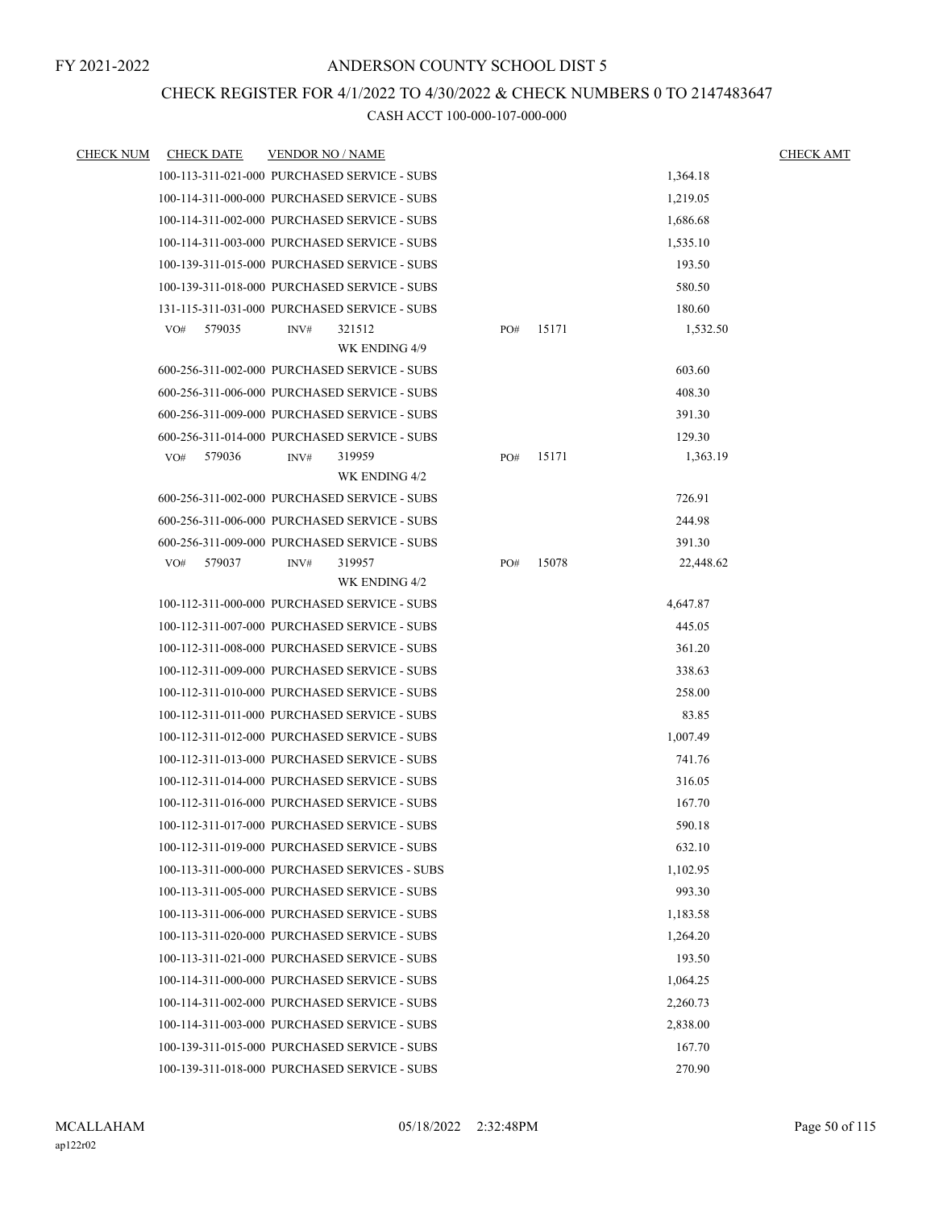FY 2021-2022

# ANDERSON COUNTY SCHOOL DIST 5

## CHECK REGISTER FOR 4/1/2022 TO 4/30/2022 & CHECK NUMBERS 0 TO 2147483647

### CASH ACCT 100-000-107-000-000

| CHECK NUM | CHECK DATE | VENDOR NO / NAME | | | | CHECK AMT |
|---|---|---|---|---|---|---|
| | 100-113-311-021-000 PURCHASED SERVICE - SUBS | | | | 1,364.18 | |
| | 100-114-311-000-000 PURCHASED SERVICE - SUBS | | | | 1,219.05 | |
| | 100-114-311-002-000 PURCHASED SERVICE - SUBS | | | | 1,686.68 | |
| | 100-114-311-003-000 PURCHASED SERVICE - SUBS | | | | 1,535.10 | |
| | 100-139-311-015-000 PURCHASED SERVICE - SUBS | | | | 193.50 | |
| | 100-139-311-018-000 PURCHASED SERVICE - SUBS | | | | 580.50 | |
| | 131-115-311-031-000 PURCHASED SERVICE - SUBS | | | | 180.60 | |
| | VO# 579035 | INV# 321512 WK ENDING 4/9 | PO# 15171 | | 1,532.50 | |
| | 600-256-311-002-000 PURCHASED SERVICE - SUBS | | | | 603.60 | |
| | 600-256-311-006-000 PURCHASED SERVICE - SUBS | | | | 408.30 | |
| | 600-256-311-009-000 PURCHASED SERVICE - SUBS | | | | 391.30 | |
| | 600-256-311-014-000 PURCHASED SERVICE - SUBS | | | | 129.30 | |
| | VO# 579036 | INV# 319959 WK ENDING 4/2 | PO# 15171 | | 1,363.19 | |
| | 600-256-311-002-000 PURCHASED SERVICE - SUBS | | | | 726.91 | |
| | 600-256-311-006-000 PURCHASED SERVICE - SUBS | | | | 244.98 | |
| | 600-256-311-009-000 PURCHASED SERVICE - SUBS | | | | 391.30 | |
| | VO# 579037 | INV# 319957 WK ENDING 4/2 | PO# 15078 | | 22,448.62 | |
| | 100-112-311-000-000 PURCHASED SERVICE - SUBS | | | | 4,647.87 | |
| | 100-112-311-007-000 PURCHASED SERVICE - SUBS | | | | 445.05 | |
| | 100-112-311-008-000 PURCHASED SERVICE - SUBS | | | | 361.20 | |
| | 100-112-311-009-000 PURCHASED SERVICE - SUBS | | | | 338.63 | |
| | 100-112-311-010-000 PURCHASED SERVICE - SUBS | | | | 258.00 | |
| | 100-112-311-011-000 PURCHASED SERVICE - SUBS | | | | 83.85 | |
| | 100-112-311-012-000 PURCHASED SERVICE - SUBS | | | | 1,007.49 | |
| | 100-112-311-013-000 PURCHASED SERVICE - SUBS | | | | 741.76 | |
| | 100-112-311-014-000 PURCHASED SERVICE - SUBS | | | | 316.05 | |
| | 100-112-311-016-000 PURCHASED SERVICE - SUBS | | | | 167.70 | |
| | 100-112-311-017-000 PURCHASED SERVICE - SUBS | | | | 590.18 | |
| | 100-112-311-019-000 PURCHASED SERVICE - SUBS | | | | 632.10 | |
| | 100-113-311-000-000 PURCHASED SERVICES - SUBS | | | | 1,102.95 | |
| | 100-113-311-005-000 PURCHASED SERVICE - SUBS | | | | 993.30 | |
| | 100-113-311-006-000 PURCHASED SERVICE - SUBS | | | | 1,183.58 | |
| | 100-113-311-020-000 PURCHASED SERVICE - SUBS | | | | 1,264.20 | |
| | 100-113-311-021-000 PURCHASED SERVICE - SUBS | | | | 193.50 | |
| | 100-114-311-000-000 PURCHASED SERVICE - SUBS | | | | 1,064.25 | |
| | 100-114-311-002-000 PURCHASED SERVICE - SUBS | | | | 2,260.73 | |
| | 100-114-311-003-000 PURCHASED SERVICE - SUBS | | | | 2,838.00 | |
| | 100-139-311-015-000 PURCHASED SERVICE - SUBS | | | | 167.70 | |
| | 100-139-311-018-000 PURCHASED SERVICE - SUBS | | | | 270.90 | |

MCALLAHAM
ap122r02

05/18/2022 2:32:48PM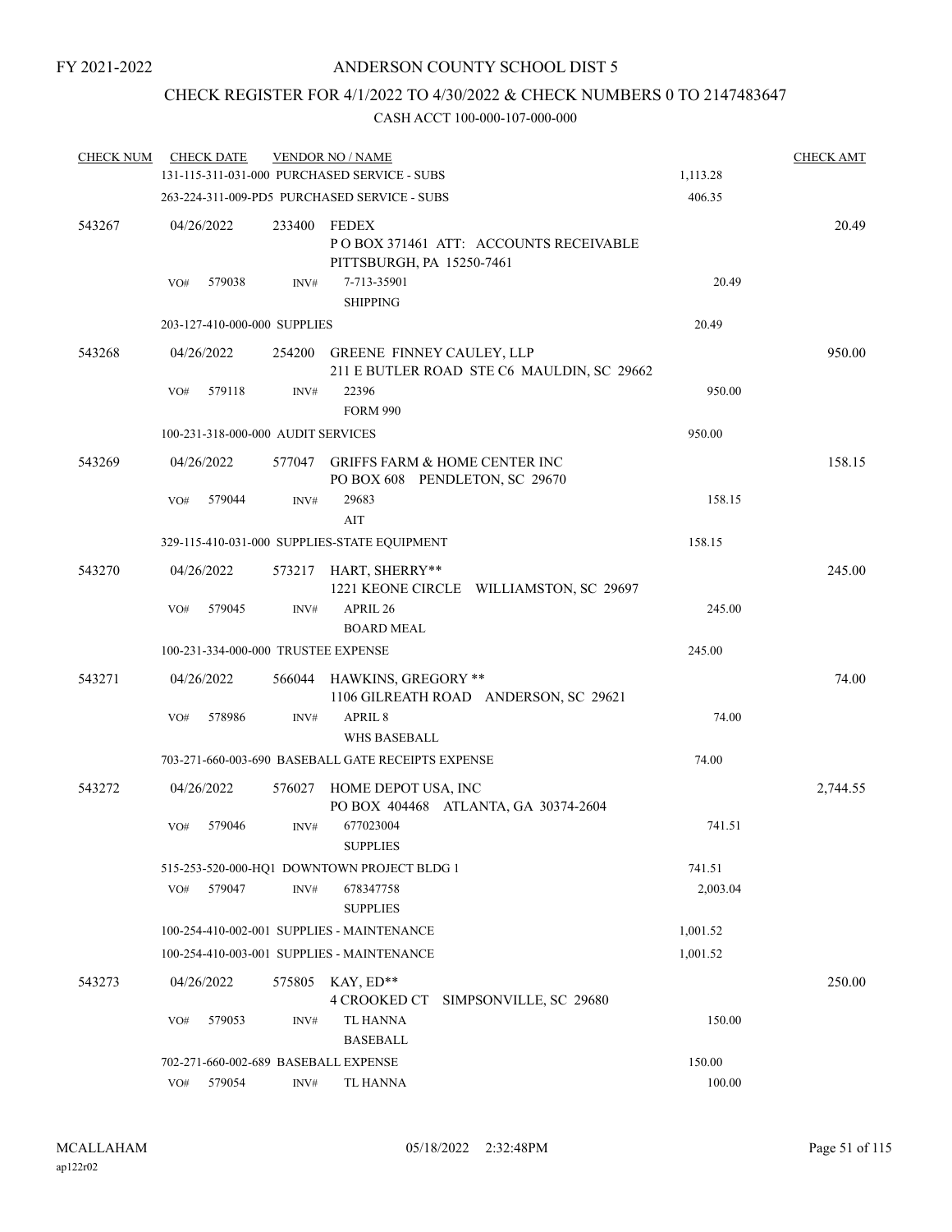FY 2021-2022

# ANDERSON COUNTY SCHOOL DIST 5

## CHECK REGISTER FOR 4/1/2022 TO 4/30/2022 & CHECK NUMBERS 0 TO 2147483647

### CASH ACCT 100-000-107-000-000

| CHECK NUM | CHECK DATE | VENDOR NO / NAME | | CHECK AMT |
|---|---|---|---|---|
| | 131-115-311-031-000 PURCHASED SERVICE - SUBS | | 1,113.28 | |
| | 263-224-311-009-PD5 PURCHASED SERVICE - SUBS | | 406.35 | |
| 543267 | 04/26/2022 | 233400 FEDEX<br>P O BOX 371461 ATT: ACCOUNTS RECEIVABLE<br>PITTSBURGH, PA 15250-7461 | | 20.49 |
| | VO# 579038 | INV# 7-713-35901<br>SHIPPING | 20.49 | |
| | 203-127-410-000-000 SUPPLIES | | 20.49 | |
| 543268 | 04/26/2022 | 254200 GREENE FINNEY CAULEY, LLP<br>211 E BUTLER ROAD STE C6 MAULDIN, SC 29662 | | 950.00 |
| | VO# 579118 | INV# 22396<br>FORM 990 | 950.00 | |
| | 100-231-318-000-000 AUDIT SERVICES | | 950.00 | |
| 543269 | 04/26/2022 | 577047 GRIFFS FARM & HOME CENTER INC<br>PO BOX 608 PENDLETON, SC 29670 | | 158.15 |
| | VO# 579044 | INV# 29683<br>AIT | 158.15 | |
| | 329-115-410-031-000 SUPPLIES-STATE EQUIPMENT | | 158.15 | |
| 543270 | 04/26/2022 | 573217 HART, SHERRY**<br>1221 KEONE CIRCLE WILLIAMSTON, SC 29697 | | 245.00 |
| | VO# 579045 | INV# APRIL 26<br>BOARD MEAL | 245.00 | |
| | 100-231-334-000-000 TRUSTEE EXPENSE | | 245.00 | |
| 543271 | 04/26/2022 | 566044 HAWKINS, GREGORY **<br>1106 GILREATH ROAD ANDERSON, SC 29621 | | 74.00 |
| | VO# 578986 | INV# APRIL 8<br>WHS BASEBALL | 74.00 | |
| | 703-271-660-003-690 BASEBALL GATE RECEIPTS EXPENSE | | 74.00 | |
| 543272 | 04/26/2022 | 576027 HOME DEPOT USA, INC<br>PO BOX 404468 ATLANTA, GA 30374-2604 | | 2,744.55 |
| | VO# 579046 | INV# 677023004<br>SUPPLIES | 741.51 | |
| | 515-253-520-000-HQ1 DOWNTOWN PROJECT BLDG 1 | | 741.51 | |
| | VO# 579047 | INV# 678347758<br>SUPPLIES | 2,003.04 | |
| | 100-254-410-002-001 SUPPLIES - MAINTENANCE | | 1,001.52 | |
| | 100-254-410-003-001 SUPPLIES - MAINTENANCE | | 1,001.52 | |
| 543273 | 04/26/2022 | 575805 KAY, ED**<br>4 CROOKED CT SIMPSONVILLE, SC 29680 | | 250.00 |
| | VO# 579053 | INV# TL HANNA<br>BASEBALL | 150.00 | |
| | 702-271-660-002-689 BASEBALL EXPENSE | | 150.00 | |
| | VO# 579054 | INV# TL HANNA | 100.00 | |

MCALLAHAM
ap122r02

05/18/2022 2:32:48PM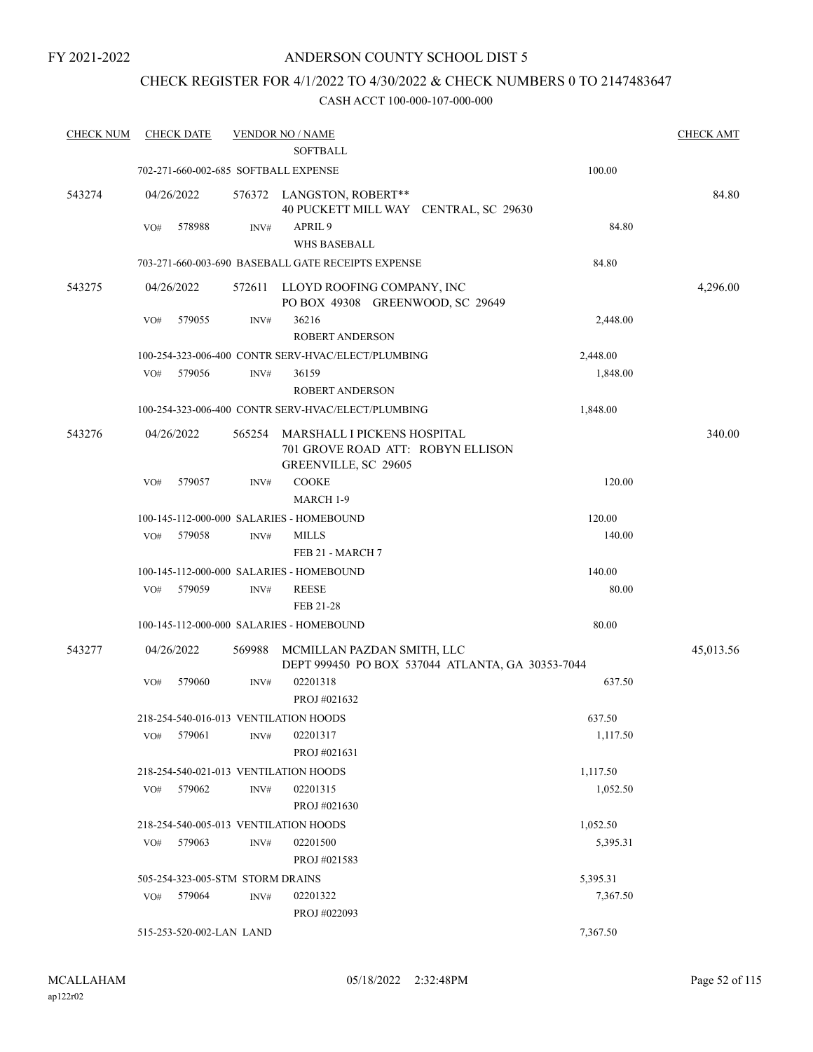FY 2021-2022

# ANDERSON COUNTY SCHOOL DIST 5

## CHECK REGISTER FOR 4/1/2022 TO 4/30/2022 & CHECK NUMBERS 0 TO 2147483647

CASH ACCT 100-000-107-000-000

| CHECK NUM | CHECK DATE | VENDOR NO / NAME | | CHECK AMT |
|---|---|---|---|---|
| | | SOFTBALL | | |
| | 702-271-660-002-685 SOFTBALL EXPENSE | | 100.00 | |
| 543274 | 04/26/2022 | 576372 LANGSTON, ROBERT** 40 PUCKETT MILL WAY CENTRAL, SC 29630 | | 84.80 |
| | VO# 578988 | INV# APRIL 9 WHS BASEBALL | 84.80 | |
| | 703-271-660-003-690 BASEBALL GATE RECEIPTS EXPENSE | | 84.80 | |
| 543275 | 04/26/2022 | 572611 LLOYD ROOFING COMPANY, INC PO BOX 49308 GREENWOOD, SC 29649 | | 4,296.00 |
| | VO# 579055 | INV# 36216 ROBERT ANDERSON | 2,448.00 | |
| | 100-254-323-006-400 CONTR SERV-HVAC/ELECT/PLUMBING | | 2,448.00 | |
| | VO# 579056 | INV# 36159 ROBERT ANDERSON | 1,848.00 | |
| | 100-254-323-006-400 CONTR SERV-HVAC/ELECT/PLUMBING | | 1,848.00 | |
| 543276 | 04/26/2022 | 565254 MARSHALL I PICKENS HOSPITAL 701 GROVE ROAD ATT: ROBYN ELLISON GREENVILLE, SC 29605 | | 340.00 |
| | VO# 579057 | INV# COOKE MARCH 1-9 | 120.00 | |
| | 100-145-112-000-000 SALARIES - HOMEBOUND | | 120.00 | |
| | VO# 579058 | INV# MILLS FEB 21 - MARCH 7 | 140.00 | |
| | 100-145-112-000-000 SALARIES - HOMEBOUND | | 140.00 | |
| | VO# 579059 | INV# REESE FEB 21-28 | 80.00 | |
| | 100-145-112-000-000 SALARIES - HOMEBOUND | | 80.00 | |
| 543277 | 04/26/2022 | 569988 MCMILLAN PAZDAN SMITH, LLC DEPT 999450 PO BOX 537044 ATLANTA, GA 30353-7044 | | 45,013.56 |
| | VO# 579060 | INV# 02201318 PROJ #021632 | 637.50 | |
| | 218-254-540-016-013 VENTILATION HOODS | | 637.50 | |
| | VO# 579061 | INV# 02201317 PROJ #021631 | 1,117.50 | |
| | 218-254-540-021-013 VENTILATION HOODS | | 1,117.50 | |
| | VO# 579062 | INV# 02201315 PROJ #021630 | 1,052.50 | |
| | 218-254-540-005-013 VENTILATION HOODS | | 1,052.50 | |
| | VO# 579063 | INV# 02201500 PROJ #021583 | 5,395.31 | |
| | 505-254-323-005-STM STORM DRAINS | | 5,395.31 | |
| | VO# 579064 | INV# 02201322 PROJ #022093 | 7,367.50 | |
| | 515-253-520-002-LAN LAND | | 7,367.50 | |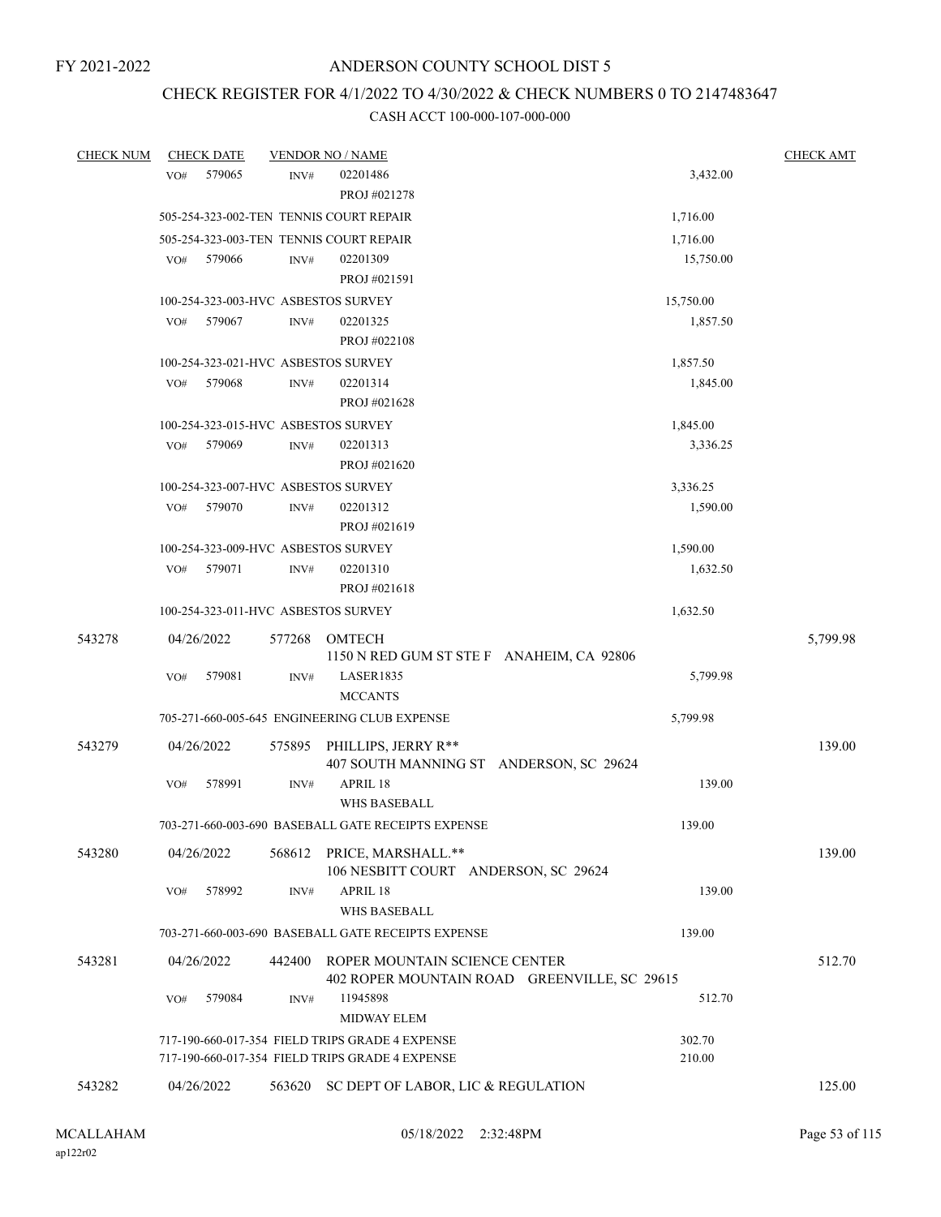FY 2021-2022

# ANDERSON COUNTY SCHOOL DIST 5

## CHECK REGISTER FOR 4/1/2022 TO 4/30/2022 & CHECK NUMBERS 0 TO 2147483647

### CASH ACCT 100-000-107-000-000

| CHECK NUM | CHECK DATE | VENDOR NO / NAME | | CHECK AMT |
|---|---|---|---|---|
| | VO# 579065 | INV# 02201486 PROJ #021278 | 3,432.00 | |
| | 505-254-323-002-TEN TENNIS COURT REPAIR | | 1,716.00 | |
| | 505-254-323-003-TEN TENNIS COURT REPAIR | | 1,716.00 | |
| | VO# 579066 | INV# 02201309 PROJ #021591 | 15,750.00 | |
| | 100-254-323-003-HVC ASBESTOS SURVEY | | 15,750.00 | |
| | VO# 579067 | INV# 02201325 PROJ #022108 | 1,857.50 | |
| | 100-254-323-021-HVC ASBESTOS SURVEY | | 1,857.50 | |
| | VO# 579068 | INV# 02201314 PROJ #021628 | 1,845.00 | |
| | 100-254-323-015-HVC ASBESTOS SURVEY | | 1,845.00 | |
| | VO# 579069 | INV# 02201313 PROJ #021620 | 3,336.25 | |
| | 100-254-323-007-HVC ASBESTOS SURVEY | | 3,336.25 | |
| | VO# 579070 | INV# 02201312 PROJ #021619 | 1,590.00 | |
| | 100-254-323-009-HVC ASBESTOS SURVEY | | 1,590.00 | |
| | VO# 579071 | INV# 02201310 PROJ #021618 | 1,632.50 | |
| | 100-254-323-011-HVC ASBESTOS SURVEY | | 1,632.50 | |
| 543278 | 04/26/2022 | 577268 OMTECH 1150 N RED GUM ST STE F ANAHEIM, CA 92806 | | 5,799.98 |
| | VO# 579081 | INV# LASER1835 MCCANTS | 5,799.98 | |
| | 705-271-660-005-645 ENGINEERING CLUB EXPENSE | | 5,799.98 | |
| 543279 | 04/26/2022 | 575895 PHILLIPS, JERRY R** 407 SOUTH MANNING ST ANDERSON, SC 29624 | | 139.00 |
| | VO# 578991 | INV# APRIL 18 WHS BASEBALL | 139.00 | |
| | 703-271-660-003-690 BASEBALL GATE RECEIPTS EXPENSE | | 139.00 | |
| 543280 | 04/26/2022 | 568612 PRICE, MARSHALL.** 106 NESBITT COURT ANDERSON, SC 29624 | | 139.00 |
| | VO# 578992 | INV# APRIL 18 WHS BASEBALL | 139.00 | |
| | 703-271-660-003-690 BASEBALL GATE RECEIPTS EXPENSE | | 139.00 | |
| 543281 | 04/26/2022 | 442400 ROPER MOUNTAIN SCIENCE CENTER 402 ROPER MOUNTAIN ROAD GREENVILLE, SC 29615 | | 512.70 |
| | VO# 579084 | INV# 11945898 MIDWAY ELEM | 512.70 | |
| | 717-190-660-017-354 FIELD TRIPS GRADE 4 EXPENSE | | 302.70 | |
| | 717-190-660-017-354 FIELD TRIPS GRADE 4 EXPENSE | | 210.00 | |
| 543282 | 04/26/2022 | 563620 SC DEPT OF LABOR, LIC & REGULATION | | 125.00 |

MCALLAHAM ap122r02 05/18/2022 2:32:48PM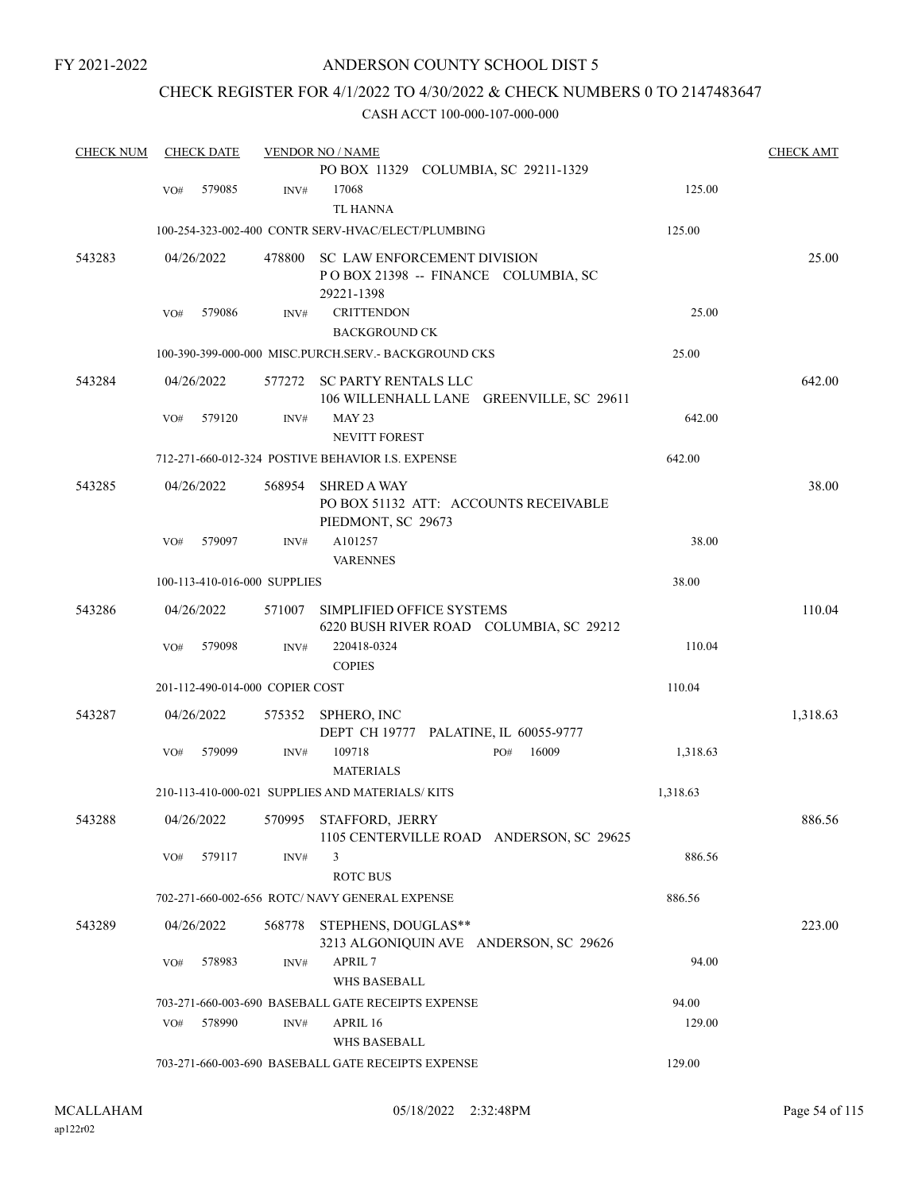FY 2021-2022

# ANDERSON COUNTY SCHOOL DIST 5

## CHECK REGISTER FOR 4/1/2022 TO 4/30/2022 & CHECK NUMBERS 0 TO 2147483647

### CASH ACCT 100-000-107-000-000

| CHECK NUM | CHECK DATE | VENDOR NO / NAME | | CHECK AMT |
|---|---|---|---|---|
| | | PO BOX 11329 COLUMBIA, SC 29211-1329 | | |
| | VO# 579085 | INV# 17068 TL HANNA | 125.00 | |
| | | 100-254-323-002-400 CONTR SERV-HVAC/ELECT/PLUMBING | 125.00 | |
| 543283 | 04/26/2022 | 478800 SC LAW ENFORCEMENT DIVISION P O BOX 21398 -- FINANCE COLUMBIA, SC 29221-1398 | | 25.00 |
| | VO# 579086 | INV# CRITTENDON BACKGROUND CK | 25.00 | |
| | | 100-390-399-000-000 MISC.PURCH.SERV.- BACKGROUND CKS | 25.00 | |
| 543284 | 04/26/2022 | 577272 SC PARTY RENTALS LLC 106 WILLENHALL LANE GREENVILLE, SC 29611 | | 642.00 |
| | VO# 579120 | INV# MAY 23 NEVITT FOREST | 642.00 | |
| | | 712-271-660-012-324 POSTIVE BEHAVIOR I.S. EXPENSE | 642.00 | |
| 543285 | 04/26/2022 | 568954 SHRED A WAY PO BOX 51132 ATT: ACCOUNTS RECEIVABLE PIEDMONT, SC 29673 | | 38.00 |
| | VO# 579097 | INV# A101257 VARENNES | 38.00 | |
| | | 100-113-410-016-000 SUPPLIES | 38.00 | |
| 543286 | 04/26/2022 | 571007 SIMPLIFIED OFFICE SYSTEMS 6220 BUSH RIVER ROAD COLUMBIA, SC 29212 | | 110.04 |
| | VO# 579098 | INV# 220418-0324 COPIES | 110.04 | |
| | | 201-112-490-014-000 COPIER COST | 110.04 | |
| 543287 | 04/26/2022 | 575352 SPHERO, INC DEPT CH 19777 PALATINE, IL 60055-9777 | | 1,318.63 |
| | VO# 579099 | INV# 109718 PO# 16009 MATERIALS | 1,318.63 | |
| | | 210-113-410-000-021 SUPPLIES AND MATERIALS/ KITS | 1,318.63 | |
| 543288 | 04/26/2022 | 570995 STAFFORD, JERRY 1105 CENTERVILLE ROAD ANDERSON, SC 29625 | | 886.56 |
| | VO# 579117 | INV# 3 ROTC BUS | 886.56 | |
| | | 702-271-660-002-656 ROTC/ NAVY GENERAL EXPENSE | 886.56 | |
| 543289 | 04/26/2022 | 568778 STEPHENS, DOUGLAS** 3213 ALGONIQUIN AVE ANDERSON, SC 29626 | | 223.00 |
| | VO# 578983 | INV# APRIL 7 WHS BASEBALL | 94.00 | |
| | | 703-271-660-003-690 BASEBALL GATE RECEIPTS EXPENSE | 94.00 | |
| | VO# 578990 | INV# APRIL 16 WHS BASEBALL | 129.00 | |
| | | 703-271-660-003-690 BASEBALL GATE RECEIPTS EXPENSE | 129.00 | |

MCALLAHAM ap122r02 05/18/2022 2:32:48PM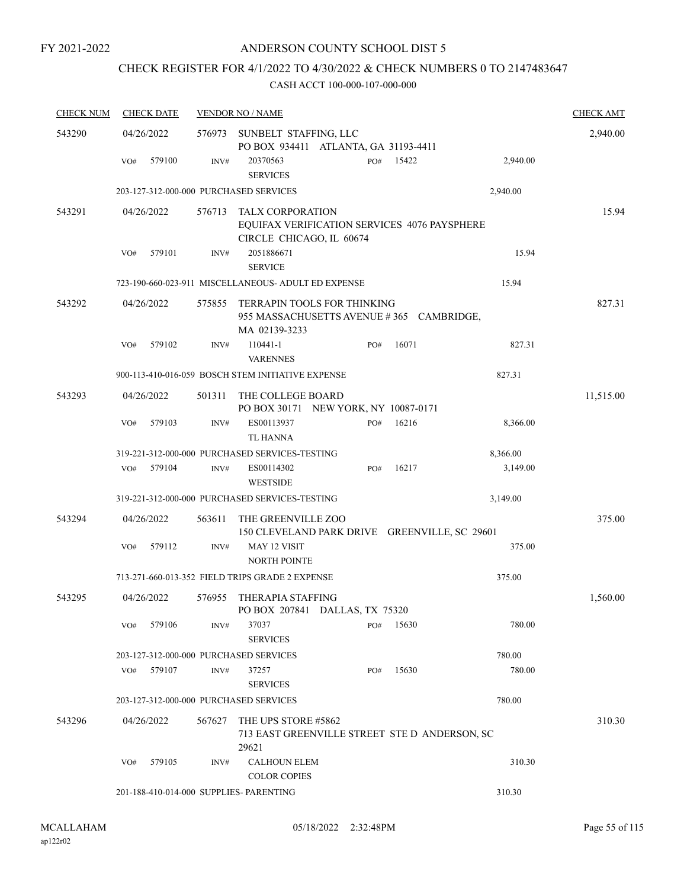FY 2021-2022

# ANDERSON COUNTY SCHOOL DIST 5

## CHECK REGISTER FOR 4/1/2022 TO 4/30/2022 & CHECK NUMBERS 0 TO 2147483647

### CASH ACCT 100-000-107-000-000

| CHECK NUM | CHECK DATE | VENDOR NO / NAME | | | CHECK AMT |
|---|---|---|---|---|---|
| 543290 | 04/26/2022 | 576973 SUNBELT STAFFING, LLC<br>PO BOX 934411 ATLANTA, GA 31193-4411 | | | 2,940.00 |
| | VO# 579100 | INV# 20370563<br>SERVICES | PO# 15422 | 2,940.00 | |
| | 203-127-312-000-000 PURCHASED SERVICES | | | 2,940.00 | |
| 543291 | 04/26/2022 | 576713 TALX CORPORATION<br>EQUIFAX VERIFICATION SERVICES 4076 PAYSPHERE CIRCLE CHICAGO, IL 60674 | | | 15.94 |
| | VO# 579101 | INV# 2051886671<br>SERVICE | | 15.94 | |
| | 723-190-660-023-911 MISCELLANEOUS- ADULT ED EXPENSE | | | 15.94 | |
| 543292 | 04/26/2022 | 575855 TERRAPIN TOOLS FOR THINKING<br>955 MASSACHUSETTS AVENUE # 365 CAMBRIDGE, MA 02139-3233 | | | 827.31 |
| | VO# 579102 | INV# 110441-1<br>VARENNES | PO# 16071 | 827.31 | |
| | 900-113-410-016-059 BOSCH STEM INITIATIVE EXPENSE | | | 827.31 | |
| 543293 | 04/26/2022 | 501311 THE COLLEGE BOARD<br>PO BOX 30171 NEW YORK, NY 10087-0171 | | | 11,515.00 |
| | VO# 579103 | INV# ES00113937<br>TL HANNA | PO# 16216 | 8,366.00 | |
| | 319-221-312-000-000 PURCHASED SERVICES-TESTING | | | 8,366.00 | |
| | VO# 579104 | INV# ES00114302<br>WESTSIDE | PO# 16217 | 3,149.00 | |
| | 319-221-312-000-000 PURCHASED SERVICES-TESTING | | | 3,149.00 | |
| 543294 | 04/26/2022 | 563611 THE GREENVILLE ZOO<br>150 CLEVELAND PARK DRIVE GREENVILLE, SC 29601 | | | 375.00 |
| | VO# 579112 | INV# MAY 12 VISIT<br>NORTH POINTE | | 375.00 | |
| | 713-271-660-013-352 FIELD TRIPS GRADE 2 EXPENSE | | | 375.00 | |
| 543295 | 04/26/2022 | 576955 THERAPIA STAFFING<br>PO BOX 207841 DALLAS, TX 75320 | | | 1,560.00 |
| | VO# 579106 | INV# 37037<br>SERVICES | PO# 15630 | 780.00 | |
| | 203-127-312-000-000 PURCHASED SERVICES | | | 780.00 | |
| | VO# 579107 | INV# 37257<br>SERVICES | PO# 15630 | 780.00 | |
| | 203-127-312-000-000 PURCHASED SERVICES | | | 780.00 | |
| 543296 | 04/26/2022 | 567627 THE UPS STORE #5862<br>713 EAST GREENVILLE STREET STE D ANDERSON, SC 29621 | | | 310.30 |
| | VO# 579105 | INV# CALHOUN ELEM<br>COLOR COPIES | | 310.30 | |
| | 201-188-410-014-000 SUPPLIES- PARENTING | | | 310.30 | |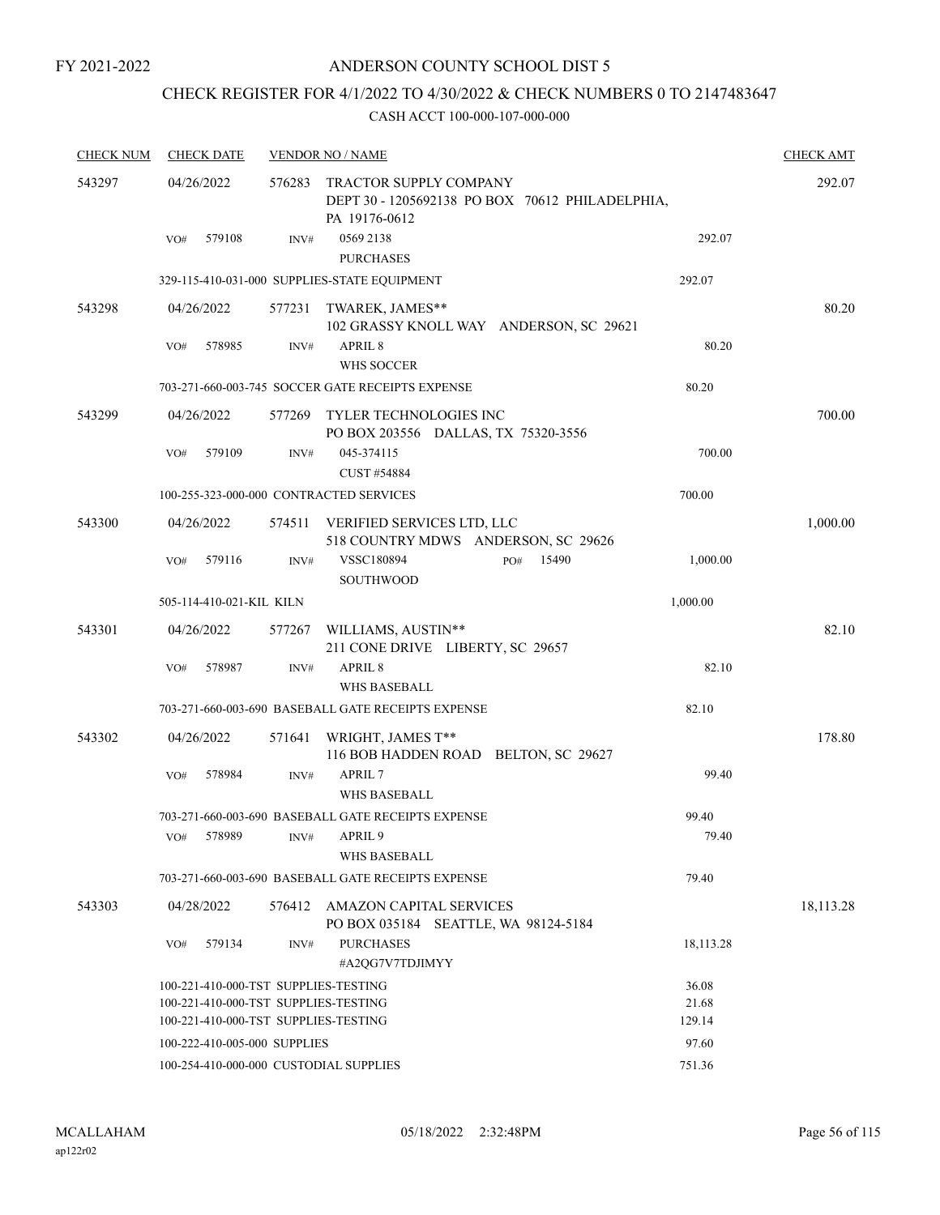FY 2021-2022

# ANDERSON COUNTY SCHOOL DIST 5

## CHECK REGISTER FOR 4/1/2022 TO 4/30/2022 & CHECK NUMBERS 0 TO 2147483647

### CASH ACCT 100-000-107-000-000

| CHECK NUM | CHECK DATE | VENDOR NO / NAME | | CHECK AMT |
|---|---|---|---|---|
| 543297 | 04/26/2022 | 576283 TRACTOR SUPPLY COMPANY<br>DEPT 30 - 1205692138 PO BOX 70612 PHILADELPHIA, PA 19176-0612 | | 292.07 |
| | VO# 579108 | INV# 0569 2138<br>PURCHASES | 292.07 | |
| | 329-115-410-031-000 SUPPLIES-STATE EQUIPMENT | | 292.07 | |
| 543298 | 04/26/2022 | 577231 TWAREK, JAMES**<br>102 GRASSY KNOLL WAY ANDERSON, SC 29621 | | 80.20 |
| | VO# 578985 | INV# APRIL 8<br>WHS SOCCER | 80.20 | |
| | 703-271-660-003-745 SOCCER GATE RECEIPTS EXPENSE | | 80.20 | |
| 543299 | 04/26/2022 | 577269 TYLER TECHNOLOGIES INC<br>PO BOX 203556 DALLAS, TX 75320-3556 | | 700.00 |
| | VO# 579109 | INV# 045-374115<br>CUST #54884 | 700.00 | |
| | 100-255-323-000-000 CONTRACTED SERVICES | | 700.00 | |
| 543300 | 04/26/2022 | 574511 VERIFIED SERVICES LTD, LLC<br>518 COUNTRY MDWS ANDERSON, SC 29626 | | 1,000.00 |
| | VO# 579116 | INV# VSSC180894 PO# 15490<br>SOUTHWOOD | 1,000.00 | |
| | 505-114-410-021-KIL KILN | | 1,000.00 | |
| 543301 | 04/26/2022 | 577267 WILLIAMS, AUSTIN**<br>211 CONE DRIVE LIBERTY, SC 29657 | | 82.10 |
| | VO# 578987 | INV# APRIL 8<br>WHS BASEBALL | 82.10 | |
| | 703-271-660-003-690 BASEBALL GATE RECEIPTS EXPENSE | | 82.10 | |
| 543302 | 04/26/2022 | 571641 WRIGHT, JAMES T**<br>116 BOB HADDEN ROAD BELTON, SC 29627 | | 178.80 |
| | VO# 578984 | INV# APRIL 7<br>WHS BASEBALL | 99.40 | |
| | 703-271-660-003-690 BASEBALL GATE RECEIPTS EXPENSE | | 99.40 | |
| | VO# 578989 | INV# APRIL 9<br>WHS BASEBALL | 79.40 | |
| | 703-271-660-003-690 BASEBALL GATE RECEIPTS EXPENSE | | 79.40 | |
| 543303 | 04/28/2022 | 576412 AMAZON CAPITAL SERVICES<br>PO BOX 035184 SEATTLE, WA 98124-5184 | | 18,113.28 |
| | VO# 579134 | INV# PURCHASES<br>#A2QG7V7TDJIMYY | 18,113.28 | |
| | 100-221-410-000-TST SUPPLIES-TESTING | | 36.08 | |
| | 100-221-410-000-TST SUPPLIES-TESTING | | 21.68 | |
| | 100-221-410-000-TST SUPPLIES-TESTING | | 129.14 | |
| | 100-222-410-005-000 SUPPLIES | | 97.60 | |
| | 100-254-410-000-000 CUSTODIAL SUPPLIES | | 751.36 | |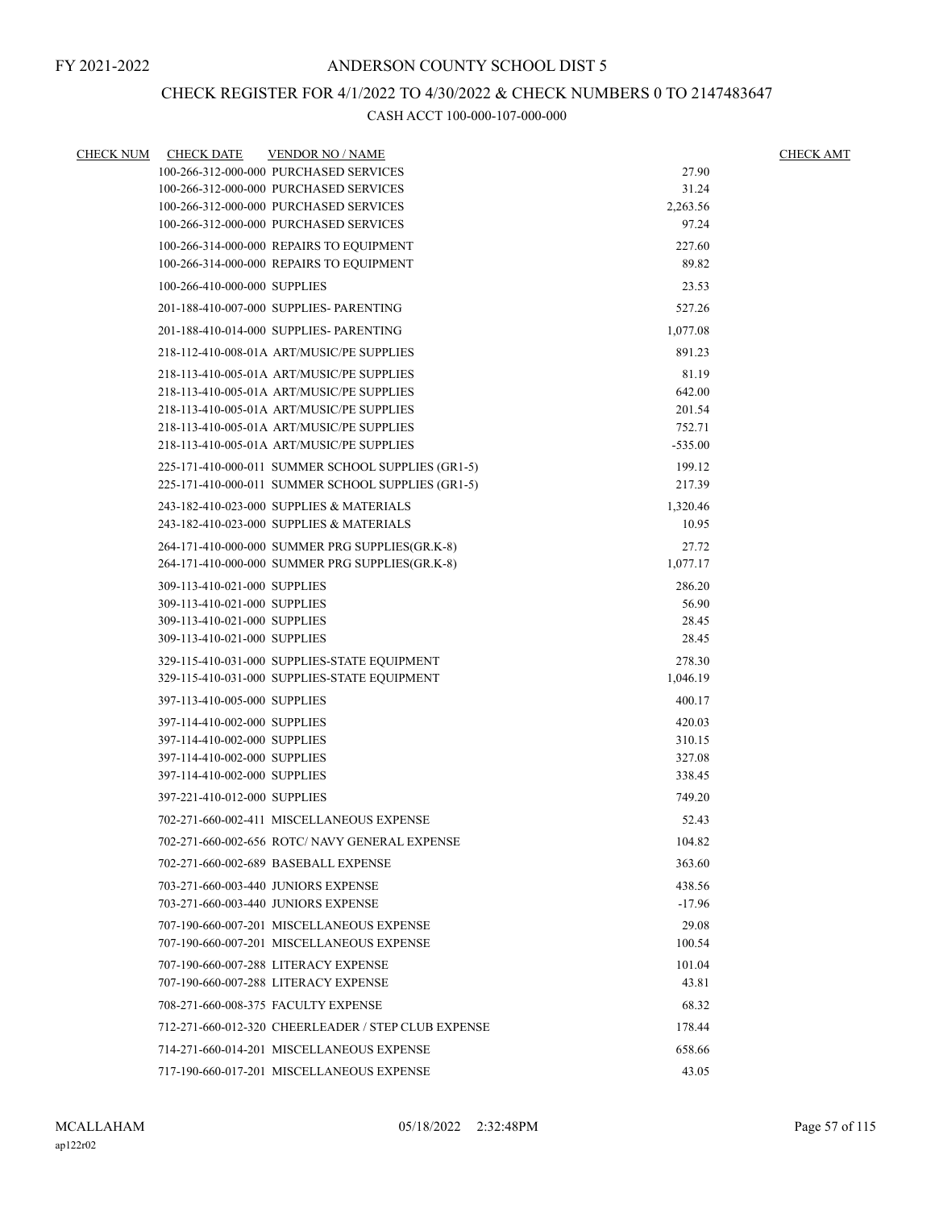FY 2021-2022

# ANDERSON COUNTY SCHOOL DIST 5

## CHECK REGISTER FOR 4/1/2022 TO 4/30/2022 & CHECK NUMBERS 0 TO 2147483647

### CASH ACCT 100-000-107-000-000

| CHECK NUM | CHECK DATE | VENDOR NO / NAME | | CHECK AMT |
|---|---|---|---|---|
| | | 100-266-312-000-000 PURCHASED SERVICES | 27.90 | |
| | | 100-266-312-000-000 PURCHASED SERVICES | 31.24 | |
| | | 100-266-312-000-000 PURCHASED SERVICES | 2,263.56 | |
| | | 100-266-312-000-000 PURCHASED SERVICES | 97.24 | |
| | | 100-266-314-000-000 REPAIRS TO EQUIPMENT | 227.60 | |
| | | 100-266-314-000-000 REPAIRS TO EQUIPMENT | 89.82 | |
| | | 100-266-410-000-000 SUPPLIES | 23.53 | |
| | | 201-188-410-007-000 SUPPLIES- PARENTING | 527.26 | |
| | | 201-188-410-014-000 SUPPLIES- PARENTING | 1,077.08 | |
| | | 218-112-410-008-01A ART/MUSIC/PE SUPPLIES | 891.23 | |
| | | 218-113-410-005-01A ART/MUSIC/PE SUPPLIES | 81.19 | |
| | | 218-113-410-005-01A ART/MUSIC/PE SUPPLIES | 642.00 | |
| | | 218-113-410-005-01A ART/MUSIC/PE SUPPLIES | 201.54 | |
| | | 218-113-410-005-01A ART/MUSIC/PE SUPPLIES | 752.71 | |
| | | 218-113-410-005-01A ART/MUSIC/PE SUPPLIES | -535.00 | |
| | | 225-171-410-000-011 SUMMER SCHOOL SUPPLIES (GR1-5) | 199.12 | |
| | | 225-171-410-000-011 SUMMER SCHOOL SUPPLIES (GR1-5) | 217.39 | |
| | | 243-182-410-023-000 SUPPLIES & MATERIALS | 1,320.46 | |
| | | 243-182-410-023-000 SUPPLIES & MATERIALS | 10.95 | |
| | | 264-171-410-000-000 SUMMER PRG SUPPLIES(GR.K-8) | 27.72 | |
| | | 264-171-410-000-000 SUMMER PRG SUPPLIES(GR.K-8) | 1,077.17 | |
| | | 309-113-410-021-000 SUPPLIES | 286.20 | |
| | | 309-113-410-021-000 SUPPLIES | 56.90 | |
| | | 309-113-410-021-000 SUPPLIES | 28.45 | |
| | | 309-113-410-021-000 SUPPLIES | 28.45 | |
| | | 329-115-410-031-000 SUPPLIES-STATE EQUIPMENT | 278.30 | |
| | | 329-115-410-031-000 SUPPLIES-STATE EQUIPMENT | 1,046.19 | |
| | | 397-113-410-005-000 SUPPLIES | 400.17 | |
| | | 397-114-410-002-000 SUPPLIES | 420.03 | |
| | | 397-114-410-002-000 SUPPLIES | 310.15 | |
| | | 397-114-410-002-000 SUPPLIES | 327.08 | |
| | | 397-114-410-002-000 SUPPLIES | 338.45 | |
| | | 397-221-410-012-000 SUPPLIES | 749.20 | |
| | | 702-271-660-002-411 MISCELLANEOUS EXPENSE | 52.43 | |
| | | 702-271-660-002-656 ROTC/ NAVY GENERAL EXPENSE | 104.82 | |
| | | 702-271-660-002-689 BASEBALL EXPENSE | 363.60 | |
| | | 703-271-660-003-440 JUNIORS EXPENSE | 438.56 | |
| | | 703-271-660-003-440 JUNIORS EXPENSE | -17.96 | |
| | | 707-190-660-007-201 MISCELLANEOUS EXPENSE | 29.08 | |
| | | 707-190-660-007-201 MISCELLANEOUS EXPENSE | 100.54 | |
| | | 707-190-660-007-288 LITERACY EXPENSE | 101.04 | |
| | | 707-190-660-007-288 LITERACY EXPENSE | 43.81 | |
| | | 708-271-660-008-375 FACULTY EXPENSE | 68.32 | |
| | | 712-271-660-012-320 CHEERLEADER / STEP CLUB EXPENSE | 178.44 | |
| | | 714-271-660-014-201 MISCELLANEOUS EXPENSE | 658.66 | |
| | | 717-190-660-017-201 MISCELLANEOUS EXPENSE | 43.05 | |

MCALLAHAM 05/18/2022 2:32:48PM
ap122r02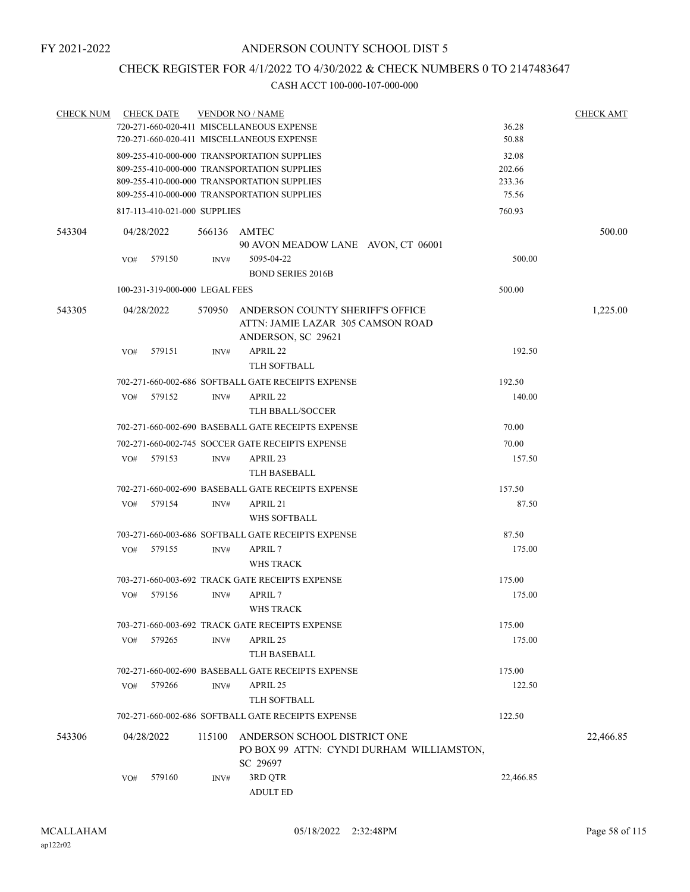FY 2021-2022

# ANDERSON COUNTY SCHOOL DIST 5

## CHECK REGISTER FOR 4/1/2022 TO 4/30/2022 & CHECK NUMBERS 0 TO 2147483647

### CASH ACCT 100-000-107-000-000

| CHECK NUM | CHECK DATE | VENDOR NO / NAME | | CHECK AMT |
|---|---|---|---|---|
| | | 720-271-660-020-411 MISCELLANEOUS EXPENSE | 36.28 | |
| | | 720-271-660-020-411 MISCELLANEOUS EXPENSE | 50.88 | |
| | | 809-255-410-000-000 TRANSPORTATION SUPPLIES | 32.08 | |
| | | 809-255-410-000-000 TRANSPORTATION SUPPLIES | 202.66 | |
| | | 809-255-410-000-000 TRANSPORTATION SUPPLIES | 233.36 | |
| | | 809-255-410-000-000 TRANSPORTATION SUPPLIES | 75.56 | |
| | | 817-113-410-021-000 SUPPLIES | 760.93 | |
| 543304 | 04/28/2022 | 566136 AMTEC<br>90 AVON MEADOW LANE AVON, CT 06001 | | 500.00 |
| | VO# 579150 | INV# 5095-04-22<br>BOND SERIES 2016B | 500.00 | |
| | | 100-231-319-000-000 LEGAL FEES | 500.00 | |
| 543305 | 04/28/2022 | 570950 ANDERSON COUNTY SHERIFF'S OFFICE<br>ATTN: JAMIE LAZAR 305 CAMSON ROAD<br>ANDERSON, SC 29621 | | 1,225.00 |
| | VO# 579151 | INV# APRIL 22<br>TLH SOFTBALL | 192.50 | |
| | | 702-271-660-002-686 SOFTBALL GATE RECEIPTS EXPENSE | 192.50 | |
| | VO# 579152 | INV# APRIL 22<br>TLH BBALL/SOCCER | 140.00 | |
| | | 702-271-660-002-690 BASEBALL GATE RECEIPTS EXPENSE | 70.00 | |
| | | 702-271-660-002-745 SOCCER GATE RECEIPTS EXPENSE | 70.00 | |
| | VO# 579153 | INV# APRIL 23<br>TLH BASEBALL | 157.50 | |
| | | 702-271-660-002-690 BASEBALL GATE RECEIPTS EXPENSE | 157.50 | |
| | VO# 579154 | INV# APRIL 21<br>WHS SOFTBALL | 87.50 | |
| | | 703-271-660-003-686 SOFTBALL GATE RECEIPTS EXPENSE | 87.50 | |
| | VO# 579155 | INV# APRIL 7<br>WHS TRACK | 175.00 | |
| | | 703-271-660-003-692 TRACK GATE RECEIPTS EXPENSE | 175.00 | |
| | VO# 579156 | INV# APRIL 7<br>WHS TRACK | 175.00 | |
| | | 703-271-660-003-692 TRACK GATE RECEIPTS EXPENSE | 175.00 | |
| | VO# 579265 | INV# APRIL 25<br>TLH BASEBALL | 175.00 | |
| | | 702-271-660-002-690 BASEBALL GATE RECEIPTS EXPENSE | 175.00 | |
| | VO# 579266 | INV# APRIL 25<br>TLH SOFTBALL | 122.50 | |
| | | 702-271-660-002-686 SOFTBALL GATE RECEIPTS EXPENSE | 122.50 | |
| 543306 | 04/28/2022 | 115100 ANDERSON SCHOOL DISTRICT ONE<br>PO BOX 99 ATTN: CYNDI DURHAM WILLIAMSTON, SC 29697 | | 22,466.85 |
| | VO# 579160 | INV# 3RD QTR<br>ADULT ED | 22,466.85 | |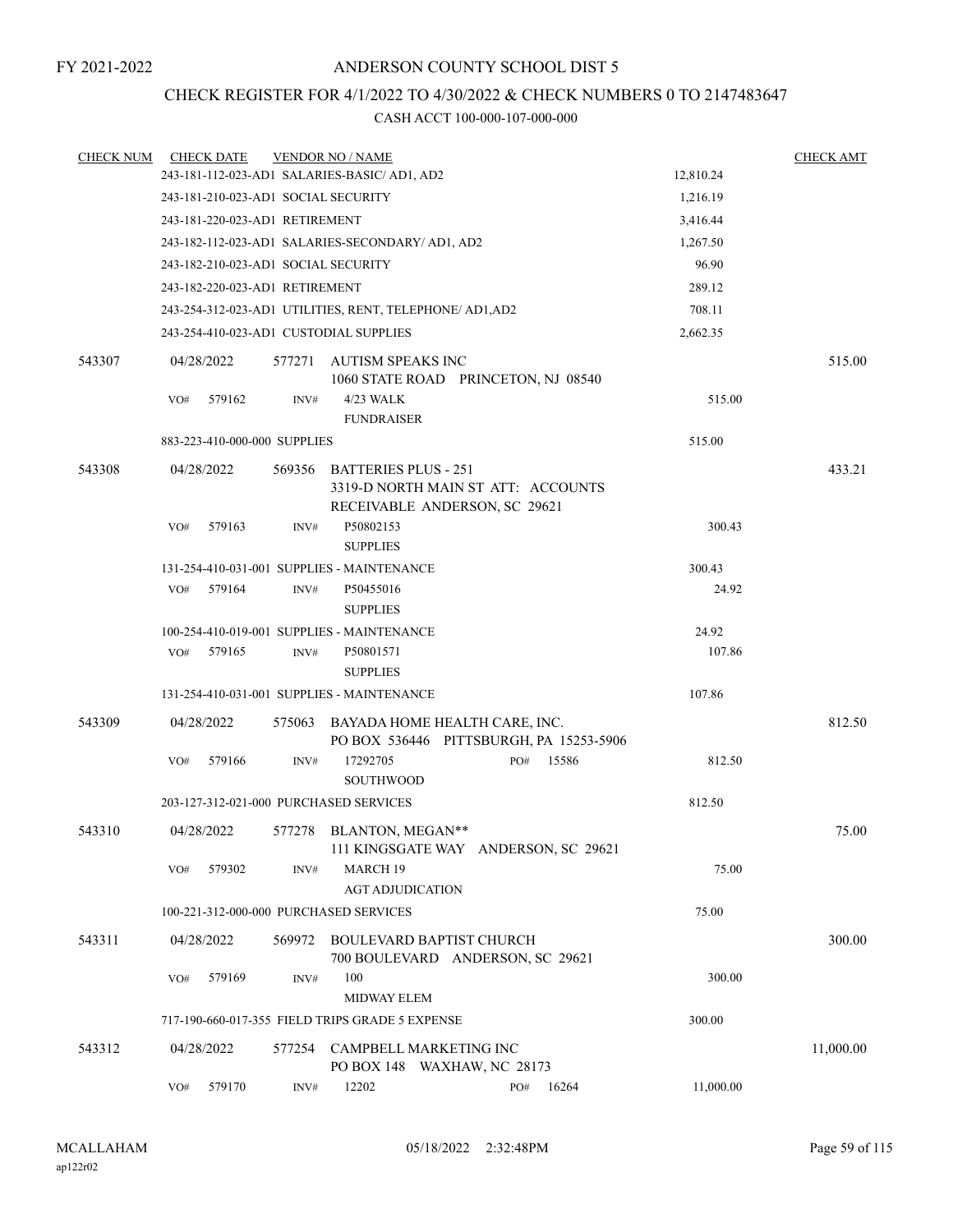FY 2021-2022

# ANDERSON COUNTY SCHOOL DIST 5

## CHECK REGISTER FOR 4/1/2022 TO 4/30/2022 & CHECK NUMBERS 0 TO 2147483647

### CASH ACCT 100-000-107-000-000

| CHECK NUM | CHECK DATE | VENDOR NO / NAME | | CHECK AMT |
|---|---|---|---|---|
| | 243-181-112-023-AD1 SALARIES-BASIC/ AD1, AD2 | | 12,810.24 | |
| | 243-181-210-023-AD1 SOCIAL SECURITY | | 1,216.19 | |
| | 243-181-220-023-AD1 RETIREMENT | | 3,416.44 | |
| | 243-182-112-023-AD1 SALARIES-SECONDARY/ AD1, AD2 | | 1,267.50 | |
| | 243-182-210-023-AD1 SOCIAL SECURITY | | 96.90 | |
| | 243-182-220-023-AD1 RETIREMENT | | 289.12 | |
| | 243-254-312-023-AD1 UTILITIES, RENT, TELEPHONE/ AD1,AD2 | | 708.11 | |
| | 243-254-410-023-AD1 CUSTODIAL SUPPLIES | | 2,662.35 | |
| 543307 | 04/28/2022 | 577271 AUTISM SPEAKS INC<br>1060 STATE ROAD PRINCETON, NJ 08540 | | 515.00 |
| | VO# 579162 INV# | 4/23 WALK<br>FUNDRAISER | 515.00 | |
| | 883-223-410-000-000 SUPPLIES | | 515.00 | |
| 543308 | 04/28/2022 | 569356 BATTERIES PLUS - 251<br>3319-D NORTH MAIN ST ATT: ACCOUNTS RECEIVABLE ANDERSON, SC 29621 | | 433.21 |
| | VO# 579163 INV# | P50802153<br>SUPPLIES | 300.43 | |
| | 131-254-410-031-001 SUPPLIES - MAINTENANCE | | 300.43 | |
| | VO# 579164 INV# | P50455016<br>SUPPLIES | 24.92 | |
| | 100-254-410-019-001 SUPPLIES - MAINTENANCE | | 24.92 | |
| | VO# 579165 INV# | P50801571<br>SUPPLIES | 107.86 | |
| | 131-254-410-031-001 SUPPLIES - MAINTENANCE | | 107.86 | |
| 543309 | 04/28/2022 | 575063 BAYADA HOME HEALTH CARE, INC.<br>PO BOX 536446 PITTSBURGH, PA 15253-5906 | | 812.50 |
| | VO# 579166 INV# | 17292705 PO# 15586<br>SOUTHWOOD | 812.50 | |
| | 203-127-312-021-000 PURCHASED SERVICES | | 812.50 | |
| 543310 | 04/28/2022 | 577278 BLANTON, MEGAN**<br>111 KINGSGATE WAY ANDERSON, SC 29621 | | 75.00 |
| | VO# 579302 INV# | MARCH 19<br>AGT ADJUDICATION | 75.00 | |
| | 100-221-312-000-000 PURCHASED SERVICES | | 75.00 | |
| 543311 | 04/28/2022 | 569972 BOULEVARD BAPTIST CHURCH<br>700 BOULEVARD ANDERSON, SC 29621 | | 300.00 |
| | VO# 579169 INV# | 100<br>MIDWAY ELEM | 300.00 | |
| | 717-190-660-017-355 FIELD TRIPS GRADE 5 EXPENSE | | 300.00 | |
| 543312 | 04/28/2022 | 577254 CAMPBELL MARKETING INC<br>PO BOX 148 WAXHAW, NC 28173 | | 11,000.00 |
| | VO# 579170 INV# | 12202 PO# 16264 | 11,000.00 | |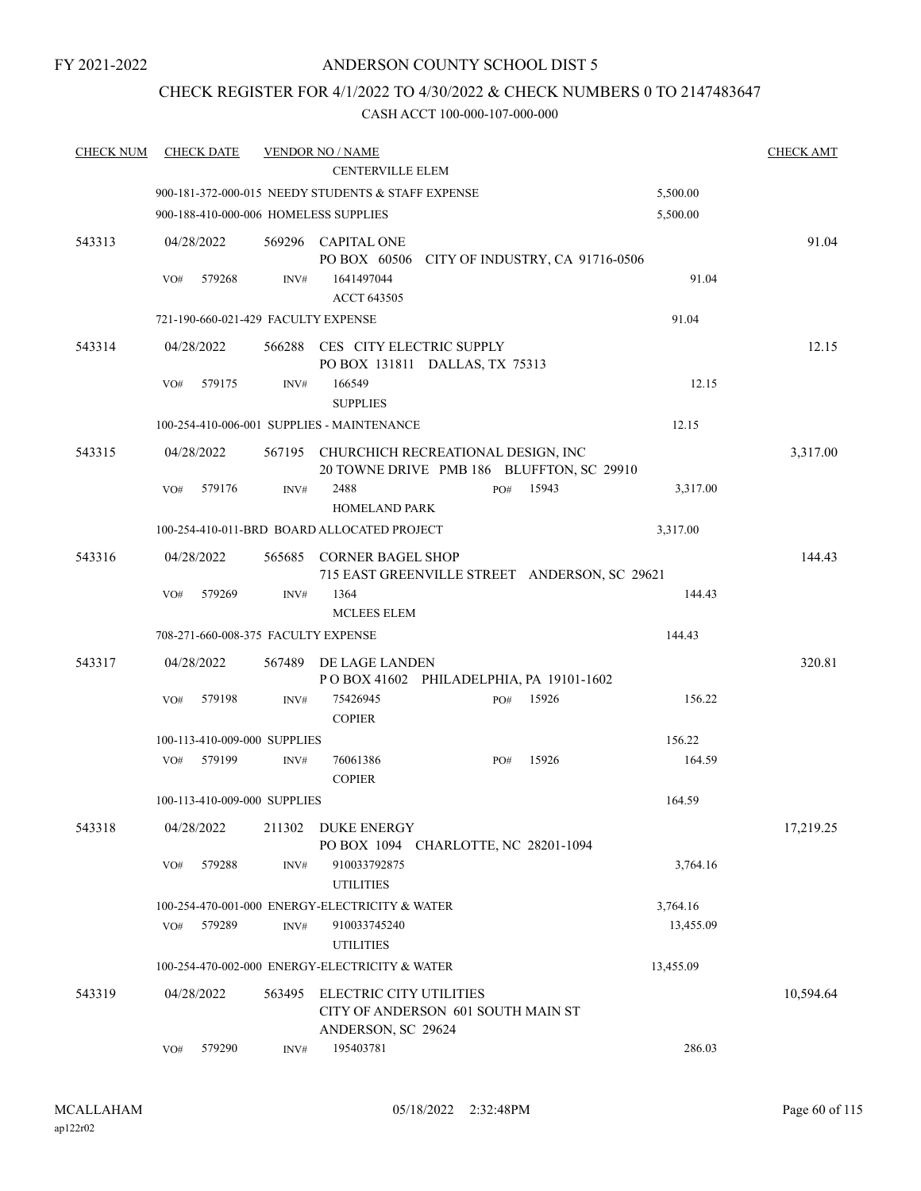FY 2021-2022

# ANDERSON COUNTY SCHOOL DIST 5

## CHECK REGISTER FOR 4/1/2022 TO 4/30/2022 & CHECK NUMBERS 0 TO 2147483647

### CASH ACCT 100-000-107-000-000

| CHECK NUM | CHECK DATE | VENDOR NO / NAME | | CHECK AMT |
|---|---|---|---|---|
| | | CENTERVILLE ELEM | | |
| | 900-181-372-000-015 NEEDY STUDENTS & STAFF EXPENSE | | 5,500.00 | |
| | 900-188-410-000-006 HOMELESS SUPPLIES | | 5,500.00 | |
| 543313 | 04/28/2022 | 569296 CAPITAL ONE<br>PO BOX 60506 CITY OF INDUSTRY, CA 91716-0506 | | 91.04 |
| | VO# 579268 | INV# 1641497044<br>ACCT 643505 | 91.04 | |
| | 721-190-660-021-429 FACULTY EXPENSE | | 91.04 | |
| 543314 | 04/28/2022 | 566288 CES CITY ELECTRIC SUPPLY<br>PO BOX 131811 DALLAS, TX 75313 | | 12.15 |
| | VO# 579175 | INV# 166549<br>SUPPLIES | 12.15 | |
| | 100-254-410-006-001 SUPPLIES - MAINTENANCE | | 12.15 | |
| 543315 | 04/28/2022 | 567195 CHURCHICH RECREATIONAL DESIGN, INC<br>20 TOWNE DRIVE PMB 186 BLUFFTON, SC 29910 | | 3,317.00 |
| | VO# 579176 | INV# 2488 PO# 15943<br>HOMELAND PARK | 3,317.00 | |
| | 100-254-410-011-BRD BOARD ALLOCATED PROJECT | | 3,317.00 | |
| 543316 | 04/28/2022 | 565685 CORNER BAGEL SHOP<br>715 EAST GREENVILLE STREET ANDERSON, SC 29621 | | 144.43 |
| | VO# 579269 | INV# 1364<br>MCLEES ELEM | 144.43 | |
| | 708-271-660-008-375 FACULTY EXPENSE | | 144.43 | |
| 543317 | 04/28/2022 | 567489 DE LAGE LANDEN<br>P O BOX 41602 PHILADELPHIA, PA 19101-1602 | | 320.81 |
| | VO# 579198 | INV# 75426945 PO# 15926<br>COPIER | 156.22 | |
| | 100-113-410-009-000 SUPPLIES | | 156.22 | |
| | VO# 579199 | INV# 76061386 PO# 15926<br>COPIER | 164.59 | |
| | 100-113-410-009-000 SUPPLIES | | 164.59 | |
| 543318 | 04/28/2022 | 211302 DUKE ENERGY<br>PO BOX 1094 CHARLOTTE, NC 28201-1094 | | 17,219.25 |
| | VO# 579288 | INV# 910033792875<br>UTILITIES | 3,764.16 | |
| | 100-254-470-001-000 ENERGY-ELECTRICITY & WATER | | 3,764.16 | |
| | VO# 579289 | INV# 910033745240<br>UTILITIES | 13,455.09 | |
| | 100-254-470-002-000 ENERGY-ELECTRICITY & WATER | | 13,455.09 | |
| 543319 | 04/28/2022 | 563495 ELECTRIC CITY UTILITIES<br>CITY OF ANDERSON 601 SOUTH MAIN ST<br>ANDERSON, SC 29624 | | 10,594.64 |
| | VO# 579290 | INV# 195403781 | 286.03 | |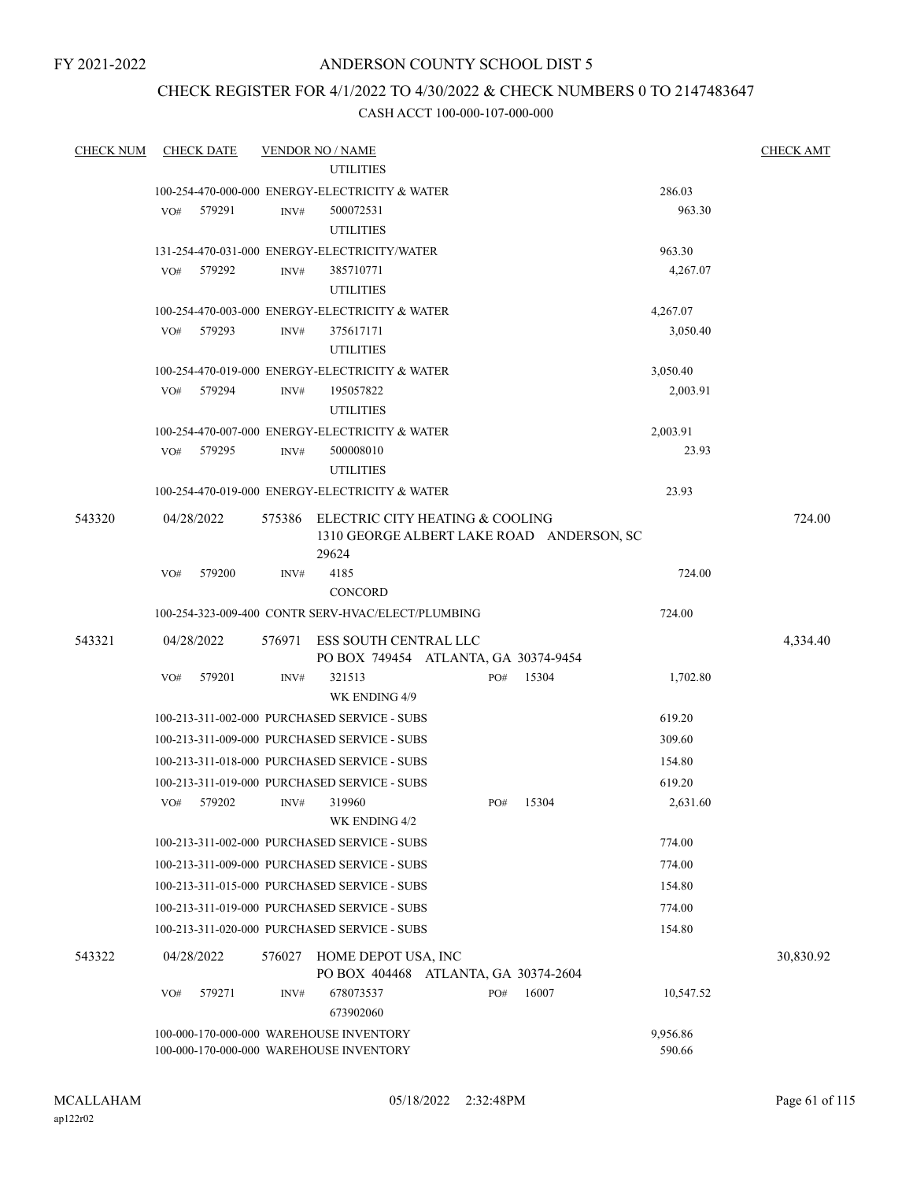FY 2021-2022

# ANDERSON COUNTY SCHOOL DIST 5

## CHECK REGISTER FOR 4/1/2022 TO 4/30/2022 & CHECK NUMBERS 0 TO 2147483647

CASH ACCT 100-000-107-000-000

| CHECK NUM | CHECK DATE | VENDOR NO / NAME | | CHECK AMT |
|---|---|---|---|---|
| | | UTILITIES | | |
| | | 100-254-470-000-000 ENERGY-ELECTRICITY & WATER | 286.03 | |
| | VO# 579291 | INV# 500072531 UTILITIES | 963.30 | |
| | | 131-254-470-031-000 ENERGY-ELECTRICITY/WATER | 963.30 | |
| | VO# 579292 | INV# 385710771 UTILITIES | 4,267.07 | |
| | | 100-254-470-003-000 ENERGY-ELECTRICITY & WATER | 4,267.07 | |
| | VO# 579293 | INV# 375617171 UTILITIES | 3,050.40 | |
| | | 100-254-470-019-000 ENERGY-ELECTRICITY & WATER | 3,050.40 | |
| | VO# 579294 | INV# 195057822 UTILITIES | 2,003.91 | |
| | | 100-254-470-007-000 ENERGY-ELECTRICITY & WATER | 2,003.91 | |
| | VO# 579295 | INV# 500008010 UTILITIES | 23.93 | |
| | | 100-254-470-019-000 ENERGY-ELECTRICITY & WATER | 23.93 | |
| 543320 | 04/28/2022 | 575386 ELECTRIC CITY HEATING & COOLING 1310 GEORGE ALBERT LAKE ROAD ANDERSON, SC 29624 | | 724.00 |
| | VO# 579200 | INV# 4185 CONCORD | 724.00 | |
| | | 100-254-323-009-400 CONTR SERV-HVAC/ELECT/PLUMBING | 724.00 | |
| 543321 | 04/28/2022 | 576971 ESS SOUTH CENTRAL LLC PO BOX 749454 ATLANTA, GA 30374-9454 | | 4,334.40 |
| | VO# 579201 | INV# 321513 PO# 15304 WK ENDING 4/9 | 1,702.80 | |
| | | 100-213-311-002-000 PURCHASED SERVICE - SUBS | 619.20 | |
| | | 100-213-311-009-000 PURCHASED SERVICE - SUBS | 309.60 | |
| | | 100-213-311-018-000 PURCHASED SERVICE - SUBS | 154.80 | |
| | | 100-213-311-019-000 PURCHASED SERVICE - SUBS | 619.20 | |
| | VO# 579202 | INV# 319960 PO# 15304 WK ENDING 4/2 | 2,631.60 | |
| | | 100-213-311-002-000 PURCHASED SERVICE - SUBS | 774.00 | |
| | | 100-213-311-009-000 PURCHASED SERVICE - SUBS | 774.00 | |
| | | 100-213-311-015-000 PURCHASED SERVICE - SUBS | 154.80 | |
| | | 100-213-311-019-000 PURCHASED SERVICE - SUBS | 774.00 | |
| | | 100-213-311-020-000 PURCHASED SERVICE - SUBS | 154.80 | |
| 543322 | 04/28/2022 | 576027 HOME DEPOT USA, INC PO BOX 404468 ATLANTA, GA 30374-2604 | | 30,830.92 |
| | VO# 579271 | INV# 678073537 PO# 16007 673902060 | 10,547.52 | |
| | | 100-000-170-000-000 WAREHOUSE INVENTORY | 9,956.86 | |
| | | 100-000-170-000-000 WAREHOUSE INVENTORY | 590.66 | |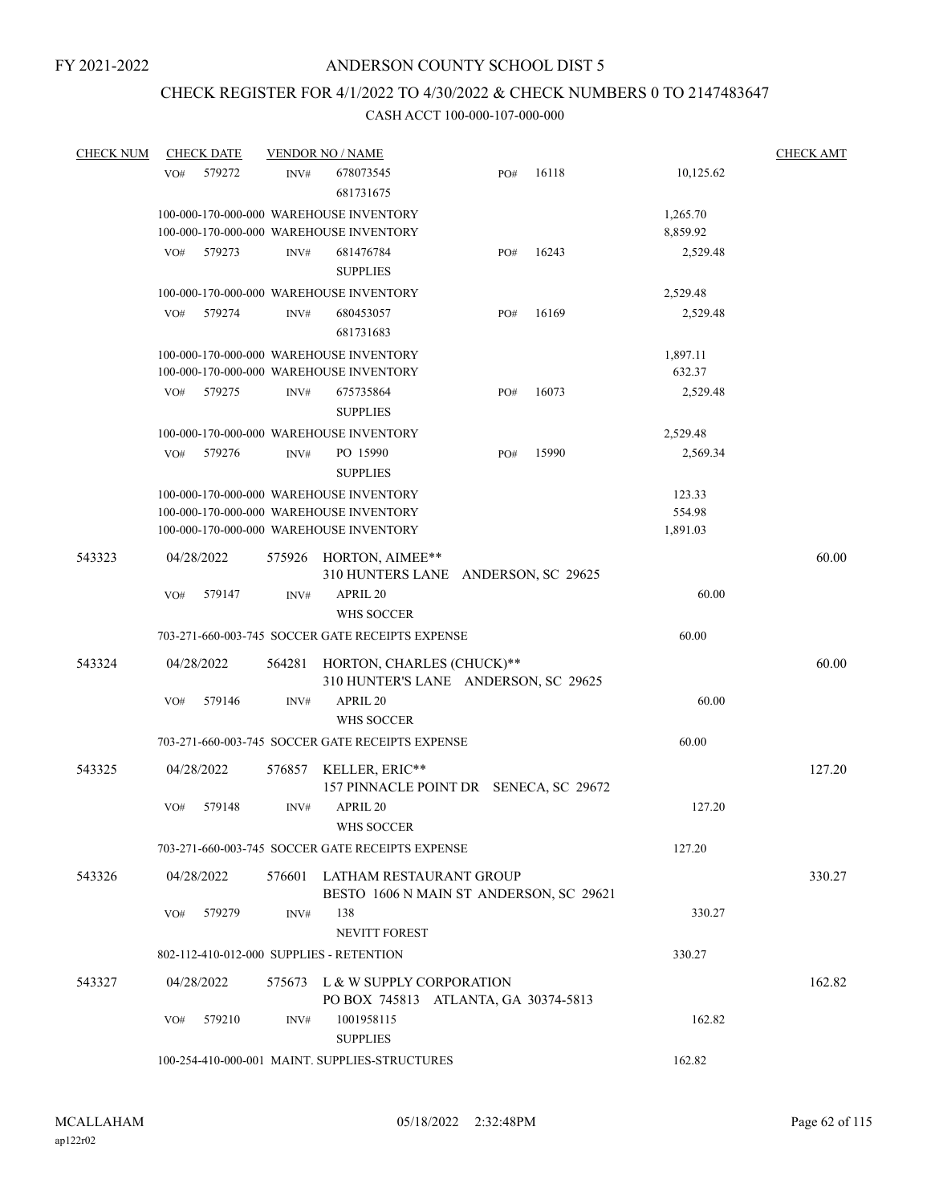FY 2021-2022

# ANDERSON COUNTY SCHOOL DIST 5

## CHECK REGISTER FOR 4/1/2022 TO 4/30/2022 & CHECK NUMBERS 0 TO 2147483647

### CASH ACCT 100-000-107-000-000

| CHECK NUM | CHECK DATE | VENDOR NO / NAME | | CHECK AMT |
|---|---|---|---|---|
| | VO# 579272 | INV# 678073545 681731675 | PO# 16118 | 10,125.62 |
| | 100-000-170-000-000 WAREHOUSE INVENTORY | | 1,265.70 | |
| | 100-000-170-000-000 WAREHOUSE INVENTORY | | 8,859.92 | |
| | VO# 579273 | INV# 681476784 SUPPLIES | PO# 16243 | 2,529.48 |
| | 100-000-170-000-000 WAREHOUSE INVENTORY | | 2,529.48 | |
| | VO# 579274 | INV# 680453057 681731683 | PO# 16169 | 2,529.48 |
| | 100-000-170-000-000 WAREHOUSE INVENTORY | | 1,897.11 | |
| | 100-000-170-000-000 WAREHOUSE INVENTORY | | 632.37 | |
| | VO# 579275 | INV# 675735864 SUPPLIES | PO# 16073 | 2,529.48 |
| | 100-000-170-000-000 WAREHOUSE INVENTORY | | 2,529.48 | |
| | VO# 579276 | INV# PO 15990 SUPPLIES | PO# 15990 | 2,569.34 |
| | 100-000-170-000-000 WAREHOUSE INVENTORY | | 123.33 | |
| | 100-000-170-000-000 WAREHOUSE INVENTORY | | 554.98 | |
| | 100-000-170-000-000 WAREHOUSE INVENTORY | | 1,891.03 | |
| 543323 | 04/28/2022 | 575926 HORTON, AIMEE** 310 HUNTERS LANE ANDERSON, SC 29625 | | 60.00 |
| | VO# 579147 | INV# APRIL 20 WHS SOCCER | | 60.00 |
| | 703-271-660-003-745 SOCCER GATE RECEIPTS EXPENSE | | 60.00 | |
| 543324 | 04/28/2022 | 564281 HORTON, CHARLES (CHUCK)** 310 HUNTER'S LANE ANDERSON, SC 29625 | | 60.00 |
| | VO# 579146 | INV# APRIL 20 WHS SOCCER | | 60.00 |
| | 703-271-660-003-745 SOCCER GATE RECEIPTS EXPENSE | | 60.00 | |
| 543325 | 04/28/2022 | 576857 KELLER, ERIC** 157 PINNACLE POINT DR SENECA, SC 29672 | | 127.20 |
| | VO# 579148 | INV# APRIL 20 WHS SOCCER | | 127.20 |
| | 703-271-660-003-745 SOCCER GATE RECEIPTS EXPENSE | | 127.20 | |
| 543326 | 04/28/2022 | 576601 LATHAM RESTAURANT GROUP BESTO 1606 N MAIN ST ANDERSON, SC 29621 | | 330.27 |
| | VO# 579279 | INV# 138 NEVITT FOREST | | 330.27 |
| | 802-112-410-012-000 SUPPLIES - RETENTION | | 330.27 | |
| 543327 | 04/28/2022 | 575673 L & W SUPPLY CORPORATION PO BOX 745813 ATLANTA, GA 30374-5813 | | 162.82 |
| | VO# 579210 | INV# 1001958115 SUPPLIES | | 162.82 |
| | 100-254-410-000-001 MAINT. SUPPLIES-STRUCTURES | | 162.82 | |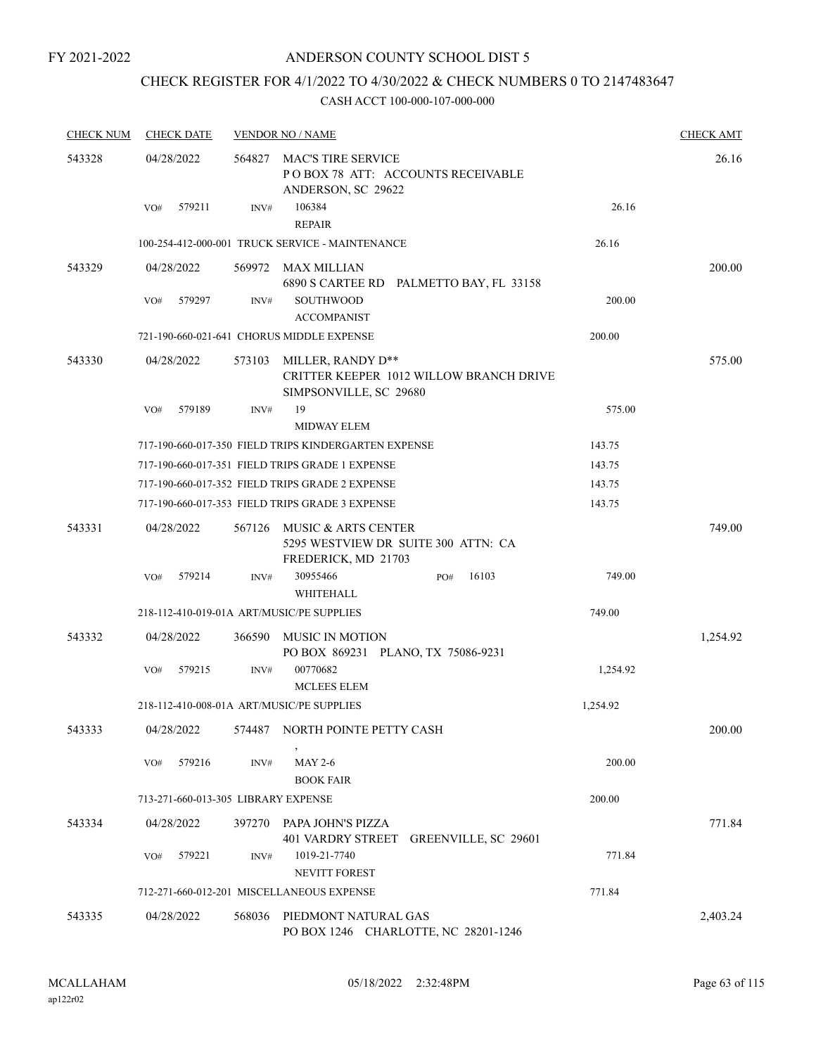FY 2021-2022

# ANDERSON COUNTY SCHOOL DIST 5

## CHECK REGISTER FOR 4/1/2022 TO 4/30/2022 & CHECK NUMBERS 0 TO 2147483647

### CASH ACCT 100-000-107-000-000

| CHECK NUM | CHECK DATE | VENDOR NO / NAME | | CHECK AMT |
|---|---|---|---|---|
| 543328 | 04/28/2022 | 564827 MAC'S TIRE SERVICE<br>P O BOX 78 ATT: ACCOUNTS RECEIVABLE<br>ANDERSON, SC 29622 | | 26.16 |
| | VO# 579211 | INV# 106384<br>REPAIR | 26.16 | |
| | | 100-254-412-000-001 TRUCK SERVICE - MAINTENANCE | 26.16 | |
| 543329 | 04/28/2022 | 569972 MAX MILLIAN<br>6890 S CARTEE RD PALMETTO BAY, FL 33158 | | 200.00 |
| | VO# 579297 | INV# SOUTHWOOD<br>ACCOMPANIST | 200.00 | |
| | | 721-190-660-021-641 CHORUS MIDDLE EXPENSE | 200.00 | |
| 543330 | 04/28/2022 | 573103 MILLER, RANDY D**<br>CRITTER KEEPER 1012 WILLOW BRANCH DRIVE<br>SIMPSONVILLE, SC 29680 | | 575.00 |
| | VO# 579189 | INV# 19<br>MIDWAY ELEM | 575.00 | |
| | | 717-190-660-017-350 FIELD TRIPS KINDERGARTEN EXPENSE | 143.75 | |
| | | 717-190-660-017-351 FIELD TRIPS GRADE 1 EXPENSE | 143.75 | |
| | | 717-190-660-017-352 FIELD TRIPS GRADE 2 EXPENSE | 143.75 | |
| | | 717-190-660-017-353 FIELD TRIPS GRADE 3 EXPENSE | 143.75 | |
| 543331 | 04/28/2022 | 567126 MUSIC & ARTS CENTER<br>5295 WESTVIEW DR SUITE 300 ATTN: CA<br>FREDERICK, MD 21703 | | 749.00 |
| | VO# 579214 | INV# 30955466 PO# 16103<br>WHITEHALL | 749.00 | |
| | | 218-112-410-019-01A ART/MUSIC/PE SUPPLIES | 749.00 | |
| 543332 | 04/28/2022 | 366590 MUSIC IN MOTION<br>PO BOX 869231 PLANO, TX 75086-9231 | | 1,254.92 |
| | VO# 579215 | INV# 00770682<br>MCLEES ELEM | 1,254.92 | |
| | | 218-112-410-008-01A ART/MUSIC/PE SUPPLIES | 1,254.92 | |
| 543333 | 04/28/2022 | 574487 NORTH POINTE PETTY CASH<br>, | | 200.00 |
| | VO# 579216 | INV# MAY 2-6<br>BOOK FAIR | 200.00 | |
| | | 713-271-660-013-305 LIBRARY EXPENSE | 200.00 | |
| 543334 | 04/28/2022 | 397270 PAPA JOHN'S PIZZA<br>401 VARDRY STREET GREENVILLE, SC 29601 | | 771.84 |
| | VO# 579221 | INV# 1019-21-7740<br>NEVITT FOREST | 771.84 | |
| | | 712-271-660-012-201 MISCELLANEOUS EXPENSE | 771.84 | |
| 543335 | 04/28/2022 | 568036 PIEDMONT NATURAL GAS<br>PO BOX 1246 CHARLOTTE, NC 28201-1246 | | 2,403.24 |

MCALLAHAM ap122r02 05/18/2022 2:32:48PM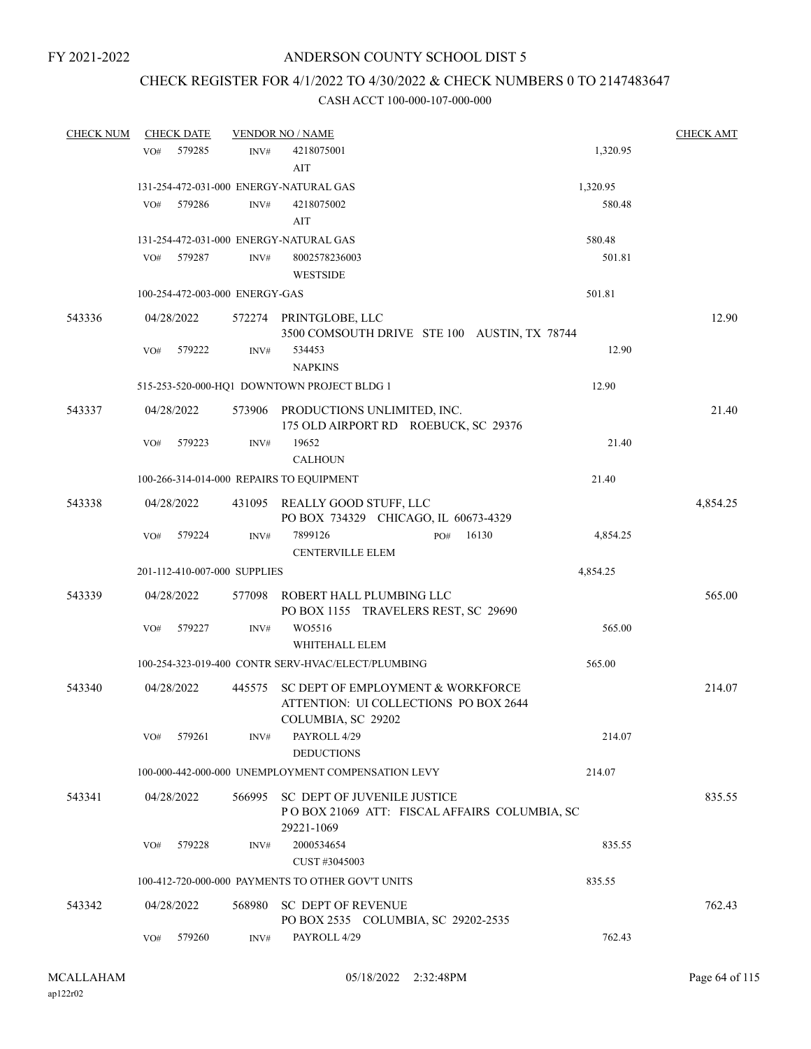FY 2021-2022

ANDERSON COUNTY SCHOOL DIST 5

CHECK REGISTER FOR 4/1/2022 TO 4/30/2022 & CHECK NUMBERS 0 TO 2147483647

CASH ACCT 100-000-107-000-000

| CHECK NUM | CHECK DATE | VENDOR NO / NAME | | CHECK AMT |
|---|---|---|---|---|
| | VO# 579285 | INV# 4218075001 AIT | 1,320.95 | |
| | 131-254-472-031-000 ENERGY-NATURAL GAS | | 1,320.95 | |
| | VO# 579286 | INV# 4218075002 AIT | 580.48 | |
| | 131-254-472-031-000 ENERGY-NATURAL GAS | | 580.48 | |
| | VO# 579287 | INV# 8002578236003 WESTSIDE | 501.81 | |
| | 100-254-472-003-000 ENERGY-GAS | | 501.81 | |
| 543336 | 04/28/2022 | 572274 PRINTGLOBE, LLC<br>3500 COMSOUTH DRIVE STE 100 AUSTIN, TX 78744 | | 12.90 |
| | VO# 579222 | INV# 534453 NAPKINS | 12.90 | |
| | 515-253-520-000-HQ1 DOWNTOWN PROJECT BLDG 1 | | 12.90 | |
| 543337 | 04/28/2022 | 573906 PRODUCTIONS UNLIMITED, INC.<br>175 OLD AIRPORT RD ROEBUCK, SC 29376 | | 21.40 |
| | VO# 579223 | INV# 19652 CALHOUN | 21.40 | |
| | 100-266-314-014-000 REPAIRS TO EQUIPMENT | | 21.40 | |
| 543338 | 04/28/2022 | 431095 REALLY GOOD STUFF, LLC<br>PO BOX 734329 CHICAGO, IL 60673-4329 | | 4,854.25 |
| | VO# 579224 | INV# 7899126 PO# 16130 CENTERVILLE ELEM | 4,854.25 | |
| | 201-112-410-007-000 SUPPLIES | | 4,854.25 | |
| 543339 | 04/28/2022 | 577098 ROBERT HALL PLUMBING LLC<br>PO BOX 1155 TRAVELERS REST, SC 29690 | | 565.00 |
| | VO# 579227 | INV# WO5516 WHITEHALL ELEM | 565.00 | |
| | 100-254-323-019-400 CONTR SERV-HVAC/ELECT/PLUMBING | | 565.00 | |
| 543340 | 04/28/2022 | 445575 SC DEPT OF EMPLOYMENT & WORKFORCE<br>ATTENTION: UI COLLECTIONS PO BOX 2644<br>COLUMBIA, SC 29202 | | 214.07 |
| | VO# 579261 | INV# PAYROLL 4/29 DEDUCTIONS | 214.07 | |
| | 100-000-442-000-000 UNEMPLOYMENT COMPENSATION LEVY | | 214.07 | |
| 543341 | 04/28/2022 | 566995 SC DEPT OF JUVENILE JUSTICE<br>P O BOX 21069 ATT: FISCAL AFFAIRS COLUMBIA, SC 29221-1069 | | 835.55 |
| | VO# 579228 | INV# 2000534654 CUST #3045003 | 835.55 | |
| | 100-412-720-000-000 PAYMENTS TO OTHER GOV'T UNITS | | 835.55 | |
| 543342 | 04/28/2022 | 568980 SC DEPT OF REVENUE<br>PO BOX 2535 COLUMBIA, SC 29202-2535 | | 762.43 |
| | VO# 579260 | INV# PAYROLL 4/29 | 762.43 | |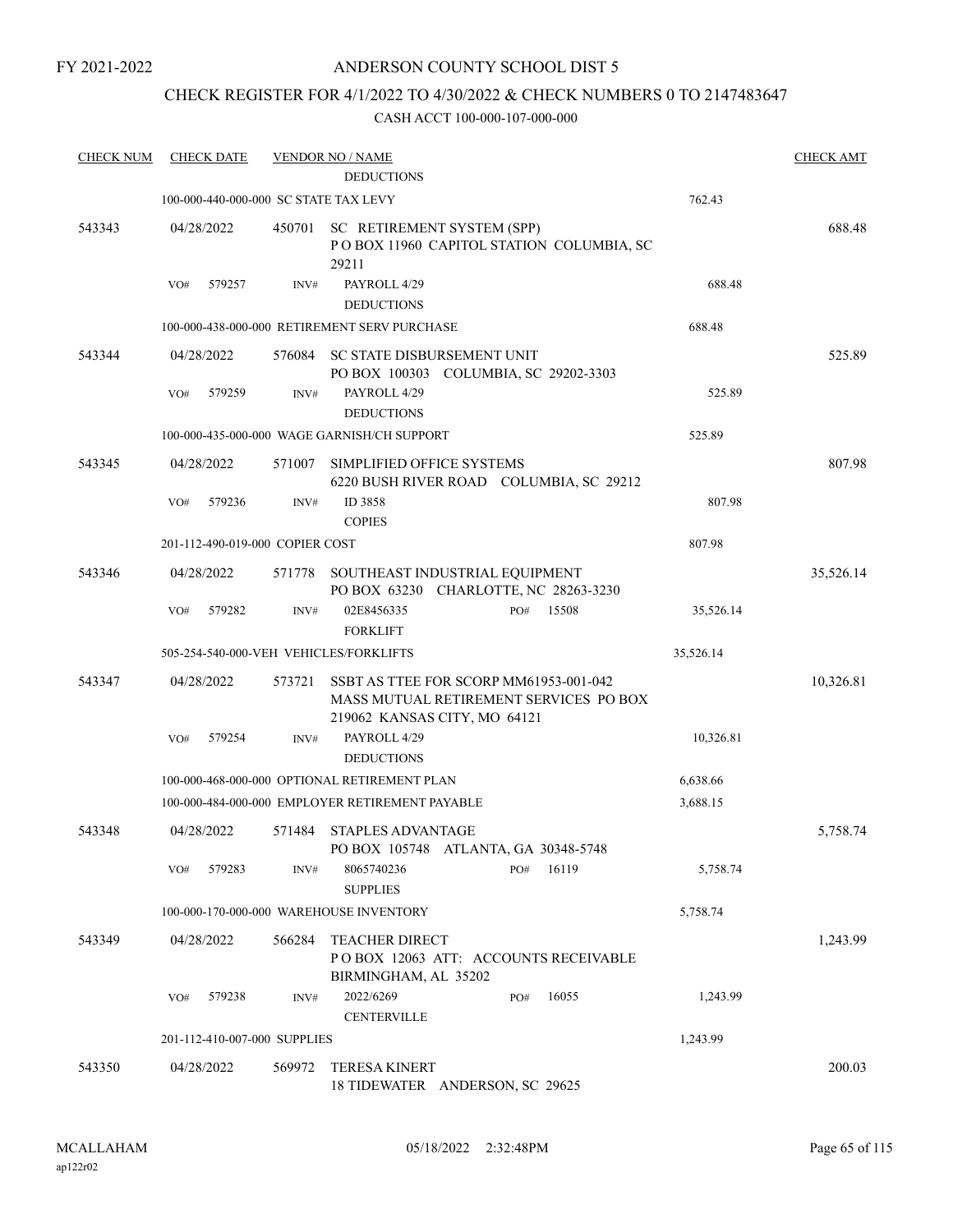FY 2021-2022

ANDERSON COUNTY SCHOOL DIST 5

CHECK REGISTER FOR 4/1/2022 TO 4/30/2022 & CHECK NUMBERS 0 TO 2147483647

CASH ACCT 100-000-107-000-000

| CHECK NUM | CHECK DATE | VENDOR NO / NAME | | CHECK AMT |
|---|---|---|---|---|
| | | DEDUCTIONS | | |
| | 100-000-440-000-000 SC STATE TAX LEVY | | 762.43 | |
| 543343 | 04/28/2022 | 450701 SC RETIREMENT SYSTEM (SPP) P O BOX 11960 CAPITOL STATION COLUMBIA, SC 29211 | | 688.48 |
| | VO# 579257 | INV# PAYROLL 4/29 DEDUCTIONS | 688.48 | |
| | 100-000-438-000-000 RETIREMENT SERV PURCHASE | | 688.48 | |
| 543344 | 04/28/2022 | 576084 SC STATE DISBURSEMENT UNIT PO BOX 100303 COLUMBIA, SC 29202-3303 | | 525.89 |
| | VO# 579259 | INV# PAYROLL 4/29 DEDUCTIONS | 525.89 | |
| | 100-000-435-000-000 WAGE GARNISH/CH SUPPORT | | 525.89 | |
| 543345 | 04/28/2022 | 571007 SIMPLIFIED OFFICE SYSTEMS 6220 BUSH RIVER ROAD COLUMBIA, SC 29212 | | 807.98 |
| | VO# 579236 | INV# ID 3858 COPIES | 807.98 | |
| | 201-112-490-019-000 COPIER COST | | 807.98 | |
| 543346 | 04/28/2022 | 571778 SOUTHEAST INDUSTRIAL EQUIPMENT PO BOX 63230 CHARLOTTE, NC 28263-3230 | | 35,526.14 |
| | VO# 579282 | INV# 02E8456335 PO# 15508 FORKLIFT | 35,526.14 | |
| | 505-254-540-000-VEH VEHICLES/FORKLIFTS | | 35,526.14 | |
| 543347 | 04/28/2022 | 573721 SSBT AS TTEE FOR SCORP MM61953-001-042 MASS MUTUAL RETIREMENT SERVICES PO BOX 219062 KANSAS CITY, MO 64121 | | 10,326.81 |
| | VO# 579254 | INV# PAYROLL 4/29 DEDUCTIONS | 10,326.81 | |
| | 100-000-468-000-000 OPTIONAL RETIREMENT PLAN | | 6,638.66 | |
| | 100-000-484-000-000 EMPLOYER RETIREMENT PAYABLE | | 3,688.15 | |
| 543348 | 04/28/2022 | 571484 STAPLES ADVANTAGE PO BOX 105748 ATLANTA, GA 30348-5748 | | 5,758.74 |
| | VO# 579283 | INV# 8065740236 PO# 16119 SUPPLIES | 5,758.74 | |
| | 100-000-170-000-000 WAREHOUSE INVENTORY | | 5,758.74 | |
| 543349 | 04/28/2022 | 566284 TEACHER DIRECT P O BOX 12063 ATT: ACCOUNTS RECEIVABLE BIRMINGHAM, AL 35202 | | 1,243.99 |
| | VO# 579238 | INV# 2022/6269 PO# 16055 CENTERVILLE | 1,243.99 | |
| | 201-112-410-007-000 SUPPLIES | | 1,243.99 | |
| 543350 | 04/28/2022 | 569972 TERESA KINERT 18 TIDEWATER ANDERSON, SC 29625 | | 200.03 |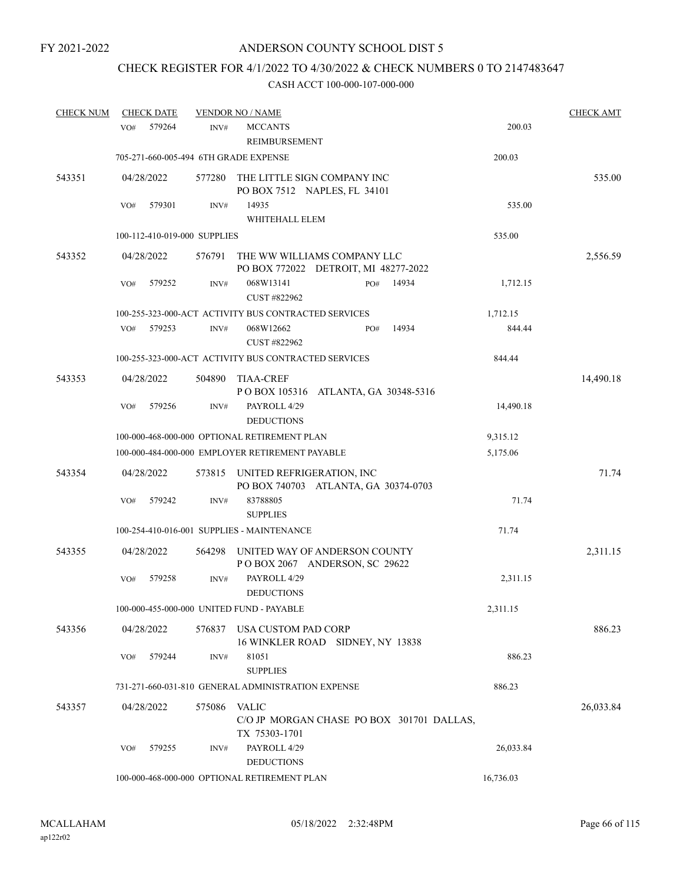FY 2021-2022

# ANDERSON COUNTY SCHOOL DIST 5

## CHECK REGISTER FOR 4/1/2022 TO 4/30/2022 & CHECK NUMBERS 0 TO 2147483647

### CASH ACCT 100-000-107-000-000

| CHECK NUM | CHECK DATE | VENDOR NO / NAME | | CHECK AMT |
|---|---|---|---|---|
| | VO# 579264 | INV# MCCANTS REIMBURSEMENT | 200.03 | |
| | 705-271-660-005-494 6TH GRADE EXPENSE | | 200.03 | |
| 543351 | 04/28/2022 | 577280 THE LITTLE SIGN COMPANY INC PO BOX 7512 NAPLES, FL 34101 | | 535.00 |
| | VO# 579301 | INV# 14935 WHITEHALL ELEM | 535.00 | |
| | 100-112-410-019-000 SUPPLIES | | 535.00 | |
| 543352 | 04/28/2022 | 576791 THE WW WILLIAMS COMPANY LLC PO BOX 772022 DETROIT, MI 48277-2022 | | 2,556.59 |
| | VO# 579252 | INV# 068W13141 PO# 14934 CUST #822962 | 1,712.15 | |
| | 100-255-323-000-ACT ACTIVITY BUS CONTRACTED SERVICES | | 1,712.15 | |
| | VO# 579253 | INV# 068W12662 PO# 14934 CUST #822962 | 844.44 | |
| | 100-255-323-000-ACT ACTIVITY BUS CONTRACTED SERVICES | | 844.44 | |
| 543353 | 04/28/2022 | 504890 TIAA-CREF P O BOX 105316 ATLANTA, GA 30348-5316 | | 14,490.18 |
| | VO# 579256 | INV# PAYROLL 4/29 DEDUCTIONS | 14,490.18 | |
| | 100-000-468-000-000 OPTIONAL RETIREMENT PLAN | | 9,315.12 | |
| | 100-000-484-000-000 EMPLOYER RETIREMENT PAYABLE | | 5,175.06 | |
| 543354 | 04/28/2022 | 573815 UNITED REFRIGERATION, INC PO BOX 740703 ATLANTA, GA 30374-0703 | | 71.74 |
| | VO# 579242 | INV# 83788805 SUPPLIES | 71.74 | |
| | 100-254-410-016-001 SUPPLIES - MAINTENANCE | | 71.74 | |
| 543355 | 04/28/2022 | 564298 UNITED WAY OF ANDERSON COUNTY P O BOX 2067 ANDERSON, SC 29622 | | 2,311.15 |
| | VO# 579258 | INV# PAYROLL 4/29 DEDUCTIONS | 2,311.15 | |
| | 100-000-455-000-000 UNITED FUND - PAYABLE | | 2,311.15 | |
| 543356 | 04/28/2022 | 576837 USA CUSTOM PAD CORP 16 WINKLER ROAD SIDNEY, NY 13838 | | 886.23 |
| | VO# 579244 | INV# 81051 SUPPLIES | 886.23 | |
| | 731-271-660-031-810 GENERAL ADMINISTRATION EXPENSE | | 886.23 | |
| 543357 | 04/28/2022 | 575086 VALIC C/O JP MORGAN CHASE PO BOX 301701 DALLAS, TX 75303-1701 | | 26,033.84 |
| | VO# 579255 | INV# PAYROLL 4/29 DEDUCTIONS | 26,033.84 | |
| | 100-000-468-000-000 OPTIONAL RETIREMENT PLAN | | 16,736.03 | |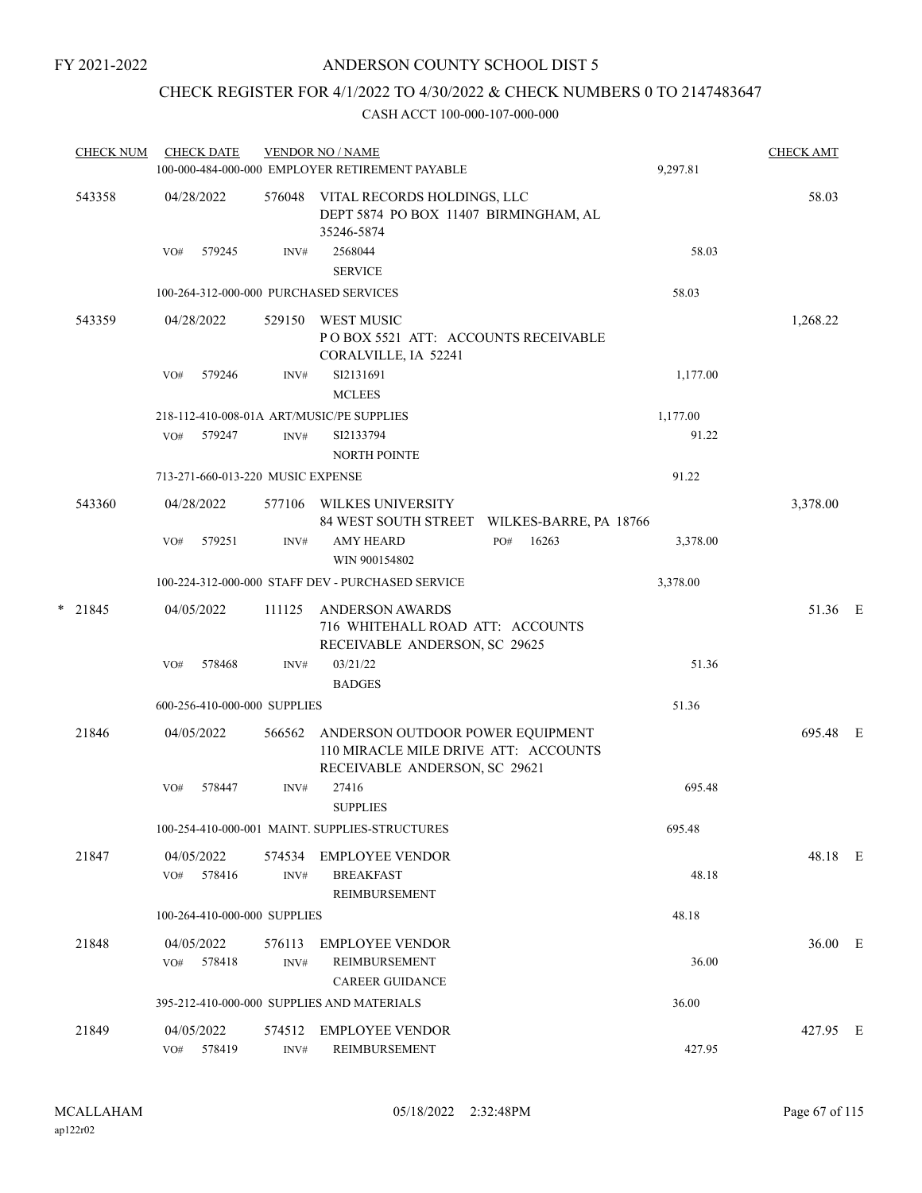FY 2021-2022

# ANDERSON COUNTY SCHOOL DIST 5

## CHECK REGISTER FOR 4/1/2022 TO 4/30/2022 & CHECK NUMBERS 0 TO 2147483647

### CASH ACCT 100-000-107-000-000

| CHECK NUM | CHECK DATE | VENDOR NO / NAME | | CHECK AMT | |
|---|---|---|---|---|---|
| | | 100-000-484-000-000 EMPLOYER RETIREMENT PAYABLE | 9,297.81 | | |
| 543358 | 04/28/2022 | 576048 VITAL RECORDS HOLDINGS, LLC<br>DEPT 5874 PO BOX 11407 BIRMINGHAM, AL 35246-5874 | | 58.03 | |
| | VO# 579245 | INV# 2568044<br>SERVICE | 58.03 | | |
| | | 100-264-312-000-000 PURCHASED SERVICES | 58.03 | | |
| 543359 | 04/28/2022 | 529150 WEST MUSIC<br>P O BOX 5521 ATT: ACCOUNTS RECEIVABLE CORALVILLE, IA 52241 | | 1,268.22 | |
| | VO# 579246 | INV# SI2131691<br>MCLEES | 1,177.00 | | |
| | | 218-112-410-008-01A ART/MUSIC/PE SUPPLIES | 1,177.00 | | |
| | VO# 579247 | INV# SI2133794<br>NORTH POINTE | 91.22 | | |
| | | 713-271-660-013-220 MUSIC EXPENSE | 91.22 | | |
| 543360 | 04/28/2022 | 577106 WILKES UNIVERSITY<br>84 WEST SOUTH STREET WILKES-BARRE, PA 18766 | | 3,378.00 | |
| | VO# 579251 | INV# AMY HEARD PO# 16263<br>WIN 900154802 | 3,378.00 | | |
| | | 100-224-312-000-000 STAFF DEV - PURCHASED SERVICE | 3,378.00 | | |
| * 21845 | 04/05/2022 | 111125 ANDERSON AWARDS<br>716 WHITEHALL ROAD ATT: ACCOUNTS RECEIVABLE ANDERSON, SC 29625 | | 51.36 | E |
| | VO# 578468 | INV# 03/21/22<br>BADGES | 51.36 | | |
| | | 600-256-410-000-000 SUPPLIES | 51.36 | | |
| 21846 | 04/05/2022 | 566562 ANDERSON OUTDOOR POWER EQUIPMENT<br>110 MIRACLE MILE DRIVE ATT: ACCOUNTS RECEIVABLE ANDERSON, SC 29621 | | 695.48 | E |
| | VO# 578447 | INV# 27416<br>SUPPLIES | 695.48 | | |
| | | 100-254-410-000-001 MAINT. SUPPLIES-STRUCTURES | 695.48 | | |
| 21847 | 04/05/2022 | 574534 EMPLOYEE VENDOR | | 48.18 | E |
| | VO# 578416 | INV# BREAKFAST<br>REIMBURSEMENT | 48.18 | | |
| | | 100-264-410-000-000 SUPPLIES | 48.18 | | |
| 21848 | 04/05/2022 | 576113 EMPLOYEE VENDOR | | 36.00 | E |
| | VO# 578418 | INV# REIMBURSEMENT<br>CAREER GUIDANCE | 36.00 | | |
| | | 395-212-410-000-000 SUPPLIES AND MATERIALS | 36.00 | | |
| 21849 | 04/05/2022 | 574512 EMPLOYEE VENDOR | | 427.95 | E |
| | VO# 578419 | INV# REIMBURSEMENT | 427.95 | | |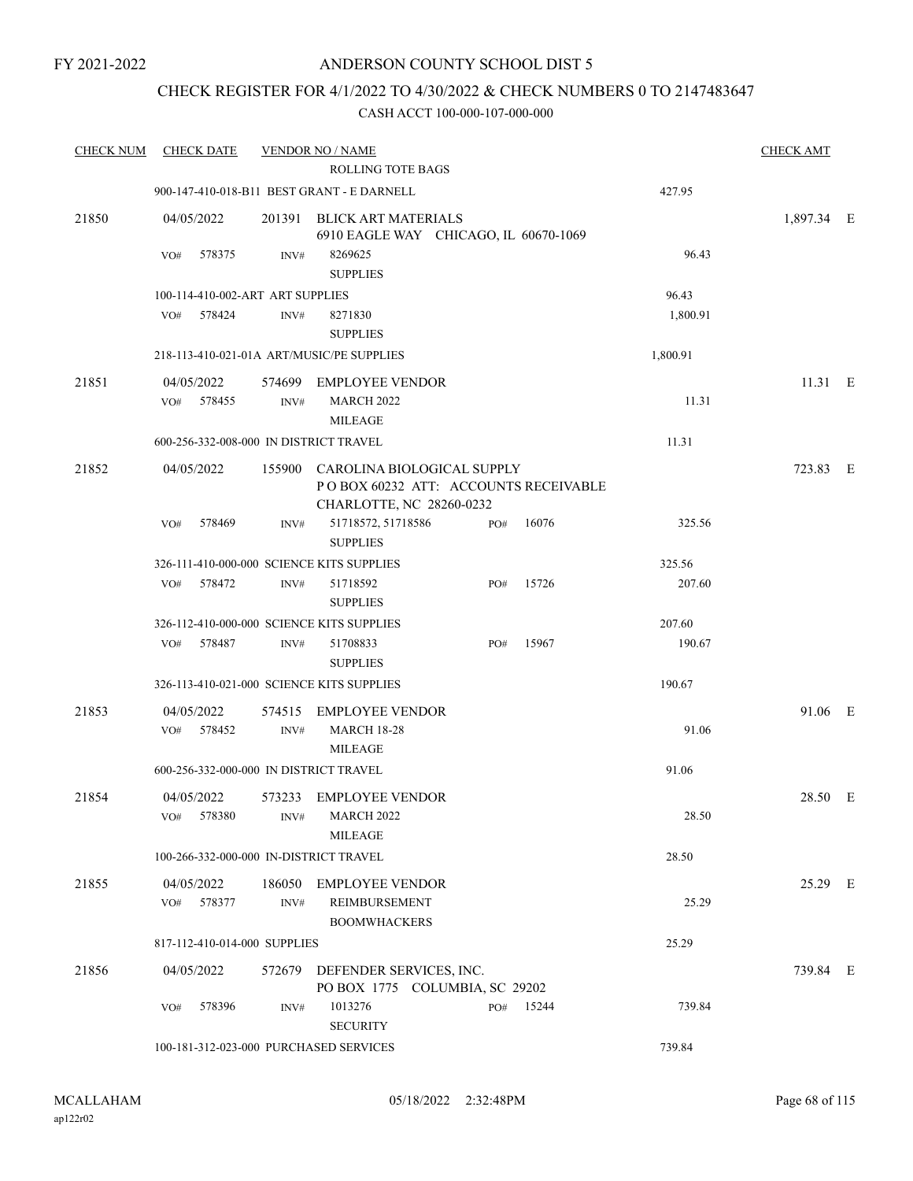FY 2021-2022

# ANDERSON COUNTY SCHOOL DIST 5

## CHECK REGISTER FOR 4/1/2022 TO 4/30/2022 & CHECK NUMBERS 0 TO 2147483647

### CASH ACCT 100-000-107-000-000

| CHECK NUM | CHECK DATE | VENDOR NO / NAME | | | | CHECK AMT | |
|---|---|---|---|---|---|---|---|
| | | | ROLLING TOTE BAGS | | | | |
| | 900-147-410-018-B11 BEST GRANT - E DARNELL | | | | 427.95 | | |
| 21850 | 04/05/2022 | 201391 | BLICK ART MATERIALS<br>6910 EAGLE WAY CHICAGO, IL 60670-1069 | | | 1,897.34 | E |
| | VO# 578375 | INV# | 8269625<br>SUPPLIES | | 96.43 | | |
| | 100-114-410-002-ART ART SUPPLIES | | | | 96.43 | | |
| | VO# 578424 | INV# | 8271830<br>SUPPLIES | | 1,800.91 | | |
| | 218-113-410-021-01A ART/MUSIC/PE SUPPLIES | | | | 1,800.91 | | |
| 21851 | 04/05/2022 | 574699 | EMPLOYEE VENDOR | | | 11.31 | E |
| | VO# 578455 | INV# | MARCH 2022<br>MILEAGE | | 11.31 | | |
| | 600-256-332-008-000 IN DISTRICT TRAVEL | | | | 11.31 | | |
| 21852 | 04/05/2022 | 155900 | CAROLINA BIOLOGICAL SUPPLY<br>P O BOX 60232 ATT: ACCOUNTS RECEIVABLE<br>CHARLOTTE, NC 28260-0232 | | | 723.83 | E |
| | VO# 578469 | INV# | 51718572, 51718586<br>SUPPLIES | PO# 16076 | 325.56 | | |
| | 326-111-410-000-000 SCIENCE KITS SUPPLIES | | | | 325.56 | | |
| | VO# 578472 | INV# | 51718592<br>SUPPLIES | PO# 15726 | 207.60 | | |
| | 326-112-410-000-000 SCIENCE KITS SUPPLIES | | | | 207.60 | | |
| | VO# 578487 | INV# | 51708833<br>SUPPLIES | PO# 15967 | 190.67 | | |
| | 326-113-410-021-000 SCIENCE KITS SUPPLIES | | | | 190.67 | | |
| 21853 | 04/05/2022 | 574515 | EMPLOYEE VENDOR | | | 91.06 | E |
| | VO# 578452 | INV# | MARCH 18-28<br>MILEAGE | | 91.06 | | |
| | 600-256-332-000-000 IN DISTRICT TRAVEL | | | | 91.06 | | |
| 21854 | 04/05/2022 | 573233 | EMPLOYEE VENDOR | | | 28.50 | E |
| | VO# 578380 | INV# | MARCH 2022<br>MILEAGE | | 28.50 | | |
| | 100-266-332-000-000 IN-DISTRICT TRAVEL | | | | 28.50 | | |
| 21855 | 04/05/2022 | 186050 | EMPLOYEE VENDOR | | | 25.29 | E |
| | VO# 578377 | INV# | REIMBURSEMENT<br>BOOMWHACKERS | | 25.29 | | |
| | 817-112-410-014-000 SUPPLIES | | | | 25.29 | | |
| 21856 | 04/05/2022 | 572679 | DEFENDER SERVICES, INC.<br>PO BOX 1775 COLUMBIA, SC 29202 | | | 739.84 | E |
| | VO# 578396 | INV# | 1013276<br>SECURITY | PO# 15244 | 739.84 | | |
| | 100-181-312-023-000 PURCHASED SERVICES | | | | 739.84 | | |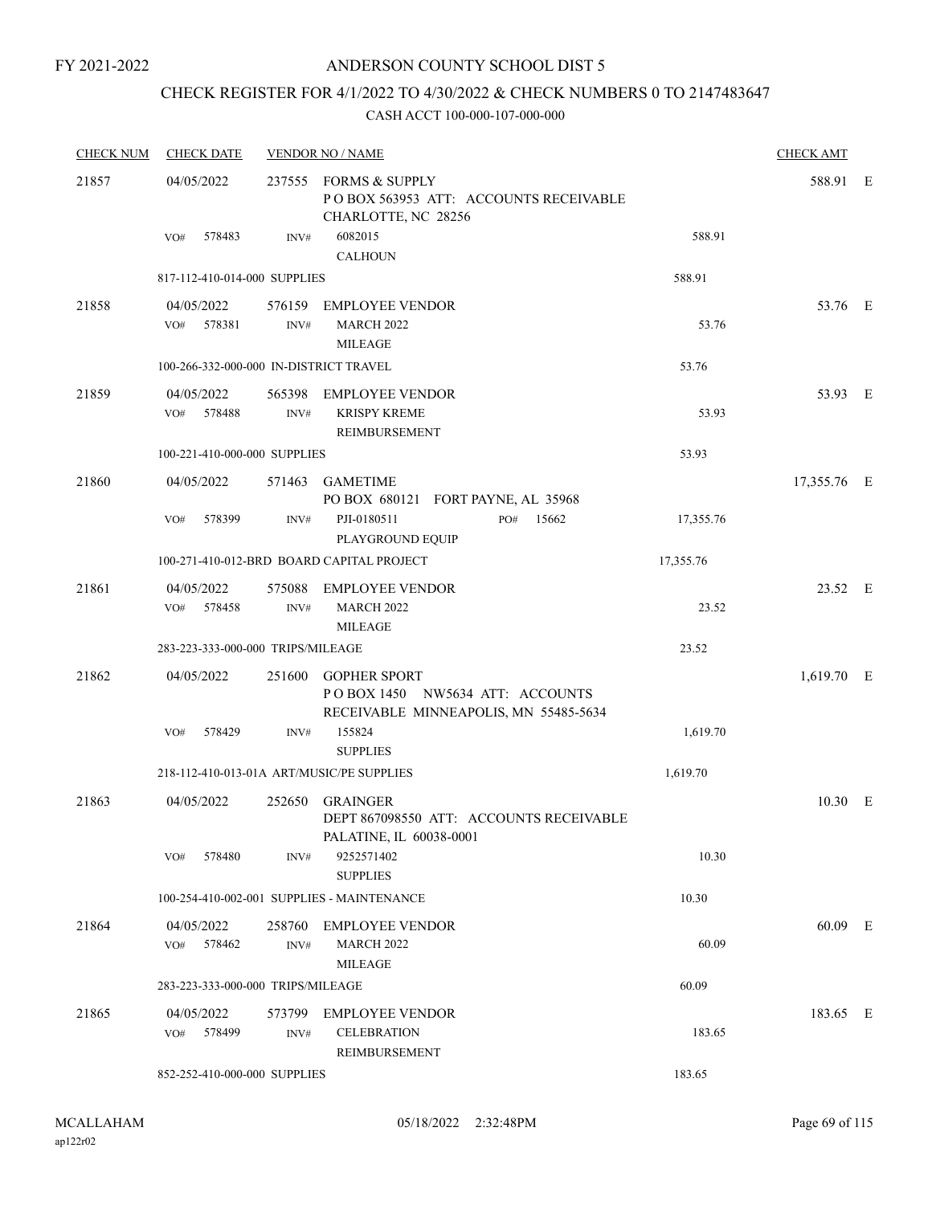FY 2021-2022

# ANDERSON COUNTY SCHOOL DIST 5

## CHECK REGISTER FOR 4/1/2022 TO 4/30/2022 & CHECK NUMBERS 0 TO 2147483647

### CASH ACCT 100-000-107-000-000

| CHECK NUM | CHECK DATE | VENDOR NO / NAME | | CHECK AMT | |
|---|---|---|---|---|---|
| 21857 | 04/05/2022 | 237555 FORMS & SUPPLY<br>P O BOX 563953 ATT: ACCOUNTS RECEIVABLE<br>CHARLOTTE, NC 28256 | | 588.91 | E |
| | VO# 578483 | INV# 6082015<br>CALHOUN | 588.91 | | |
| | 817-112-410-014-000 SUPPLIES | | 588.91 | | |
| 21858 | 04/05/2022 | 576159 EMPLOYEE VENDOR | | 53.76 | E |
| | VO# 578381 | INV# MARCH 2022<br>MILEAGE | 53.76 | | |
| | 100-266-332-000-000 IN-DISTRICT TRAVEL | | 53.76 | | |
| 21859 | 04/05/2022 | 565398 EMPLOYEE VENDOR | | 53.93 | E |
| | VO# 578488 | INV# KRISPY KREME<br>REIMBURSEMENT | 53.93 | | |
| | 100-221-410-000-000 SUPPLIES | | 53.93 | | |
| 21860 | 04/05/2022 | 571463 GAMETIME<br>PO BOX 680121 FORT PAYNE, AL 35968 | | 17,355.76 | E |
| | VO# 578399 | INV# PJI-0180511 PO# 15662<br>PLAYGROUND EQUIP | 17,355.76 | | |
| | 100-271-410-012-BRD BOARD CAPITAL PROJECT | | 17,355.76 | | |
| 21861 | 04/05/2022 | 575088 EMPLOYEE VENDOR | | 23.52 | E |
| | VO# 578458 | INV# MARCH 2022<br>MILEAGE | 23.52 | | |
| | 283-223-333-000-000 TRIPS/MILEAGE | | 23.52 | | |
| 21862 | 04/05/2022 | 251600 GOPHER SPORT<br>P O BOX 1450 NW5634 ATT: ACCOUNTS<br>RECEIVABLE MINNEAPOLIS, MN 55485-5634 | | 1,619.70 | E |
| | VO# 578429 | INV# 155824<br>SUPPLIES | 1,619.70 | | |
| | 218-112-410-013-01A ART/MUSIC/PE SUPPLIES | | 1,619.70 | | |
| 21863 | 04/05/2022 | 252650 GRAINGER<br>DEPT 867098550 ATT: ACCOUNTS RECEIVABLE<br>PALATINE, IL 60038-0001 | | 10.30 | E |
| | VO# 578480 | INV# 9252571402<br>SUPPLIES | 10.30 | | |
| | 100-254-410-002-001 SUPPLIES - MAINTENANCE | | 10.30 | | |
| 21864 | 04/05/2022 | 258760 EMPLOYEE VENDOR | | 60.09 | E |
| | VO# 578462 | INV# MARCH 2022<br>MILEAGE | 60.09 | | |
| | 283-223-333-000-000 TRIPS/MILEAGE | | 60.09 | | |
| 21865 | 04/05/2022 | 573799 EMPLOYEE VENDOR | | 183.65 | E |
| | VO# 578499 | INV# CELEBRATION<br>REIMBURSEMENT | 183.65 | | |
| | 852-252-410-000-000 SUPPLIES | | 183.65 | | |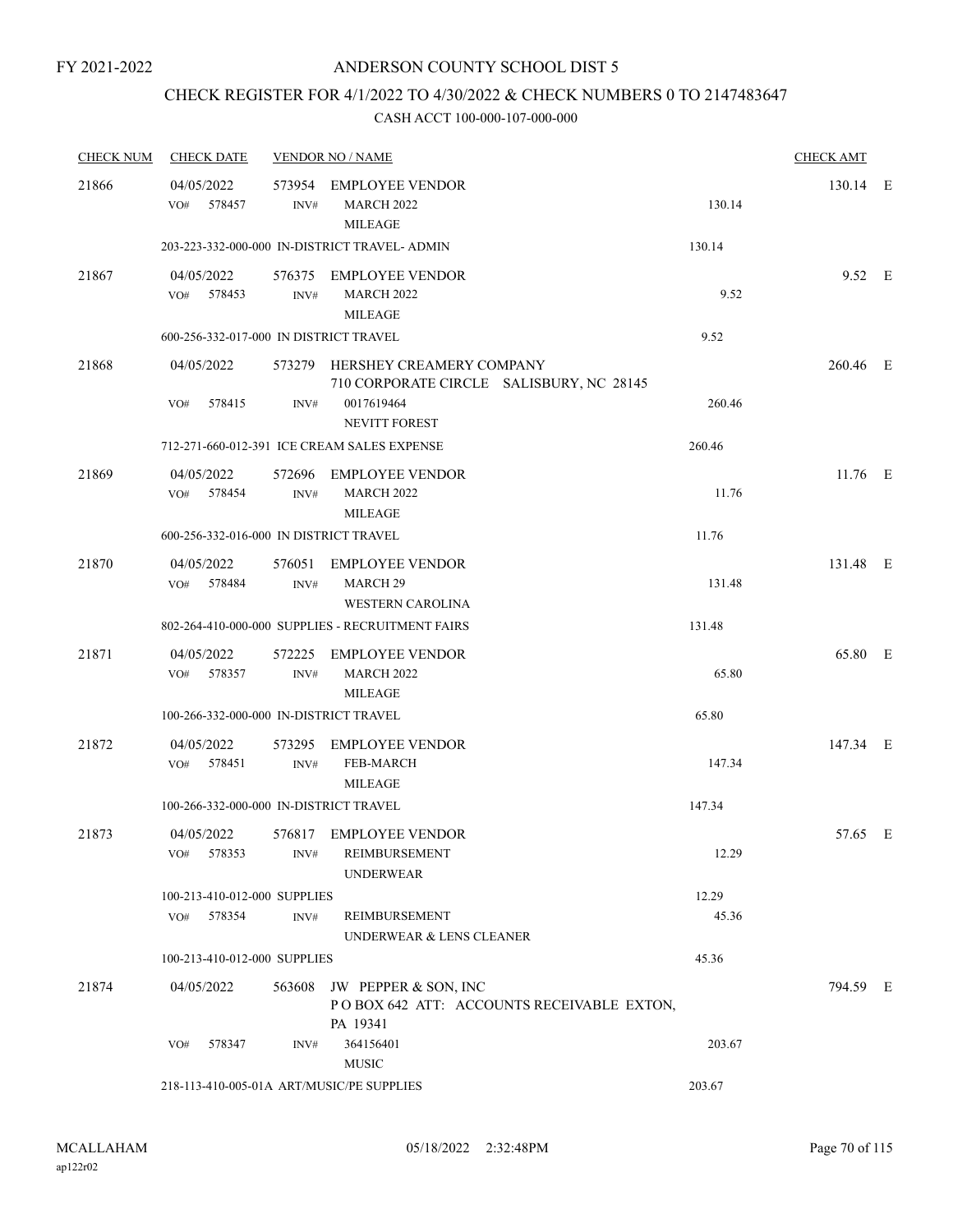FY 2021-2022

# ANDERSON COUNTY SCHOOL DIST 5

## CHECK REGISTER FOR 4/1/2022 TO 4/30/2022 & CHECK NUMBERS 0 TO 2147483647

### CASH ACCT 100-000-107-000-000

| CHECK NUM | CHECK DATE | VENDOR NO / NAME | | CHECK AMT | |
|---|---|---|---|---|---|
| 21866 | 04/05/2022 | 573954 EMPLOYEE VENDOR | | 130.14 | E |
| | VO# 578457 | INV# MARCH 2022 MILEAGE | 130.14 | | |
| | | 203-223-332-000-000 IN-DISTRICT TRAVEL- ADMIN | 130.14 | | |
| 21867 | 04/05/2022 | 576375 EMPLOYEE VENDOR | | 9.52 | E |
| | VO# 578453 | INV# MARCH 2022 MILEAGE | 9.52 | | |
| | | 600-256-332-017-000 IN DISTRICT TRAVEL | 9.52 | | |
| 21868 | 04/05/2022 | 573279 HERSHEY CREAMERY COMPANY 710 CORPORATE CIRCLE SALISBURY, NC 28145 | | 260.46 | E |
| | VO# 578415 | INV# 0017619464 NEVITT FOREST | 260.46 | | |
| | | 712-271-660-012-391 ICE CREAM SALES EXPENSE | 260.46 | | |
| 21869 | 04/05/2022 | 572696 EMPLOYEE VENDOR | | 11.76 | E |
| | VO# 578454 | INV# MARCH 2022 MILEAGE | 11.76 | | |
| | | 600-256-332-016-000 IN DISTRICT TRAVEL | 11.76 | | |
| 21870 | 04/05/2022 | 576051 EMPLOYEE VENDOR | | 131.48 | E |
| | VO# 578484 | INV# MARCH 29 WESTERN CAROLINA | 131.48 | | |
| | | 802-264-410-000-000 SUPPLIES - RECRUITMENT FAIRS | 131.48 | | |
| 21871 | 04/05/2022 | 572225 EMPLOYEE VENDOR | | 65.80 | E |
| | VO# 578357 | INV# MARCH 2022 MILEAGE | 65.80 | | |
| | | 100-266-332-000-000 IN-DISTRICT TRAVEL | 65.80 | | |
| 21872 | 04/05/2022 | 573295 EMPLOYEE VENDOR | | 147.34 | E |
| | VO# 578451 | INV# FEB-MARCH MILEAGE | 147.34 | | |
| | | 100-266-332-000-000 IN-DISTRICT TRAVEL | 147.34 | | |
| 21873 | 04/05/2022 | 576817 EMPLOYEE VENDOR | | 57.65 | E |
| | VO# 578353 | INV# REIMBURSEMENT UNDERWEAR | 12.29 | | |
| | | 100-213-410-012-000 SUPPLIES | 12.29 | | |
| | VO# 578354 | INV# REIMBURSEMENT UNDERWEAR & LENS CLEANER | 45.36 | | |
| | | 100-213-410-012-000 SUPPLIES | 45.36 | | |
| 21874 | 04/05/2022 | 563608 JW PEPPER & SON, INC P O BOX 642 ATT: ACCOUNTS RECEIVABLE EXTON, PA 19341 | | 794.59 | E |
| | VO# 578347 | INV# 364156401 MUSIC | 203.67 | | |
| | | 218-113-410-005-01A ART/MUSIC/PE SUPPLIES | 203.67 | | |

MCALLAHAM
ap122r02

05/18/2022 2:32:48PM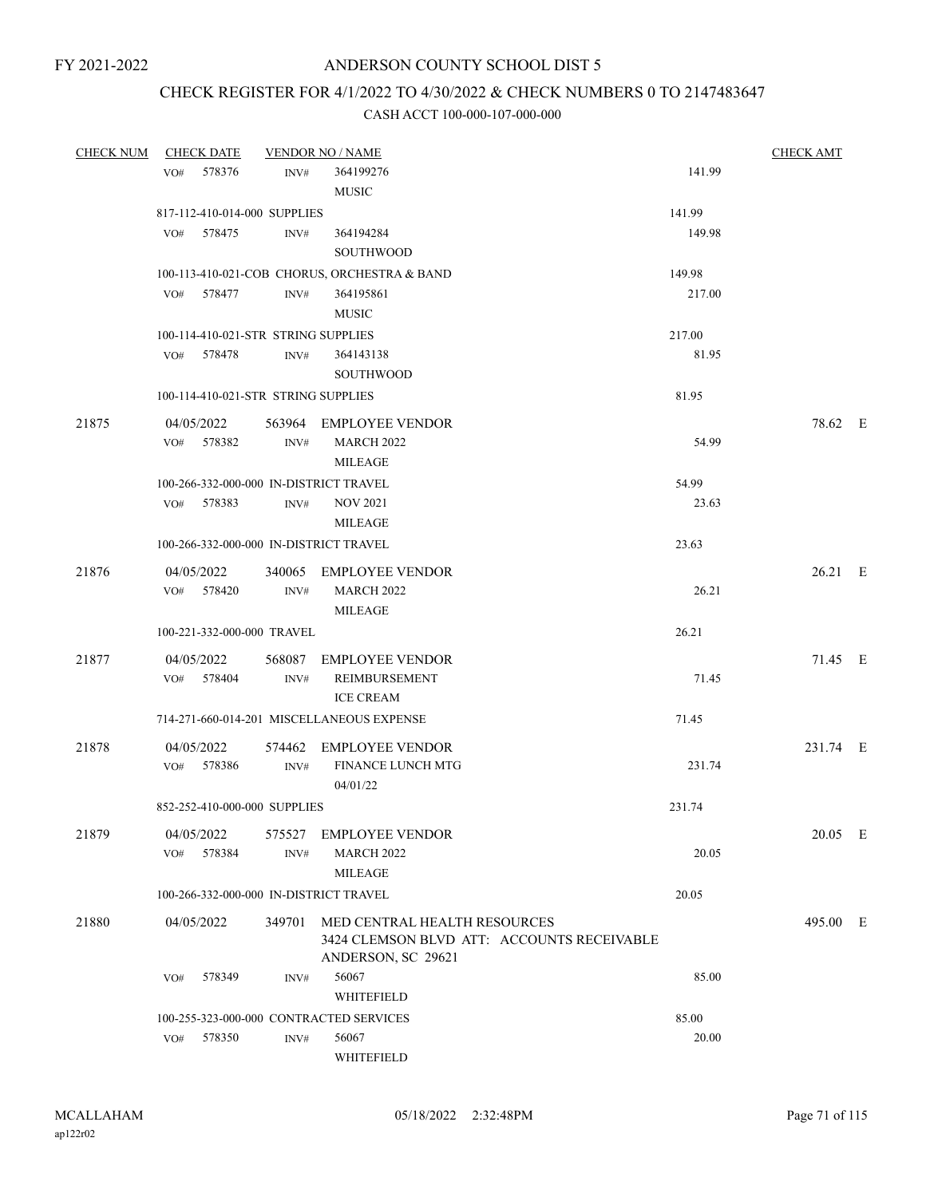FY 2021-2022

# ANDERSON COUNTY SCHOOL DIST 5

## CHECK REGISTER FOR 4/1/2022 TO 4/30/2022 & CHECK NUMBERS 0 TO 2147483647

### CASH ACCT 100-000-107-000-000

| CHECK NUM | CHECK DATE | VENDOR NO / NAME | | CHECK AMT | |
|---|---|---|---|---|---|
| | VO# 578376 | INV# 364199276 MUSIC | 141.99 | | |
| | 817-112-410-014-000 SUPPLIES | | 141.99 | | |
| | VO# 578475 | INV# 364194284 SOUTHWOOD | 149.98 | | |
| | 100-113-410-021-COB CHORUS, ORCHESTRA & BAND | | 149.98 | | |
| | VO# 578477 | INV# 364195861 MUSIC | 217.00 | | |
| | 100-114-410-021-STR STRING SUPPLIES | | 217.00 | | |
| | VO# 578478 | INV# 364143138 SOUTHWOOD | 81.95 | | |
| | 100-114-410-021-STR STRING SUPPLIES | | 81.95 | | |
| 21875 | 04/05/2022 | 563964 EMPLOYEE VENDOR | | 78.62 | E |
| | VO# 578382 | INV# MARCH 2022 MILEAGE | 54.99 | | |
| | 100-266-332-000-000 IN-DISTRICT TRAVEL | | 54.99 | | |
| | VO# 578383 | INV# NOV 2021 MILEAGE | 23.63 | | |
| | 100-266-332-000-000 IN-DISTRICT TRAVEL | | 23.63 | | |
| 21876 | 04/05/2022 | 340065 EMPLOYEE VENDOR | | 26.21 | E |
| | VO# 578420 | INV# MARCH 2022 MILEAGE | 26.21 | | |
| | 100-221-332-000-000 TRAVEL | | 26.21 | | |
| 21877 | 04/05/2022 | 568087 EMPLOYEE VENDOR | | 71.45 | E |
| | VO# 578404 | INV# REIMBURSEMENT ICE CREAM | 71.45 | | |
| | 714-271-660-014-201 MISCELLANEOUS EXPENSE | | 71.45 | | |
| 21878 | 04/05/2022 | 574462 EMPLOYEE VENDOR | | 231.74 | E |
| | VO# 578386 | INV# FINANCE LUNCH MTG 04/01/22 | 231.74 | | |
| | 852-252-410-000-000 SUPPLIES | | 231.74 | | |
| 21879 | 04/05/2022 | 575527 EMPLOYEE VENDOR | | 20.05 | E |
| | VO# 578384 | INV# MARCH 2022 MILEAGE | 20.05 | | |
| | 100-266-332-000-000 IN-DISTRICT TRAVEL | | 20.05 | | |
| 21880 | 04/05/2022 | 349701 MED CENTRAL HEALTH RESOURCES 3424 CLEMSON BLVD ATT: ACCOUNTS RECEIVABLE ANDERSON, SC 29621 | | 495.00 | E |
| | VO# 578349 | INV# 56067 WHITEFIELD | 85.00 | | |
| | 100-255-323-000-000 CONTRACTED SERVICES | | 85.00 | | |
| | VO# 578350 | INV# 56067 WHITEFIELD | 20.00 | | |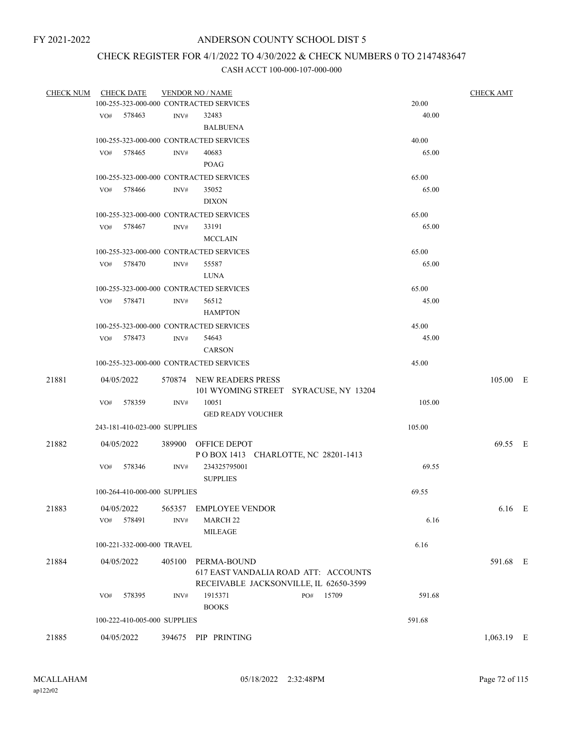FY 2021-2022

# ANDERSON COUNTY SCHOOL DIST 5

## CHECK REGISTER FOR 4/1/2022 TO 4/30/2022 & CHECK NUMBERS 0 TO 2147483647

### CASH ACCT 100-000-107-000-000

| CHECK NUM | CHECK DATE | VENDOR NO / NAME | | CHECK AMT |
|---|---|---|---|---|
| | 100-255-323-000-000 CONTRACTED SERVICES | | 20.00 | |
| | VO# 578463 INV# | 32483 BALBUENA | 40.00 | |
| | 100-255-323-000-000 CONTRACTED SERVICES | | 40.00 | |
| | VO# 578465 INV# | 40683 POAG | 65.00 | |
| | 100-255-323-000-000 CONTRACTED SERVICES | | 65.00 | |
| | VO# 578466 INV# | 35052 DIXON | 65.00 | |
| | 100-255-323-000-000 CONTRACTED SERVICES | | 65.00 | |
| | VO# 578467 INV# | 33191 MCCLAIN | 65.00 | |
| | 100-255-323-000-000 CONTRACTED SERVICES | | 65.00 | |
| | VO# 578470 INV# | 55587 LUNA | 65.00 | |
| | 100-255-323-000-000 CONTRACTED SERVICES | | 65.00 | |
| | VO# 578471 INV# | 56512 HAMPTON | 45.00 | |
| | 100-255-323-000-000 CONTRACTED SERVICES | | 45.00 | |
| | VO# 578473 INV# | 54643 CARSON | 45.00 | |
| | 100-255-323-000-000 CONTRACTED SERVICES | | 45.00 | |
| 21881 | 04/05/2022 | 570874 NEW READERS PRESS 101 WYOMING STREET SYRACUSE, NY 13204 | | 105.00 E |
| | VO# 578359 INV# | 10051 GED READY VOUCHER | 105.00 | |
| | 243-181-410-023-000 SUPPLIES | | 105.00 | |
| 21882 | 04/05/2022 | 389900 OFFICE DEPOT P O BOX 1413 CHARLOTTE, NC 28201-1413 | | 69.55 E |
| | VO# 578346 INV# | 234325795001 SUPPLIES | 69.55 | |
| | 100-264-410-000-000 SUPPLIES | | 69.55 | |
| 21883 | 04/05/2022 | 565357 EMPLOYEE VENDOR | | 6.16 E |
| | VO# 578491 INV# | MARCH 22 MILEAGE | 6.16 | |
| | 100-221-332-000-000 TRAVEL | | 6.16 | |
| 21884 | 04/05/2022 | 405100 PERMA-BOUND 617 EAST VANDALIA ROAD ATT: ACCOUNTS RECEIVABLE JACKSONVILLE, IL 62650-3599 | | 591.68 E |
| | VO# 578395 INV# | 1915371 BOOKS PO# 15709 | 591.68 | |
| | 100-222-410-005-000 SUPPLIES | | 591.68 | |
| 21885 | 04/05/2022 | 394675 PIP PRINTING | | 1,063.19 E |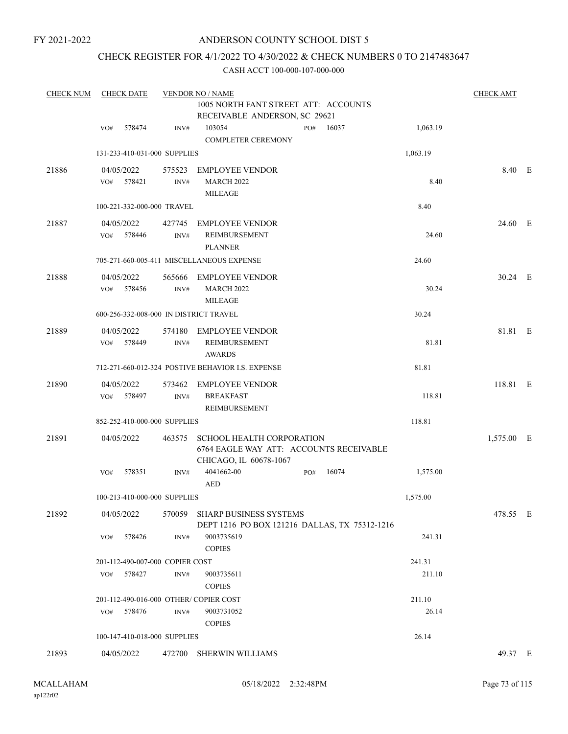FY 2021-2022

# ANDERSON COUNTY SCHOOL DIST 5

## CHECK REGISTER FOR 4/1/2022 TO 4/30/2022 & CHECK NUMBERS 0 TO 2147483647

### CASH ACCT 100-000-107-000-000

| CHECK NUM | CHECK DATE | VENDOR NO / NAME | | | CHECK AMT | |
|---|---|---|---|---|---|---|
| | | 1005 NORTH FANT STREET ATT: ACCOUNTS RECEIVABLE ANDERSON, SC 29621 | | | | |
| | VO# 578474 | INV# 103054 COMPLETER CEREMONY | PO# 16037 | 1,063.19 | | |
| | 131-233-410-031-000 SUPPLIES | | | 1,063.19 | | |
| 21886 | 04/05/2022 | 575523 EMPLOYEE VENDOR | | | 8.40 | E |
| | VO# 578421 | INV# MARCH 2022 MILEAGE | | 8.40 | | |
| | 100-221-332-000-000 TRAVEL | | | 8.40 | | |
| 21887 | 04/05/2022 | 427745 EMPLOYEE VENDOR | | | 24.60 | E |
| | VO# 578446 | INV# REIMBURSEMENT PLANNER | | 24.60 | | |
| | 705-271-660-005-411 MISCELLANEOUS EXPENSE | | | 24.60 | | |
| 21888 | 04/05/2022 | 565666 EMPLOYEE VENDOR | | | 30.24 | E |
| | VO# 578456 | INV# MARCH 2022 MILEAGE | | 30.24 | | |
| | 600-256-332-008-000 IN DISTRICT TRAVEL | | | 30.24 | | |
| 21889 | 04/05/2022 | 574180 EMPLOYEE VENDOR | | | 81.81 | E |
| | VO# 578449 | INV# REIMBURSEMENT AWARDS | | 81.81 | | |
| | 712-271-660-012-324 POSTIVE BEHAVIOR I.S. EXPENSE | | | 81.81 | | |
| 21890 | 04/05/2022 | 573462 EMPLOYEE VENDOR | | | 118.81 | E |
| | VO# 578497 | INV# BREAKFAST REIMBURSEMENT | | 118.81 | | |
| | 852-252-410-000-000 SUPPLIES | | | 118.81 | | |
| 21891 | 04/05/2022 | 463575 SCHOOL HEALTH CORPORATION 6764 EAGLE WAY ATT: ACCOUNTS RECEIVABLE CHICAGO, IL 60678-1067 | | | 1,575.00 | E |
| | VO# 578351 | INV# 4041662-00 AED | PO# 16074 | 1,575.00 | | |
| | 100-213-410-000-000 SUPPLIES | | | 1,575.00 | | |
| 21892 | 04/05/2022 | 570059 SHARP BUSINESS SYSTEMS DEPT 1216 PO BOX 121216 DALLAS, TX 75312-1216 | | | 478.55 | E |
| | VO# 578426 | INV# 9003735619 COPIES | | 241.31 | | |
| | 201-112-490-007-000 COPIER COST | | | 241.31 | | |
| | VO# 578427 | INV# 9003735611 COPIES | | 211.10 | | |
| | 201-112-490-016-000 OTHER/ COPIER COST | | | 211.10 | | |
| | VO# 578476 | INV# 9003731052 COPIES | | 26.14 | | |
| | 100-147-410-018-000 SUPPLIES | | | 26.14 | | |
| 21893 | 04/05/2022 | 472700 SHERWIN WILLIAMS | | | 49.37 | E |

MCALLAHAM ap122r02 05/18/2022 2:32:48PM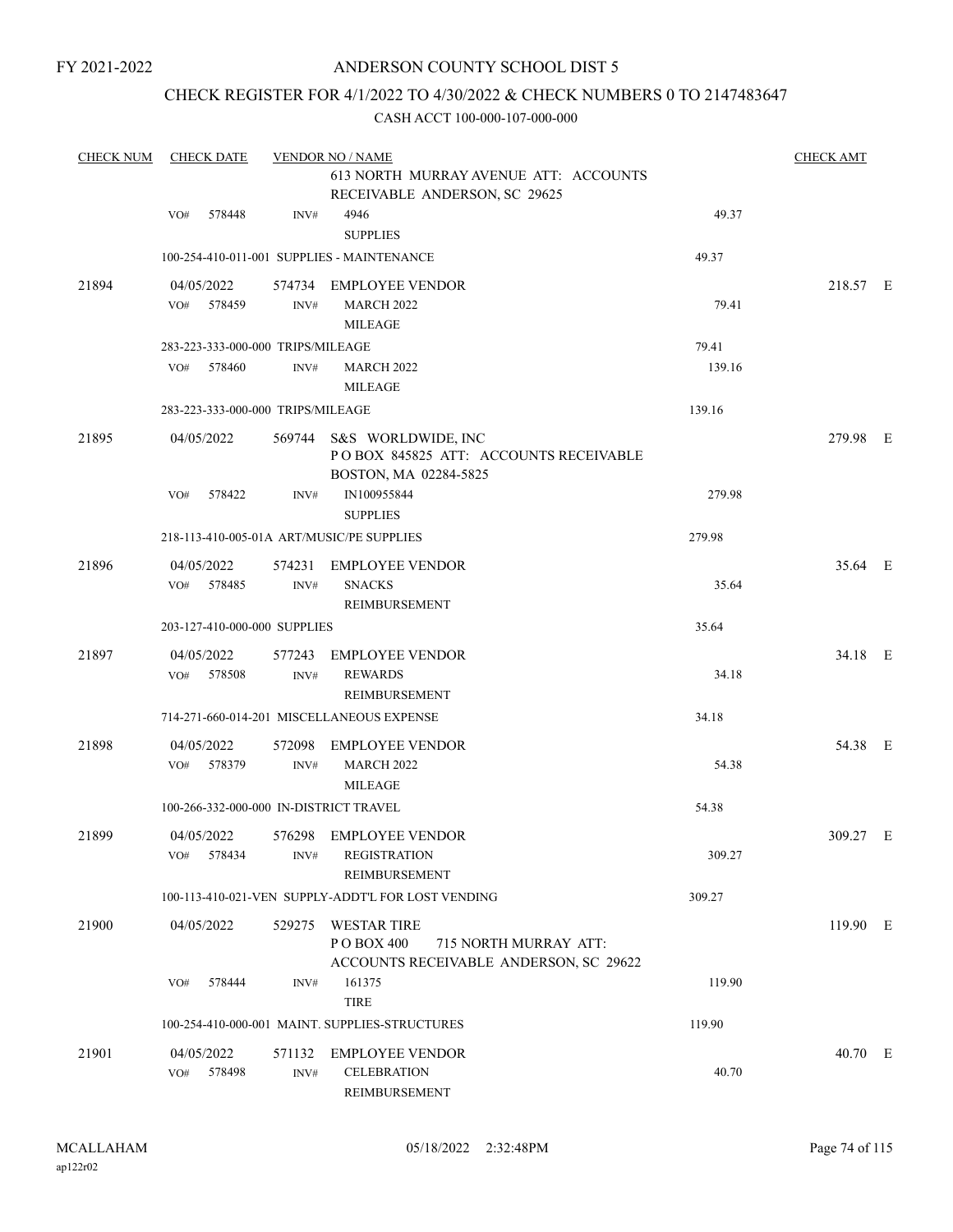FY 2021-2022

# ANDERSON COUNTY SCHOOL DIST 5

## CHECK REGISTER FOR 4/1/2022 TO 4/30/2022 & CHECK NUMBERS 0 TO 2147483647

CASH ACCT 100-000-107-000-000

| CHECK NUM | CHECK DATE | VENDOR NO / NAME | | CHECK AMT |
|---|---|---|---|---|
| | | 613 NORTH MURRAY AVENUE ATT: ACCOUNTS RECEIVABLE ANDERSON, SC 29625 | | |
| | VO# 578448 | INV# 4946<br>SUPPLIES | 49.37 | |
| | 100-254-410-011-001 SUPPLIES - MAINTENANCE | | 49.37 | |
| 21894 | 04/05/2022 | 574734 EMPLOYEE VENDOR | | 218.57 E |
| | VO# 578459 | INV# MARCH 2022<br>MILEAGE | 79.41 | |
| | 283-223-333-000-000 TRIPS/MILEAGE | | 79.41 | |
| | VO# 578460 | INV# MARCH 2022<br>MILEAGE | 139.16 | |
| | 283-223-333-000-000 TRIPS/MILEAGE | | 139.16 | |
| 21895 | 04/05/2022 | 569744 S&S WORLDWIDE, INC<br>P O BOX 845825 ATT: ACCOUNTS RECEIVABLE BOSTON, MA 02284-5825 | | 279.98 E |
| | VO# 578422 | INV# IN100955844<br>SUPPLIES | 279.98 | |
| | 218-113-410-005-01A ART/MUSIC/PE SUPPLIES | | 279.98 | |
| 21896 | 04/05/2022 | 574231 EMPLOYEE VENDOR | | 35.64 E |
| | VO# 578485 | INV# SNACKS<br>REIMBURSEMENT | 35.64 | |
| | 203-127-410-000-000 SUPPLIES | | 35.64 | |
| 21897 | 04/05/2022 | 577243 EMPLOYEE VENDOR | | 34.18 E |
| | VO# 578508 | INV# REWARDS<br>REIMBURSEMENT | 34.18 | |
| | 714-271-660-014-201 MISCELLANEOUS EXPENSE | | 34.18 | |
| 21898 | 04/05/2022 | 572098 EMPLOYEE VENDOR | | 54.38 E |
| | VO# 578379 | INV# MARCH 2022<br>MILEAGE | 54.38 | |
| | 100-266-332-000-000 IN-DISTRICT TRAVEL | | 54.38 | |
| 21899 | 04/05/2022 | 576298 EMPLOYEE VENDOR | | 309.27 E |
| | VO# 578434 | INV# REGISTRATION<br>REIMBURSEMENT | 309.27 | |
| | 100-113-410-021-VEN SUPPLY-ADDT'L FOR LOST VENDING | | 309.27 | |
| 21900 | 04/05/2022 | 529275 WESTAR TIRE<br>P O BOX 400 715 NORTH MURRAY ATT: ACCOUNTS RECEIVABLE ANDERSON, SC 29622 | | 119.90 E |
| | VO# 578444 | INV# 161375<br>TIRE | 119.90 | |
| | 100-254-410-000-001 MAINT. SUPPLIES-STRUCTURES | | 119.90 | |
| 21901 | 04/05/2022 | 571132 EMPLOYEE VENDOR | | 40.70 E |
| | VO# 578498 | INV# CELEBRATION<br>REIMBURSEMENT | 40.70 | |

MCALLAHAM
ap122r02

05/18/2022 2:32:48PM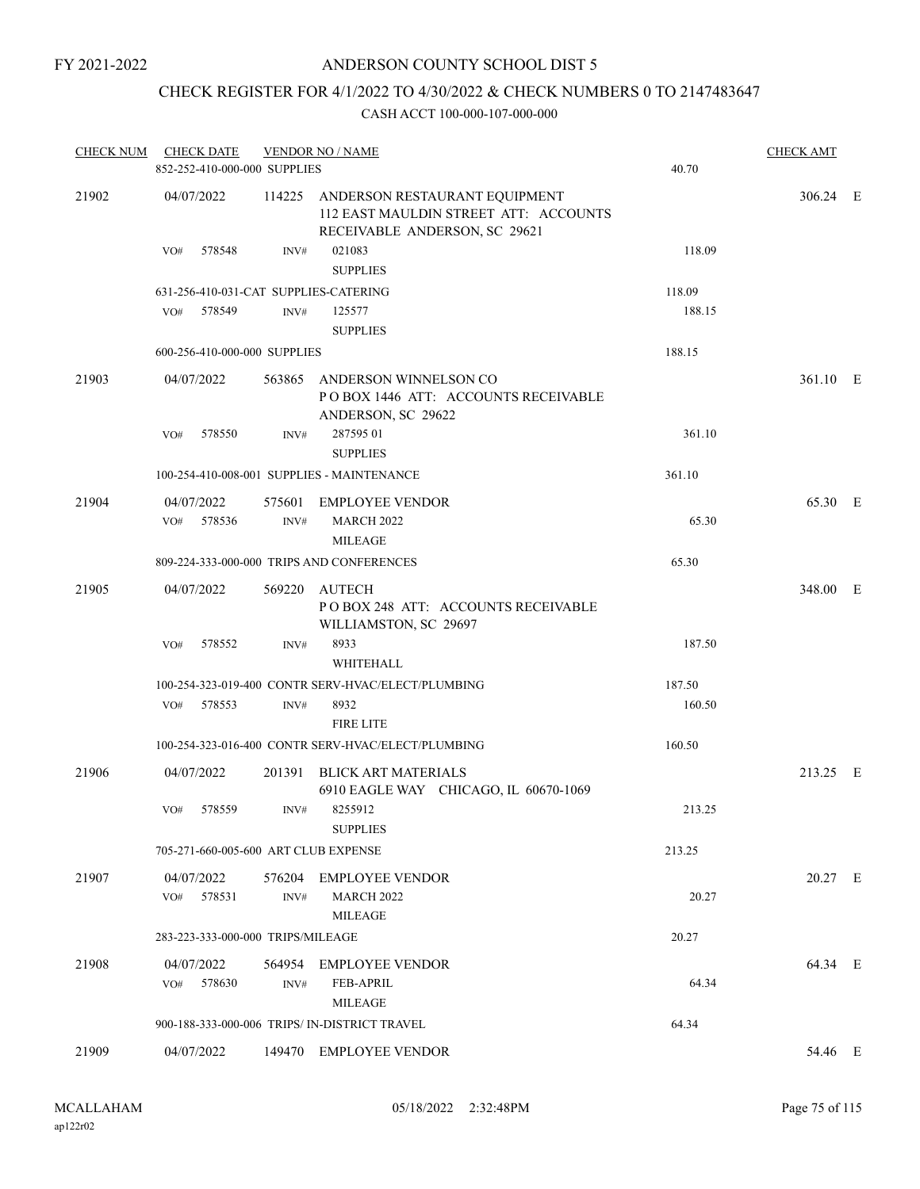FY 2021-2022

# ANDERSON COUNTY SCHOOL DIST 5

## CHECK REGISTER FOR 4/1/2022 TO 4/30/2022 & CHECK NUMBERS 0 TO 2147483647

### CASH ACCT 100-000-107-000-000

| CHECK NUM | CHECK DATE | VENDOR NO / NAME | | CHECK AMT | |
|---|---|---|---|---|---|
| | 852-252-410-000-000 SUPPLIES | | 40.70 | | |
| 21902 | 04/07/2022 | 114225 ANDERSON RESTAURANT EQUIPMENT 112 EAST MAULDIN STREET ATT: ACCOUNTS RECEIVABLE ANDERSON, SC 29621 | | 306.24 | E |
| | VO# 578548 | INV# 021083 SUPPLIES | 118.09 | | |
| | 631-256-410-031-CAT SUPPLIES-CATERING | | 118.09 | | |
| | VO# 578549 | INV# 125577 SUPPLIES | 188.15 | | |
| | 600-256-410-000-000 SUPPLIES | | 188.15 | | |
| 21903 | 04/07/2022 | 563865 ANDERSON WINNELSON CO P O BOX 1446 ATT: ACCOUNTS RECEIVABLE ANDERSON, SC 29622 | | 361.10 | E |
| | VO# 578550 | INV# 287595 01 SUPPLIES | 361.10 | | |
| | 100-254-410-008-001 SUPPLIES - MAINTENANCE | | 361.10 | | |
| 21904 | 04/07/2022 | 575601 EMPLOYEE VENDOR | | 65.30 | E |
| | VO# 578536 | INV# MARCH 2022 MILEAGE | 65.30 | | |
| | 809-224-333-000-000 TRIPS AND CONFERENCES | | 65.30 | | |
| 21905 | 04/07/2022 | 569220 AUTECH P O BOX 248 ATT: ACCOUNTS RECEIVABLE WILLIAMSTON, SC 29697 | | 348.00 | E |
| | VO# 578552 | INV# 8933 WHITEHALL | 187.50 | | |
| | 100-254-323-019-400 CONTR SERV-HVAC/ELECT/PLUMBING | | 187.50 | | |
| | VO# 578553 | INV# 8932 FIRE LITE | 160.50 | | |
| | 100-254-323-016-400 CONTR SERV-HVAC/ELECT/PLUMBING | | 160.50 | | |
| 21906 | 04/07/2022 | 201391 BLICK ART MATERIALS 6910 EAGLE WAY CHICAGO, IL 60670-1069 | | 213.25 | E |
| | VO# 578559 | INV# 8255912 SUPPLIES | 213.25 | | |
| | 705-271-660-005-600 ART CLUB EXPENSE | | 213.25 | | |
| 21907 | 04/07/2022 | 576204 EMPLOYEE VENDOR | | 20.27 | E |
| | VO# 578531 | INV# MARCH 2022 MILEAGE | 20.27 | | |
| | 283-223-333-000-000 TRIPS/MILEAGE | | 20.27 | | |
| 21908 | 04/07/2022 | 564954 EMPLOYEE VENDOR | | 64.34 | E |
| | VO# 578630 | INV# FEB-APRIL MILEAGE | 64.34 | | |
| | 900-188-333-000-006 TRIPS/ IN-DISTRICT TRAVEL | | 64.34 | | |
| 21909 | 04/07/2022 | 149470 EMPLOYEE VENDOR | | 54.46 | E |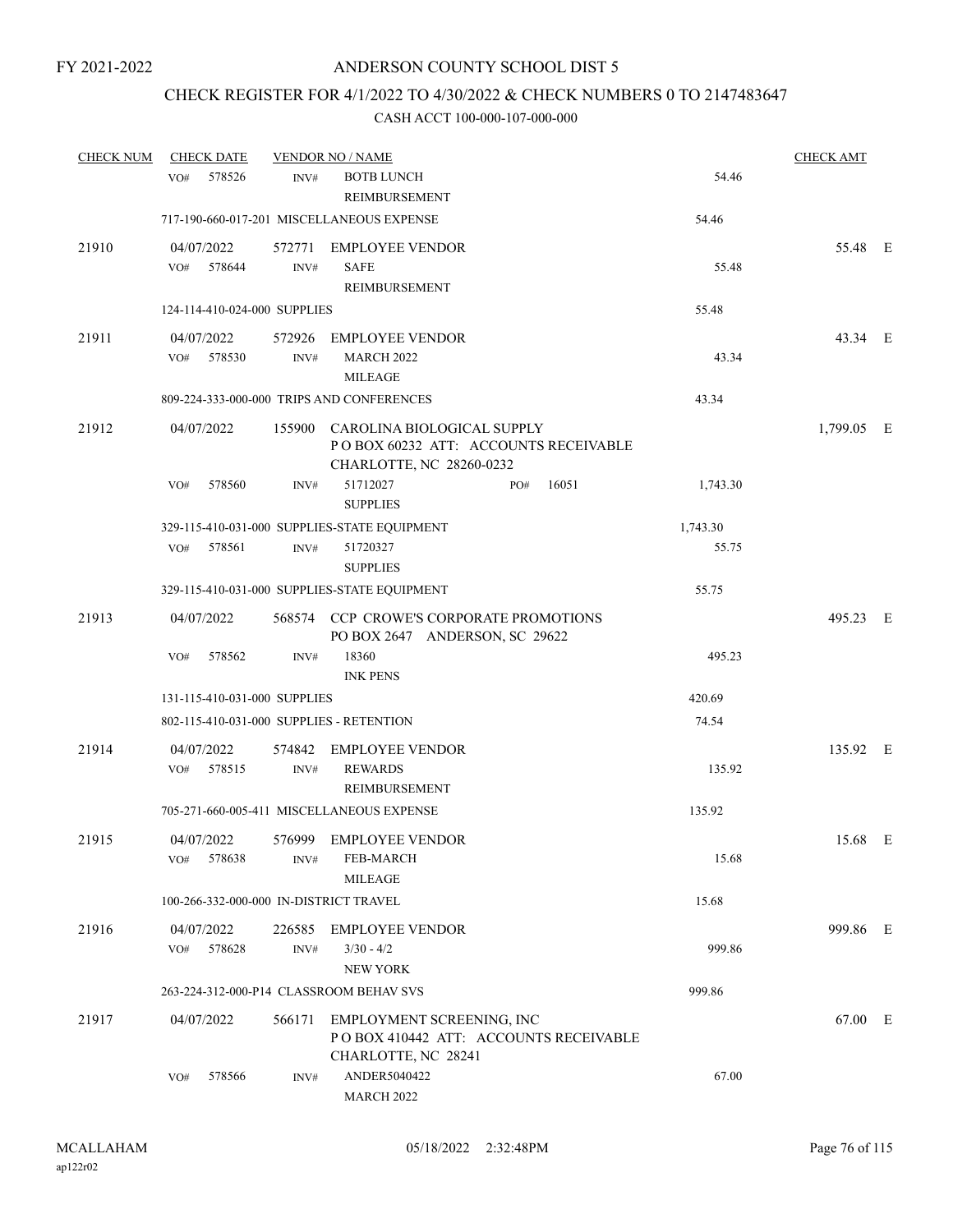FY 2021-2022

# ANDERSON COUNTY SCHOOL DIST 5

## CHECK REGISTER FOR 4/1/2022 TO 4/30/2022 & CHECK NUMBERS 0 TO 2147483647

### CASH ACCT 100-000-107-000-000

| CHECK NUM | CHECK DATE | VENDOR NO / NAME | | | CHECK AMT | |
|---|---|---|---|---|---|---|
| | VO# 578526 | INV# | BOTB LUNCH REIMBURSEMENT | 54.46 | | |
| | 717-190-660-017-201 MISCELLANEOUS EXPENSE | | | 54.46 | | |
| 21910 | 04/07/2022 | 572771 | EMPLOYEE VENDOR | | 55.48 | E |
| | VO# 578644 | INV# | SAFE REIMBURSEMENT | 55.48 | | |
| | 124-114-410-024-000 SUPPLIES | | | 55.48 | | |
| 21911 | 04/07/2022 | 572926 | EMPLOYEE VENDOR | | 43.34 | E |
| | VO# 578530 | INV# | MARCH 2022 MILEAGE | 43.34 | | |
| | 809-224-333-000-000 TRIPS AND CONFERENCES | | | 43.34 | | |
| 21912 | 04/07/2022 | 155900 | CAROLINA BIOLOGICAL SUPPLY P O BOX 60232 ATT: ACCOUNTS RECEIVABLE CHARLOTTE, NC 28260-0232 | | 1,799.05 | E |
| | VO# 578560 | INV# | 51712027 SUPPLIES PO# 16051 | 1,743.30 | | |
| | 329-115-410-031-000 SUPPLIES-STATE EQUIPMENT | | | 1,743.30 | | |
| | VO# 578561 | INV# | 51720327 SUPPLIES | 55.75 | | |
| | 329-115-410-031-000 SUPPLIES-STATE EQUIPMENT | | | 55.75 | | |
| 21913 | 04/07/2022 | 568574 | CCP CROWE'S CORPORATE PROMOTIONS PO BOX 2647 ANDERSON, SC 29622 | | 495.23 | E |
| | VO# 578562 | INV# | 18360 INK PENS | 495.23 | | |
| | 131-115-410-031-000 SUPPLIES | | | 420.69 | | |
| | 802-115-410-031-000 SUPPLIES - RETENTION | | | 74.54 | | |
| 21914 | 04/07/2022 | 574842 | EMPLOYEE VENDOR | | 135.92 | E |
| | VO# 578515 | INV# | REWARDS REIMBURSEMENT | 135.92 | | |
| | 705-271-660-005-411 MISCELLANEOUS EXPENSE | | | 135.92 | | |
| 21915 | 04/07/2022 | 576999 | EMPLOYEE VENDOR | | 15.68 | E |
| | VO# 578638 | INV# | FEB-MARCH MILEAGE | 15.68 | | |
| | 100-266-332-000-000 IN-DISTRICT TRAVEL | | | 15.68 | | |
| 21916 | 04/07/2022 | 226585 | EMPLOYEE VENDOR | | 999.86 | E |
| | VO# 578628 | INV# | 3/30 - 4/2 NEW YORK | 999.86 | | |
| | 263-224-312-000-P14 CLASSROOM BEHAV SVS | | | 999.86 | | |
| 21917 | 04/07/2022 | 566171 | EMPLOYMENT SCREENING, INC P O BOX 410442 ATT: ACCOUNTS RECEIVABLE CHARLOTTE, NC 28241 | | 67.00 | E |
| | VO# 578566 | INV# | ANDER5040422 MARCH 2022 | 67.00 | | |

MCALLAHAM
ap122r02

05/18/2022 2:32:48PM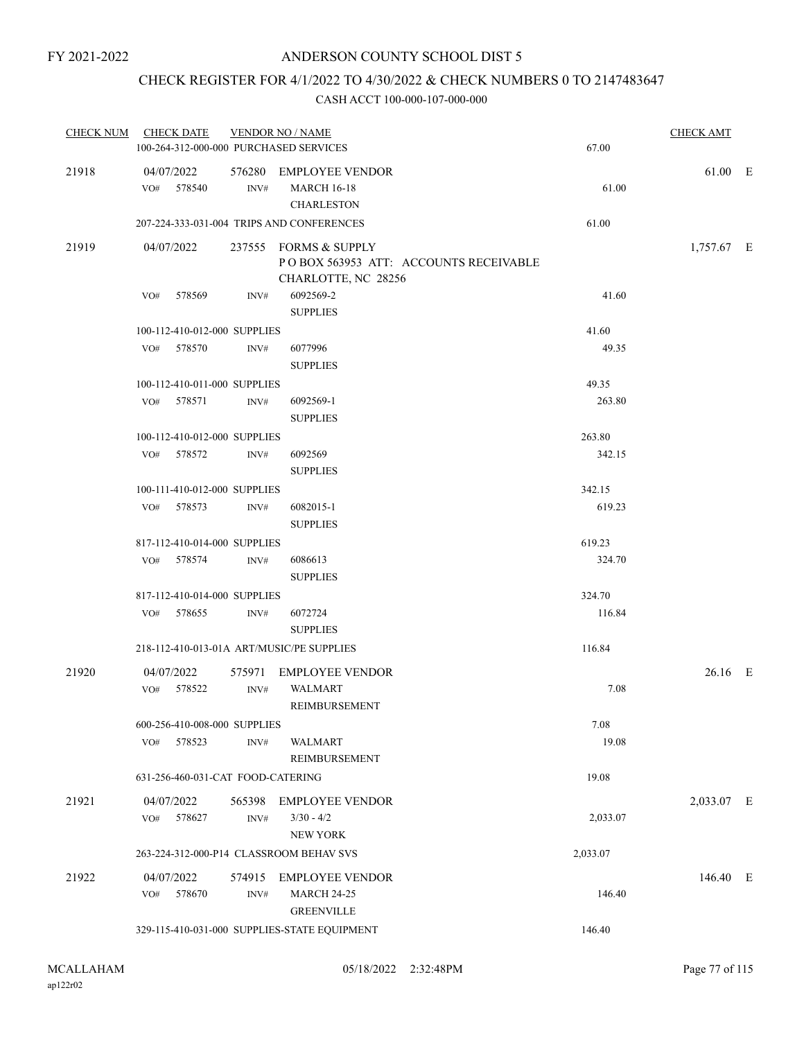FY 2021-2022

# ANDERSON COUNTY SCHOOL DIST 5

## CHECK REGISTER FOR 4/1/2022 TO 4/30/2022 & CHECK NUMBERS 0 TO 2147483647

### CASH ACCT 100-000-107-000-000

| CHECK NUM | CHECK DATE | VENDOR NO / NAME | | CHECK AMT | |
|---|---|---|---|---|---|
| | 100-264-312-000-000 PURCHASED SERVICES | | 67.00 | | |
| 21918 | 04/07/2022 | 576280 EMPLOYEE VENDOR | | 61.00 | E |
| | VO# 578540 INV# | MARCH 16-18<br>CHARLESTON | 61.00 | | |
| | 207-224-333-031-004 TRIPS AND CONFERENCES | | 61.00 | | |
| 21919 | 04/07/2022 | 237555 FORMS & SUPPLY<br>P O BOX 563953 ATT: ACCOUNTS RECEIVABLE<br>CHARLOTTE, NC 28256 | | 1,757.67 | E |
| | VO# 578569 INV# | 6092569-2<br>SUPPLIES | 41.60 | | |
| | 100-112-410-012-000 SUPPLIES | | 41.60 | | |
| | VO# 578570 INV# | 6077996<br>SUPPLIES | 49.35 | | |
| | 100-112-410-011-000 SUPPLIES | | 49.35 | | |
| | VO# 578571 INV# | 6092569-1<br>SUPPLIES | 263.80 | | |
| | 100-112-410-012-000 SUPPLIES | | 263.80 | | |
| | VO# 578572 INV# | 6092569<br>SUPPLIES | 342.15 | | |
| | 100-111-410-012-000 SUPPLIES | | 342.15 | | |
| | VO# 578573 INV# | 6082015-1<br>SUPPLIES | 619.23 | | |
| | 817-112-410-014-000 SUPPLIES | | 619.23 | | |
| | VO# 578574 INV# | 6086613<br>SUPPLIES | 324.70 | | |
| | 817-112-410-014-000 SUPPLIES | | 324.70 | | |
| | VO# 578655 INV# | 6072724<br>SUPPLIES | 116.84 | | |
| | 218-112-410-013-01A ART/MUSIC/PE SUPPLIES | | 116.84 | | |
| 21920 | 04/07/2022 | 575971 EMPLOYEE VENDOR | | 26.16 | E |
| | VO# 578522 INV# | WALMART<br>REIMBURSEMENT | 7.08 | | |
| | 600-256-410-008-000 SUPPLIES | | 7.08 | | |
| | VO# 578523 INV# | WALMART<br>REIMBURSEMENT | 19.08 | | |
| | 631-256-460-031-CAT FOOD-CATERING | | 19.08 | | |
| 21921 | 04/07/2022 | 565398 EMPLOYEE VENDOR | | 2,033.07 | E |
| | VO# 578627 INV# | 3/30 - 4/2<br>NEW YORK | 2,033.07 | | |
| | 263-224-312-000-P14 CLASSROOM BEHAV SVS | | 2,033.07 | | |
| 21922 | 04/07/2022 | 574915 EMPLOYEE VENDOR | | 146.40 | E |
| | VO# 578670 INV# | MARCH 24-25<br>GREENVILLE | 146.40 | | |
| | 329-115-410-031-000 SUPPLIES-STATE EQUIPMENT | | 146.40 | | |

MCALLAHAM
ap122r02

05/18/2022 2:32:48PM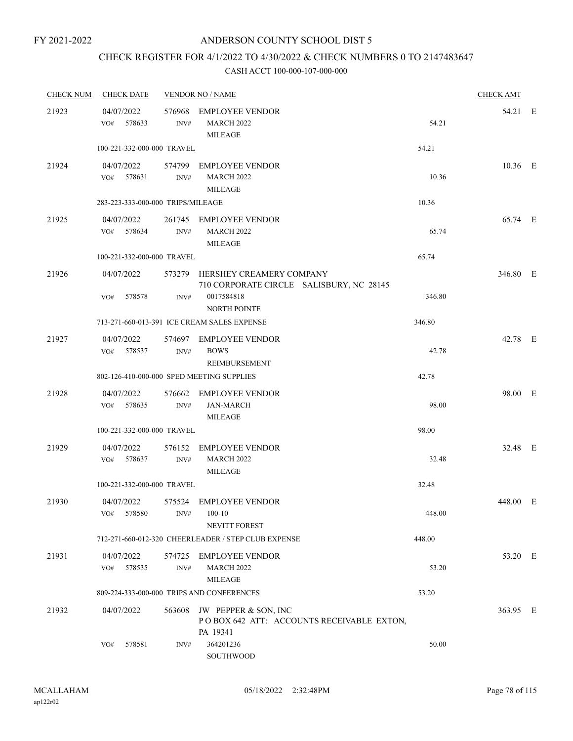FY 2021-2022

# ANDERSON COUNTY SCHOOL DIST 5

## CHECK REGISTER FOR 4/1/2022 TO 4/30/2022 & CHECK NUMBERS 0 TO 2147483647

### CASH ACCT 100-000-107-000-000

| CHECK NUM | CHECK DATE | VENDOR NO / NAME | | CHECK AMT | |
|---|---|---|---|---|---|
| 21923 | 04/07/2022 | 576968 EMPLOYEE VENDOR | | 54.21 | E |
| | VO# 578633 | INV# MARCH 2022 MILEAGE | 54.21 | | |
| | 100-221-332-000-000 TRAVEL | | 54.21 | | |
| 21924 | 04/07/2022 | 574799 EMPLOYEE VENDOR | | 10.36 | E |
| | VO# 578631 | INV# MARCH 2022 MILEAGE | 10.36 | | |
| | 283-223-333-000-000 TRIPS/MILEAGE | | 10.36 | | |
| 21925 | 04/07/2022 | 261745 EMPLOYEE VENDOR | | 65.74 | E |
| | VO# 578634 | INV# MARCH 2022 MILEAGE | 65.74 | | |
| | 100-221-332-000-000 TRAVEL | | 65.74 | | |
| 21926 | 04/07/2022 | 573279 HERSHEY CREAMERY COMPANY 710 CORPORATE CIRCLE SALISBURY, NC 28145 | | 346.80 | E |
| | VO# 578578 | INV# 0017584818 NORTH POINTE | 346.80 | | |
| | 713-271-660-013-391 ICE CREAM SALES EXPENSE | | 346.80 | | |
| 21927 | 04/07/2022 | 574697 EMPLOYEE VENDOR | | 42.78 | E |
| | VO# 578537 | INV# BOWS REIMBURSEMENT | 42.78 | | |
| | 802-126-410-000-000 SPED MEETING SUPPLIES | | 42.78 | | |
| 21928 | 04/07/2022 | 576662 EMPLOYEE VENDOR | | 98.00 | E |
| | VO# 578635 | INV# JAN-MARCH MILEAGE | 98.00 | | |
| | 100-221-332-000-000 TRAVEL | | 98.00 | | |
| 21929 | 04/07/2022 | 576152 EMPLOYEE VENDOR | | 32.48 | E |
| | VO# 578637 | INV# MARCH 2022 MILEAGE | 32.48 | | |
| | 100-221-332-000-000 TRAVEL | | 32.48 | | |
| 21930 | 04/07/2022 | 575524 EMPLOYEE VENDOR | | 448.00 | E |
| | VO# 578580 | INV# 100-10 NEVITT FOREST | 448.00 | | |
| | 712-271-660-012-320 CHEERLEADER / STEP CLUB EXPENSE | | 448.00 | | |
| 21931 | 04/07/2022 | 574725 EMPLOYEE VENDOR | | 53.20 | E |
| | VO# 578535 | INV# MARCH 2022 MILEAGE | 53.20 | | |
| | 809-224-333-000-000 TRIPS AND CONFERENCES | | 53.20 | | |
| 21932 | 04/07/2022 | 563608 JW PEPPER & SON, INC P O BOX 642 ATT: ACCOUNTS RECEIVABLE EXTON, PA 19341 | | 363.95 | E |
| | VO# 578581 | INV# 364201236 SOUTHWOOD | 50.00 | | |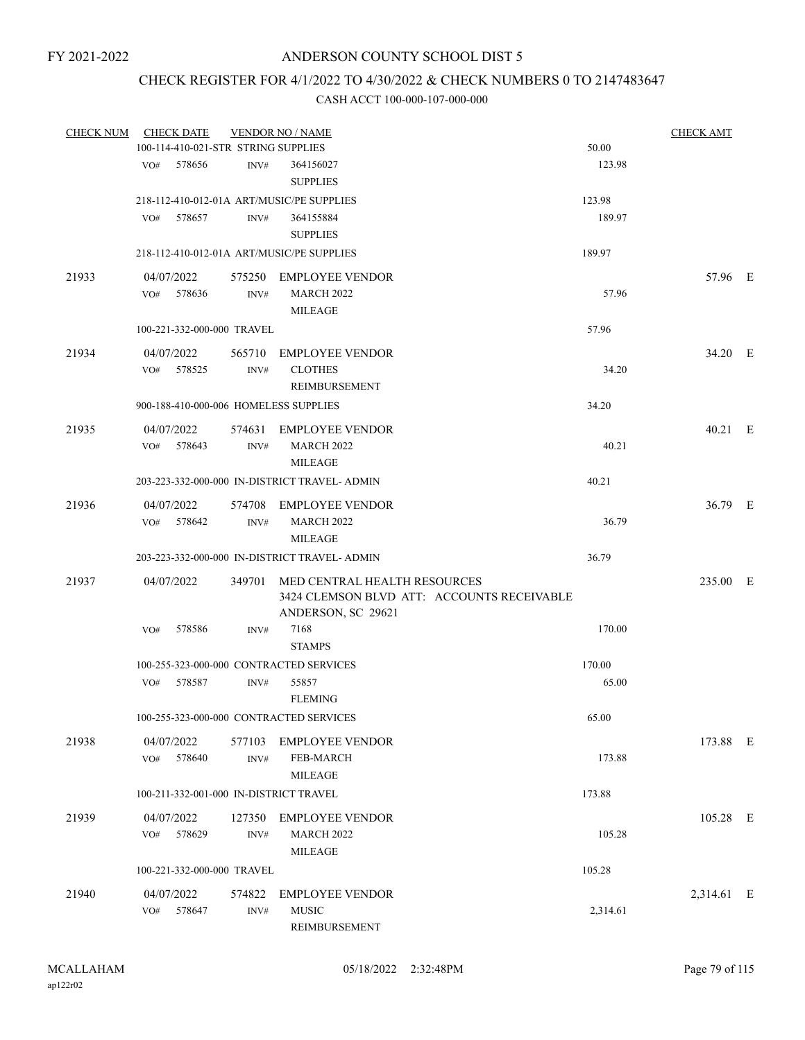FY 2021-2022

# ANDERSON COUNTY SCHOOL DIST 5

## CHECK REGISTER FOR 4/1/2022 TO 4/30/2022 & CHECK NUMBERS 0 TO 2147483647

### CASH ACCT 100-000-107-000-000

| CHECK NUM | CHECK DATE | VENDOR NO / NAME | | CHECK AMT | |
|---|---|---|---|---|---|
| | 100-114-410-021-STR STRING SUPPLIES | | 50.00 | | |
| | VO# 578656 | INV# 364156027 SUPPLIES | 123.98 | | |
| | 218-112-410-012-01A ART/MUSIC/PE SUPPLIES | | 123.98 | | |
| | VO# 578657 | INV# 364155884 SUPPLIES | 189.97 | | |
| | 218-112-410-012-01A ART/MUSIC/PE SUPPLIES | | 189.97 | | |
| 21933 | 04/07/2022 | 575250 EMPLOYEE VENDOR | | 57.96 | E |
| | VO# 578636 | INV# MARCH 2022 MILEAGE | 57.96 | | |
| | 100-221-332-000-000 TRAVEL | | 57.96 | | |
| 21934 | 04/07/2022 | 565710 EMPLOYEE VENDOR | | 34.20 | E |
| | VO# 578525 | INV# CLOTHES REIMBURSEMENT | 34.20 | | |
| | 900-188-410-000-006 HOMELESS SUPPLIES | | 34.20 | | |
| 21935 | 04/07/2022 | 574631 EMPLOYEE VENDOR | | 40.21 | E |
| | VO# 578643 | INV# MARCH 2022 MILEAGE | 40.21 | | |
| | 203-223-332-000-000 IN-DISTRICT TRAVEL- ADMIN | | 40.21 | | |
| 21936 | 04/07/2022 | 574708 EMPLOYEE VENDOR | | 36.79 | E |
| | VO# 578642 | INV# MARCH 2022 MILEAGE | 36.79 | | |
| | 203-223-332-000-000 IN-DISTRICT TRAVEL- ADMIN | | 36.79 | | |
| 21937 | 04/07/2022 | 349701 MED CENTRAL HEALTH RESOURCES 3424 CLEMSON BLVD ATT: ACCOUNTS RECEIVABLE ANDERSON, SC 29621 | | 235.00 | E |
| | VO# 578586 | INV# 7168 STAMPS | 170.00 | | |
| | 100-255-323-000-000 CONTRACTED SERVICES | | 170.00 | | |
| | VO# 578587 | INV# 55857 FLEMING | 65.00 | | |
| | 100-255-323-000-000 CONTRACTED SERVICES | | 65.00 | | |
| 21938 | 04/07/2022 | 577103 EMPLOYEE VENDOR | | 173.88 | E |
| | VO# 578640 | INV# FEB-MARCH MILEAGE | 173.88 | | |
| | 100-211-332-001-000 IN-DISTRICT TRAVEL | | 173.88 | | |
| 21939 | 04/07/2022 | 127350 EMPLOYEE VENDOR | | 105.28 | E |
| | VO# 578629 | INV# MARCH 2022 MILEAGE | 105.28 | | |
| | 100-221-332-000-000 TRAVEL | | 105.28 | | |
| 21940 | 04/07/2022 | 574822 EMPLOYEE VENDOR | | 2,314.61 | E |
| | VO# 578647 | INV# MUSIC REIMBURSEMENT | 2,314.61 | | |

MCALLAHAM
ap122r02

05/18/2022 2:32:48PM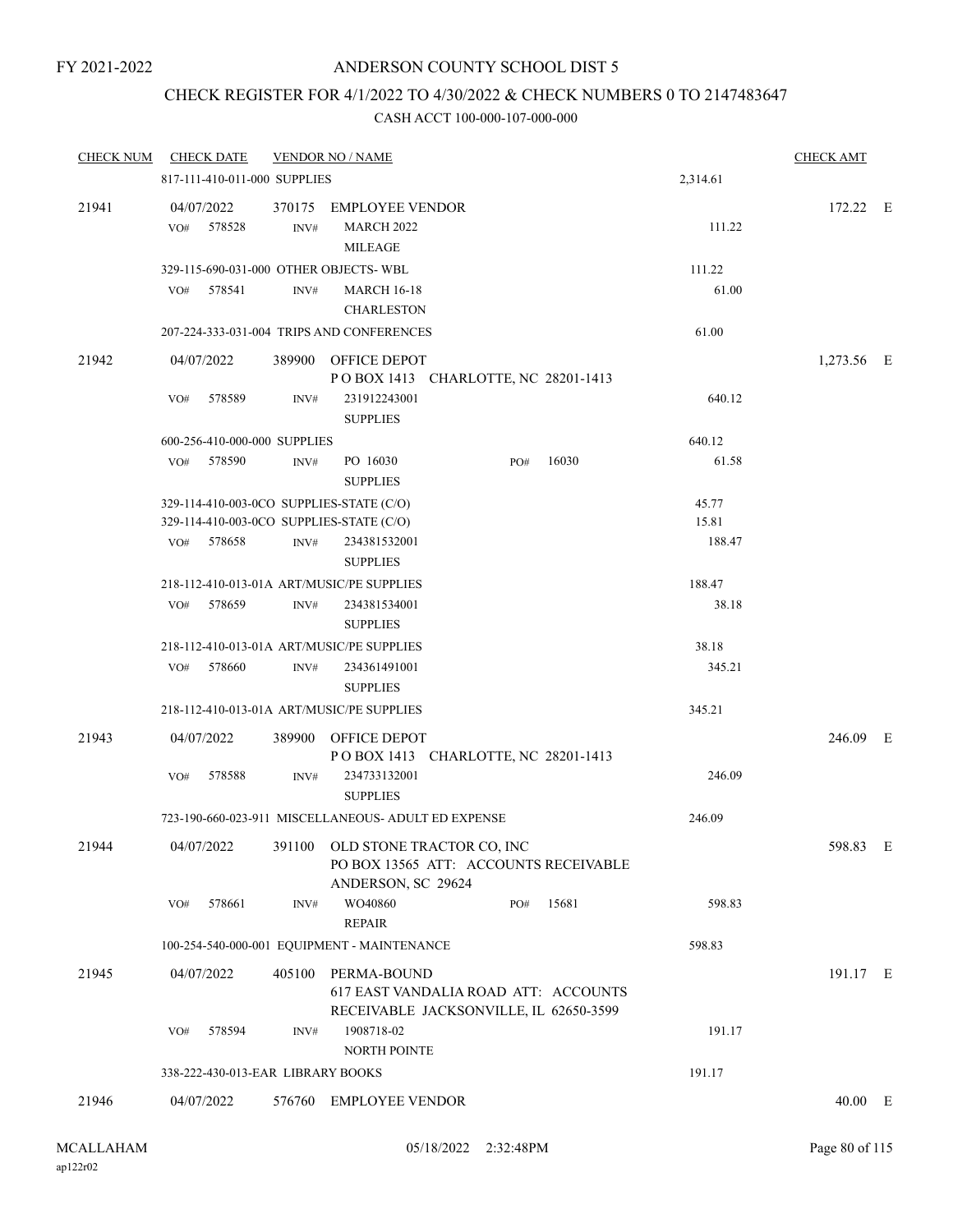FY 2021-2022

# ANDERSON COUNTY SCHOOL DIST 5

## CHECK REGISTER FOR 4/1/2022 TO 4/30/2022 & CHECK NUMBERS 0 TO 2147483647

### CASH ACCT 100-000-107-000-000

| CHECK NUM | CHECK DATE | VENDOR NO / NAME | | CHECK AMT | |
|---|---|---|---|---|---|
| | 817-111-410-011-000 SUPPLIES | | 2,314.61 | | |
| 21941 | 04/07/2022 | 370175 EMPLOYEE VENDOR | | 172.22 | E |
| | VO# 578528 INV# | MARCH 2022 MILEAGE | 111.22 | | |
| | 329-115-690-031-000 OTHER OBJECTS- WBL | | 111.22 | | |
| | VO# 578541 INV# | MARCH 16-18 CHARLESTON | 61.00 | | |
| | 207-224-333-031-004 TRIPS AND CONFERENCES | | 61.00 | | |
| 21942 | 04/07/2022 | 389900 OFFICE DEPOT P O BOX 1413 CHARLOTTE, NC 28201-1413 | | 1,273.56 | E |
| | VO# 578589 INV# | 231912243001 SUPPLIES | 640.12 | | |
| | 600-256-410-000-000 SUPPLIES | | 640.12 | | |
| | VO# 578590 INV# | PO 16030 SUPPLIES PO# 16030 | 61.58 | | |
| | 329-114-410-003-0CO SUPPLIES-STATE (C/O) | | 45.77 | | |
| | 329-114-410-003-0CO SUPPLIES-STATE (C/O) | | 15.81 | | |
| | VO# 578658 INV# | 234381532001 SUPPLIES | 188.47 | | |
| | 218-112-410-013-01A ART/MUSIC/PE SUPPLIES | | 188.47 | | |
| | VO# 578659 INV# | 234381534001 SUPPLIES | 38.18 | | |
| | 218-112-410-013-01A ART/MUSIC/PE SUPPLIES | | 38.18 | | |
| | VO# 578660 INV# | 234361491001 SUPPLIES | 345.21 | | |
| | 218-112-410-013-01A ART/MUSIC/PE SUPPLIES | | 345.21 | | |
| 21943 | 04/07/2022 | 389900 OFFICE DEPOT P O BOX 1413 CHARLOTTE, NC 28201-1413 | | 246.09 | E |
| | VO# 578588 INV# | 234733132001 SUPPLIES | 246.09 | | |
| | 723-190-660-023-911 MISCELLANEOUS- ADULT ED EXPENSE | | 246.09 | | |
| 21944 | 04/07/2022 | 391100 OLD STONE TRACTOR CO, INC PO BOX 13565 ATT: ACCOUNTS RECEIVABLE ANDERSON, SC 29624 | | 598.83 | E |
| | VO# 578661 INV# | WO40860 REPAIR PO# 15681 | 598.83 | | |
| | 100-254-540-000-001 EQUIPMENT - MAINTENANCE | | 598.83 | | |
| 21945 | 04/07/2022 | 405100 PERMA-BOUND 617 EAST VANDALIA ROAD ATT: ACCOUNTS RECEIVABLE JACKSONVILLE, IL 62650-3599 | | 191.17 | E |
| | VO# 578594 INV# | 1908718-02 NORTH POINTE | 191.17 | | |
| | 338-222-430-013-EAR LIBRARY BOOKS | | 191.17 | | |
| 21946 | 04/07/2022 | 576760 EMPLOYEE VENDOR | | 40.00 | E |

MCALLAHAM ap122r02 05/18/2022 2:32:48PM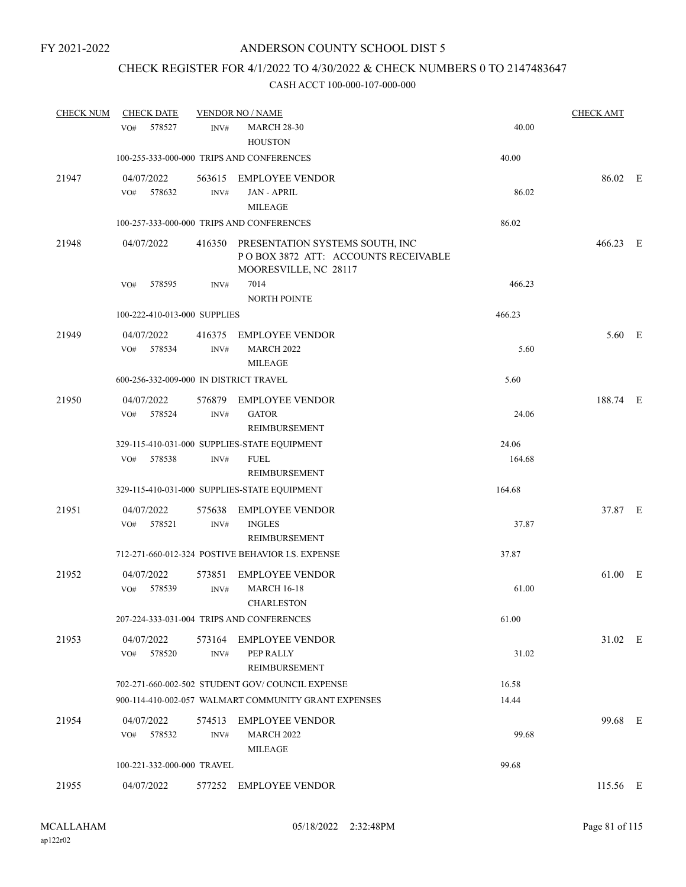FY 2021-2022

# ANDERSON COUNTY SCHOOL DIST 5

## CHECK REGISTER FOR 4/1/2022 TO 4/30/2022 & CHECK NUMBERS 0 TO 2147483647

### CASH ACCT 100-000-107-000-000

| CHECK NUM | CHECK DATE | VENDOR NO / NAME | | CHECK AMT | |
|---|---|---|---|---|---|
| | VO# 578527 | INV# MARCH 28-30 HOUSTON | 40.00 | | |
| | 100-255-333-000-000 TRIPS AND CONFERENCES | | 40.00 | | |
| 21947 | 04/07/2022 | 563615 EMPLOYEE VENDOR | | 86.02 | E |
| | VO# 578632 | INV# JAN - APRIL MILEAGE | 86.02 | | |
| | 100-257-333-000-000 TRIPS AND CONFERENCES | | 86.02 | | |
| 21948 | 04/07/2022 | 416350 PRESENTATION SYSTEMS SOUTH, INC P O BOX 3872 ATT: ACCOUNTS RECEIVABLE MOORESVILLE, NC 28117 | | 466.23 | E |
| | VO# 578595 | INV# 7014 NORTH POINTE | 466.23 | | |
| | 100-222-410-013-000 SUPPLIES | | 466.23 | | |
| 21949 | 04/07/2022 | 416375 EMPLOYEE VENDOR | | 5.60 | E |
| | VO# 578534 | INV# MARCH 2022 MILEAGE | 5.60 | | |
| | 600-256-332-009-000 IN DISTRICT TRAVEL | | 5.60 | | |
| 21950 | 04/07/2022 | 576879 EMPLOYEE VENDOR | | 188.74 | E |
| | VO# 578524 | INV# GATOR REIMBURSEMENT | 24.06 | | |
| | 329-115-410-031-000 SUPPLIES-STATE EQUIPMENT | | 24.06 | | |
| | VO# 578538 | INV# FUEL REIMBURSEMENT | 164.68 | | |
| | 329-115-410-031-000 SUPPLIES-STATE EQUIPMENT | | 164.68 | | |
| 21951 | 04/07/2022 | 575638 EMPLOYEE VENDOR | | 37.87 | E |
| | VO# 578521 | INV# INGLES REIMBURSEMENT | 37.87 | | |
| | 712-271-660-012-324 POSTIVE BEHAVIOR I.S. EXPENSE | | 37.87 | | |
| 21952 | 04/07/2022 | 573851 EMPLOYEE VENDOR | | 61.00 | E |
| | VO# 578539 | INV# MARCH 16-18 CHARLESTON | 61.00 | | |
| | 207-224-333-031-004 TRIPS AND CONFERENCES | | 61.00 | | |
| 21953 | 04/07/2022 | 573164 EMPLOYEE VENDOR | | 31.02 | E |
| | VO# 578520 | INV# PEP RALLY REIMBURSEMENT | 31.02 | | |
| | 702-271-660-002-502 STUDENT GOV/ COUNCIL EXPENSE | | 16.58 | | |
| | 900-114-410-002-057 WALMART COMMUNITY GRANT EXPENSES | | 14.44 | | |
| 21954 | 04/07/2022 | 574513 EMPLOYEE VENDOR | | 99.68 | E |
| | VO# 578532 | INV# MARCH 2022 MILEAGE | 99.68 | | |
| | 100-221-332-000-000 TRAVEL | | 99.68 | | |
| 21955 | 04/07/2022 | 577252 EMPLOYEE VENDOR | | 115.56 | E |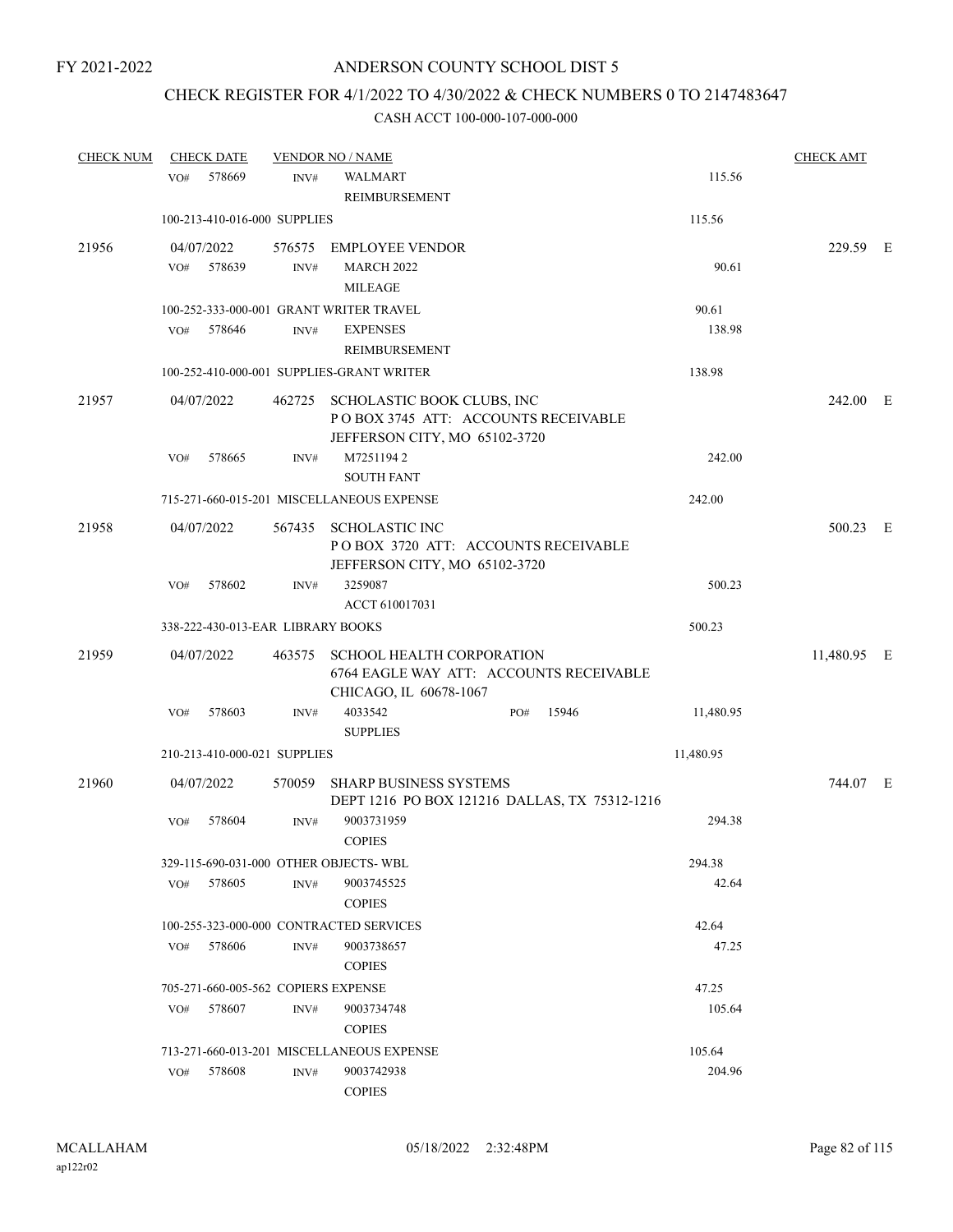FY 2021-2022

# ANDERSON COUNTY SCHOOL DIST 5

## CHECK REGISTER FOR 4/1/2022 TO 4/30/2022 & CHECK NUMBERS 0 TO 2147483647

### CASH ACCT 100-000-107-000-000

| CHECK NUM | CHECK DATE | VENDOR NO / NAME | | CHECK AMT | |
|---|---|---|---|---|---|
| | VO# 578669 INV# | WALMART<br>REIMBURSEMENT | 115.56 | | |
| | 100-213-410-016-000 SUPPLIES | | 115.56 | | |
| 21956 | 04/07/2022 | 576575 EMPLOYEE VENDOR | | 229.59 | E |
| | VO# 578639 INV# | MARCH 2022<br>MILEAGE | 90.61 | | |
| | 100-252-333-000-001 GRANT WRITER TRAVEL | | 90.61 | | |
| | VO# 578646 INV# | EXPENSES<br>REIMBURSEMENT | 138.98 | | |
| | 100-252-410-000-001 SUPPLIES-GRANT WRITER | | 138.98 | | |
| 21957 | 04/07/2022 | 462725 SCHOLASTIC BOOK CLUBS, INC<br>P O BOX 3745 ATT: ACCOUNTS RECEIVABLE<br>JEFFERSON CITY, MO 65102-3720 | | 242.00 | E |
| | VO# 578665 INV# | M7251194 2<br>SOUTH FANT | 242.00 | | |
| | 715-271-660-015-201 MISCELLANEOUS EXPENSE | | 242.00 | | |
| 21958 | 04/07/2022 | 567435 SCHOLASTIC INC<br>P O BOX 3720 ATT: ACCOUNTS RECEIVABLE<br>JEFFERSON CITY, MO 65102-3720 | | 500.23 | E |
| | VO# 578602 INV# | 3259087<br>ACCT 610017031 | 500.23 | | |
| | 338-222-430-013-EAR LIBRARY BOOKS | | 500.23 | | |
| 21959 | 04/07/2022 | 463575 SCHOOL HEALTH CORPORATION<br>6764 EAGLE WAY ATT: ACCOUNTS RECEIVABLE<br>CHICAGO, IL 60678-1067 | | 11,480.95 | E |
| | VO# 578603 INV# | 4033542 PO# 15946<br>SUPPLIES | 11,480.95 | | |
| | 210-213-410-000-021 SUPPLIES | | 11,480.95 | | |
| 21960 | 04/07/2022 | 570059 SHARP BUSINESS SYSTEMS<br>DEPT 1216 PO BOX 121216 DALLAS, TX 75312-1216 | | 744.07 | E |
| | VO# 578604 INV# | 9003731959<br>COPIES | 294.38 | | |
| | 329-115-690-031-000 OTHER OBJECTS- WBL | | 294.38 | | |
| | VO# 578605 INV# | 9003745525<br>COPIES | 42.64 | | |
| | 100-255-323-000-000 CONTRACTED SERVICES | | 42.64 | | |
| | VO# 578606 INV# | 9003738657<br>COPIES | 47.25 | | |
| | 705-271-660-005-562 COPIERS EXPENSE | | 47.25 | | |
| | VO# 578607 INV# | 9003734748<br>COPIES | 105.64 | | |
| | 713-271-660-013-201 MISCELLANEOUS EXPENSE | | 105.64 | | |
| | VO# 578608 INV# | 9003742938<br>COPIES | 204.96 | | |

MCALLAHAM
ap122r02

05/18/2022 2:32:48PM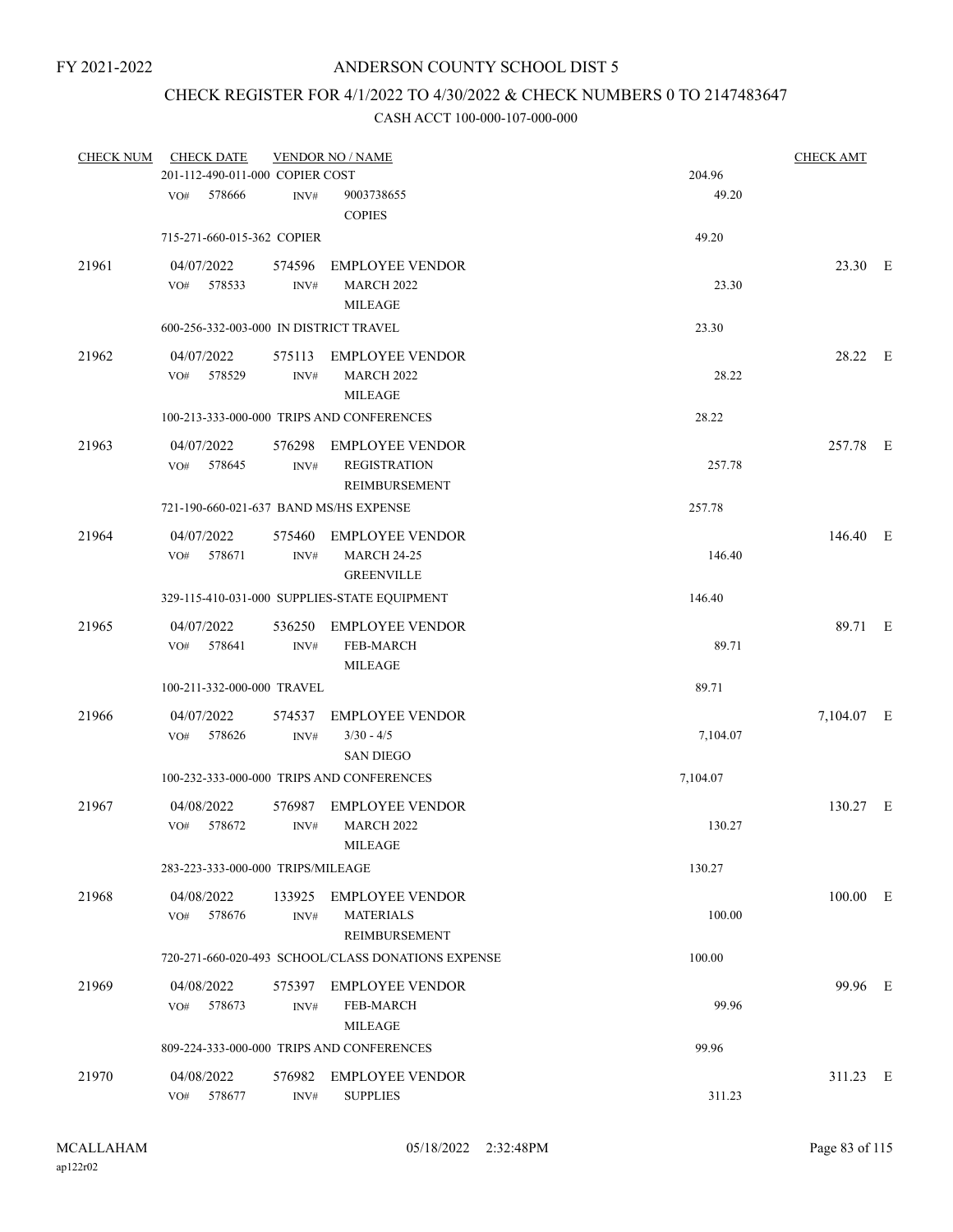FY 2021-2022

ANDERSON COUNTY SCHOOL DIST 5

CHECK REGISTER FOR 4/1/2022 TO 4/30/2022 & CHECK NUMBERS 0 TO 2147483647

CASH ACCT 100-000-107-000-000

| CHECK NUM | CHECK DATE | VENDOR NO / NAME | | CHECK AMT | |
|---|---|---|---|---|---|
| | 201-112-490-011-000 COPIER COST | | 204.96 | | |
| | VO# 578666 | INV# 9003738655 COPIES | 49.20 | | |
| | 715-271-660-015-362 COPIER | | 49.20 | | |
| 21961 | 04/07/2022 | 574596 EMPLOYEE VENDOR | | 23.30 | E |
| | VO# 578533 | INV# MARCH 2022 MILEAGE | 23.30 | | |
| | 600-256-332-003-000 IN DISTRICT TRAVEL | | 23.30 | | |
| 21962 | 04/07/2022 | 575113 EMPLOYEE VENDOR | | 28.22 | E |
| | VO# 578529 | INV# MARCH 2022 MILEAGE | 28.22 | | |
| | 100-213-333-000-000 TRIPS AND CONFERENCES | | 28.22 | | |
| 21963 | 04/07/2022 | 576298 EMPLOYEE VENDOR | | 257.78 | E |
| | VO# 578645 | INV# REGISTRATION REIMBURSEMENT | 257.78 | | |
| | 721-190-660-021-637 BAND MS/HS EXPENSE | | 257.78 | | |
| 21964 | 04/07/2022 | 575460 EMPLOYEE VENDOR | | 146.40 | E |
| | VO# 578671 | INV# MARCH 24-25 GREENVILLE | 146.40 | | |
| | 329-115-410-031-000 SUPPLIES-STATE EQUIPMENT | | 146.40 | | |
| 21965 | 04/07/2022 | 536250 EMPLOYEE VENDOR | | 89.71 | E |
| | VO# 578641 | INV# FEB-MARCH MILEAGE | 89.71 | | |
| | 100-211-332-000-000 TRAVEL | | 89.71 | | |
| 21966 | 04/07/2022 | 574537 EMPLOYEE VENDOR | | 7,104.07 | E |
| | VO# 578626 | INV# 3/30 - 4/5 SAN DIEGO | 7,104.07 | | |
| | 100-232-333-000-000 TRIPS AND CONFERENCES | | 7,104.07 | | |
| 21967 | 04/08/2022 | 576987 EMPLOYEE VENDOR | | 130.27 | E |
| | VO# 578672 | INV# MARCH 2022 MILEAGE | 130.27 | | |
| | 283-223-333-000-000 TRIPS/MILEAGE | | 130.27 | | |
| 21968 | 04/08/2022 | 133925 EMPLOYEE VENDOR | | 100.00 | E |
| | VO# 578676 | INV# MATERIALS REIMBURSEMENT | 100.00 | | |
| | 720-271-660-020-493 SCHOOL/CLASS DONATIONS EXPENSE | | 100.00 | | |
| 21969 | 04/08/2022 | 575397 EMPLOYEE VENDOR | | 99.96 | E |
| | VO# 578673 | INV# FEB-MARCH MILEAGE | 99.96 | | |
| | 809-224-333-000-000 TRIPS AND CONFERENCES | | 99.96 | | |
| 21970 | 04/08/2022 | 576982 EMPLOYEE VENDOR | | 311.23 | E |
| | VO# 578677 | INV# SUPPLIES | 311.23 | | |

MCALLAHAM
ap122r02

05/18/2022 2:32:48PM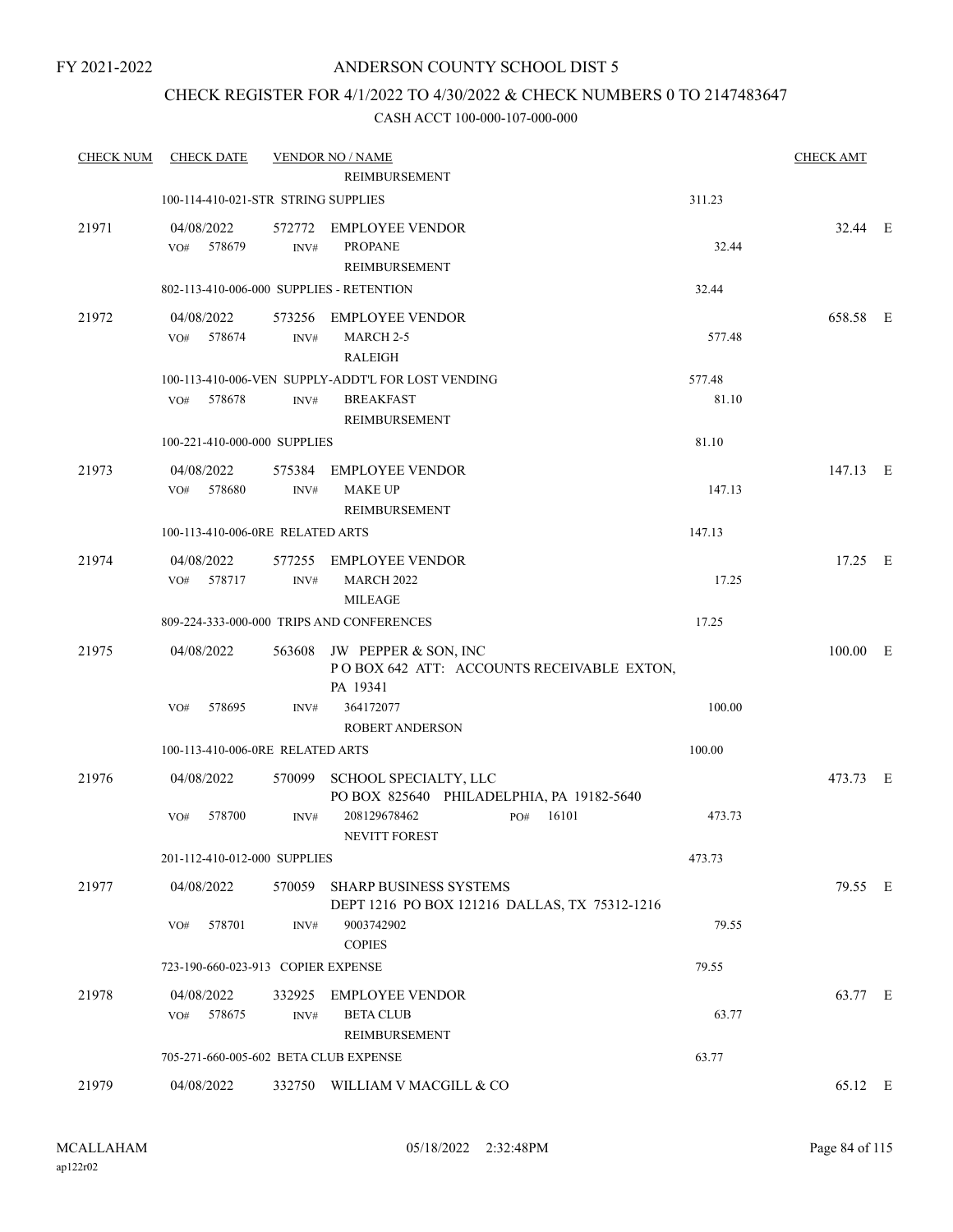FY 2021-2022

# ANDERSON COUNTY SCHOOL DIST 5

## CHECK REGISTER FOR 4/1/2022 TO 4/30/2022 & CHECK NUMBERS 0 TO 2147483647

### CASH ACCT 100-000-107-000-000

| CHECK NUM | CHECK DATE | VENDOR NO / NAME | | CHECK AMT | |
|---|---|---|---|---|---|
| | | REIMBURSEMENT | | | |
| | 100-114-410-021-STR STRING SUPPLIES | | 311.23 | | |
| 21971 | 04/08/2022 | 572772 EMPLOYEE VENDOR | | 32.44 | E |
| | VO# 578679 | INV# PROPANE REIMBURSEMENT | 32.44 | | |
| | 802-113-410-006-000 SUPPLIES - RETENTION | | 32.44 | | |
| 21972 | 04/08/2022 | 573256 EMPLOYEE VENDOR | | 658.58 | E |
| | VO# 578674 | INV# MARCH 2-5 RALEIGH | 577.48 | | |
| | 100-113-410-006-VEN SUPPLY-ADDT'L FOR LOST VENDING | | 577.48 | | |
| | VO# 578678 | INV# BREAKFAST REIMBURSEMENT | 81.10 | | |
| | 100-221-410-000-000 SUPPLIES | | 81.10 | | |
| 21973 | 04/08/2022 | 575384 EMPLOYEE VENDOR | | 147.13 | E |
| | VO# 578680 | INV# MAKE UP REIMBURSEMENT | 147.13 | | |
| | 100-113-410-006-0RE RELATED ARTS | | 147.13 | | |
| 21974 | 04/08/2022 | 577255 EMPLOYEE VENDOR | | 17.25 | E |
| | VO# 578717 | INV# MARCH 2022 MILEAGE | 17.25 | | |
| | 809-224-333-000-000 TRIPS AND CONFERENCES | | 17.25 | | |
| 21975 | 04/08/2022 | 563608 JW PEPPER & SON, INC P O BOX 642 ATT: ACCOUNTS RECEIVABLE EXTON, PA 19341 | | 100.00 | E |
| | VO# 578695 | INV# 364172077 ROBERT ANDERSON | 100.00 | | |
| | 100-113-410-006-0RE RELATED ARTS | | 100.00 | | |
| 21976 | 04/08/2022 | 570099 SCHOOL SPECIALTY, LLC PO BOX 825640 PHILADELPHIA, PA 19182-5640 | | 473.73 | E |
| | VO# 578700 | INV# 208129678462 PO# 16101 NEVITT FOREST | 473.73 | | |
| | 201-112-410-012-000 SUPPLIES | | 473.73 | | |
| 21977 | 04/08/2022 | 570059 SHARP BUSINESS SYSTEMS DEPT 1216 PO BOX 121216 DALLAS, TX 75312-1216 | | 79.55 | E |
| | VO# 578701 | INV# 9003742902 COPIES | 79.55 | | |
| | 723-190-660-023-913 COPIER EXPENSE | | 79.55 | | |
| 21978 | 04/08/2022 | 332925 EMPLOYEE VENDOR | | 63.77 | E |
| | VO# 578675 | INV# BETA CLUB REIMBURSEMENT | 63.77 | | |
| | 705-271-660-005-602 BETA CLUB EXPENSE | | 63.77 | | |
| 21979 | 04/08/2022 | 332750 WILLIAM V MACGILL & CO | | 65.12 | E |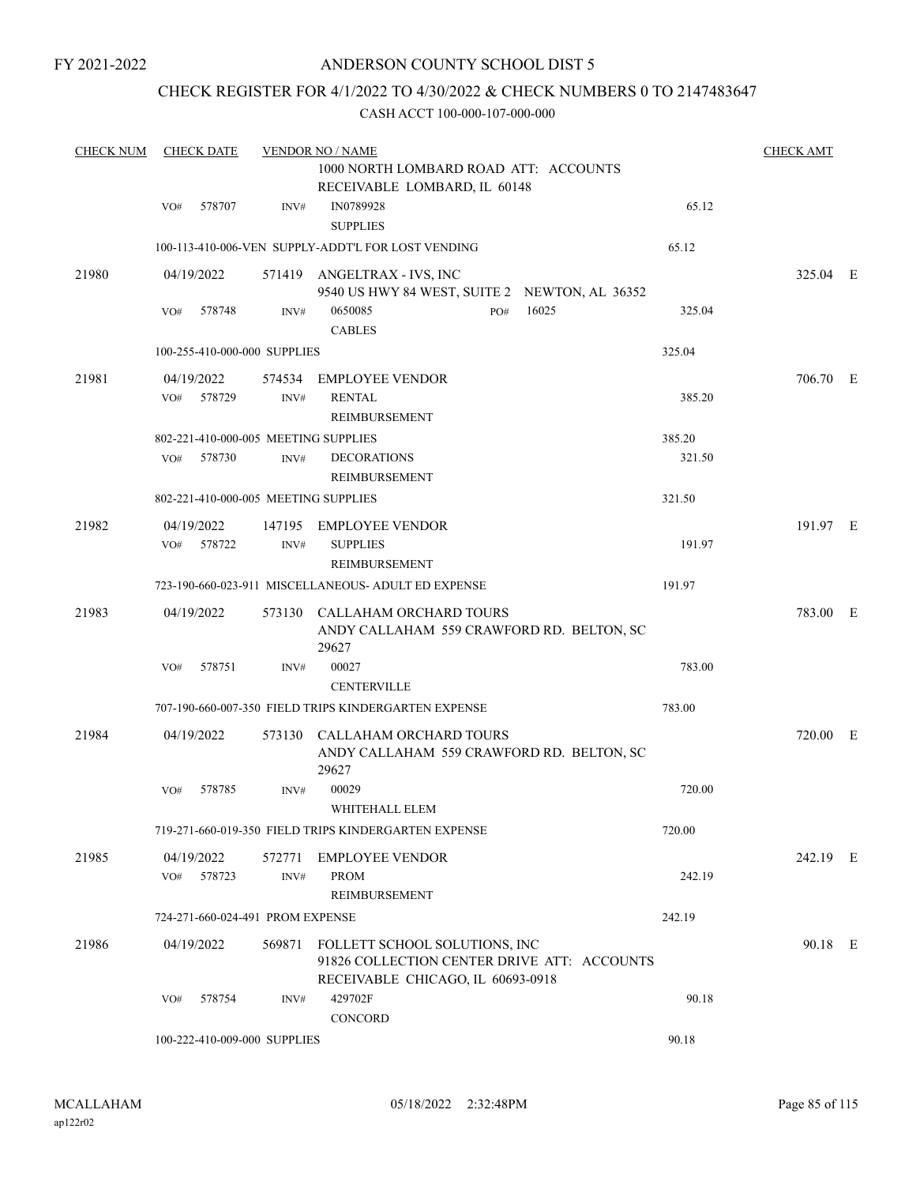FY 2021-2022

# ANDERSON COUNTY SCHOOL DIST 5

## CHECK REGISTER FOR 4/1/2022 TO 4/30/2022 & CHECK NUMBERS 0 TO 2147483647

CASH ACCT 100-000-107-000-000

| CHECK NUM | CHECK DATE | VENDOR NO / NAME | | CHECK AMT |
|---|---|---|---|---|
| | | 1000 NORTH LOMBARD ROAD ATT: ACCOUNTS RECEIVABLE LOMBARD, IL 60148 | | |
| | VO# 578707 | INV# IN0789928 SUPPLIES | 65.12 | |
| | | 100-113-410-006-VEN SUPPLY-ADDT'L FOR LOST VENDING | 65.12 | |
| 21980 | 04/19/2022 | 571419 ANGELTRAX - IVS, INC 9540 US HWY 84 WEST, SUITE 2 NEWTON, AL 36352 | | 325.04 E |
| | VO# 578748 | INV# 0650085 PO# 16025 CABLES | 325.04 | |
| | | 100-255-410-000-000 SUPPLIES | 325.04 | |
| 21981 | 04/19/2022 | 574534 EMPLOYEE VENDOR | | 706.70 E |
| | VO# 578729 | INV# RENTAL REIMBURSEMENT | 385.20 | |
| | | 802-221-410-000-005 MEETING SUPPLIES | 385.20 | |
| | VO# 578730 | INV# DECORATIONS REIMBURSEMENT | 321.50 | |
| | | 802-221-410-000-005 MEETING SUPPLIES | 321.50 | |
| 21982 | 04/19/2022 | 147195 EMPLOYEE VENDOR | | 191.97 E |
| | VO# 578722 | INV# SUPPLIES REIMBURSEMENT | 191.97 | |
| | | 723-190-660-023-911 MISCELLANEOUS- ADULT ED EXPENSE | 191.97 | |
| 21983 | 04/19/2022 | 573130 CALLAHAM ORCHARD TOURS ANDY CALLAHAM 559 CRAWFORD RD. BELTON, SC 29627 | | 783.00 E |
| | VO# 578751 | INV# 00027 CENTERVILLE | 783.00 | |
| | | 707-190-660-007-350 FIELD TRIPS KINDERGARTEN EXPENSE | 783.00 | |
| 21984 | 04/19/2022 | 573130 CALLAHAM ORCHARD TOURS ANDY CALLAHAM 559 CRAWFORD RD. BELTON, SC 29627 | | 720.00 E |
| | VO# 578785 | INV# 00029 WHITEHALL ELEM | 720.00 | |
| | | 719-271-660-019-350 FIELD TRIPS KINDERGARTEN EXPENSE | 720.00 | |
| 21985 | 04/19/2022 | 572771 EMPLOYEE VENDOR | | 242.19 E |
| | VO# 578723 | INV# PROM REIMBURSEMENT | 242.19 | |
| | | 724-271-660-024-491 PROM EXPENSE | 242.19 | |
| 21986 | 04/19/2022 | 569871 FOLLETT SCHOOL SOLUTIONS, INC 91826 COLLECTION CENTER DRIVE ATT: ACCOUNTS RECEIVABLE CHICAGO, IL 60693-0918 | | 90.18 E |
| | VO# 578754 | INV# 429702F CONCORD | 90.18 | |
| | | 100-222-410-009-000 SUPPLIES | 90.18 | |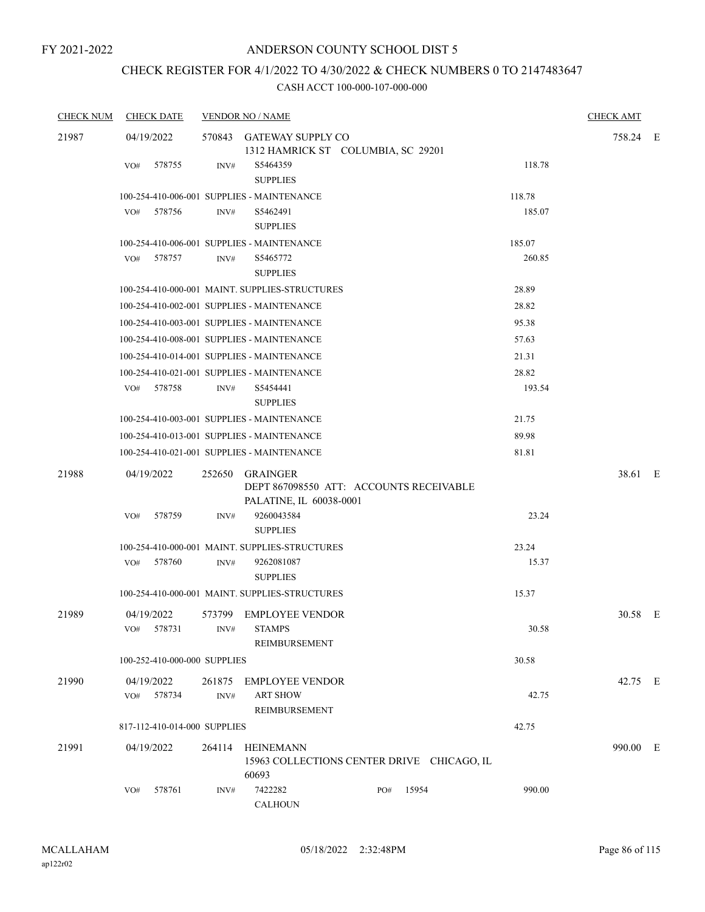FY 2021-2022

# ANDERSON COUNTY SCHOOL DIST 5

## CHECK REGISTER FOR 4/1/2022 TO 4/30/2022 & CHECK NUMBERS 0 TO 2147483647

### CASH ACCT 100-000-107-000-000

| CHECK NUM | CHECK DATE | VENDOR NO / NAME | | CHECK AMT | |
|---|---|---|---|---|---|
| 21987 | 04/19/2022 | 570843 GATEWAY SUPPLY CO<br>1312 HAMRICK ST COLUMBIA, SC 29201 | | 758.24 | E |
| | VO# 578755 | INV# S5464359<br>SUPPLIES | 118.78 | | |
| | 100-254-410-006-001 SUPPLIES - MAINTENANCE | | 118.78 | | |
| | VO# 578756 | INV# S5462491<br>SUPPLIES | 185.07 | | |
| | 100-254-410-006-001 SUPPLIES - MAINTENANCE | | 185.07 | | |
| | VO# 578757 | INV# S5465772<br>SUPPLIES | 260.85 | | |
| | 100-254-410-000-001 MAINT. SUPPLIES-STRUCTURES | | 28.89 | | |
| | 100-254-410-002-001 SUPPLIES - MAINTENANCE | | 28.82 | | |
| | 100-254-410-003-001 SUPPLIES - MAINTENANCE | | 95.38 | | |
| | 100-254-410-008-001 SUPPLIES - MAINTENANCE | | 57.63 | | |
| | 100-254-410-014-001 SUPPLIES - MAINTENANCE | | 21.31 | | |
| | 100-254-410-021-001 SUPPLIES - MAINTENANCE | | 28.82 | | |
| | VO# 578758 | INV# S5454441<br>SUPPLIES | 193.54 | | |
| | 100-254-410-003-001 SUPPLIES - MAINTENANCE | | 21.75 | | |
| | 100-254-410-013-001 SUPPLIES - MAINTENANCE | | 89.98 | | |
| | 100-254-410-021-001 SUPPLIES - MAINTENANCE | | 81.81 | | |
| 21988 | 04/19/2022 | 252650 GRAINGER<br>DEPT 867098550 ATT: ACCOUNTS RECEIVABLE<br>PALATINE, IL 60038-0001 | | 38.61 | E |
| | VO# 578759 | INV# 9260043584<br>SUPPLIES | 23.24 | | |
| | 100-254-410-000-001 MAINT. SUPPLIES-STRUCTURES | | 23.24 | | |
| | VO# 578760 | INV# 9262081087<br>SUPPLIES | 15.37 | | |
| | 100-254-410-000-001 MAINT. SUPPLIES-STRUCTURES | | 15.37 | | |
| 21989 | 04/19/2022 | 573799 EMPLOYEE VENDOR | | 30.58 | E |
| | VO# 578731 | INV# STAMPS<br>REIMBURSEMENT | 30.58 | | |
| | 100-252-410-000-000 SUPPLIES | | 30.58 | | |
| 21990 | 04/19/2022 | 261875 EMPLOYEE VENDOR | | 42.75 | E |
| | VO# 578734 | INV# ART SHOW<br>REIMBURSEMENT | 42.75 | | |
| | 817-112-410-014-000 SUPPLIES | | 42.75 | | |
| 21991 | 04/19/2022 | 264114 HEINEMANN<br>15963 COLLECTIONS CENTER DRIVE CHICAGO, IL 60693 | | 990.00 | E |
| | VO# 578761 | INV# 7422282 PO# 15954<br>CALHOUN | 990.00 | | |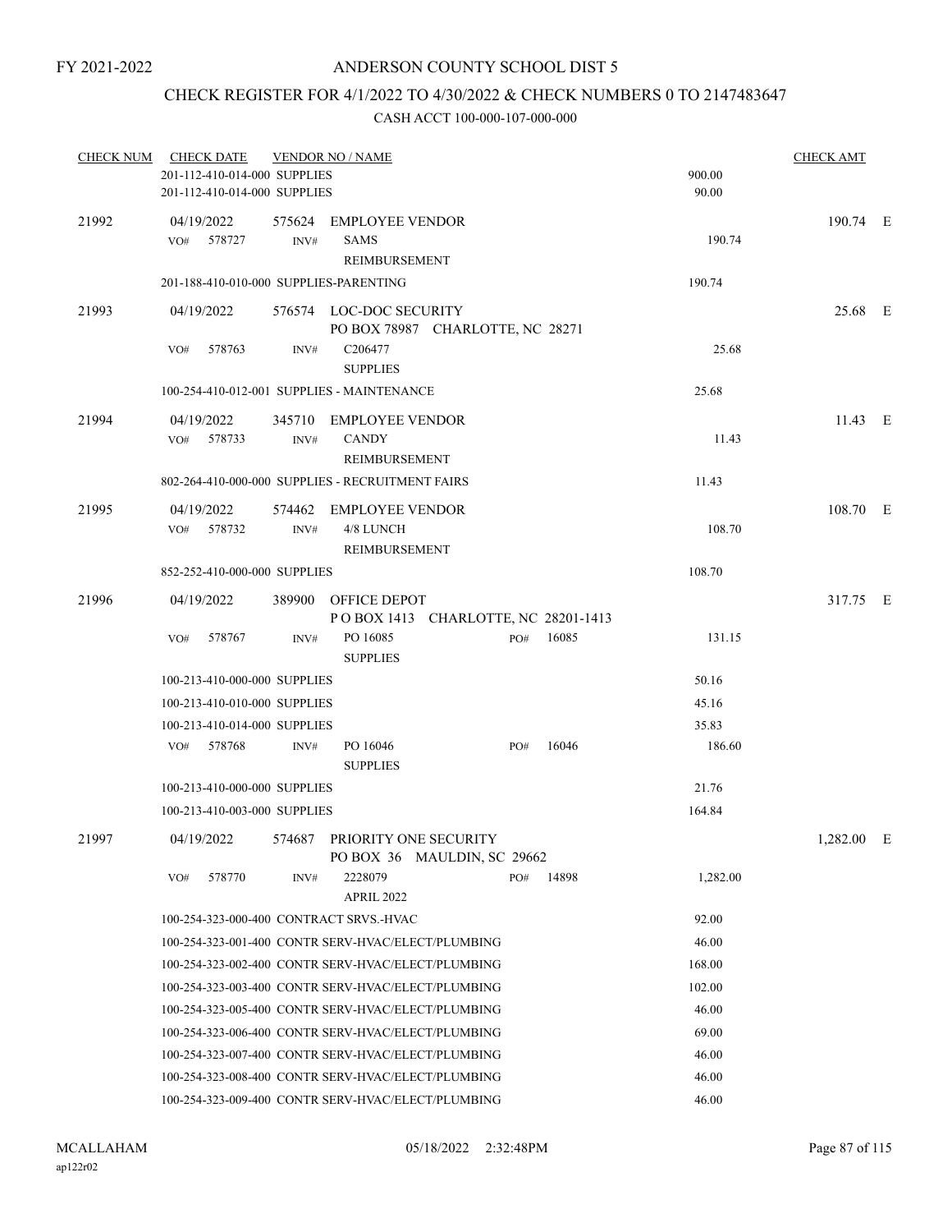FY 2021-2022

# ANDERSON COUNTY SCHOOL DIST 5

## CHECK REGISTER FOR 4/1/2022 TO 4/30/2022 & CHECK NUMBERS 0 TO 2147483647

### CASH ACCT 100-000-107-000-000

| CHECK NUM | CHECK DATE | VENDOR NO / NAME | | | CHECK AMT | |
|---|---|---|---|---|---|---|
| | 201-112-410-014-000 SUPPLIES | | | 900.00 | | |
| | 201-112-410-014-000 SUPPLIES | | | 90.00 | | |
| 21992 | 04/19/2022 | 575624 | EMPLOYEE VENDOR | | 190.74 | E |
| | VO# 578727 | INV# | SAMS REIMBURSEMENT | 190.74 | | |
| | 201-188-410-010-000 SUPPLIES-PARENTING | | | 190.74 | | |
| 21993 | 04/19/2022 | 576574 | LOC-DOC SECURITY PO BOX 78987 CHARLOTTE, NC 28271 | | 25.68 | E |
| | VO# 578763 | INV# | C206477 SUPPLIES | 25.68 | | |
| | 100-254-410-012-001 SUPPLIES - MAINTENANCE | | | 25.68 | | |
| 21994 | 04/19/2022 | 345710 | EMPLOYEE VENDOR | | 11.43 | E |
| | VO# 578733 | INV# | CANDY REIMBURSEMENT | 11.43 | | |
| | 802-264-410-000-000 SUPPLIES - RECRUITMENT FAIRS | | | 11.43 | | |
| 21995 | 04/19/2022 | 574462 | EMPLOYEE VENDOR | | 108.70 | E |
| | VO# 578732 | INV# | 4/8 LUNCH REIMBURSEMENT | 108.70 | | |
| | 852-252-410-000-000 SUPPLIES | | | 108.70 | | |
| 21996 | 04/19/2022 | 389900 | OFFICE DEPOT P O BOX 1413 CHARLOTTE, NC 28201-1413 | | 317.75 | E |
| | VO# 578767 | INV# | PO 16085 SUPPLIES PO# 16085 | 131.15 | | |
| | 100-213-410-000-000 SUPPLIES | | | 50.16 | | |
| | 100-213-410-010-000 SUPPLIES | | | 45.16 | | |
| | 100-213-410-014-000 SUPPLIES | | | 35.83 | | |
| | VO# 578768 | INV# | PO 16046 SUPPLIES PO# 16046 | 186.60 | | |
| | 100-213-410-000-000 SUPPLIES | | | 21.76 | | |
| | 100-213-410-003-000 SUPPLIES | | | 164.84 | | |
| 21997 | 04/19/2022 | 574687 | PRIORITY ONE SECURITY PO BOX 36 MAULDIN, SC 29662 | | 1,282.00 | E |
| | VO# 578770 | INV# | 2228079 APRIL 2022 PO# 14898 | 1,282.00 | | |
| | 100-254-323-000-400 CONTRACT SRVS.-HVAC | | | 92.00 | | |
| | 100-254-323-001-400 CONTR SERV-HVAC/ELECT/PLUMBING | | | 46.00 | | |
| | 100-254-323-002-400 CONTR SERV-HVAC/ELECT/PLUMBING | | | 168.00 | | |
| | 100-254-323-003-400 CONTR SERV-HVAC/ELECT/PLUMBING | | | 102.00 | | |
| | 100-254-323-005-400 CONTR SERV-HVAC/ELECT/PLUMBING | | | 46.00 | | |
| | 100-254-323-006-400 CONTR SERV-HVAC/ELECT/PLUMBING | | | 69.00 | | |
| | 100-254-323-007-400 CONTR SERV-HVAC/ELECT/PLUMBING | | | 46.00 | | |
| | 100-254-323-008-400 CONTR SERV-HVAC/ELECT/PLUMBING | | | 46.00 | | |
| | 100-254-323-009-400 CONTR SERV-HVAC/ELECT/PLUMBING | | | 46.00 | | |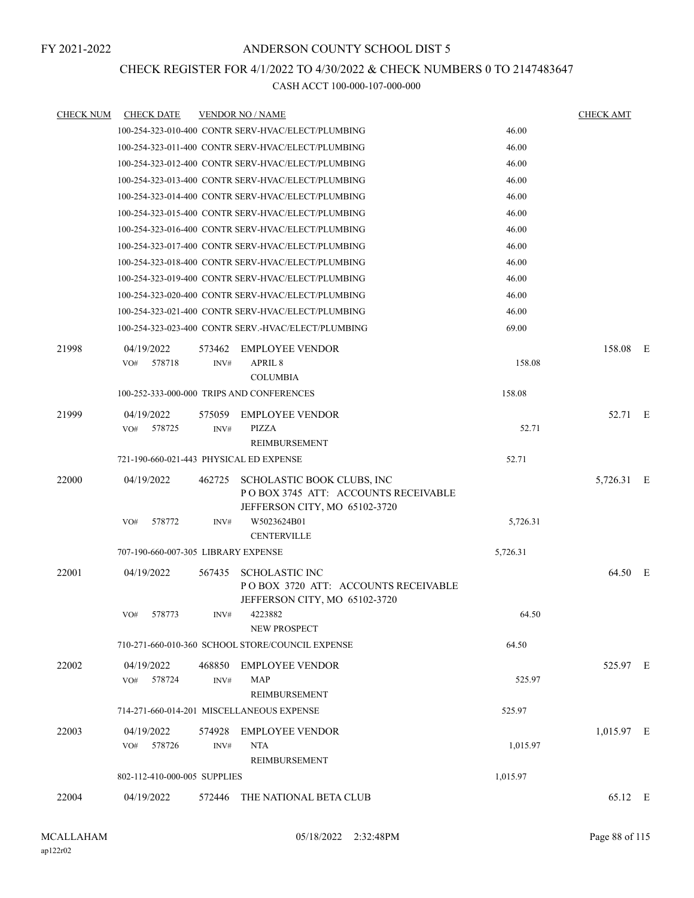FY 2021-2022

# ANDERSON COUNTY SCHOOL DIST 5

## CHECK REGISTER FOR 4/1/2022 TO 4/30/2022 & CHECK NUMBERS 0 TO 2147483647

### CASH ACCT 100-000-107-000-000

| CHECK NUM | CHECK DATE | VENDOR NO / NAME | | CHECK AMT | |
|---|---|---|---|---|---|
| | 100-254-323-010-400 CONTR SERV-HVAC/ELECT/PLUMBING | | 46.00 | | |
| | 100-254-323-011-400 CONTR SERV-HVAC/ELECT/PLUMBING | | 46.00 | | |
| | 100-254-323-012-400 CONTR SERV-HVAC/ELECT/PLUMBING | | 46.00 | | |
| | 100-254-323-013-400 CONTR SERV-HVAC/ELECT/PLUMBING | | 46.00 | | |
| | 100-254-323-014-400 CONTR SERV-HVAC/ELECT/PLUMBING | | 46.00 | | |
| | 100-254-323-015-400 CONTR SERV-HVAC/ELECT/PLUMBING | | 46.00 | | |
| | 100-254-323-016-400 CONTR SERV-HVAC/ELECT/PLUMBING | | 46.00 | | |
| | 100-254-323-017-400 CONTR SERV-HVAC/ELECT/PLUMBING | | 46.00 | | |
| | 100-254-323-018-400 CONTR SERV-HVAC/ELECT/PLUMBING | | 46.00 | | |
| | 100-254-323-019-400 CONTR SERV-HVAC/ELECT/PLUMBING | | 46.00 | | |
| | 100-254-323-020-400 CONTR SERV-HVAC/ELECT/PLUMBING | | 46.00 | | |
| | 100-254-323-021-400 CONTR SERV-HVAC/ELECT/PLUMBING | | 46.00 | | |
| | 100-254-323-023-400 CONTR SERV.-HVAC/ELECT/PLUMBING | | 69.00 | | |
| 21998 | 04/19/2022 | 573462 EMPLOYEE VENDOR | | 158.08 | E |
| | VO# 578718 | INV# APRIL 8 COLUMBIA | 158.08 | | |
| | 100-252-333-000-000 TRIPS AND CONFERENCES | | 158.08 | | |
| 21999 | 04/19/2022 | 575059 EMPLOYEE VENDOR | | 52.71 | E |
| | VO# 578725 | INV# PIZZA REIMBURSEMENT | 52.71 | | |
| | 721-190-660-021-443 PHYSICAL ED EXPENSE | | 52.71 | | |
| 22000 | 04/19/2022 | 462725 SCHOLASTIC BOOK CLUBS, INC<br>P O BOX 3745 ATT: ACCOUNTS RECEIVABLE<br>JEFFERSON CITY, MO 65102-3720 | | 5,726.31 | E |
| | VO# 578772 | INV# W5023624B01 CENTERVILLE | 5,726.31 | | |
| | 707-190-660-007-305 LIBRARY EXPENSE | | 5,726.31 | | |
| 22001 | 04/19/2022 | 567435 SCHOLASTIC INC<br>P O BOX 3720 ATT: ACCOUNTS RECEIVABLE<br>JEFFERSON CITY, MO 65102-3720 | | 64.50 | E |
| | VO# 578773 | INV# 4223882 NEW PROSPECT | 64.50 | | |
| | 710-271-660-010-360 SCHOOL STORE/COUNCIL EXPENSE | | 64.50 | | |
| 22002 | 04/19/2022 | 468850 EMPLOYEE VENDOR | | 525.97 | E |
| | VO# 578724 | INV# MAP REIMBURSEMENT | 525.97 | | |
| | 714-271-660-014-201 MISCELLANEOUS EXPENSE | | 525.97 | | |
| 22003 | 04/19/2022 | 574928 EMPLOYEE VENDOR | | 1,015.97 | E |
| | VO# 578726 | INV# NTA REIMBURSEMENT | 1,015.97 | | |
| | 802-112-410-000-005 SUPPLIES | | 1,015.97 | | |
| 22004 | 04/19/2022 | 572446 THE NATIONAL BETA CLUB | | 65.12 | E |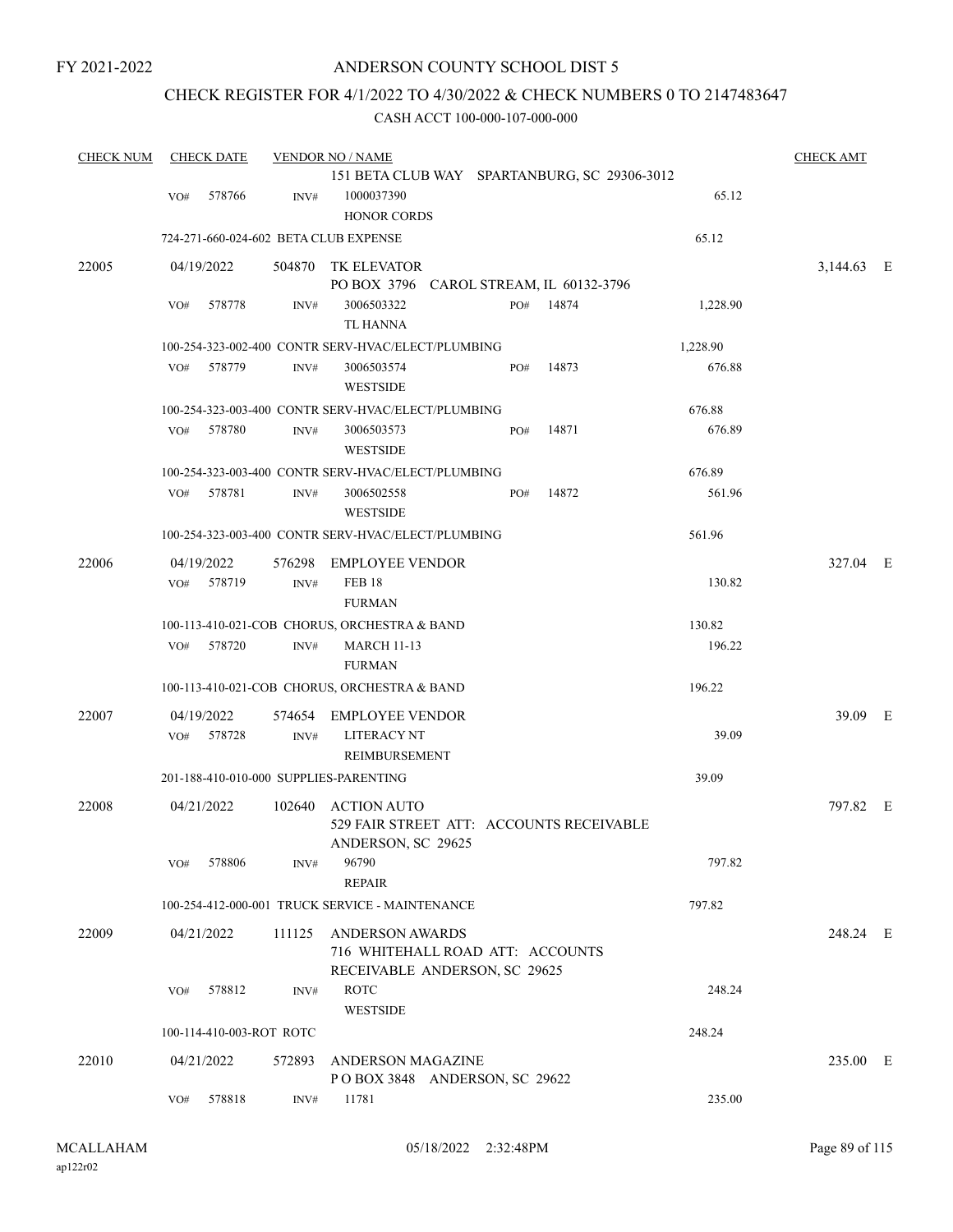FY 2021-2022

# ANDERSON COUNTY SCHOOL DIST 5

## CHECK REGISTER FOR 4/1/2022 TO 4/30/2022 & CHECK NUMBERS 0 TO 2147483647

### CASH ACCT 100-000-107-000-000

| CHECK NUM | CHECK DATE | VENDOR NO / NAME | | | CHECK AMT |
|---|---|---|---|---|---|
| | | 151 BETA CLUB WAY SPARTANBURG, SC 29306-3012 | | | |
| | VO# 578766 | INV# 1000037390 HONOR CORDS | | 65.12 | |
| | 724-271-660-024-602 BETA CLUB EXPENSE | | | 65.12 | |
| 22005 | 04/19/2022 | 504870 TK ELEVATOR PO BOX 3796 CAROL STREAM, IL 60132-3796 | | | 3,144.63 E |
| | VO# 578778 | INV# 3006503322 TL HANNA | PO# 14874 | 1,228.90 | |
| | 100-254-323-002-400 CONTR SERV-HVAC/ELECT/PLUMBING | | | 1,228.90 | |
| | VO# 578779 | INV# 3006503574 WESTSIDE | PO# 14873 | 676.88 | |
| | 100-254-323-003-400 CONTR SERV-HVAC/ELECT/PLUMBING | | | 676.88 | |
| | VO# 578780 | INV# 3006503573 WESTSIDE | PO# 14871 | 676.89 | |
| | 100-254-323-003-400 CONTR SERV-HVAC/ELECT/PLUMBING | | | 676.89 | |
| | VO# 578781 | INV# 3006502558 WESTSIDE | PO# 14872 | 561.96 | |
| | 100-254-323-003-400 CONTR SERV-HVAC/ELECT/PLUMBING | | | 561.96 | |
| 22006 | 04/19/2022 | 576298 EMPLOYEE VENDOR | | | 327.04 E |
| | VO# 578719 | INV# FEB 18 FURMAN | | 130.82 | |
| | 100-113-410-021-COB CHORUS, ORCHESTRA & BAND | | | 130.82 | |
| | VO# 578720 | INV# MARCH 11-13 FURMAN | | 196.22 | |
| | 100-113-410-021-COB CHORUS, ORCHESTRA & BAND | | | 196.22 | |
| 22007 | 04/19/2022 | 574654 EMPLOYEE VENDOR | | | 39.09 E |
| | VO# 578728 | INV# LITERACY NT REIMBURSEMENT | | 39.09 | |
| | 201-188-410-010-000 SUPPLIES-PARENTING | | | 39.09 | |
| 22008 | 04/21/2022 | 102640 ACTION AUTO 529 FAIR STREET ATT: ACCOUNTS RECEIVABLE ANDERSON, SC 29625 | | | 797.82 E |
| | VO# 578806 | INV# 96790 REPAIR | | 797.82 | |
| | 100-254-412-000-001 TRUCK SERVICE - MAINTENANCE | | | 797.82 | |
| 22009 | 04/21/2022 | 111125 ANDERSON AWARDS 716 WHITEHALL ROAD ATT: ACCOUNTS RECEIVABLE ANDERSON, SC 29625 | | | 248.24 E |
| | VO# 578812 | INV# ROTC WESTSIDE | | 248.24 | |
| | 100-114-410-003-ROT ROTC | | | 248.24 | |
| 22010 | 04/21/2022 | 572893 ANDERSON MAGAZINE P O BOX 3848 ANDERSON, SC 29622 | | | 235.00 E |
| | VO# 578818 | INV# 11781 | | 235.00 | |

MCALLAHAM
ap122r02

05/18/2022 2:32:48PM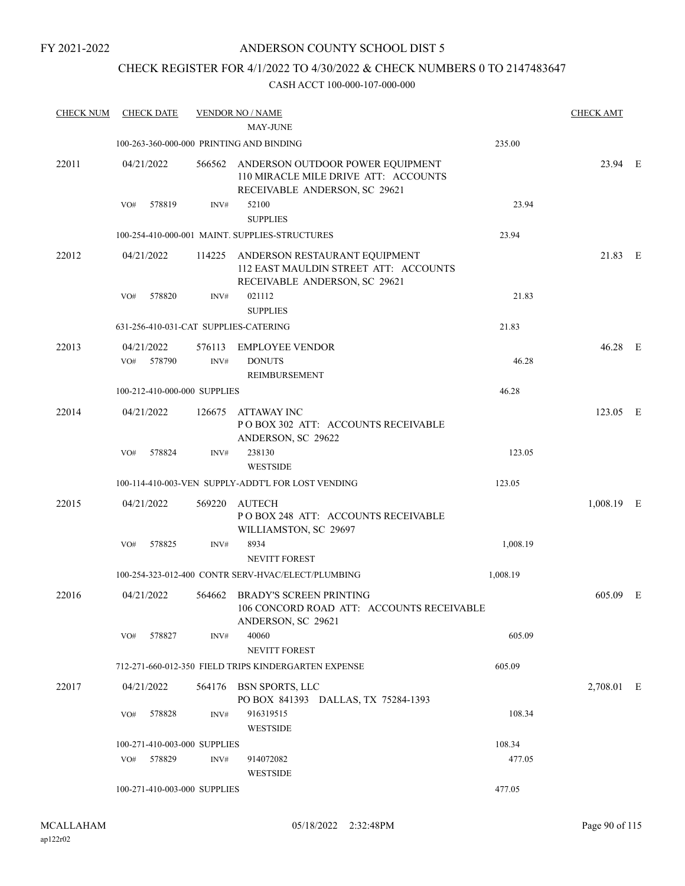FY 2021-2022

# ANDERSON COUNTY SCHOOL DIST 5

## CHECK REGISTER FOR 4/1/2022 TO 4/30/2022 & CHECK NUMBERS 0 TO 2147483647

### CASH ACCT 100-000-107-000-000

| CHECK NUM | CHECK DATE | VENDOR NO / NAME | | CHECK AMT | |
|---|---|---|---|---|---|
| | | MAY-JUNE | | | |
| | 100-263-360-000-000 PRINTING AND BINDING | | 235.00 | | |
| 22011 | 04/21/2022 | 566562 ANDERSON OUTDOOR POWER EQUIPMENT 110 MIRACLE MILE DRIVE ATT: ACCOUNTS RECEIVABLE ANDERSON, SC 29621 | | 23.94 | E |
| | VO# 578819 | INV# 52100 SUPPLIES | 23.94 | | |
| | 100-254-410-000-001 MAINT. SUPPLIES-STRUCTURES | | 23.94 | | |
| 22012 | 04/21/2022 | 114225 ANDERSON RESTAURANT EQUIPMENT 112 EAST MAULDIN STREET ATT: ACCOUNTS RECEIVABLE ANDERSON, SC 29621 | | 21.83 | E |
| | VO# 578820 | INV# 021112 SUPPLIES | 21.83 | | |
| | 631-256-410-031-CAT SUPPLIES-CATERING | | 21.83 | | |
| 22013 | 04/21/2022 | 576113 EMPLOYEE VENDOR | | 46.28 | E |
| | VO# 578790 | INV# DONUTS REIMBURSEMENT | 46.28 | | |
| | 100-212-410-000-000 SUPPLIES | | 46.28 | | |
| 22014 | 04/21/2022 | 126675 ATTAWAY INC P O BOX 302 ATT: ACCOUNTS RECEIVABLE ANDERSON, SC 29622 | | 123.05 | E |
| | VO# 578824 | INV# 238130 WESTSIDE | 123.05 | | |
| | 100-114-410-003-VEN SUPPLY-ADDT'L FOR LOST VENDING | | 123.05 | | |
| 22015 | 04/21/2022 | 569220 AUTECH P O BOX 248 ATT: ACCOUNTS RECEIVABLE WILLIAMSTON, SC 29697 | | 1,008.19 | E |
| | VO# 578825 | INV# 8934 NEVITT FOREST | 1,008.19 | | |
| | 100-254-323-012-400 CONTR SERV-HVAC/ELECT/PLUMBING | | 1,008.19 | | |
| 22016 | 04/21/2022 | 564662 BRADY'S SCREEN PRINTING 106 CONCORD ROAD ATT: ACCOUNTS RECEIVABLE ANDERSON, SC 29621 | | 605.09 | E |
| | VO# 578827 | INV# 40060 NEVITT FOREST | 605.09 | | |
| | 712-271-660-012-350 FIELD TRIPS KINDERGARTEN EXPENSE | | 605.09 | | |
| 22017 | 04/21/2022 | 564176 BSN SPORTS, LLC PO BOX 841393 DALLAS, TX 75284-1393 | | 2,708.01 | E |
| | VO# 578828 | INV# 916319515 WESTSIDE | 108.34 | | |
| | 100-271-410-003-000 SUPPLIES | | 108.34 | | |
| | VO# 578829 | INV# 914072082 WESTSIDE | 477.05 | | |
| | 100-271-410-003-000 SUPPLIES | | 477.05 | | |

MCALLAHAM
ap122r02

05/18/2022 2:32:48PM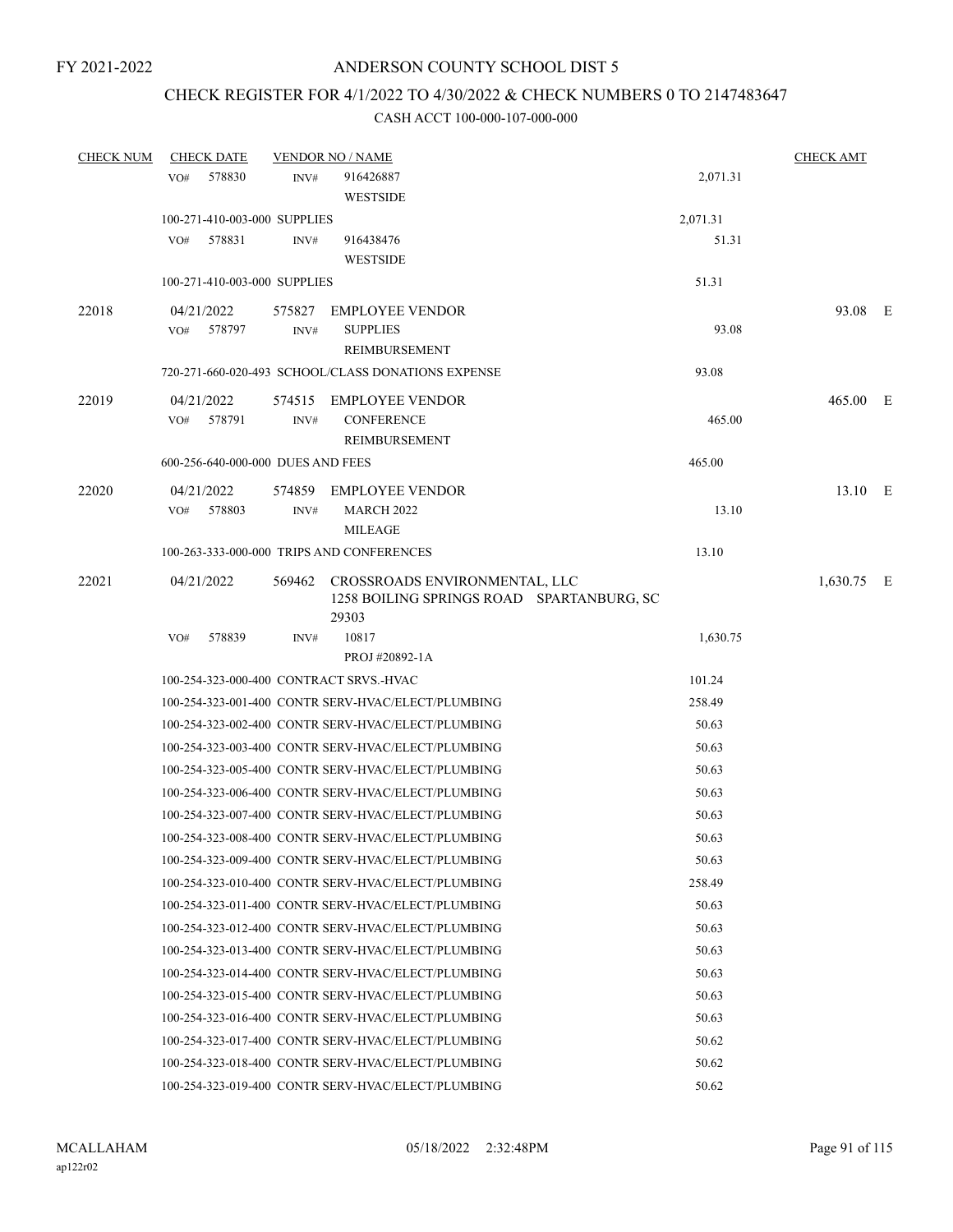FY 2021-2022

# ANDERSON COUNTY SCHOOL DIST 5

## CHECK REGISTER FOR 4/1/2022 TO 4/30/2022 & CHECK NUMBERS 0 TO 2147483647

### CASH ACCT 100-000-107-000-000

| CHECK NUM | CHECK DATE | VENDOR NO / NAME | | CHECK AMT | |
|---|---|---|---|---|---|
| | VO# 578830 | INV# 916426887 WESTSIDE | 2,071.31 | | |
| | 100-271-410-003-000 SUPPLIES | | 2,071.31 | | |
| | VO# 578831 | INV# 916438476 WESTSIDE | 51.31 | | |
| | 100-271-410-003-000 SUPPLIES | | 51.31 | | |
| 22018 | 04/21/2022 | 575827 EMPLOYEE VENDOR | | 93.08 | E |
| | VO# 578797 | INV# SUPPLIES REIMBURSEMENT | 93.08 | | |
| | 720-271-660-020-493 SCHOOL/CLASS DONATIONS EXPENSE | | 93.08 | | |
| 22019 | 04/21/2022 | 574515 EMPLOYEE VENDOR | | 465.00 | E |
| | VO# 578791 | INV# CONFERENCE REIMBURSEMENT | 465.00 | | |
| | 600-256-640-000-000 DUES AND FEES | | 465.00 | | |
| 22020 | 04/21/2022 | 574859 EMPLOYEE VENDOR | | 13.10 | E |
| | VO# 578803 | INV# MARCH 2022 MILEAGE | 13.10 | | |
| | 100-263-333-000-000 TRIPS AND CONFERENCES | | 13.10 | | |
| 22021 | 04/21/2022 | 569462 CROSSROADS ENVIRONMENTAL, LLC 1258 BOILING SPRINGS ROAD SPARTANBURG, SC 29303 | | 1,630.75 | E |
| | VO# 578839 | INV# 10817 PROJ #20892-1A | 1,630.75 | | |
| | 100-254-323-000-400 CONTRACT SRVS.-HVAC | | 101.24 | | |
| | 100-254-323-001-400 CONTR SERV-HVAC/ELECT/PLUMBING | | 258.49 | | |
| | 100-254-323-002-400 CONTR SERV-HVAC/ELECT/PLUMBING | | 50.63 | | |
| | 100-254-323-003-400 CONTR SERV-HVAC/ELECT/PLUMBING | | 50.63 | | |
| | 100-254-323-005-400 CONTR SERV-HVAC/ELECT/PLUMBING | | 50.63 | | |
| | 100-254-323-006-400 CONTR SERV-HVAC/ELECT/PLUMBING | | 50.63 | | |
| | 100-254-323-007-400 CONTR SERV-HVAC/ELECT/PLUMBING | | 50.63 | | |
| | 100-254-323-008-400 CONTR SERV-HVAC/ELECT/PLUMBING | | 50.63 | | |
| | 100-254-323-009-400 CONTR SERV-HVAC/ELECT/PLUMBING | | 50.63 | | |
| | 100-254-323-010-400 CONTR SERV-HVAC/ELECT/PLUMBING | | 258.49 | | |
| | 100-254-323-011-400 CONTR SERV-HVAC/ELECT/PLUMBING | | 50.63 | | |
| | 100-254-323-012-400 CONTR SERV-HVAC/ELECT/PLUMBING | | 50.63 | | |
| | 100-254-323-013-400 CONTR SERV-HVAC/ELECT/PLUMBING | | 50.63 | | |
| | 100-254-323-014-400 CONTR SERV-HVAC/ELECT/PLUMBING | | 50.63 | | |
| | 100-254-323-015-400 CONTR SERV-HVAC/ELECT/PLUMBING | | 50.63 | | |
| | 100-254-323-016-400 CONTR SERV-HVAC/ELECT/PLUMBING | | 50.63 | | |
| | 100-254-323-017-400 CONTR SERV-HVAC/ELECT/PLUMBING | | 50.62 | | |
| | 100-254-323-018-400 CONTR SERV-HVAC/ELECT/PLUMBING | | 50.62 | | |
| | 100-254-323-019-400 CONTR SERV-HVAC/ELECT/PLUMBING | | 50.62 | | |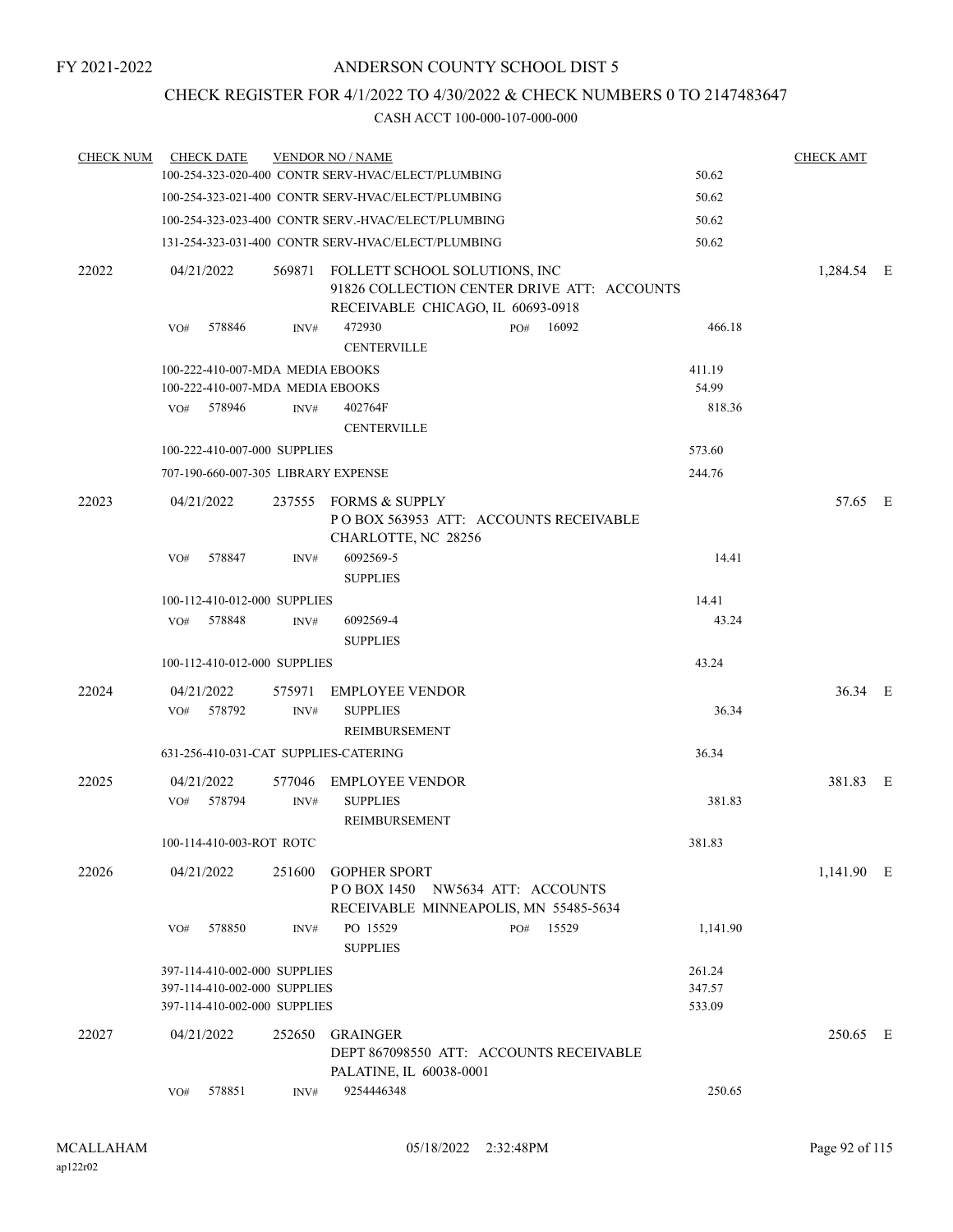FY 2021-2022

ANDERSON COUNTY SCHOOL DIST 5

CHECK REGISTER FOR 4/1/2022 TO 4/30/2022 & CHECK NUMBERS 0 TO 2147483647

CASH ACCT 100-000-107-000-000

| CHECK NUM | CHECK DATE | VENDOR NO / NAME | | CHECK AMT |
|---|---|---|---|---|
| | | 100-254-323-020-400 CONTR SERV-HVAC/ELECT/PLUMBING | 50.62 | |
| | | 100-254-323-021-400 CONTR SERV-HVAC/ELECT/PLUMBING | 50.62 | |
| | | 100-254-323-023-400 CONTR SERV.-HVAC/ELECT/PLUMBING | 50.62 | |
| | | 131-254-323-031-400 CONTR SERV-HVAC/ELECT/PLUMBING | 50.62 | |
| 22022 | 04/21/2022 | 569871 FOLLETT SCHOOL SOLUTIONS, INC 91826 COLLECTION CENTER DRIVE ATT: ACCOUNTS RECEIVABLE CHICAGO, IL 60693-0918 | | 1,284.54 E |
| | VO# 578846 | INV# 472930 PO# 16092 CENTERVILLE | 466.18 | |
| | | 100-222-410-007-MDA MEDIA EBOOKS | 411.19 | |
| | | 100-222-410-007-MDA MEDIA EBOOKS | 54.99 | |
| | VO# 578946 | INV# 402764F CENTERVILLE | 818.36 | |
| | | 100-222-410-007-000 SUPPLIES | 573.60 | |
| | | 707-190-660-007-305 LIBRARY EXPENSE | 244.76 | |
| 22023 | 04/21/2022 | 237555 FORMS & SUPPLY P O BOX 563953 ATT: ACCOUNTS RECEIVABLE CHARLOTTE, NC 28256 | | 57.65 E |
| | VO# 578847 | INV# 6092569-5 SUPPLIES | 14.41 | |
| | | 100-112-410-012-000 SUPPLIES | 14.41 | |
| | VO# 578848 | INV# 6092569-4 SUPPLIES | 43.24 | |
| | | 100-112-410-012-000 SUPPLIES | 43.24 | |
| 22024 | 04/21/2022 | 575971 EMPLOYEE VENDOR | | 36.34 E |
| | VO# 578792 | INV# SUPPLIES REIMBURSEMENT | 36.34 | |
| | | 631-256-410-031-CAT SUPPLIES-CATERING | 36.34 | |
| 22025 | 04/21/2022 | 577046 EMPLOYEE VENDOR | | 381.83 E |
| | VO# 578794 | INV# SUPPLIES REIMBURSEMENT | 381.83 | |
| | | 100-114-410-003-ROT ROTC | 381.83 | |
| 22026 | 04/21/2022 | 251600 GOPHER SPORT P O BOX 1450 NW5634 ATT: ACCOUNTS RECEIVABLE MINNEAPOLIS, MN 55485-5634 | | 1,141.90 E |
| | VO# 578850 | INV# PO 15529 PO# 15529 SUPPLIES | 1,141.90 | |
| | | 397-114-410-002-000 SUPPLIES | 261.24 | |
| | | 397-114-410-002-000 SUPPLIES | 347.57 | |
| | | 397-114-410-002-000 SUPPLIES | 533.09 | |
| 22027 | 04/21/2022 | 252650 GRAINGER DEPT 867098550 ATT: ACCOUNTS RECEIVABLE PALATINE, IL 60038-0001 | | 250.65 E |
| | VO# 578851 | INV# 9254446348 | 250.65 | |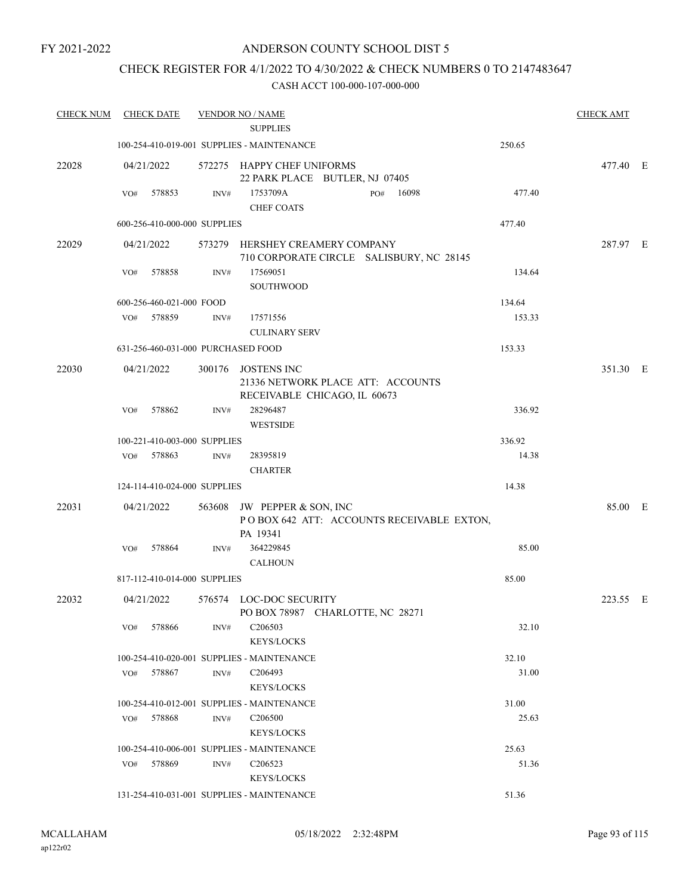FY 2021-2022

# ANDERSON COUNTY SCHOOL DIST 5

## CHECK REGISTER FOR 4/1/2022 TO 4/30/2022 & CHECK NUMBERS 0 TO 2147483647

### CASH ACCT 100-000-107-000-000

| CHECK NUM | CHECK DATE | VENDOR NO / NAME | | CHECK AMT |
|---|---|---|---|---|
| | | SUPPLIES | | |
| | 100-254-410-019-001 SUPPLIES - MAINTENANCE | | 250.65 | |
| 22028 | 04/21/2022 | 572275 HAPPY CHEF UNIFORMS<br>22 PARK PLACE BUTLER, NJ 07405 | | 477.40 E |
| | VO# 578853 | INV# 1753709A PO# 16098<br>CHEF COATS | 477.40 | |
| | 600-256-410-000-000 SUPPLIES | | 477.40 | |
| 22029 | 04/21/2022 | 573279 HERSHEY CREAMERY COMPANY<br>710 CORPORATE CIRCLE SALISBURY, NC 28145 | | 287.97 E |
| | VO# 578858 | INV# 17569051<br>SOUTHWOOD | 134.64 | |
| | 600-256-460-021-000 FOOD | | 134.64 | |
| | VO# 578859 | INV# 17571556<br>CULINARY SERV | 153.33 | |
| | 631-256-460-031-000 PURCHASED FOOD | | 153.33 | |
| 22030 | 04/21/2022 | 300176 JOSTENS INC<br>21336 NETWORK PLACE ATT: ACCOUNTS RECEIVABLE CHICAGO, IL 60673 | | 351.30 E |
| | VO# 578862 | INV# 28296487<br>WESTSIDE | 336.92 | |
| | 100-221-410-003-000 SUPPLIES | | 336.92 | |
| | VO# 578863 | INV# 28395819<br>CHARTER | 14.38 | |
| | 124-114-410-024-000 SUPPLIES | | 14.38 | |
| 22031 | 04/21/2022 | 563608 JW PEPPER & SON, INC<br>P O BOX 642 ATT: ACCOUNTS RECEIVABLE EXTON, PA 19341 | | 85.00 E |
| | VO# 578864 | INV# 364229845<br>CALHOUN | 85.00 | |
| | 817-112-410-014-000 SUPPLIES | | 85.00 | |
| 22032 | 04/21/2022 | 576574 LOC-DOC SECURITY<br>PO BOX 78987 CHARLOTTE, NC 28271 | | 223.55 E |
| | VO# 578866 | INV# C206503<br>KEYS/LOCKS | 32.10 | |
| | 100-254-410-020-001 SUPPLIES - MAINTENANCE | | 32.10 | |
| | VO# 578867 | INV# C206493<br>KEYS/LOCKS | 31.00 | |
| | 100-254-410-012-001 SUPPLIES - MAINTENANCE | | 31.00 | |
| | VO# 578868 | INV# C206500<br>KEYS/LOCKS | 25.63 | |
| | 100-254-410-006-001 SUPPLIES - MAINTENANCE | | 25.63 | |
| | VO# 578869 | INV# C206523<br>KEYS/LOCKS | 51.36 | |
| | 131-254-410-031-001 SUPPLIES - MAINTENANCE | | 51.36 | |

MCALLAHAM
ap122r02

05/18/2022 2:32:48PM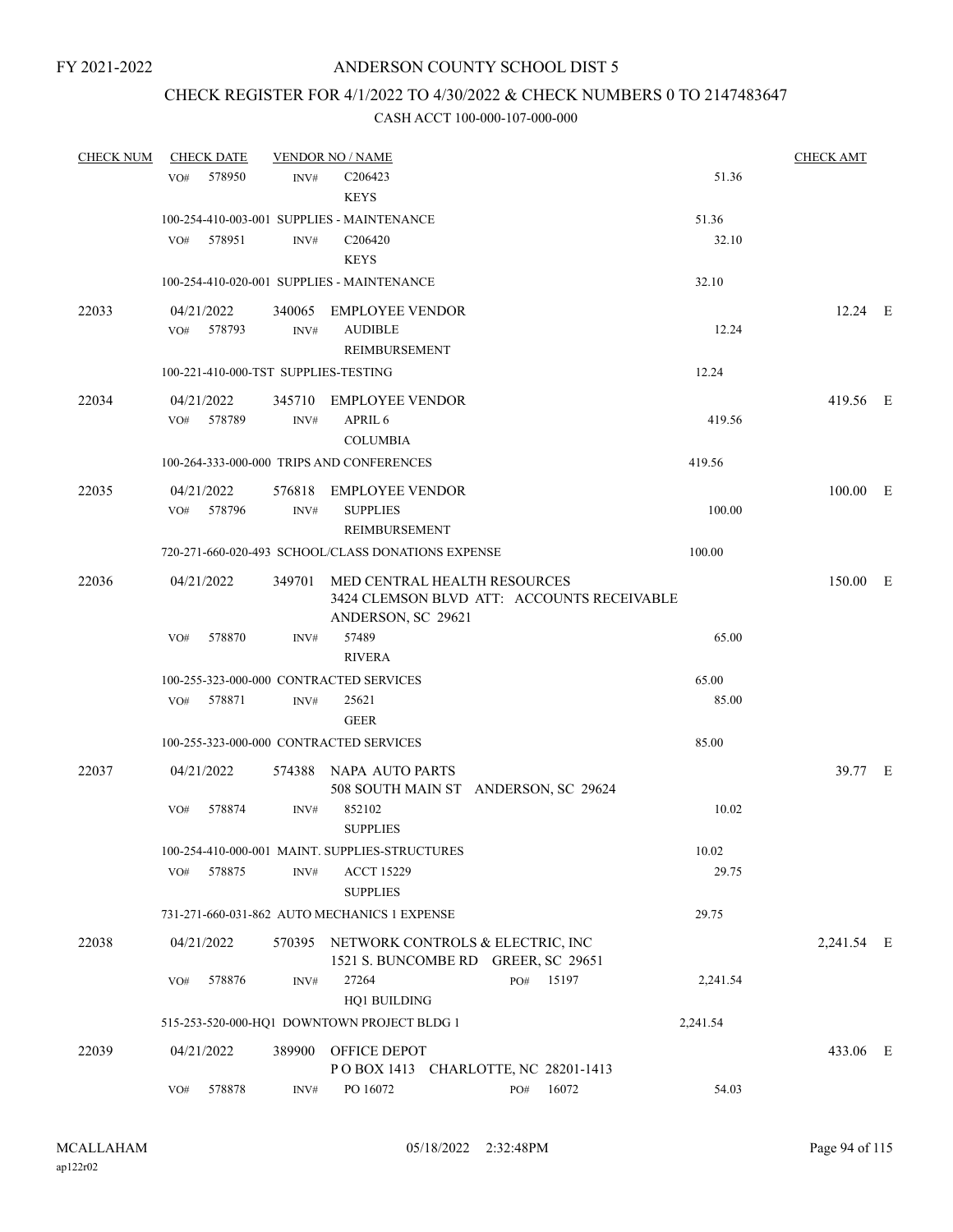FY 2021-2022

# ANDERSON COUNTY SCHOOL DIST 5

## CHECK REGISTER FOR 4/1/2022 TO 4/30/2022 & CHECK NUMBERS 0 TO 2147483647

### CASH ACCT 100-000-107-000-000

| CHECK NUM | CHECK DATE | VENDOR NO / NAME | | CHECK AMT | |
|---|---|---|---|---|---|
| | VO# 578950 | INV# C206423 KEYS | 51.36 | | |
| | 100-254-410-003-001 SUPPLIES - MAINTENANCE | | 51.36 | | |
| | VO# 578951 | INV# C206420 KEYS | 32.10 | | |
| | 100-254-410-020-001 SUPPLIES - MAINTENANCE | | 32.10 | | |
| 22033 | 04/21/2022 | 340065 EMPLOYEE VENDOR | | 12.24 | E |
| | VO# 578793 | INV# AUDIBLE REIMBURSEMENT | 12.24 | | |
| | 100-221-410-000-TST SUPPLIES-TESTING | | 12.24 | | |
| 22034 | 04/21/2022 | 345710 EMPLOYEE VENDOR | | 419.56 | E |
| | VO# 578789 | INV# APRIL 6 COLUMBIA | 419.56 | | |
| | 100-264-333-000-000 TRIPS AND CONFERENCES | | 419.56 | | |
| 22035 | 04/21/2022 | 576818 EMPLOYEE VENDOR | | 100.00 | E |
| | VO# 578796 | INV# SUPPLIES REIMBURSEMENT | 100.00 | | |
| | 720-271-660-020-493 SCHOOL/CLASS DONATIONS EXPENSE | | 100.00 | | |
| 22036 | 04/21/2022 | 349701 MED CENTRAL HEALTH RESOURCES 3424 CLEMSON BLVD ATT: ACCOUNTS RECEIVABLE ANDERSON, SC 29621 | | 150.00 | E |
| | VO# 578870 | INV# 57489 RIVERA | 65.00 | | |
| | 100-255-323-000-000 CONTRACTED SERVICES | | 65.00 | | |
| | VO# 578871 | INV# 25621 GEER | 85.00 | | |
| | 100-255-323-000-000 CONTRACTED SERVICES | | 85.00 | | |
| 22037 | 04/21/2022 | 574388 NAPA AUTO PARTS 508 SOUTH MAIN ST ANDERSON, SC 29624 | | 39.77 | E |
| | VO# 578874 | INV# 852102 SUPPLIES | 10.02 | | |
| | 100-254-410-000-001 MAINT. SUPPLIES-STRUCTURES | | 10.02 | | |
| | VO# 578875 | INV# ACCT 15229 SUPPLIES | 29.75 | | |
| | 731-271-660-031-862 AUTO MECHANICS 1 EXPENSE | | 29.75 | | |
| 22038 | 04/21/2022 | 570395 NETWORK CONTROLS & ELECTRIC, INC 1521 S. BUNCOMBE RD GREER, SC 29651 | | 2,241.54 | E |
| | VO# 578876 | INV# 27264 PO# 15197 HQ1 BUILDING | 2,241.54 | | |
| | 515-253-520-000-HQ1 DOWNTOWN PROJECT BLDG 1 | | 2,241.54 | | |
| 22039 | 04/21/2022 | 389900 OFFICE DEPOT P O BOX 1413 CHARLOTTE, NC 28201-1413 | | 433.06 | E |
| | VO# 578878 | INV# PO 16072 PO# 16072 | 54.03 | | |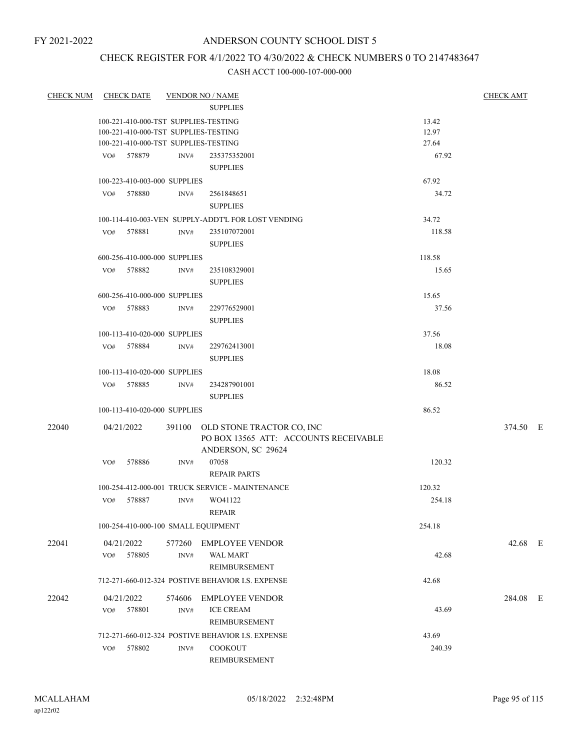FY 2021-2022

# ANDERSON COUNTY SCHOOL DIST 5

## CHECK REGISTER FOR 4/1/2022 TO 4/30/2022 & CHECK NUMBERS 0 TO 2147483647

### CASH ACCT 100-000-107-000-000

| CHECK NUM | CHECK DATE | VENDOR NO / NAME | | CHECK AMT |
|---|---|---|---|---|
| | | SUPPLIES | | |
| | 100-221-410-000-TST SUPPLIES-TESTING | | 13.42 | |
| | 100-221-410-000-TST SUPPLIES-TESTING | | 12.97 | |
| | 100-221-410-000-TST SUPPLIES-TESTING | | 27.64 | |
| | VO# 578879 INV# | 235375352001 SUPPLIES | 67.92 | |
| | 100-223-410-003-000 SUPPLIES | | 67.92 | |
| | VO# 578880 INV# | 2561848651 SUPPLIES | 34.72 | |
| | 100-114-410-003-VEN SUPPLY-ADDT'L FOR LOST VENDING | | 34.72 | |
| | VO# 578881 INV# | 235107072001 SUPPLIES | 118.58 | |
| | 600-256-410-000-000 SUPPLIES | | 118.58 | |
| | VO# 578882 INV# | 235108329001 SUPPLIES | 15.65 | |
| | 600-256-410-000-000 SUPPLIES | | 15.65 | |
| | VO# 578883 INV# | 229776529001 SUPPLIES | 37.56 | |
| | 100-113-410-020-000 SUPPLIES | | 37.56 | |
| | VO# 578884 INV# | 229762413001 SUPPLIES | 18.08 | |
| | 100-113-410-020-000 SUPPLIES | | 18.08 | |
| | VO# 578885 INV# | 234287901001 SUPPLIES | 86.52 | |
| | 100-113-410-020-000 SUPPLIES | | 86.52 | |
| 22040 | 04/21/2022 | 391100 OLD STONE TRACTOR CO, INC PO BOX 13565 ATT: ACCOUNTS RECEIVABLE ANDERSON, SC 29624 | | 374.50 E |
| | VO# 578886 INV# | 07058 REPAIR PARTS | 120.32 | |
| | 100-254-412-000-001 TRUCK SERVICE - MAINTENANCE | | 120.32 | |
| | VO# 578887 INV# | WO41122 REPAIR | 254.18 | |
| | 100-254-410-000-100 SMALL EQUIPMENT | | 254.18 | |
| 22041 | 04/21/2022 | 577260 EMPLOYEE VENDOR | | 42.68 E |
| | VO# 578805 INV# | WAL MART REIMBURSEMENT | 42.68 | |
| | 712-271-660-012-324 POSTIVE BEHAVIOR I.S. EXPENSE | | 42.68 | |
| 22042 | 04/21/2022 | 574606 EMPLOYEE VENDOR | | 284.08 E |
| | VO# 578801 INV# | ICE CREAM REIMBURSEMENT | 43.69 | |
| | 712-271-660-012-324 POSTIVE BEHAVIOR I.S. EXPENSE | | 43.69 | |
| | VO# 578802 INV# | COOKOUT REIMBURSEMENT | 240.39 | |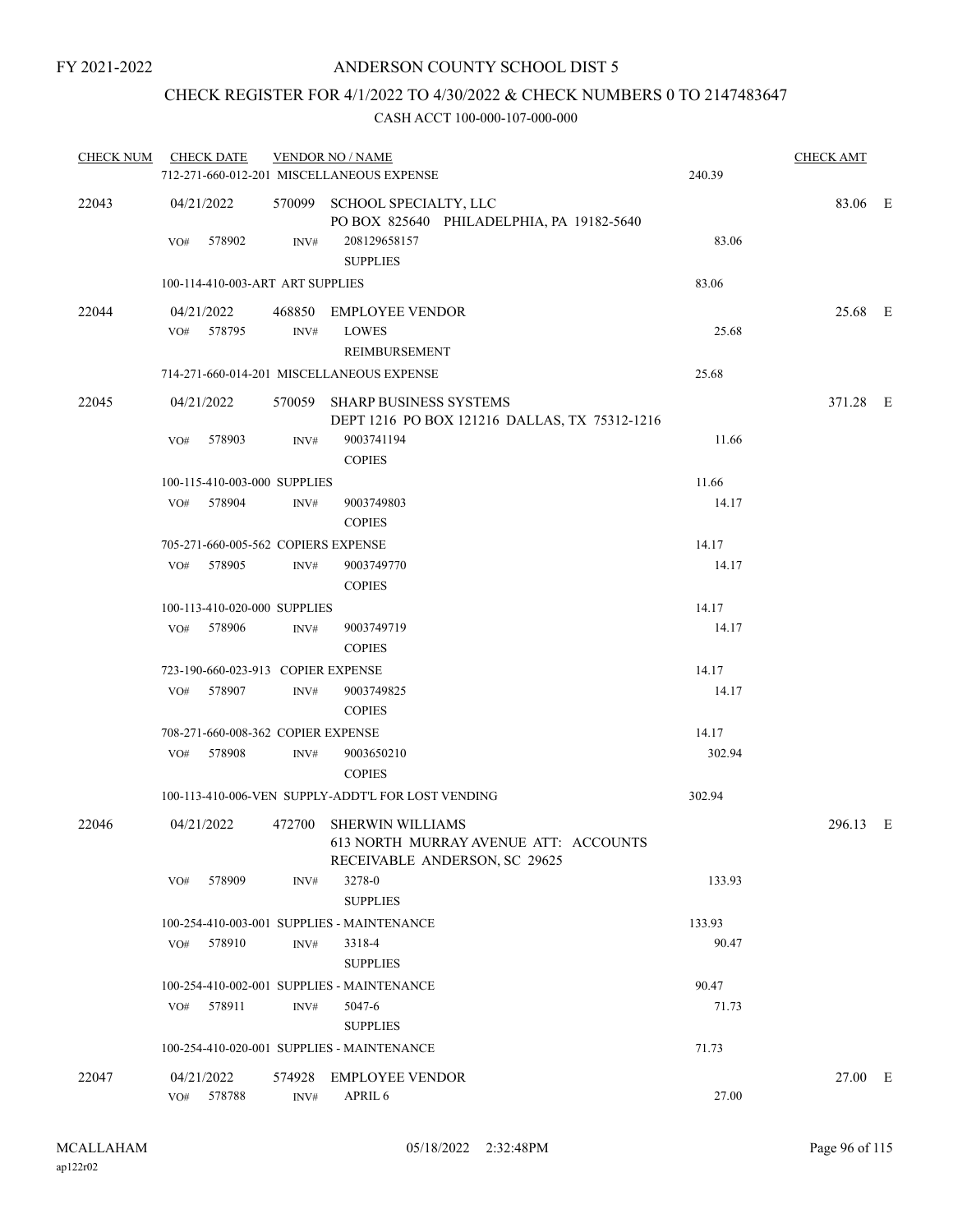FY 2021-2022

# ANDERSON COUNTY SCHOOL DIST 5

## CHECK REGISTER FOR 4/1/2022 TO 4/30/2022 & CHECK NUMBERS 0 TO 2147483647

### CASH ACCT 100-000-107-000-000

| CHECK NUM | CHECK DATE | VENDOR NO / NAME | | CHECK AMT |
|---|---|---|---|---|
| | 712-271-660-012-201 MISCELLANEOUS EXPENSE | | 240.39 | |
| 22043 | 04/21/2022 | 570099 SCHOOL SPECIALTY, LLC<br>PO BOX 825640 PHILADELPHIA, PA 19182-5640 | | 83.06 E |
| | VO# 578902 | INV# 208129658157<br>SUPPLIES | 83.06 | |
| | 100-114-410-003-ART ART SUPPLIES | | 83.06 | |
| 22044 | 04/21/2022 | 468850 EMPLOYEE VENDOR | | 25.68 E |
| | VO# 578795 | INV# LOWES<br>REIMBURSEMENT | 25.68 | |
| | 714-271-660-014-201 MISCELLANEOUS EXPENSE | | 25.68 | |
| 22045 | 04/21/2022 | 570059 SHARP BUSINESS SYSTEMS<br>DEPT 1216 PO BOX 121216 DALLAS, TX 75312-1216 | | 371.28 E |
| | VO# 578903 | INV# 9003741194<br>COPIES | 11.66 | |
| | 100-115-410-003-000 SUPPLIES | | 11.66 | |
| | VO# 578904 | INV# 9003749803<br>COPIES | 14.17 | |
| | 705-271-660-005-562 COPIERS EXPENSE | | 14.17 | |
| | VO# 578905 | INV# 9003749770<br>COPIES | 14.17 | |
| | 100-113-410-020-000 SUPPLIES | | 14.17 | |
| | VO# 578906 | INV# 9003749719<br>COPIES | 14.17 | |
| | 723-190-660-023-913 COPIER EXPENSE | | 14.17 | |
| | VO# 578907 | INV# 9003749825<br>COPIES | 14.17 | |
| | 708-271-660-008-362 COPIER EXPENSE | | 14.17 | |
| | VO# 578908 | INV# 9003650210<br>COPIES | 302.94 | |
| | 100-113-410-006-VEN SUPPLY-ADDT'L FOR LOST VENDING | | 302.94 | |
| 22046 | 04/21/2022 | 472700 SHERWIN WILLIAMS<br>613 NORTH MURRAY AVENUE ATT: ACCOUNTS RECEIVABLE ANDERSON, SC 29625 | | 296.13 E |
| | VO# 578909 | INV# 3278-0<br>SUPPLIES | 133.93 | |
| | 100-254-410-003-001 SUPPLIES - MAINTENANCE | | 133.93 | |
| | VO# 578910 | INV# 3318-4<br>SUPPLIES | 90.47 | |
| | 100-254-410-002-001 SUPPLIES - MAINTENANCE | | 90.47 | |
| | VO# 578911 | INV# 5047-6<br>SUPPLIES | 71.73 | |
| | 100-254-410-020-001 SUPPLIES - MAINTENANCE | | 71.73 | |
| 22047 | 04/21/2022 | 574928 EMPLOYEE VENDOR | | 27.00 E |
| | VO# 578788 | INV# APRIL 6 | 27.00 | |

MCALLAHAM
ap122r02

05/18/2022 2:32:48PM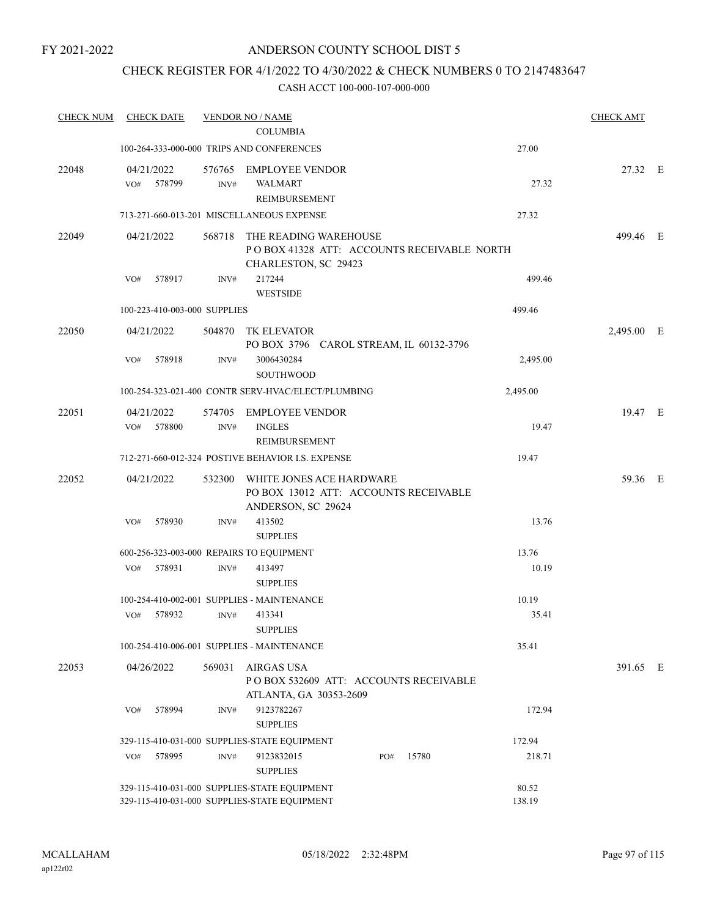FY 2021-2022

# ANDERSON COUNTY SCHOOL DIST 5

## CHECK REGISTER FOR 4/1/2022 TO 4/30/2022 & CHECK NUMBERS 0 TO 2147483647

### CASH ACCT 100-000-107-000-000

| CHECK NUM | CHECK DATE | VENDOR NO / NAME | | CHECK AMT | |
|---|---|---|---|---|---|
| | | COLUMBIA | | | |
| | 100-264-333-000-000 TRIPS AND CONFERENCES | | 27.00 | | |
| 22048 | 04/21/2022 | 576765 EMPLOYEE VENDOR | | 27.32 | E |
| | VO# 578799 | INV# WALMART REIMBURSEMENT | 27.32 | | |
| | 713-271-660-013-201 MISCELLANEOUS EXPENSE | | 27.32 | | |
| 22049 | 04/21/2022 | 568718 THE READING WAREHOUSE P O BOX 41328 ATT: ACCOUNTS RECEIVABLE NORTH CHARLESTON, SC 29423 | | 499.46 | E |
| | VO# 578917 | INV# 217244 WESTSIDE | 499.46 | | |
| | 100-223-410-003-000 SUPPLIES | | 499.46 | | |
| 22050 | 04/21/2022 | 504870 TK ELEVATOR PO BOX 3796 CAROL STREAM, IL 60132-3796 | | 2,495.00 | E |
| | VO# 578918 | INV# 3006430284 SOUTHWOOD | 2,495.00 | | |
| | 100-254-323-021-400 CONTR SERV-HVAC/ELECT/PLUMBING | | 2,495.00 | | |
| 22051 | 04/21/2022 | 574705 EMPLOYEE VENDOR | | 19.47 | E |
| | VO# 578800 | INV# INGLES REIMBURSEMENT | 19.47 | | |
| | 712-271-660-012-324 POSTIVE BEHAVIOR I.S. EXPENSE | | 19.47 | | |
| 22052 | 04/21/2022 | 532300 WHITE JONES ACE HARDWARE PO BOX 13012 ATT: ACCOUNTS RECEIVABLE ANDERSON, SC 29624 | | 59.36 | E |
| | VO# 578930 | INV# 413502 SUPPLIES | 13.76 | | |
| | 600-256-323-003-000 REPAIRS TO EQUIPMENT | | 13.76 | | |
| | VO# 578931 | INV# 413497 SUPPLIES | 10.19 | | |
| | 100-254-410-002-001 SUPPLIES - MAINTENANCE | | 10.19 | | |
| | VO# 578932 | INV# 413341 SUPPLIES | 35.41 | | |
| | 100-254-410-006-001 SUPPLIES - MAINTENANCE | | 35.41 | | |
| 22053 | 04/26/2022 | 569031 AIRGAS USA P O BOX 532609 ATT: ACCOUNTS RECEIVABLE ATLANTA, GA 30353-2609 | | 391.65 | E |
| | VO# 578994 | INV# 9123782267 SUPPLIES | 172.94 | | |
| | 329-115-410-031-000 SUPPLIES-STATE EQUIPMENT | | 172.94 | | |
| | VO# 578995 | INV# 9123832015 PO# 15780 SUPPLIES | 218.71 | | |
| | 329-115-410-031-000 SUPPLIES-STATE EQUIPMENT | | 80.52 | | |
| | 329-115-410-031-000 SUPPLIES-STATE EQUIPMENT | | 138.19 | | |

MCALLAHAM
ap122r02

05/18/2022 2:32:48PM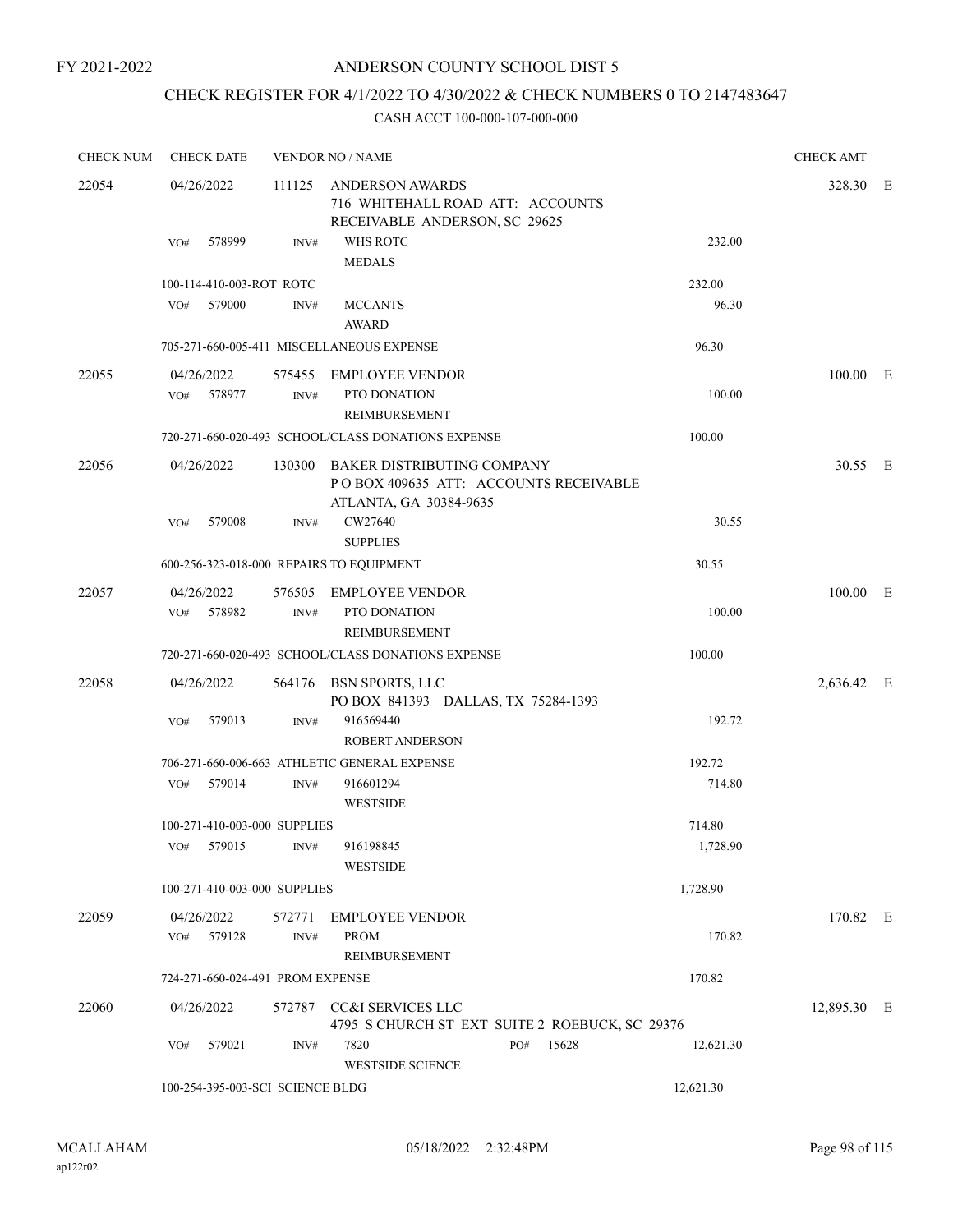FY 2021-2022

# ANDERSON COUNTY SCHOOL DIST 5

## CHECK REGISTER FOR 4/1/2022 TO 4/30/2022 & CHECK NUMBERS 0 TO 2147483647

### CASH ACCT 100-000-107-000-000

| CHECK NUM | CHECK DATE | VENDOR NO / NAME | | | CHECK AMT | |
|---|---|---|---|---|---|---|
| 22054 | 04/26/2022 | 111125 | ANDERSON AWARDS<br>716 WHITEHALL ROAD ATT: ACCOUNTS<br>RECEIVABLE ANDERSON, SC 29625 | | 328.30 | E |
| | VO# 578999 | INV# | WHS ROTC<br>MEDALS | 232.00 | | |
| | 100-114-410-003-ROT ROTC | | | 232.00 | | |
| | VO# 579000 | INV# | MCCANTS<br>AWARD | 96.30 | | |
| | 705-271-660-005-411 MISCELLANEOUS EXPENSE | | | 96.30 | | |
| 22055 | 04/26/2022 | 575455 | EMPLOYEE VENDOR | | 100.00 | E |
| | VO# 578977 | INV# | PTO DONATION<br>REIMBURSEMENT | 100.00 | | |
| | 720-271-660-020-493 SCHOOL/CLASS DONATIONS EXPENSE | | | 100.00 | | |
| 22056 | 04/26/2022 | 130300 | BAKER DISTRIBUTING COMPANY<br>P O BOX 409635 ATT: ACCOUNTS RECEIVABLE<br>ATLANTA, GA 30384-9635 | | 30.55 | E |
| | VO# 579008 | INV# | CW27640<br>SUPPLIES | 30.55 | | |
| | 600-256-323-018-000 REPAIRS TO EQUIPMENT | | | 30.55 | | |
| 22057 | 04/26/2022 | 576505 | EMPLOYEE VENDOR | | 100.00 | E |
| | VO# 578982 | INV# | PTO DONATION<br>REIMBURSEMENT | 100.00 | | |
| | 720-271-660-020-493 SCHOOL/CLASS DONATIONS EXPENSE | | | 100.00 | | |
| 22058 | 04/26/2022 | 564176 | BSN SPORTS, LLC<br>PO BOX 841393 DALLAS, TX 75284-1393 | | 2,636.42 | E |
| | VO# 579013 | INV# | 916569440<br>ROBERT ANDERSON | 192.72 | | |
| | 706-271-660-006-663 ATHLETIC GENERAL EXPENSE | | | 192.72 | | |
| | VO# 579014 | INV# | 916601294<br>WESTSIDE | 714.80 | | |
| | 100-271-410-003-000 SUPPLIES | | | 714.80 | | |
| | VO# 579015 | INV# | 916198845<br>WESTSIDE | 1,728.90 | | |
| | 100-271-410-003-000 SUPPLIES | | | 1,728.90 | | |
| 22059 | 04/26/2022 | 572771 | EMPLOYEE VENDOR | | 170.82 | E |
| | VO# 579128 | INV# | PROM<br>REIMBURSEMENT | 170.82 | | |
| | 724-271-660-024-491 PROM EXPENSE | | | 170.82 | | |
| 22060 | 04/26/2022 | 572787 | CC&I SERVICES LLC<br>4795 S CHURCH ST EXT SUITE 2 ROEBUCK, SC 29376 | | 12,895.30 | E |
| | VO# 579021 | INV# | 7820 PO# 15628<br>WESTSIDE SCIENCE | 12,621.30 | | |
| | 100-254-395-003-SCI SCIENCE BLDG | | | 12,621.30 | | |

MCALLAHAM
ap122r02

05/18/2022 2:32:48PM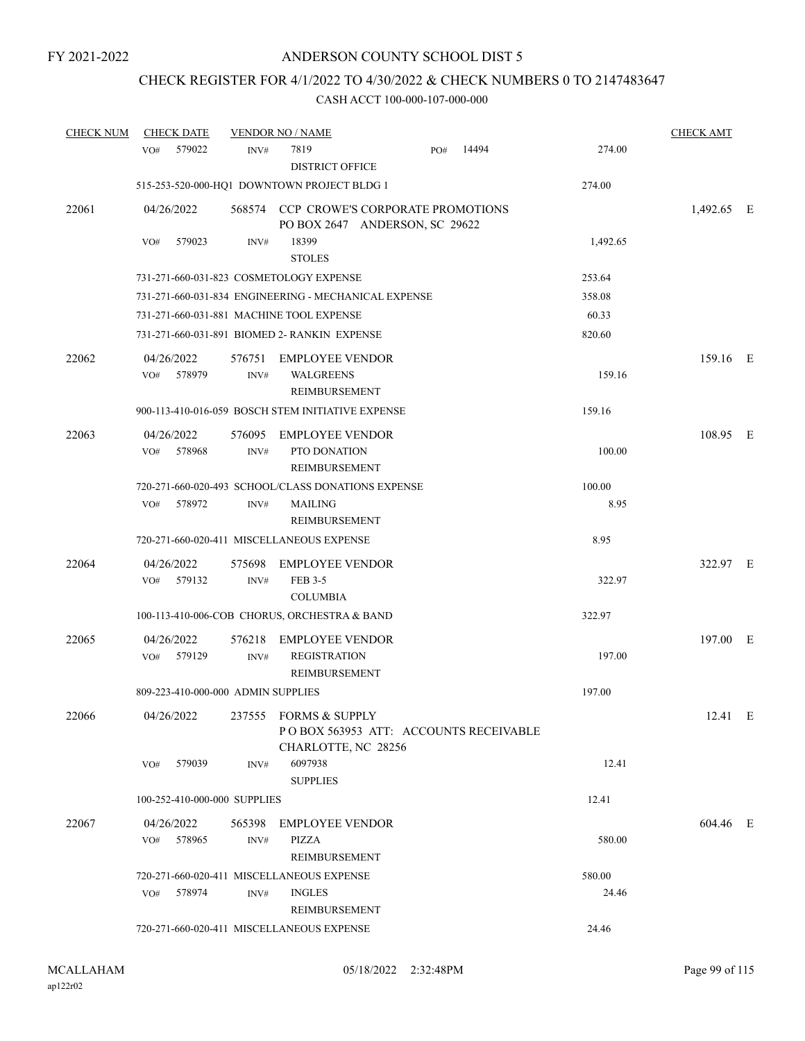FY 2021-2022

# ANDERSON COUNTY SCHOOL DIST 5

## CHECK REGISTER FOR 4/1/2022 TO 4/30/2022 & CHECK NUMBERS 0 TO 2147483647

CASH ACCT 100-000-107-000-000

| CHECK NUM | CHECK DATE | VENDOR NO / NAME | | CHECK AMT |
|---|---|---|---|---|
| | VO# 579022 | INV# 7819 PO# 14494<br>DISTRICT OFFICE | 274.00 | |
| | 515-253-520-000-HQ1 DOWNTOWN PROJECT BLDG 1 | | 274.00 | |
| 22061 | 04/26/2022 | 568574 CCP CROWE'S CORPORATE PROMOTIONS<br>PO BOX 2647 ANDERSON, SC 29622 | | 1,492.65 E |
| | VO# 579023 | INV# 18399<br>STOLES | 1,492.65 | |
| | 731-271-660-031-823 COSMETOLOGY EXPENSE | | 253.64 | |
| | 731-271-660-031-834 ENGINEERING - MECHANICAL EXPENSE | | 358.08 | |
| | 731-271-660-031-881 MACHINE TOOL EXPENSE | | 60.33 | |
| | 731-271-660-031-891 BIOMED 2- RANKIN EXPENSE | | 820.60 | |
| 22062 | 04/26/2022 | 576751 EMPLOYEE VENDOR | | 159.16 E |
| | VO# 578979 | INV# WALGREENS<br>REIMBURSEMENT | 159.16 | |
| | 900-113-410-016-059 BOSCH STEM INITIATIVE EXPENSE | | 159.16 | |
| 22063 | 04/26/2022 | 576095 EMPLOYEE VENDOR | | 108.95 E |
| | VO# 578968 | INV# PTO DONATION<br>REIMBURSEMENT | 100.00 | |
| | 720-271-660-020-493 SCHOOL/CLASS DONATIONS EXPENSE | | 100.00 | |
| | VO# 578972 | INV# MAILING<br>REIMBURSEMENT | 8.95 | |
| | 720-271-660-020-411 MISCELLANEOUS EXPENSE | | 8.95 | |
| 22064 | 04/26/2022 | 575698 EMPLOYEE VENDOR | | 322.97 E |
| | VO# 579132 | INV# FEB 3-5<br>COLUMBIA | 322.97 | |
| | 100-113-410-006-COB CHORUS, ORCHESTRA & BAND | | 322.97 | |
| 22065 | 04/26/2022 | 576218 EMPLOYEE VENDOR | | 197.00 E |
| | VO# 579129 | INV# REGISTRATION<br>REIMBURSEMENT | 197.00 | |
| | 809-223-410-000-000 ADMIN SUPPLIES | | 197.00 | |
| 22066 | 04/26/2022 | 237555 FORMS & SUPPLY<br>P O BOX 563953 ATT: ACCOUNTS RECEIVABLE<br>CHARLOTTE, NC 28256 | | 12.41 E |
| | VO# 579039 | INV# 6097938<br>SUPPLIES | 12.41 | |
| | 100-252-410-000-000 SUPPLIES | | 12.41 | |
| 22067 | 04/26/2022 | 565398 EMPLOYEE VENDOR | | 604.46 E |
| | VO# 578965 | INV# PIZZA<br>REIMBURSEMENT | 580.00 | |
| | 720-271-660-020-411 MISCELLANEOUS EXPENSE | | 580.00 | |
| | VO# 578974 | INV# INGLES<br>REIMBURSEMENT | 24.46 | |
| | 720-271-660-020-411 MISCELLANEOUS EXPENSE | | 24.46 | |

MCALLAHAM
ap122r02

05/18/2022 2:32:48PM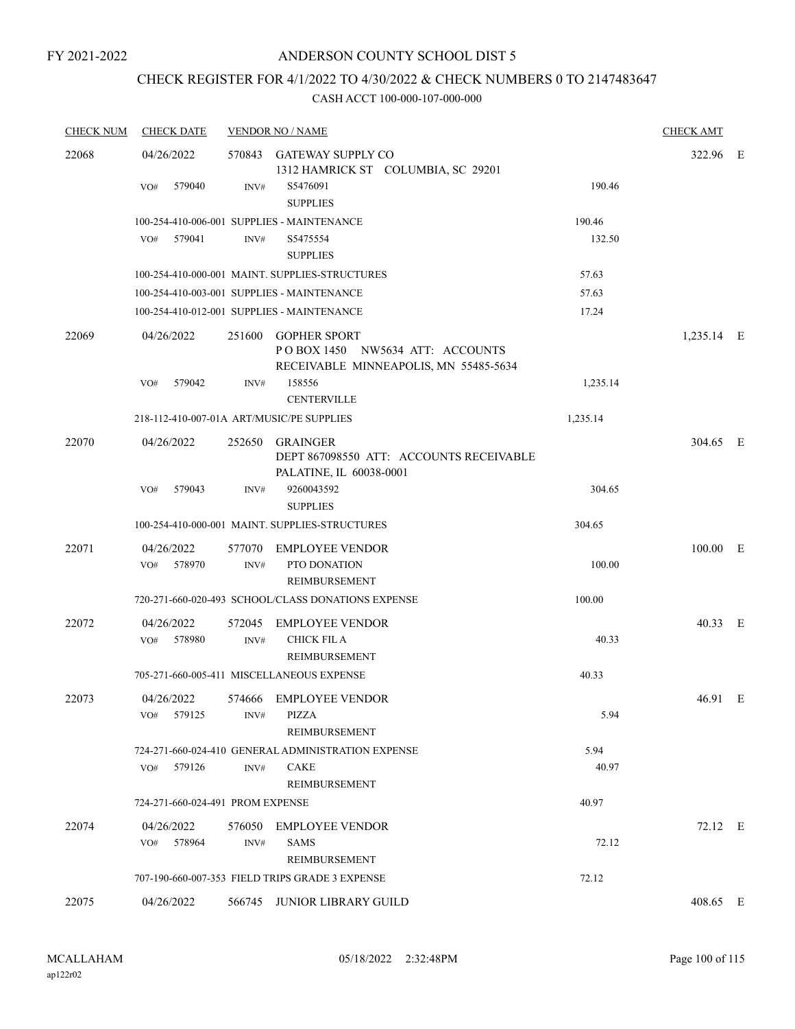FY 2021-2022

# ANDERSON COUNTY SCHOOL DIST 5

## CHECK REGISTER FOR 4/1/2022 TO 4/30/2022 & CHECK NUMBERS 0 TO 2147483647

CASH ACCT 100-000-107-000-000

| CHECK NUM | CHECK DATE | VENDOR NO / NAME | | CHECK AMT | |
|---|---|---|---|---|---|
| 22068 | 04/26/2022 | 570843 GATEWAY SUPPLY CO<br>1312 HAMRICK ST COLUMBIA, SC 29201 | | 322.96 | E |
| | VO# 579040 | INV# S5476091<br>SUPPLIES | 190.46 | | |
| | 100-254-410-006-001 SUPPLIES - MAINTENANCE | | 190.46 | | |
| | VO# 579041 | INV# S5475554<br>SUPPLIES | 132.50 | | |
| | 100-254-410-000-001 MAINT. SUPPLIES-STRUCTURES | | 57.63 | | |
| | 100-254-410-003-001 SUPPLIES - MAINTENANCE | | 57.63 | | |
| | 100-254-410-012-001 SUPPLIES - MAINTENANCE | | 17.24 | | |
| 22069 | 04/26/2022 | 251600 GOPHER SPORT<br>P O BOX 1450 NW5634 ATT: ACCOUNTS RECEIVABLE MINNEAPOLIS, MN 55485-5634 | | 1,235.14 | E |
| | VO# 579042 | INV# 158556<br>CENTERVILLE | 1,235.14 | | |
| | 218-112-410-007-01A ART/MUSIC/PE SUPPLIES | | 1,235.14 | | |
| 22070 | 04/26/2022 | 252650 GRAINGER<br>DEPT 867098550 ATT: ACCOUNTS RECEIVABLE PALATINE, IL 60038-0001 | | 304.65 | E |
| | VO# 579043 | INV# 9260043592<br>SUPPLIES | 304.65 | | |
| | 100-254-410-000-001 MAINT. SUPPLIES-STRUCTURES | | 304.65 | | |
| 22071 | 04/26/2022 | 577070 EMPLOYEE VENDOR | | 100.00 | E |
| | VO# 578970 | INV# PTO DONATION<br>REIMBURSEMENT | 100.00 | | |
| | 720-271-660-020-493 SCHOOL/CLASS DONATIONS EXPENSE | | 100.00 | | |
| 22072 | 04/26/2022 | 572045 EMPLOYEE VENDOR | | 40.33 | E |
| | VO# 578980 | INV# CHICK FIL A<br>REIMBURSEMENT | 40.33 | | |
| | 705-271-660-005-411 MISCELLANEOUS EXPENSE | | 40.33 | | |
| 22073 | 04/26/2022 | 574666 EMPLOYEE VENDOR | | 46.91 | E |
| | VO# 579125 | INV# PIZZA<br>REIMBURSEMENT | 5.94 | | |
| | 724-271-660-024-410 GENERAL ADMINISTRATION EXPENSE | | 5.94 | | |
| | VO# 579126 | INV# CAKE<br>REIMBURSEMENT | 40.97 | | |
| | 724-271-660-024-491 PROM EXPENSE | | 40.97 | | |
| 22074 | 04/26/2022 | 576050 EMPLOYEE VENDOR | | 72.12 | E |
| | VO# 578964 | INV# SAMS<br>REIMBURSEMENT | 72.12 | | |
| | 707-190-660-007-353 FIELD TRIPS GRADE 3 EXPENSE | | 72.12 | | |
| 22075 | 04/26/2022 | 566745 JUNIOR LIBRARY GUILD | | 408.65 | E |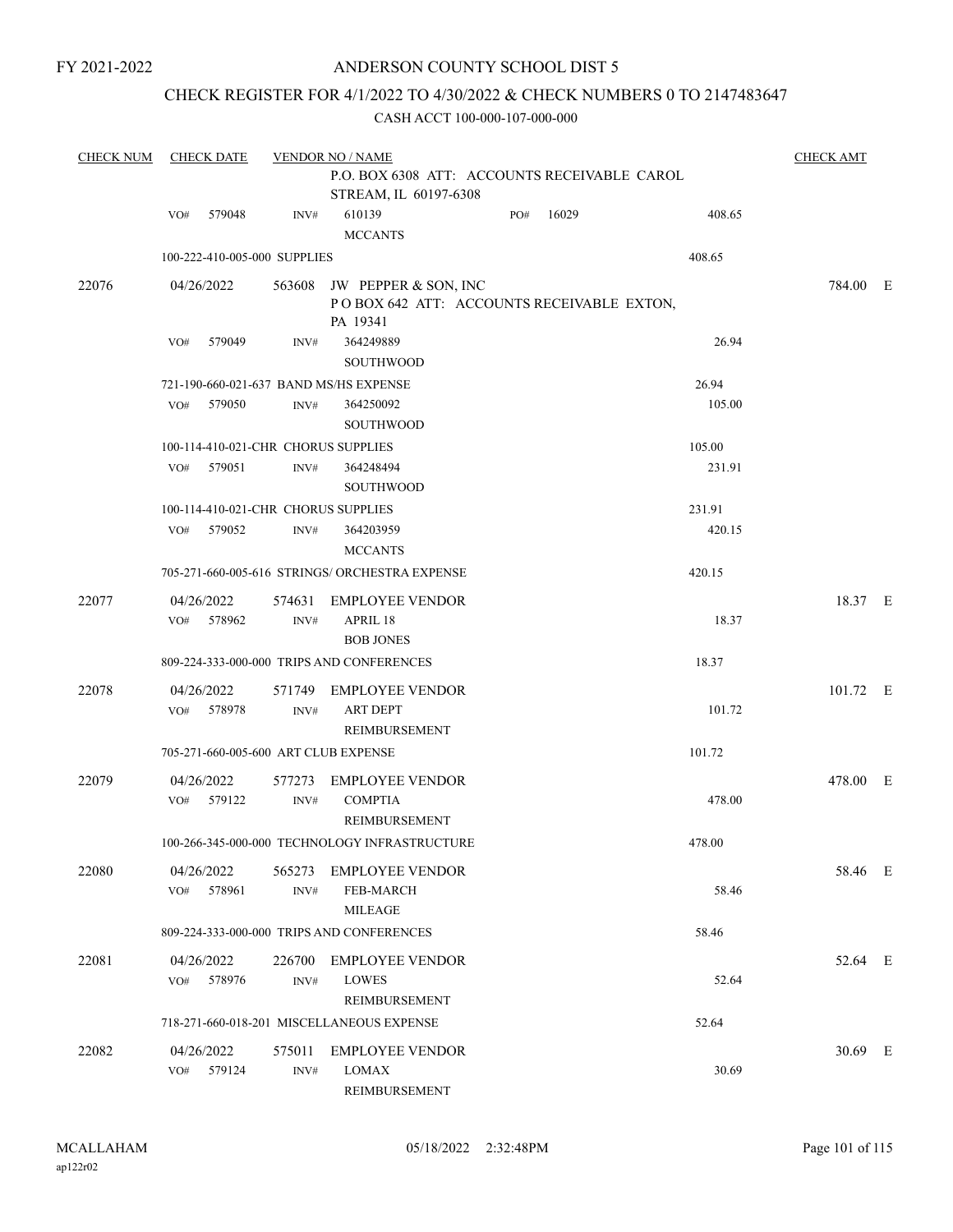FY 2021-2022

# ANDERSON COUNTY SCHOOL DIST 5

## CHECK REGISTER FOR 4/1/2022 TO 4/30/2022 & CHECK NUMBERS 0 TO 2147483647

### CASH ACCT 100-000-107-000-000

| CHECK NUM | CHECK DATE | VENDOR NO / NAME | | | CHECK AMT | |
|---|---|---|---|---|---|---|
| | | P.O. BOX 6308 ATT: ACCOUNTS RECEIVABLE CAROL STREAM, IL 60197-6308 | | | | |
| | VO# 579048 | INV# 610139 MCCANTS | PO# 16029 | 408.65 | | |
| | 100-222-410-005-000 SUPPLIES | | | 408.65 | | |
| 22076 | 04/26/2022 | 563608 JW PEPPER & SON, INC P O BOX 642 ATT: ACCOUNTS RECEIVABLE EXTON, PA 19341 | | | 784.00 | E |
| | VO# 579049 | INV# 364249889 SOUTHWOOD | | 26.94 | | |
| | 721-190-660-021-637 BAND MS/HS EXPENSE | | | 26.94 | | |
| | VO# 579050 | INV# 364250092 SOUTHWOOD | | 105.00 | | |
| | 100-114-410-021-CHR CHORUS SUPPLIES | | | 105.00 | | |
| | VO# 579051 | INV# 364248494 SOUTHWOOD | | 231.91 | | |
| | 100-114-410-021-CHR CHORUS SUPPLIES | | | 231.91 | | |
| | VO# 579052 | INV# 364203959 MCCANTS | | 420.15 | | |
| | 705-271-660-005-616 STRINGS/ ORCHESTRA EXPENSE | | | 420.15 | | |
| 22077 | 04/26/2022 | 574631 EMPLOYEE VENDOR | | | 18.37 | E |
| | VO# 578962 | INV# APRIL 18 BOB JONES | | 18.37 | | |
| | 809-224-333-000-000 TRIPS AND CONFERENCES | | | 18.37 | | |
| 22078 | 04/26/2022 | 571749 EMPLOYEE VENDOR | | | 101.72 | E |
| | VO# 578978 | INV# ART DEPT REIMBURSEMENT | | 101.72 | | |
| | 705-271-660-005-600 ART CLUB EXPENSE | | | 101.72 | | |
| 22079 | 04/26/2022 | 577273 EMPLOYEE VENDOR | | | 478.00 | E |
| | VO# 579122 | INV# COMPTIA REIMBURSEMENT | | 478.00 | | |
| | 100-266-345-000-000 TECHNOLOGY INFRASTRUCTURE | | | 478.00 | | |
| 22080 | 04/26/2022 | 565273 EMPLOYEE VENDOR | | | 58.46 | E |
| | VO# 578961 | INV# FEB-MARCH MILEAGE | | 58.46 | | |
| | 809-224-333-000-000 TRIPS AND CONFERENCES | | | 58.46 | | |
| 22081 | 04/26/2022 | 226700 EMPLOYEE VENDOR | | | 52.64 | E |
| | VO# 578976 | INV# LOWES REIMBURSEMENT | | 52.64 | | |
| | 718-271-660-018-201 MISCELLANEOUS EXPENSE | | | 52.64 | | |
| 22082 | 04/26/2022 | 575011 EMPLOYEE VENDOR | | | 30.69 | E |
| | VO# 579124 | INV# LOMAX REIMBURSEMENT | | 30.69 | | |

MCALLAHAM
ap122r02

05/18/2022 2:32:48PM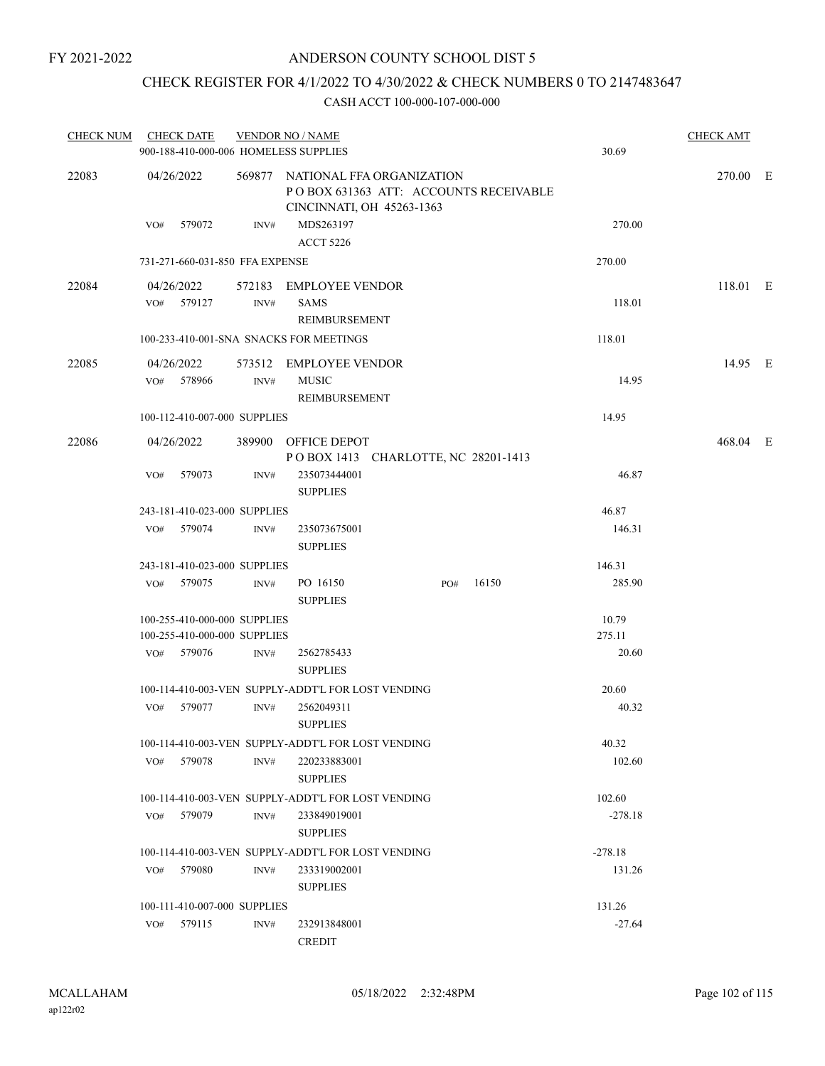FY 2021-2022

# ANDERSON COUNTY SCHOOL DIST 5

## CHECK REGISTER FOR 4/1/2022 TO 4/30/2022 & CHECK NUMBERS 0 TO 2147483647

### CASH ACCT 100-000-107-000-000

| CHECK NUM | CHECK DATE | VENDOR NO / NAME | | | CHECK AMT | |
|---|---|---|---|---|---|---|
| | 900-188-410-000-006 HOMELESS SUPPLIES | | | 30.69 | | |
| 22083 | 04/26/2022 | 569877 NATIONAL FFA ORGANIZATION<br>P O BOX 631363 ATT: ACCOUNTS RECEIVABLE<br>CINCINNATI, OH 45263-1363 | | | 270.00 | E |
| | VO# 579072 | INV# MDS263197<br>ACCT 5226 | | 270.00 | | |
| | 731-271-660-031-850 FFA EXPENSE | | | 270.00 | | |
| 22084 | 04/26/2022 | 572183 EMPLOYEE VENDOR | | | 118.01 | E |
| | VO# 579127 | INV# SAMS<br>REIMBURSEMENT | | 118.01 | | |
| | 100-233-410-001-SNA SNACKS FOR MEETINGS | | | 118.01 | | |
| 22085 | 04/26/2022 | 573512 EMPLOYEE VENDOR | | | 14.95 | E |
| | VO# 578966 | INV# MUSIC<br>REIMBURSEMENT | | 14.95 | | |
| | 100-112-410-007-000 SUPPLIES | | | 14.95 | | |
| 22086 | 04/26/2022 | 389900 OFFICE DEPOT<br>P O BOX 1413 CHARLOTTE, NC 28201-1413 | | | 468.04 | E |
| | VO# 579073 | INV# 235073444001<br>SUPPLIES | | 46.87 | | |
| | 243-181-410-023-000 SUPPLIES | | | 46.87 | | |
| | VO# 579074 | INV# 235073675001<br>SUPPLIES | | 146.31 | | |
| | 243-181-410-023-000 SUPPLIES | | | 146.31 | | |
| | VO# 579075 | INV# PO 16150<br>SUPPLIES | PO# 16150 | 285.90 | | |
| | 100-255-410-000-000 SUPPLIES | | | 10.79 | | |
| | 100-255-410-000-000 SUPPLIES | | | 275.11 | | |
| | VO# 579076 | INV# 2562785433<br>SUPPLIES | | 20.60 | | |
| | 100-114-410-003-VEN SUPPLY-ADDT'L FOR LOST VENDING | | | 20.60 | | |
| | VO# 579077 | INV# 2562049311<br>SUPPLIES | | 40.32 | | |
| | 100-114-410-003-VEN SUPPLY-ADDT'L FOR LOST VENDING | | | 40.32 | | |
| | VO# 579078 | INV# 220233883001<br>SUPPLIES | | 102.60 | | |
| | 100-114-410-003-VEN SUPPLY-ADDT'L FOR LOST VENDING | | | 102.60 | | |
| | VO# 579079 | INV# 233849019001<br>SUPPLIES | | -278.18 | | |
| | 100-114-410-003-VEN SUPPLY-ADDT'L FOR LOST VENDING | | | -278.18 | | |
| | VO# 579080 | INV# 233319002001<br>SUPPLIES | | 131.26 | | |
| | 100-111-410-007-000 SUPPLIES | | | 131.26 | | |
| | VO# 579115 | INV# 232913848001<br>CREDIT | | -27.64 | | |

MCALLAHAM
ap122r02

05/18/2022 2:32:48PM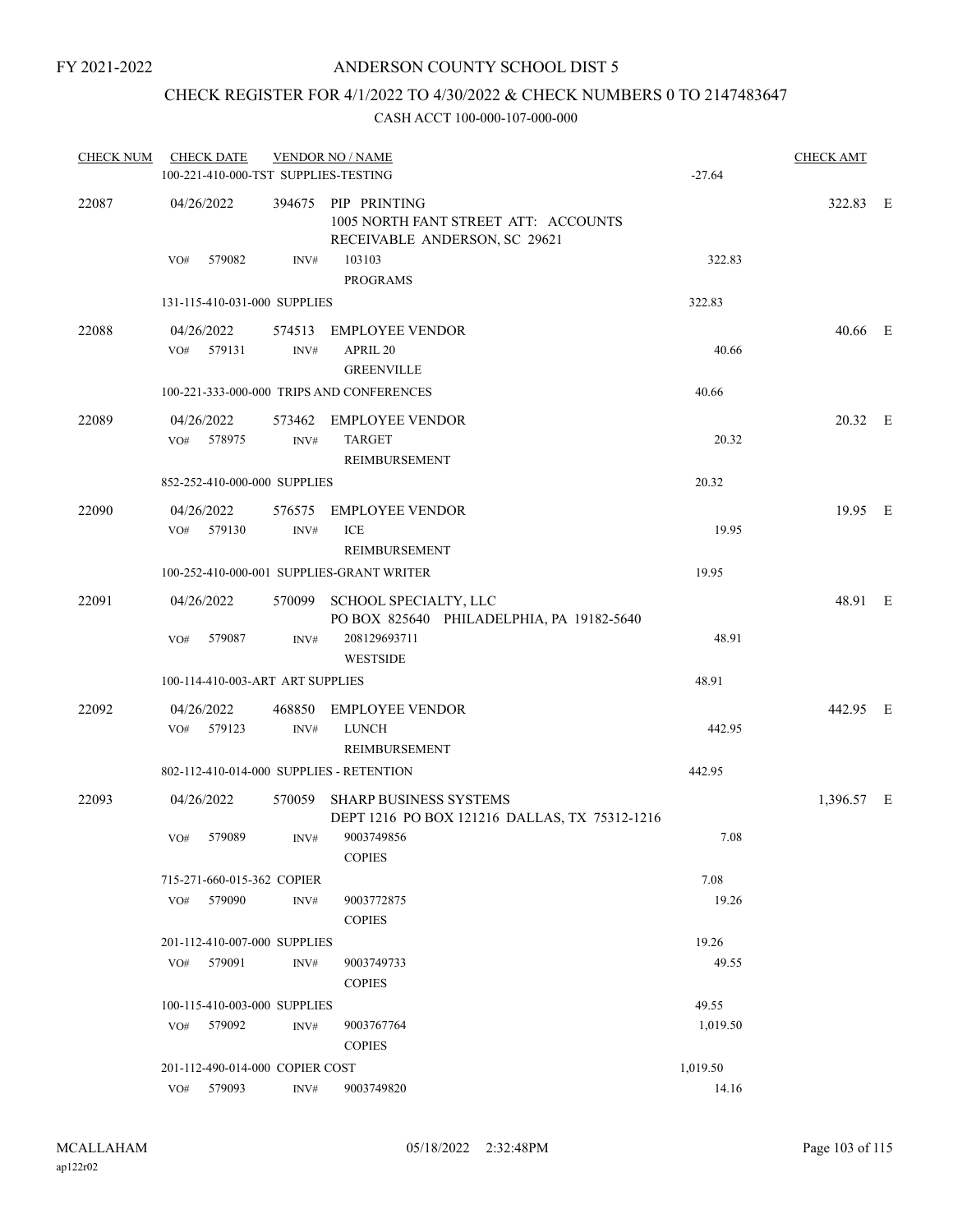FY 2021-2022

# ANDERSON COUNTY SCHOOL DIST 5

## CHECK REGISTER FOR 4/1/2022 TO 4/30/2022 & CHECK NUMBERS 0 TO 2147483647

### CASH ACCT 100-000-107-000-000

| CHECK NUM | CHECK DATE | VENDOR NO / NAME | | CHECK AMT | |
|---|---|---|---|---|---|
| | 100-221-410-000-TST SUPPLIES-TESTING | | -27.64 | | |
| 22087 | 04/26/2022 | 394675 PIP PRINTING<br>1005 NORTH FANT STREET ATT: ACCOUNTS RECEIVABLE ANDERSON, SC 29621 | | 322.83 | E |
| | VO# 579082 | INV# 103103<br>PROGRAMS | 322.83 | | |
| | 131-115-410-031-000 SUPPLIES | | 322.83 | | |
| 22088 | 04/26/2022 | 574513 EMPLOYEE VENDOR | | 40.66 | E |
| | VO# 579131 | INV# APRIL 20<br>GREENVILLE | 40.66 | | |
| | 100-221-333-000-000 TRIPS AND CONFERENCES | | 40.66 | | |
| 22089 | 04/26/2022 | 573462 EMPLOYEE VENDOR | | 20.32 | E |
| | VO# 578975 | INV# TARGET<br>REIMBURSEMENT | 20.32 | | |
| | 852-252-410-000-000 SUPPLIES | | 20.32 | | |
| 22090 | 04/26/2022 | 576575 EMPLOYEE VENDOR | | 19.95 | E |
| | VO# 579130 | INV# ICE<br>REIMBURSEMENT | 19.95 | | |
| | 100-252-410-000-001 SUPPLIES-GRANT WRITER | | 19.95 | | |
| 22091 | 04/26/2022 | 570099 SCHOOL SPECIALTY, LLC<br>PO BOX 825640 PHILADELPHIA, PA 19182-5640 | | 48.91 | E |
| | VO# 579087 | INV# 208129693711<br>WESTSIDE | 48.91 | | |
| | 100-114-410-003-ART ART SUPPLIES | | 48.91 | | |
| 22092 | 04/26/2022 | 468850 EMPLOYEE VENDOR | | 442.95 | E |
| | VO# 579123 | INV# LUNCH<br>REIMBURSEMENT | 442.95 | | |
| | 802-112-410-014-000 SUPPLIES - RETENTION | | 442.95 | | |
| 22093 | 04/26/2022 | 570059 SHARP BUSINESS SYSTEMS<br>DEPT 1216 PO BOX 121216 DALLAS, TX 75312-1216 | | 1,396.57 | E |
| | VO# 579089 | INV# 9003749856<br>COPIES | 7.08 | | |
| | 715-271-660-015-362 COPIER | | 7.08 | | |
| | VO# 579090 | INV# 9003772875<br>COPIES | 19.26 | | |
| | 201-112-410-007-000 SUPPLIES | | 19.26 | | |
| | VO# 579091 | INV# 9003749733<br>COPIES | 49.55 | | |
| | 100-115-410-003-000 SUPPLIES | | 49.55 | | |
| | VO# 579092 | INV# 9003767764<br>COPIES | 1,019.50 | | |
| | 201-112-490-014-000 COPIER COST | | 1,019.50 | | |
| | VO# 579093 | INV# 9003749820 | 14.16 | | |

MCALLAHAM
ap122r02

05/18/2022 2:32:48PM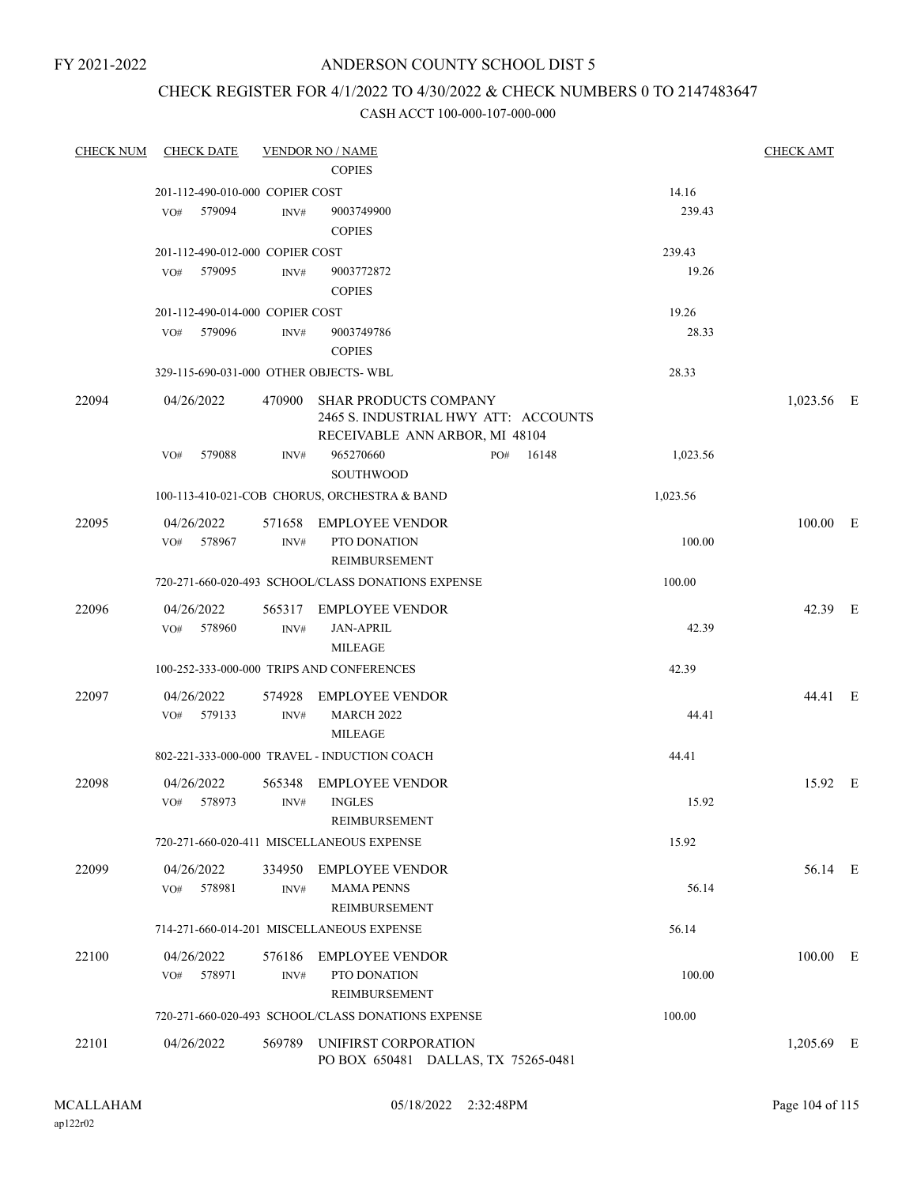FY 2021-2022

# ANDERSON COUNTY SCHOOL DIST 5

## CHECK REGISTER FOR 4/1/2022 TO 4/30/2022 & CHECK NUMBERS 0 TO 2147483647

### CASH ACCT 100-000-107-000-000

| CHECK NUM | CHECK DATE | VENDOR NO / NAME | | CHECK AMT | |
|---|---|---|---|---|---|
| | | COPIES | | | |
| | 201-112-490-010-000 COPIER COST | | 14.16 | | |
| | VO# 579094 | INV# 9003749900 COPIES | 239.43 | | |
| | 201-112-490-012-000 COPIER COST | | 239.43 | | |
| | VO# 579095 | INV# 9003772872 COPIES | 19.26 | | |
| | 201-112-490-014-000 COPIER COST | | 19.26 | | |
| | VO# 579096 | INV# 9003749786 COPIES | 28.33 | | |
| | 329-115-690-031-000 OTHER OBJECTS- WBL | | 28.33 | | |
| 22094 | 04/26/2022 | 470900 SHAR PRODUCTS COMPANY 2465 S. INDUSTRIAL HWY ATT: ACCOUNTS RECEIVABLE ANN ARBOR, MI 48104 | | 1,023.56 | E |
| | VO# 579088 | INV# 965270660 PO# 16148 SOUTHWOOD | 1,023.56 | | |
| | 100-113-410-021-COB CHORUS, ORCHESTRA & BAND | | 1,023.56 | | |
| 22095 | 04/26/2022 | 571658 EMPLOYEE VENDOR | | 100.00 | E |
| | VO# 578967 | INV# PTO DONATION REIMBURSEMENT | 100.00 | | |
| | 720-271-660-020-493 SCHOOL/CLASS DONATIONS EXPENSE | | 100.00 | | |
| 22096 | 04/26/2022 | 565317 EMPLOYEE VENDOR | | 42.39 | E |
| | VO# 578960 | INV# JAN-APRIL MILEAGE | 42.39 | | |
| | 100-252-333-000-000 TRIPS AND CONFERENCES | | 42.39 | | |
| 22097 | 04/26/2022 | 574928 EMPLOYEE VENDOR | | 44.41 | E |
| | VO# 579133 | INV# MARCH 2022 MILEAGE | 44.41 | | |
| | 802-221-333-000-000 TRAVEL - INDUCTION COACH | | 44.41 | | |
| 22098 | 04/26/2022 | 565348 EMPLOYEE VENDOR | | 15.92 | E |
| | VO# 578973 | INV# INGLES REIMBURSEMENT | 15.92 | | |
| | 720-271-660-020-411 MISCELLANEOUS EXPENSE | | 15.92 | | |
| 22099 | 04/26/2022 | 334950 EMPLOYEE VENDOR | | 56.14 | E |
| | VO# 578981 | INV# MAMA PENNS REIMBURSEMENT | 56.14 | | |
| | 714-271-660-014-201 MISCELLANEOUS EXPENSE | | 56.14 | | |
| 22100 | 04/26/2022 | 576186 EMPLOYEE VENDOR | | 100.00 | E |
| | VO# 578971 | INV# PTO DONATION REIMBURSEMENT | 100.00 | | |
| | 720-271-660-020-493 SCHOOL/CLASS DONATIONS EXPENSE | | 100.00 | | |
| 22101 | 04/26/2022 | 569789 UNIFIRST CORPORATION PO BOX 650481 DALLAS, TX 75265-0481 | | 1,205.69 | E |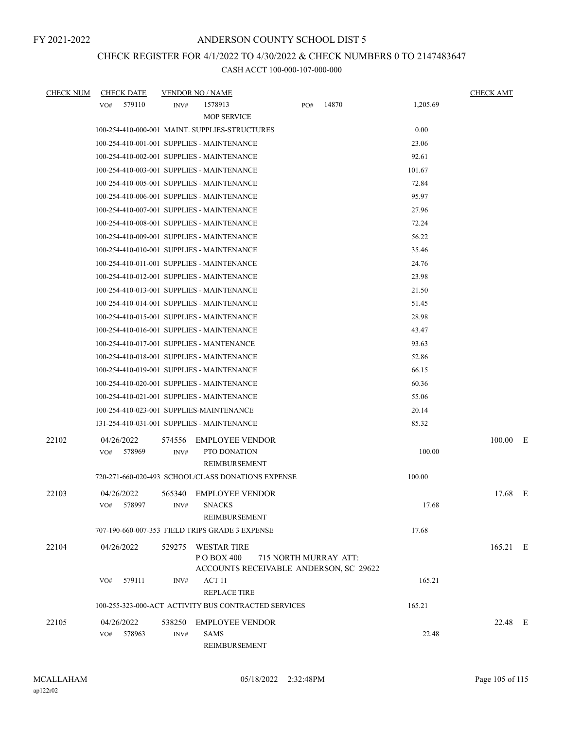FY 2021-2022

# ANDERSON COUNTY SCHOOL DIST 5

## CHECK REGISTER FOR 4/1/2022 TO 4/30/2022 & CHECK NUMBERS 0 TO 2147483647

### CASH ACCT 100-000-107-000-000

| CHECK NUM | CHECK DATE | VENDOR NO / NAME | | | CHECK AMT | |
|---|---|---|---|---|---|---|
| | VO# 579110 | INV# 1578913<br>MOP SERVICE | PO# 14870 | 1,205.69 | | |
| | 100-254-410-000-001 MAINT. SUPPLIES-STRUCTURES | | | 0.00 | | |
| | 100-254-410-001-001 SUPPLIES - MAINTENANCE | | | 23.06 | | |
| | 100-254-410-002-001 SUPPLIES - MAINTENANCE | | | 92.61 | | |
| | 100-254-410-003-001 SUPPLIES - MAINTENANCE | | | 101.67 | | |
| | 100-254-410-005-001 SUPPLIES - MAINTENANCE | | | 72.84 | | |
| | 100-254-410-006-001 SUPPLIES - MAINTENANCE | | | 95.97 | | |
| | 100-254-410-007-001 SUPPLIES - MAINTENANCE | | | 27.96 | | |
| | 100-254-410-008-001 SUPPLIES - MAINTENANCE | | | 72.24 | | |
| | 100-254-410-009-001 SUPPLIES - MAINTENANCE | | | 56.22 | | |
| | 100-254-410-010-001 SUPPLIES - MAINTENANCE | | | 35.46 | | |
| | 100-254-410-011-001 SUPPLIES - MAINTENANCE | | | 24.76 | | |
| | 100-254-410-012-001 SUPPLIES - MAINTENANCE | | | 23.98 | | |
| | 100-254-410-013-001 SUPPLIES - MAINTENANCE | | | 21.50 | | |
| | 100-254-410-014-001 SUPPLIES - MAINTENANCE | | | 51.45 | | |
| | 100-254-410-015-001 SUPPLIES - MAINTENANCE | | | 28.98 | | |
| | 100-254-410-016-001 SUPPLIES - MAINTENANCE | | | 43.47 | | |
| | 100-254-410-017-001 SUPPLIES - MANTENANCE | | | 93.63 | | |
| | 100-254-410-018-001 SUPPLIES - MAINTENANCE | | | 52.86 | | |
| | 100-254-410-019-001 SUPPLIES - MAINTENANCE | | | 66.15 | | |
| | 100-254-410-020-001 SUPPLIES - MAINTENANCE | | | 60.36 | | |
| | 100-254-410-021-001 SUPPLIES - MAINTENANCE | | | 55.06 | | |
| | 100-254-410-023-001 SUPPLIES-MAINTENANCE | | | 20.14 | | |
| | 131-254-410-031-001 SUPPLIES - MAINTENANCE | | | 85.32 | | |
| 22102 | 04/26/2022 | 574556 EMPLOYEE VENDOR | | | 100.00 | E |
| | VO# 578969 | INV# PTO DONATION<br>REIMBURSEMENT | | 100.00 | | |
| | 720-271-660-020-493 SCHOOL/CLASS DONATIONS EXPENSE | | | 100.00 | | |
| 22103 | 04/26/2022 | 565340 EMPLOYEE VENDOR | | | 17.68 | E |
| | VO# 578997 | INV# SNACKS<br>REIMBURSEMENT | | 17.68 | | |
| | 707-190-660-007-353 FIELD TRIPS GRADE 3 EXPENSE | | | 17.68 | | |
| 22104 | 04/26/2022 | 529275 WESTAR TIRE<br>P O BOX 400 715 NORTH MURRAY ATT: ACCOUNTS RECEIVABLE ANDERSON, SC 29622 | | | 165.21 | E |
| | VO# 579111 | INV# ACT 11<br>REPLACE TIRE | | 165.21 | | |
| | 100-255-323-000-ACT ACTIVITY BUS CONTRACTED SERVICES | | | 165.21 | | |
| 22105 | 04/26/2022 | 538250 EMPLOYEE VENDOR | | | 22.48 | E |
| | VO# 578963 | INV# SAMS<br>REIMBURSEMENT | | 22.48 | | |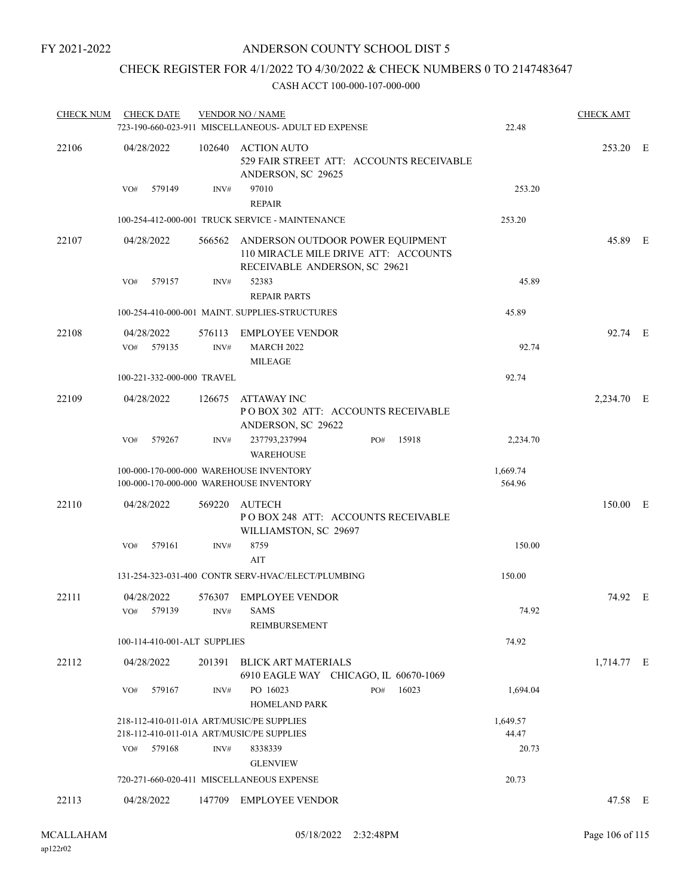FY 2021-2022

# ANDERSON COUNTY SCHOOL DIST 5

## CHECK REGISTER FOR 4/1/2022 TO 4/30/2022 & CHECK NUMBERS 0 TO 2147483647

### CASH ACCT 100-000-107-000-000

| CHECK NUM | CHECK DATE | VENDOR NO / NAME | | CHECK AMT | |
|---|---|---|---|---|---|
| | | 723-190-660-023-911 MISCELLANEOUS- ADULT ED EXPENSE | 22.48 | | |
| 22106 | 04/28/2022 | 102640 ACTION AUTO<br>529 FAIR STREET ATT: ACCOUNTS RECEIVABLE<br>ANDERSON, SC 29625 | | 253.20 | E |
| | VO# 579149 | INV# 97010<br>REPAIR | 253.20 | | |
| | | 100-254-412-000-001 TRUCK SERVICE - MAINTENANCE | 253.20 | | |
| 22107 | 04/28/2022 | 566562 ANDERSON OUTDOOR POWER EQUIPMENT<br>110 MIRACLE MILE DRIVE ATT: ACCOUNTS<br>RECEIVABLE ANDERSON, SC 29621 | | 45.89 | E |
| | VO# 579157 | INV# 52383<br>REPAIR PARTS | 45.89 | | |
| | | 100-254-410-000-001 MAINT. SUPPLIES-STRUCTURES | 45.89 | | |
| 22108 | 04/28/2022 | 576113 EMPLOYEE VENDOR | | 92.74 | E |
| | VO# 579135 | INV# MARCH 2022<br>MILEAGE | 92.74 | | |
| | | 100-221-332-000-000 TRAVEL | 92.74 | | |
| 22109 | 04/28/2022 | 126675 ATTAWAY INC<br>P O BOX 302 ATT: ACCOUNTS RECEIVABLE<br>ANDERSON, SC 29622 | | 2,234.70 | E |
| | VO# 579267 | INV# 237793,237994 PO# 15918<br>WAREHOUSE | 2,234.70 | | |
| | | 100-000-170-000-000 WAREHOUSE INVENTORY | 1,669.74 | | |
| | | 100-000-170-000-000 WAREHOUSE INVENTORY | 564.96 | | |
| 22110 | 04/28/2022 | 569220 AUTECH<br>P O BOX 248 ATT: ACCOUNTS RECEIVABLE<br>WILLIAMSTON, SC 29697 | | 150.00 | E |
| | VO# 579161 | INV# 8759<br>AIT | 150.00 | | |
| | | 131-254-323-031-400 CONTR SERV-HVAC/ELECT/PLUMBING | 150.00 | | |
| 22111 | 04/28/2022 | 576307 EMPLOYEE VENDOR | | 74.92 | E |
| | VO# 579139 | INV# SAMS<br>REIMBURSEMENT | 74.92 | | |
| | | 100-114-410-001-ALT SUPPLIES | 74.92 | | |
| 22112 | 04/28/2022 | 201391 BLICK ART MATERIALS<br>6910 EAGLE WAY CHICAGO, IL 60670-1069 | | 1,714.77 | E |
| | VO# 579167 | INV# PO 16023 PO# 16023<br>HOMELAND PARK | 1,694.04 | | |
| | | 218-112-410-011-01A ART/MUSIC/PE SUPPLIES | 1,649.57 | | |
| | | 218-112-410-011-01A ART/MUSIC/PE SUPPLIES | 44.47 | | |
| | VO# 579168 | INV# 8338339<br>GLENVIEW | 20.73 | | |
| | | 720-271-660-020-411 MISCELLANEOUS EXPENSE | 20.73 | | |
| 22113 | 04/28/2022 | 147709 EMPLOYEE VENDOR | | 47.58 | E |

MCALLAHAM
ap122r02

05/18/2022 2:32:48PM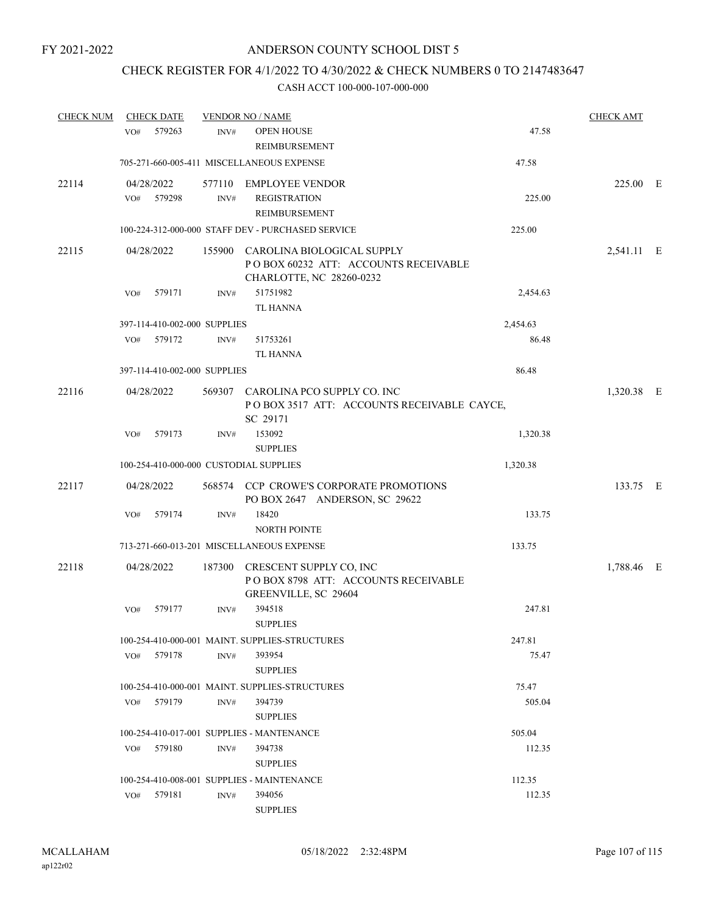FY 2021-2022

# ANDERSON COUNTY SCHOOL DIST 5

## CHECK REGISTER FOR 4/1/2022 TO 4/30/2022 & CHECK NUMBERS 0 TO 2147483647

### CASH ACCT 100-000-107-000-000

| CHECK NUM | CHECK DATE | VENDOR NO / NAME | | CHECK AMT | |
|---|---|---|---|---|---|
| | VO# 579263 | INV# OPEN HOUSE REIMBURSEMENT | 47.58 | | |
| | 705-271-660-005-411 MISCELLANEOUS EXPENSE | | 47.58 | | |
| 22114 | 04/28/2022 | 577110 EMPLOYEE VENDOR | | 225.00 | E |
| | VO# 579298 | INV# REGISTRATION REIMBURSEMENT | 225.00 | | |
| | 100-224-312-000-000 STAFF DEV - PURCHASED SERVICE | | 225.00 | | |
| 22115 | 04/28/2022 | 155900 CAROLINA BIOLOGICAL SUPPLY P O BOX 60232 ATT: ACCOUNTS RECEIVABLE CHARLOTTE, NC 28260-0232 | | 2,541.11 | E |
| | VO# 579171 | INV# 51751982 TL HANNA | 2,454.63 | | |
| | 397-114-410-002-000 SUPPLIES | | 2,454.63 | | |
| | VO# 579172 | INV# 51753261 TL HANNA | 86.48 | | |
| | 397-114-410-002-000 SUPPLIES | | 86.48 | | |
| 22116 | 04/28/2022 | 569307 CAROLINA PCO SUPPLY CO. INC P O BOX 3517 ATT: ACCOUNTS RECEIVABLE CAYCE, SC 29171 | | 1,320.38 | E |
| | VO# 579173 | INV# 153092 SUPPLIES | 1,320.38 | | |
| | 100-254-410-000-000 CUSTODIAL SUPPLIES | | 1,320.38 | | |
| 22117 | 04/28/2022 | 568574 CCP CROWE'S CORPORATE PROMOTIONS PO BOX 2647 ANDERSON, SC 29622 | | 133.75 | E |
| | VO# 579174 | INV# 18420 NORTH POINTE | 133.75 | | |
| | 713-271-660-013-201 MISCELLANEOUS EXPENSE | | 133.75 | | |
| 22118 | 04/28/2022 | 187300 CRESCENT SUPPLY CO, INC P O BOX 8798 ATT: ACCOUNTS RECEIVABLE GREENVILLE, SC 29604 | | 1,788.46 | E |
| | VO# 579177 | INV# 394518 SUPPLIES | 247.81 | | |
| | 100-254-410-000-001 MAINT. SUPPLIES-STRUCTURES | | 247.81 | | |
| | VO# 579178 | INV# 393954 SUPPLIES | 75.47 | | |
| | 100-254-410-000-001 MAINT. SUPPLIES-STRUCTURES | | 75.47 | | |
| | VO# 579179 | INV# 394739 SUPPLIES | 505.04 | | |
| | 100-254-410-017-001 SUPPLIES - MANTENANCE | | 505.04 | | |
| | VO# 579180 | INV# 394738 SUPPLIES | 112.35 | | |
| | 100-254-410-008-001 SUPPLIES - MAINTENANCE | | 112.35 | | |
| | VO# 579181 | INV# 394056 SUPPLIES | 112.35 | | |

MCALLAHAM
ap122r02

05/18/2022 2:32:48PM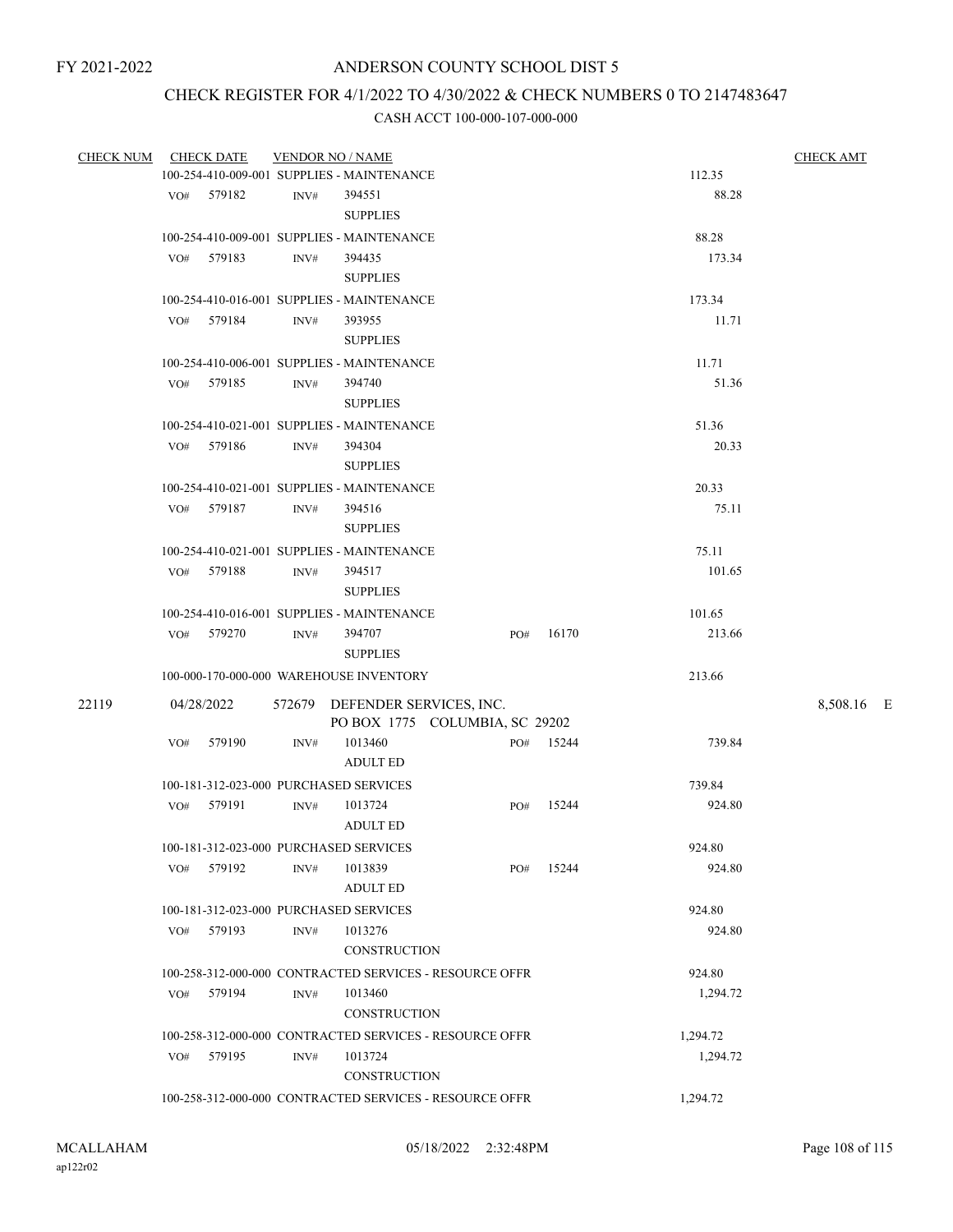FY 2021-2022

# ANDERSON COUNTY SCHOOL DIST 5

## CHECK REGISTER FOR 4/1/2022 TO 4/30/2022 & CHECK NUMBERS 0 TO 2147483647

### CASH ACCT 100-000-107-000-000

| CHECK NUM | CHECK DATE | VENDOR NO / NAME | | | | CHECK AMT |
|---|---|---|---|---|---|---|
| | 100-254-410-009-001 SUPPLIES - MAINTENANCE | | | | 112.35 | |
| | VO# 579182 | INV# 394551 SUPPLIES | | | 88.28 | |
| | 100-254-410-009-001 SUPPLIES - MAINTENANCE | | | | 88.28 | |
| | VO# 579183 | INV# 394435 SUPPLIES | | | 173.34 | |
| | 100-254-410-016-001 SUPPLIES - MAINTENANCE | | | | 173.34 | |
| | VO# 579184 | INV# 393955 SUPPLIES | | | 11.71 | |
| | 100-254-410-006-001 SUPPLIES - MAINTENANCE | | | | 11.71 | |
| | VO# 579185 | INV# 394740 SUPPLIES | | | 51.36 | |
| | 100-254-410-021-001 SUPPLIES - MAINTENANCE | | | | 51.36 | |
| | VO# 579186 | INV# 394304 SUPPLIES | | | 20.33 | |
| | 100-254-410-021-001 SUPPLIES - MAINTENANCE | | | | 20.33 | |
| | VO# 579187 | INV# 394516 SUPPLIES | | | 75.11 | |
| | 100-254-410-021-001 SUPPLIES - MAINTENANCE | | | | 75.11 | |
| | VO# 579188 | INV# 394517 SUPPLIES | | | 101.65 | |
| | 100-254-410-016-001 SUPPLIES - MAINTENANCE | | | | 101.65 | |
| | VO# 579270 | INV# 394707 SUPPLIES | PO# 16170 | | 213.66 | |
| | 100-000-170-000-000 WAREHOUSE INVENTORY | | | | 213.66 | |
| 22119 | 04/28/2022 | 572679 DEFENDER SERVICES, INC. PO BOX 1775 COLUMBIA, SC 29202 | | | | 8,508.16 E |
| | VO# 579190 | INV# 1013460 ADULT ED | PO# 15244 | | 739.84 | |
| | 100-181-312-023-000 PURCHASED SERVICES | | | | 739.84 | |
| | VO# 579191 | INV# 1013724 ADULT ED | PO# 15244 | | 924.80 | |
| | 100-181-312-023-000 PURCHASED SERVICES | | | | 924.80 | |
| | VO# 579192 | INV# 1013839 ADULT ED | PO# 15244 | | 924.80 | |
| | 100-181-312-023-000 PURCHASED SERVICES | | | | 924.80 | |
| | VO# 579193 | INV# 1013276 CONSTRUCTION | | | 924.80 | |
| | 100-258-312-000-000 CONTRACTED SERVICES - RESOURCE OFFR | | | | 924.80 | |
| | VO# 579194 | INV# 1013460 CONSTRUCTION | | | 1,294.72 | |
| | 100-258-312-000-000 CONTRACTED SERVICES - RESOURCE OFFR | | | | 1,294.72 | |
| | VO# 579195 | INV# 1013724 CONSTRUCTION | | | 1,294.72 | |
| | 100-258-312-000-000 CONTRACTED SERVICES - RESOURCE OFFR | | | | 1,294.72 | |

MCALLAHAM
ap122r02

05/18/2022 2:32:48PM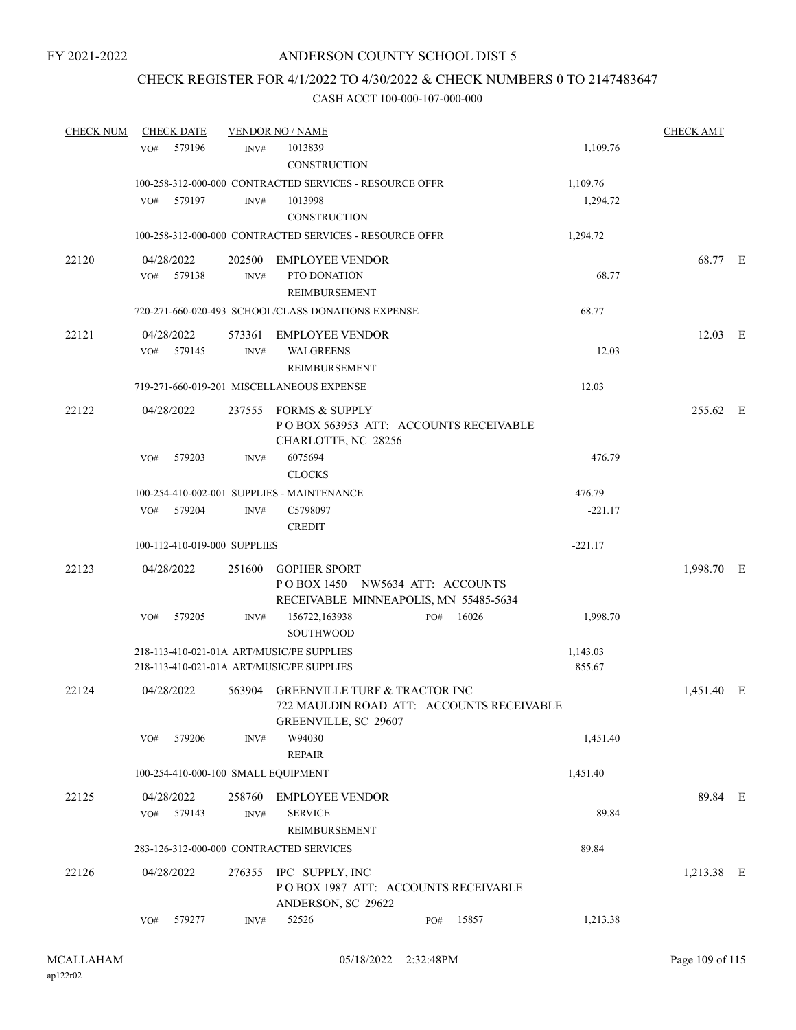FY 2021-2022

# ANDERSON COUNTY SCHOOL DIST 5

## CHECK REGISTER FOR 4/1/2022 TO 4/30/2022 & CHECK NUMBERS 0 TO 2147483647

### CASH ACCT 100-000-107-000-000

| CHECK NUM | CHECK DATE | VENDOR NO / NAME | | CHECK AMT | |
|---|---|---|---|---|---|
| | VO# 579196 | INV# 1013839 CONSTRUCTION | 1,109.76 | | |
| | | 100-258-312-000-000 CONTRACTED SERVICES - RESOURCE OFFR | 1,109.76 | | |
| | VO# 579197 | INV# 1013998 CONSTRUCTION | 1,294.72 | | |
| | | 100-258-312-000-000 CONTRACTED SERVICES - RESOURCE OFFR | 1,294.72 | | |
| 22120 | 04/28/2022 | 202500 EMPLOYEE VENDOR | | 68.77 | E |
| | VO# 579138 | INV# PTO DONATION REIMBURSEMENT | 68.77 | | |
| | | 720-271-660-020-493 SCHOOL/CLASS DONATIONS EXPENSE | 68.77 | | |
| 22121 | 04/28/2022 | 573361 EMPLOYEE VENDOR | | 12.03 | E |
| | VO# 579145 | INV# WALGREENS REIMBURSEMENT | 12.03 | | |
| | | 719-271-660-019-201 MISCELLANEOUS EXPENSE | 12.03 | | |
| 22122 | 04/28/2022 | 237555 FORMS & SUPPLY P O BOX 563953 ATT: ACCOUNTS RECEIVABLE CHARLOTTE, NC 28256 | | 255.62 | E |
| | VO# 579203 | INV# 6075694 CLOCKS | 476.79 | | |
| | | 100-254-410-002-001 SUPPLIES - MAINTENANCE | 476.79 | | |
| | VO# 579204 | INV# C5798097 CREDIT | -221.17 | | |
| | | 100-112-410-019-000 SUPPLIES | -221.17 | | |
| 22123 | 04/28/2022 | 251600 GOPHER SPORT P O BOX 1450 NW5634 ATT: ACCOUNTS RECEIVABLE MINNEAPOLIS, MN 55485-5634 | | 1,998.70 | E |
| | VO# 579205 | INV# 156722,163938 SOUTHWOOD PO# 16026 | 1,998.70 | | |
| | | 218-113-410-021-01A ART/MUSIC/PE SUPPLIES | 1,143.03 | | |
| | | 218-113-410-021-01A ART/MUSIC/PE SUPPLIES | 855.67 | | |
| 22124 | 04/28/2022 | 563904 GREENVILLE TURF & TRACTOR INC 722 MAULDIN ROAD ATT: ACCOUNTS RECEIVABLE GREENVILLE, SC 29607 | | 1,451.40 | E |
| | VO# 579206 | INV# W94030 REPAIR | 1,451.40 | | |
| | | 100-254-410-000-100 SMALL EQUIPMENT | 1,451.40 | | |
| 22125 | 04/28/2022 | 258760 EMPLOYEE VENDOR | | 89.84 | E |
| | VO# 579143 | INV# SERVICE REIMBURSEMENT | 89.84 | | |
| | | 283-126-312-000-000 CONTRACTED SERVICES | 89.84 | | |
| 22126 | 04/28/2022 | 276355 IPC SUPPLY, INC P O BOX 1987 ATT: ACCOUNTS RECEIVABLE ANDERSON, SC 29622 | | 1,213.38 | E |
| | VO# 579277 | INV# 52526 PO# 15857 | 1,213.38 | | |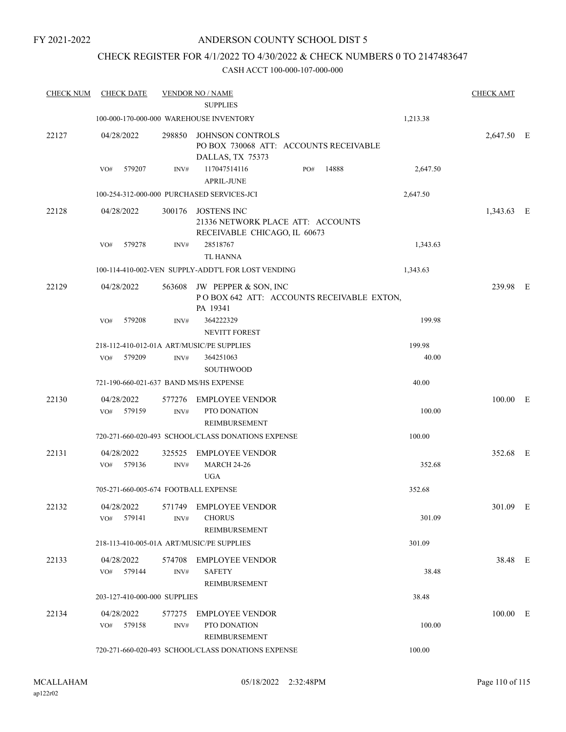FY 2021-2022

ANDERSON COUNTY SCHOOL DIST 5

CHECK REGISTER FOR 4/1/2022 TO 4/30/2022 & CHECK NUMBERS 0 TO 2147483647

CASH ACCT 100-000-107-000-000

| CHECK NUM | CHECK DATE | VENDOR NO / NAME | | CHECK AMT | |
|---|---|---|---|---|---|
| | | SUPPLIES | | | |
| | 100-000-170-000-000 WAREHOUSE INVENTORY | | 1,213.38 | | |
| 22127 | 04/28/2022 | 298850 JOHNSON CONTROLS<br>PO BOX 730068 ATT: ACCOUNTS RECEIVABLE<br>DALLAS, TX 75373 | | 2,647.50 | E |
| | VO# 579207 | INV# 117047514116 PO# 14888<br>APRIL-JUNE | 2,647.50 | | |
| | 100-254-312-000-000 PURCHASED SERVICES-JCI | | 2,647.50 | | |
| 22128 | 04/28/2022 | 300176 JOSTENS INC<br>21336 NETWORK PLACE ATT: ACCOUNTS<br>RECEIVABLE CHICAGO, IL 60673 | | 1,343.63 | E |
| | VO# 579278 | INV# 28518767<br>TL HANNA | 1,343.63 | | |
| | 100-114-410-002-VEN SUPPLY-ADDT'L FOR LOST VENDING | | 1,343.63 | | |
| 22129 | 04/28/2022 | 563608 JW PEPPER & SON, INC<br>P O BOX 642 ATT: ACCOUNTS RECEIVABLE EXTON,<br>PA 19341 | | 239.98 | E |
| | VO# 579208 | INV# 364222329<br>NEVITT FOREST | 199.98 | | |
| | 218-112-410-012-01A ART/MUSIC/PE SUPPLIES | | 199.98 | | |
| | VO# 579209 | INV# 364251063<br>SOUTHWOOD | 40.00 | | |
| | 721-190-660-021-637 BAND MS/HS EXPENSE | | 40.00 | | |
| 22130 | 04/28/2022 | 577276 EMPLOYEE VENDOR | | 100.00 | E |
| | VO# 579159 | INV# PTO DONATION<br>REIMBURSEMENT | 100.00 | | |
| | 720-271-660-020-493 SCHOOL/CLASS DONATIONS EXPENSE | | 100.00 | | |
| 22131 | 04/28/2022 | 325525 EMPLOYEE VENDOR | | 352.68 | E |
| | VO# 579136 | INV# MARCH 24-26<br>UGA | 352.68 | | |
| | 705-271-660-005-674 FOOTBALL EXPENSE | | 352.68 | | |
| 22132 | 04/28/2022 | 571749 EMPLOYEE VENDOR | | 301.09 | E |
| | VO# 579141 | INV# CHORUS<br>REIMBURSEMENT | 301.09 | | |
| | 218-113-410-005-01A ART/MUSIC/PE SUPPLIES | | 301.09 | | |
| 22133 | 04/28/2022 | 574708 EMPLOYEE VENDOR | | 38.48 | E |
| | VO# 579144 | INV# SAFETY<br>REIMBURSEMENT | 38.48 | | |
| | 203-127-410-000-000 SUPPLIES | | 38.48 | | |
| 22134 | 04/28/2022 | 577275 EMPLOYEE VENDOR | | 100.00 | E |
| | VO# 579158 | INV# PTO DONATION<br>REIMBURSEMENT | 100.00 | | |
| | 720-271-660-020-493 SCHOOL/CLASS DONATIONS EXPENSE | | 100.00 | | |

MCALLAHAM
ap122r02

05/18/2022 2:32:48PM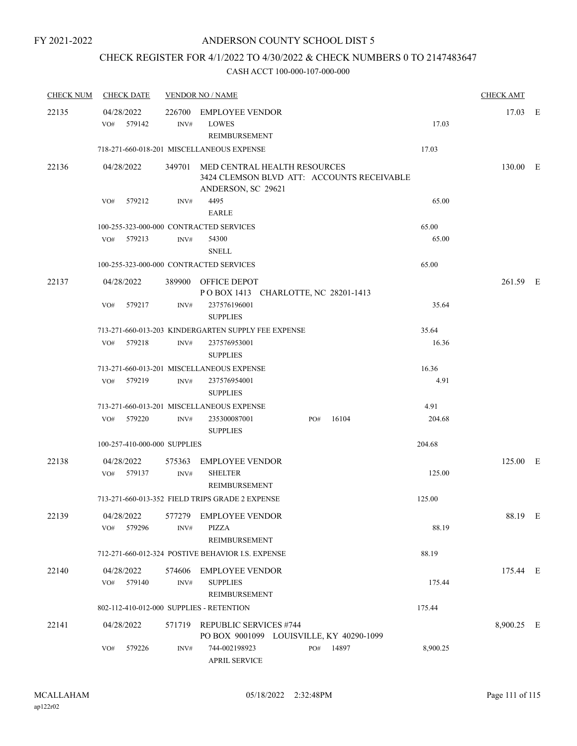FY 2021-2022

# ANDERSON COUNTY SCHOOL DIST 5

## CHECK REGISTER FOR 4/1/2022 TO 4/30/2022 & CHECK NUMBERS 0 TO 2147483647

### CASH ACCT 100-000-107-000-000

| CHECK NUM | CHECK DATE | VENDOR NO / NAME | | | CHECK AMT | |
|---|---|---|---|---|---|---|
| 22135 | 04/28/2022 | 226700 EMPLOYEE VENDOR | | | 17.03 | E |
| | VO# 579142 | INV# LOWES<br>REIMBURSEMENT | | 17.03 | | |
| | | 718-271-660-018-201 MISCELLANEOUS EXPENSE | | 17.03 | | |
| 22136 | 04/28/2022 | 349701 MED CENTRAL HEALTH RESOURCES<br>3424 CLEMSON BLVD ATT: ACCOUNTS RECEIVABLE<br>ANDERSON, SC 29621 | | | 130.00 | E |
| | VO# 579212 | INV# 4495<br>EARLE | | 65.00 | | |
| | | 100-255-323-000-000 CONTRACTED SERVICES | | 65.00 | | |
| | VO# 579213 | INV# 54300<br>SNELL | | 65.00 | | |
| | | 100-255-323-000-000 CONTRACTED SERVICES | | 65.00 | | |
| 22137 | 04/28/2022 | 389900 OFFICE DEPOT<br>P O BOX 1413 CHARLOTTE, NC 28201-1413 | | | 261.59 | E |
| | VO# 579217 | INV# 237576196001<br>SUPPLIES | | 35.64 | | |
| | | 713-271-660-013-203 KINDERGARTEN SUPPLY FEE EXPENSE | | 35.64 | | |
| | VO# 579218 | INV# 237576953001<br>SUPPLIES | | 16.36 | | |
| | | 713-271-660-013-201 MISCELLANEOUS EXPENSE | | 16.36 | | |
| | VO# 579219 | INV# 237576954001<br>SUPPLIES | | 4.91 | | |
| | | 713-271-660-013-201 MISCELLANEOUS EXPENSE | | 4.91 | | |
| | VO# 579220 | INV# 235300087001<br>SUPPLIES | PO# 16104 | 204.68 | | |
| | | 100-257-410-000-000 SUPPLIES | | 204.68 | | |
| 22138 | 04/28/2022 | 575363 EMPLOYEE VENDOR | | | 125.00 | E |
| | VO# 579137 | INV# SHELTER<br>REIMBURSEMENT | | 125.00 | | |
| | | 713-271-660-013-352 FIELD TRIPS GRADE 2 EXPENSE | | 125.00 | | |
| 22139 | 04/28/2022 | 577279 EMPLOYEE VENDOR | | | 88.19 | E |
| | VO# 579296 | INV# PIZZA<br>REIMBURSEMENT | | 88.19 | | |
| | | 712-271-660-012-324 POSTIVE BEHAVIOR I.S. EXPENSE | | 88.19 | | |
| 22140 | 04/28/2022 | 574606 EMPLOYEE VENDOR | | | 175.44 | E |
| | VO# 579140 | INV# SUPPLIES<br>REIMBURSEMENT | | 175.44 | | |
| | | 802-112-410-012-000 SUPPLIES - RETENTION | | 175.44 | | |
| 22141 | 04/28/2022 | 571719 REPUBLIC SERVICES #744<br>PO BOX 9001099 LOUISVILLE, KY 40290-1099 | | | 8,900.25 | E |
| | VO# 579226 | INV# 744-002198923<br>APRIL SERVICE | PO# 14897 | 8,900.25 | | |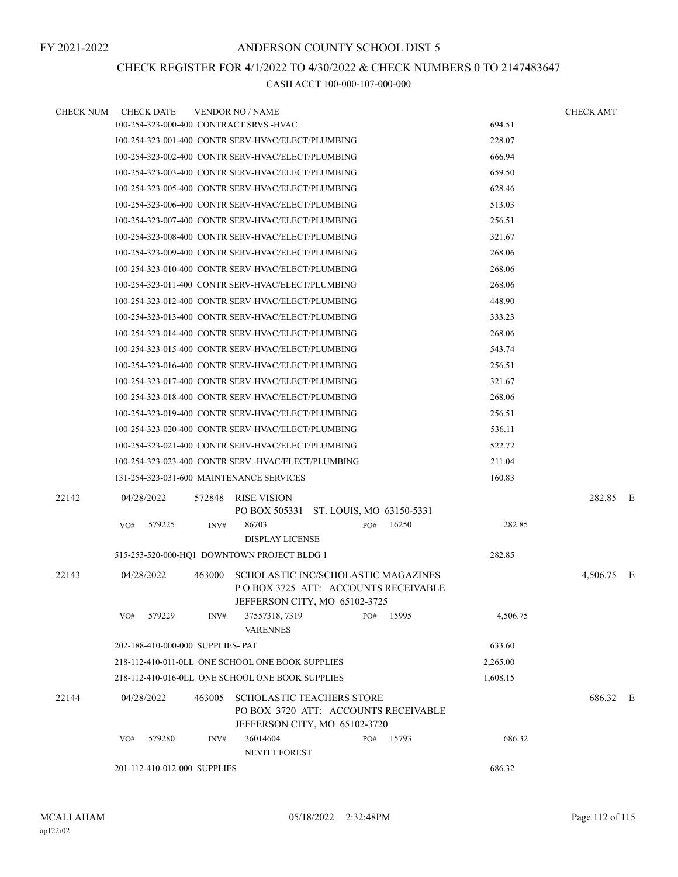FY 2021-2022

# ANDERSON COUNTY SCHOOL DIST 5

## CHECK REGISTER FOR 4/1/2022 TO 4/30/2022 & CHECK NUMBERS 0 TO 2147483647

### CASH ACCT 100-000-107-000-000

| CHECK NUM | CHECK DATE | VENDOR NO / NAME | | CHECK AMT | |
|---|---|---|---|---|---|
| | | 100-254-323-000-400 CONTRACT SRVS.-HVAC | 694.51 | | |
| | | 100-254-323-001-400 CONTR SERV-HVAC/ELECT/PLUMBING | 228.07 | | |
| | | 100-254-323-002-400 CONTR SERV-HVAC/ELECT/PLUMBING | 666.94 | | |
| | | 100-254-323-003-400 CONTR SERV-HVAC/ELECT/PLUMBING | 659.50 | | |
| | | 100-254-323-005-400 CONTR SERV-HVAC/ELECT/PLUMBING | 628.46 | | |
| | | 100-254-323-006-400 CONTR SERV-HVAC/ELECT/PLUMBING | 513.03 | | |
| | | 100-254-323-007-400 CONTR SERV-HVAC/ELECT/PLUMBING | 256.51 | | |
| | | 100-254-323-008-400 CONTR SERV-HVAC/ELECT/PLUMBING | 321.67 | | |
| | | 100-254-323-009-400 CONTR SERV-HVAC/ELECT/PLUMBING | 268.06 | | |
| | | 100-254-323-010-400 CONTR SERV-HVAC/ELECT/PLUMBING | 268.06 | | |
| | | 100-254-323-011-400 CONTR SERV-HVAC/ELECT/PLUMBING | 268.06 | | |
| | | 100-254-323-012-400 CONTR SERV-HVAC/ELECT/PLUMBING | 448.90 | | |
| | | 100-254-323-013-400 CONTR SERV-HVAC/ELECT/PLUMBING | 333.23 | | |
| | | 100-254-323-014-400 CONTR SERV-HVAC/ELECT/PLUMBING | 268.06 | | |
| | | 100-254-323-015-400 CONTR SERV-HVAC/ELECT/PLUMBING | 543.74 | | |
| | | 100-254-323-016-400 CONTR SERV-HVAC/ELECT/PLUMBING | 256.51 | | |
| | | 100-254-323-017-400 CONTR SERV-HVAC/ELECT/PLUMBING | 321.67 | | |
| | | 100-254-323-018-400 CONTR SERV-HVAC/ELECT/PLUMBING | 268.06 | | |
| | | 100-254-323-019-400 CONTR SERV-HVAC/ELECT/PLUMBING | 256.51 | | |
| | | 100-254-323-020-400 CONTR SERV-HVAC/ELECT/PLUMBING | 536.11 | | |
| | | 100-254-323-021-400 CONTR SERV-HVAC/ELECT/PLUMBING | 522.72 | | |
| | | 100-254-323-023-400 CONTR SERV.-HVAC/ELECT/PLUMBING | 211.04 | | |
| | | 131-254-323-031-600 MAINTENANCE SERVICES | 160.83 | | |
| 22142 | 04/28/2022 | 572848 RISE VISION<br>PO BOX 505331 ST. LOUIS, MO 63150-5331 | | 282.85 | E |
| | | VO# 579225 INV# 86703 PO# 16250<br>DISPLAY LICENSE | 282.85 | | |
| | | 515-253-520-000-HQ1 DOWNTOWN PROJECT BLDG 1 | 282.85 | | |
| 22143 | 04/28/2022 | 463000 SCHOLASTIC INC/SCHOLASTIC MAGAZINES<br>P O BOX 3725 ATT: ACCOUNTS RECEIVABLE<br>JEFFERSON CITY, MO 65102-3725 | | 4,506.75 | E |
| | | VO# 579229 INV# 37557318, 7319 PO# 15995<br>VARENNES | 4,506.75 | | |
| | | 202-188-410-000-000 SUPPLIES- PAT | 633.60 | | |
| | | 218-112-410-011-0LL ONE SCHOOL ONE BOOK SUPPLIES | 2,265.00 | | |
| | | 218-112-410-016-0LL ONE SCHOOL ONE BOOK SUPPLIES | 1,608.15 | | |
| 22144 | 04/28/2022 | 463005 SCHOLASTIC TEACHERS STORE<br>PO BOX 3720 ATT: ACCOUNTS RECEIVABLE<br>JEFFERSON CITY, MO 65102-3720 | | 686.32 | E |
| | | VO# 579280 INV# 36014604 PO# 15793<br>NEVITT FOREST | 686.32 | | |
| | | 201-112-410-012-000 SUPPLIES | 686.32 | | |

MCALLAHAM
ap122r02

05/18/2022 2:32:48PM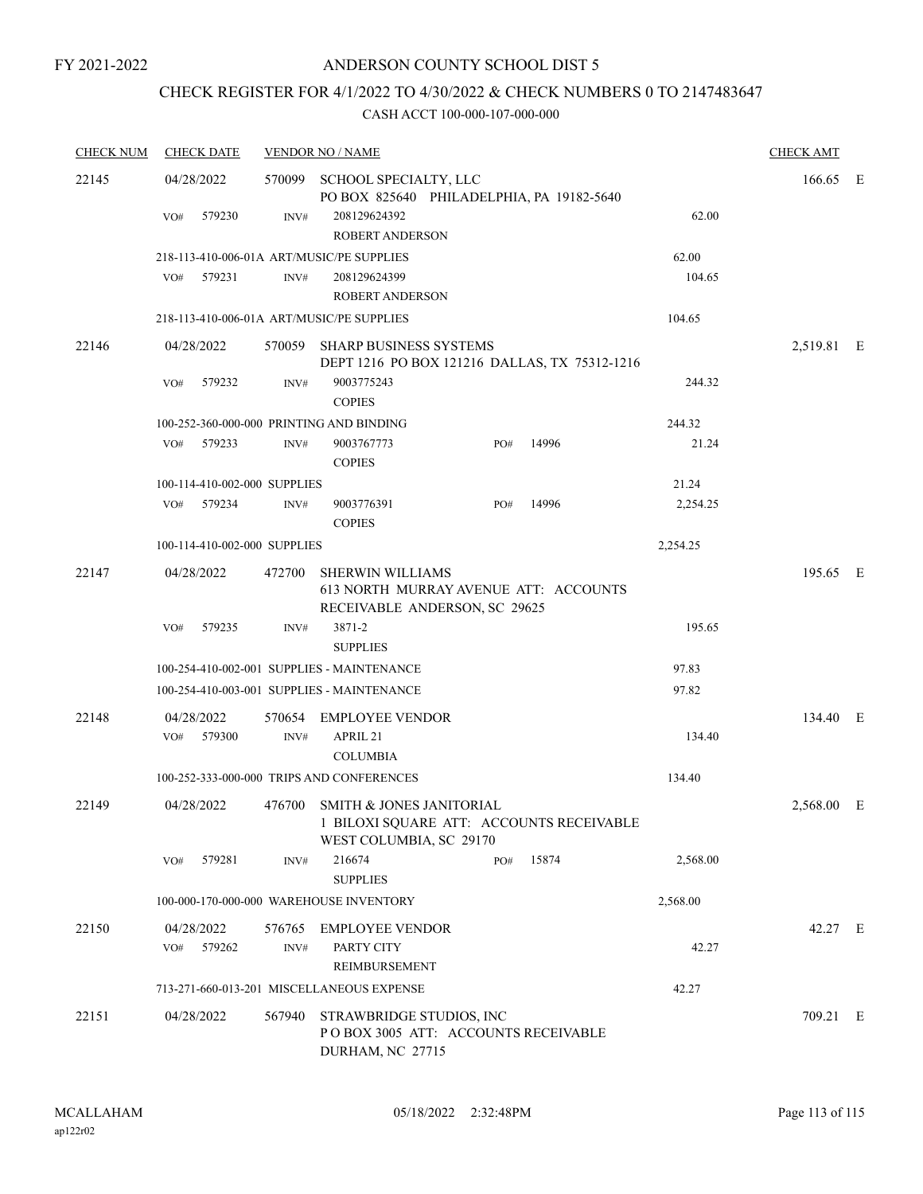FY 2021-2022

# ANDERSON COUNTY SCHOOL DIST 5

## CHECK REGISTER FOR 4/1/2022 TO 4/30/2022 & CHECK NUMBERS 0 TO 2147483647

CASH ACCT 100-000-107-000-000

| CHECK NUM | CHECK DATE | VENDOR NO / NAME | | | CHECK AMT | |
|---|---|---|---|---|---|---|
| 22145 | 04/28/2022 | 570099 SCHOOL SPECIALTY, LLC<br>PO BOX 825640 PHILADELPHIA, PA 19182-5640 | | | 166.65 | E |
| | VO# 579230 | INV# 208129624392<br>ROBERT ANDERSON | | 62.00 | | |
| | 218-113-410-006-01A ART/MUSIC/PE SUPPLIES | | | 62.00 | | |
| | VO# 579231 | INV# 208129624399<br>ROBERT ANDERSON | | 104.65 | | |
| | 218-113-410-006-01A ART/MUSIC/PE SUPPLIES | | | 104.65 | | |
| 22146 | 04/28/2022 | 570059 SHARP BUSINESS SYSTEMS<br>DEPT 1216 PO BOX 121216 DALLAS, TX 75312-1216 | | | 2,519.81 | E |
| | VO# 579232 | INV# 9003775243<br>COPIES | | 244.32 | | |
| | 100-252-360-000-000 PRINTING AND BINDING | | | 244.32 | | |
| | VO# 579233 | INV# 9003767773<br>COPIES | PO# 14996 | 21.24 | | |
| | 100-114-410-002-000 SUPPLIES | | | 21.24 | | |
| | VO# 579234 | INV# 9003776391<br>COPIES | PO# 14996 | 2,254.25 | | |
| | 100-114-410-002-000 SUPPLIES | | | 2,254.25 | | |
| 22147 | 04/28/2022 | 472700 SHERWIN WILLIAMS<br>613 NORTH MURRAY AVENUE ATT: ACCOUNTS RECEIVABLE ANDERSON, SC 29625 | | | 195.65 | E |
| | VO# 579235 | INV# 3871-2<br>SUPPLIES | | 195.65 | | |
| | 100-254-410-002-001 SUPPLIES - MAINTENANCE | | | 97.83 | | |
| | 100-254-410-003-001 SUPPLIES - MAINTENANCE | | | 97.82 | | |
| 22148 | 04/28/2022<br>VO# 579300 | 570654 EMPLOYEE VENDOR<br>INV# APRIL 21<br>COLUMBIA | | 134.40 | 134.40 | E |
| | 100-252-333-000-000 TRIPS AND CONFERENCES | | | 134.40 | | |
| 22149 | 04/28/2022 | 476700 SMITH & JONES JANITORIAL<br>1 BILOXI SQUARE ATT: ACCOUNTS RECEIVABLE WEST COLUMBIA, SC 29170 | | | 2,568.00 | E |
| | VO# 579281 | INV# 216674<br>SUPPLIES | PO# 15874 | 2,568.00 | | |
| | 100-000-170-000-000 WAREHOUSE INVENTORY | | | 2,568.00 | | |
| 22150 | 04/28/2022<br>VO# 579262 | 576765 EMPLOYEE VENDOR<br>INV# PARTY CITY<br>REIMBURSEMENT | | 42.27 | 42.27 | E |
| | 713-271-660-013-201 MISCELLANEOUS EXPENSE | | | 42.27 | | |
| 22151 | 04/28/2022 | 567940 STRAWBRIDGE STUDIOS, INC<br>P O BOX 3005 ATT: ACCOUNTS RECEIVABLE DURHAM, NC 27715 | | | 709.21 | E |

MCALLAHAM ap122r02 05/18/2022 2:32:48PM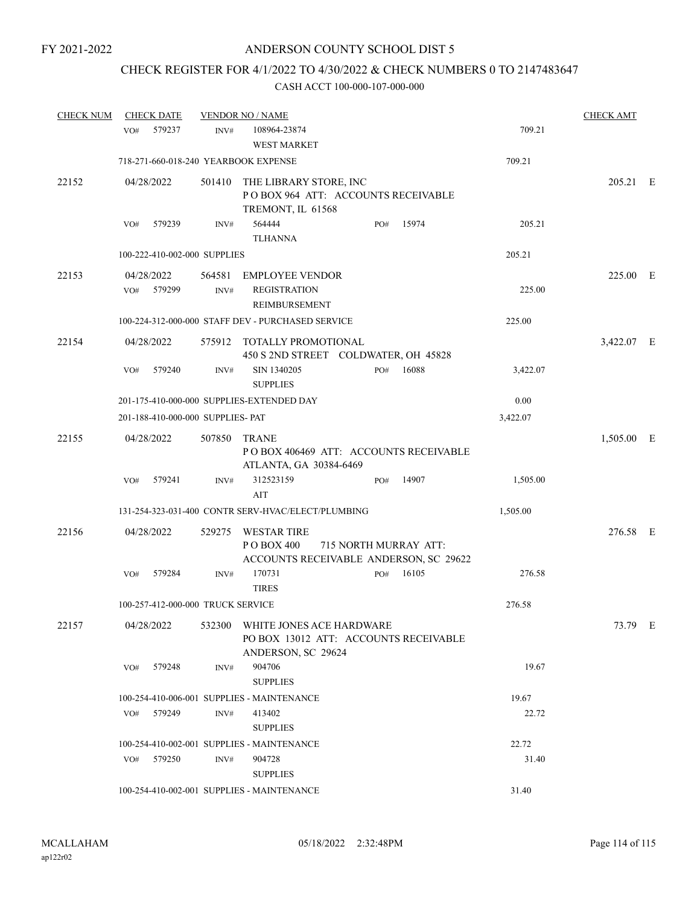FY 2021-2022

# ANDERSON COUNTY SCHOOL DIST 5

## CHECK REGISTER FOR 4/1/2022 TO 4/30/2022 & CHECK NUMBERS 0 TO 2147483647

### CASH ACCT 100-000-107-000-000

| CHECK NUM | CHECK DATE | VENDOR NO / NAME | | | CHECK AMT | |
|---|---|---|---|---|---|---|
| | VO# 579237 | INV# 108964-23874 WEST MARKET | | 709.21 | | |
| | 718-271-660-018-240 YEARBOOK EXPENSE | | | 709.21 | | |
| 22152 | 04/28/2022 | 501410 THE LIBRARY STORE, INC P O BOX 964 ATT: ACCOUNTS RECEIVABLE TREMONT, IL 61568 | | | 205.21 | E |
| | VO# 579239 | INV# 564444 TLHANNA | PO# 15974 | 205.21 | | |
| | 100-222-410-002-000 SUPPLIES | | | 205.21 | | |
| 22153 | 04/28/2022 | 564581 EMPLOYEE VENDOR | | | 225.00 | E |
| | VO# 579299 | INV# REGISTRATION REIMBURSEMENT | | 225.00 | | |
| | 100-224-312-000-000 STAFF DEV - PURCHASED SERVICE | | | 225.00 | | |
| 22154 | 04/28/2022 | 575912 TOTALLY PROMOTIONAL 450 S 2ND STREET COLDWATER, OH 45828 | | | 3,422.07 | E |
| | VO# 579240 | INV# SIN 1340205 SUPPLIES | PO# 16088 | 3,422.07 | | |
| | 201-175-410-000-000 SUPPLIES-EXTENDED DAY | | | 0.00 | | |
| | 201-188-410-000-000 SUPPLIES- PAT | | | 3,422.07 | | |
| 22155 | 04/28/2022 | 507850 TRANE P O BOX 406469 ATT: ACCOUNTS RECEIVABLE ATLANTA, GA 30384-6469 | | | 1,505.00 | E |
| | VO# 579241 | INV# 312523159 AIT | PO# 14907 | 1,505.00 | | |
| | 131-254-323-031-400 CONTR SERV-HVAC/ELECT/PLUMBING | | | 1,505.00 | | |
| 22156 | 04/28/2022 | 529275 WESTAR TIRE P O BOX 400 715 NORTH MURRAY ATT: ACCOUNTS RECEIVABLE ANDERSON, SC 29622 | | | 276.58 | E |
| | VO# 579284 | INV# 170731 TIRES | PO# 16105 | 276.58 | | |
| | 100-257-412-000-000 TRUCK SERVICE | | | 276.58 | | |
| 22157 | 04/28/2022 | 532300 WHITE JONES ACE HARDWARE PO BOX 13012 ATT: ACCOUNTS RECEIVABLE ANDERSON, SC 29624 | | | 73.79 | E |
| | VO# 579248 | INV# 904706 SUPPLIES | | 19.67 | | |
| | 100-254-410-006-001 SUPPLIES - MAINTENANCE | | | 19.67 | | |
| | VO# 579249 | INV# 413402 SUPPLIES | | 22.72 | | |
| | 100-254-410-002-001 SUPPLIES - MAINTENANCE | | | 22.72 | | |
| | VO# 579250 | INV# 904728 SUPPLIES | | 31.40 | | |
| | 100-254-410-002-001 SUPPLIES - MAINTENANCE | | | 31.40 | | |

MCALLAHAM ap122r02 05/18/2022 2:32:48PM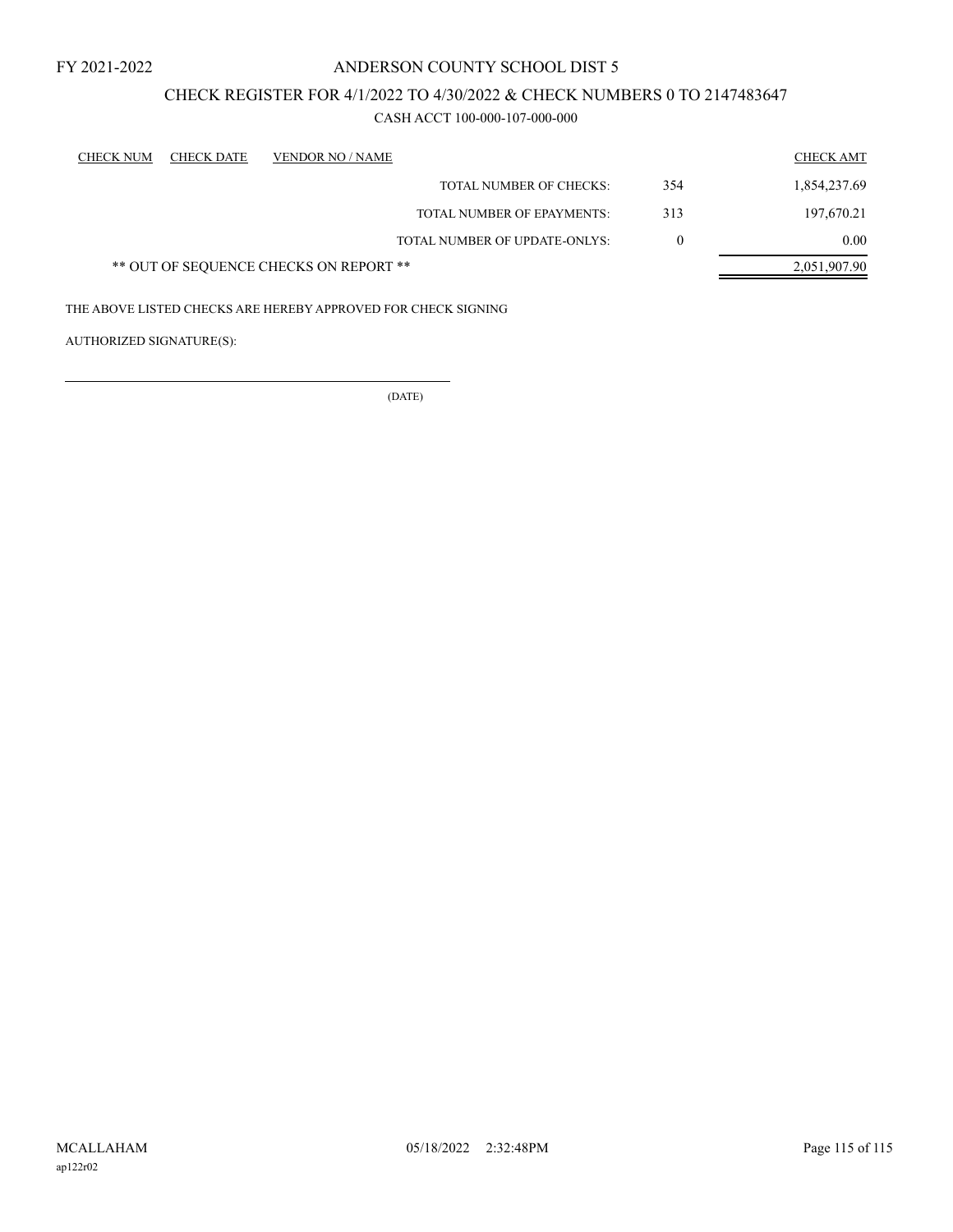FY 2021-2022

ANDERSON COUNTY SCHOOL DIST 5

CHECK REGISTER FOR 4/1/2022 TO 4/30/2022 & CHECK NUMBERS 0 TO 2147483647

CASH ACCT 100-000-107-000-000

| CHECK NUM | CHECK DATE | VENDOR NO / NAME | | CHECK AMT |
|---|---|---|---|---|
| | | TOTAL NUMBER OF CHECKS: | 354 | 1,854,237.69 |
| | | TOTAL NUMBER OF EPAYMENTS: | 313 | 197,670.21 |
| | | TOTAL NUMBER OF UPDATE-ONLYS: | 0 | 0.00 |
| ** OUT OF SEQUENCE CHECKS ON REPORT ** | | | | 2,051,907.90 |

THE ABOVE LISTED CHECKS ARE HEREBY APPROVED FOR CHECK SIGNING

AUTHORIZED SIGNATURE(S):

(DATE)

MCALLAHAM

ap122r02

05/18/2022 2:32:48PM